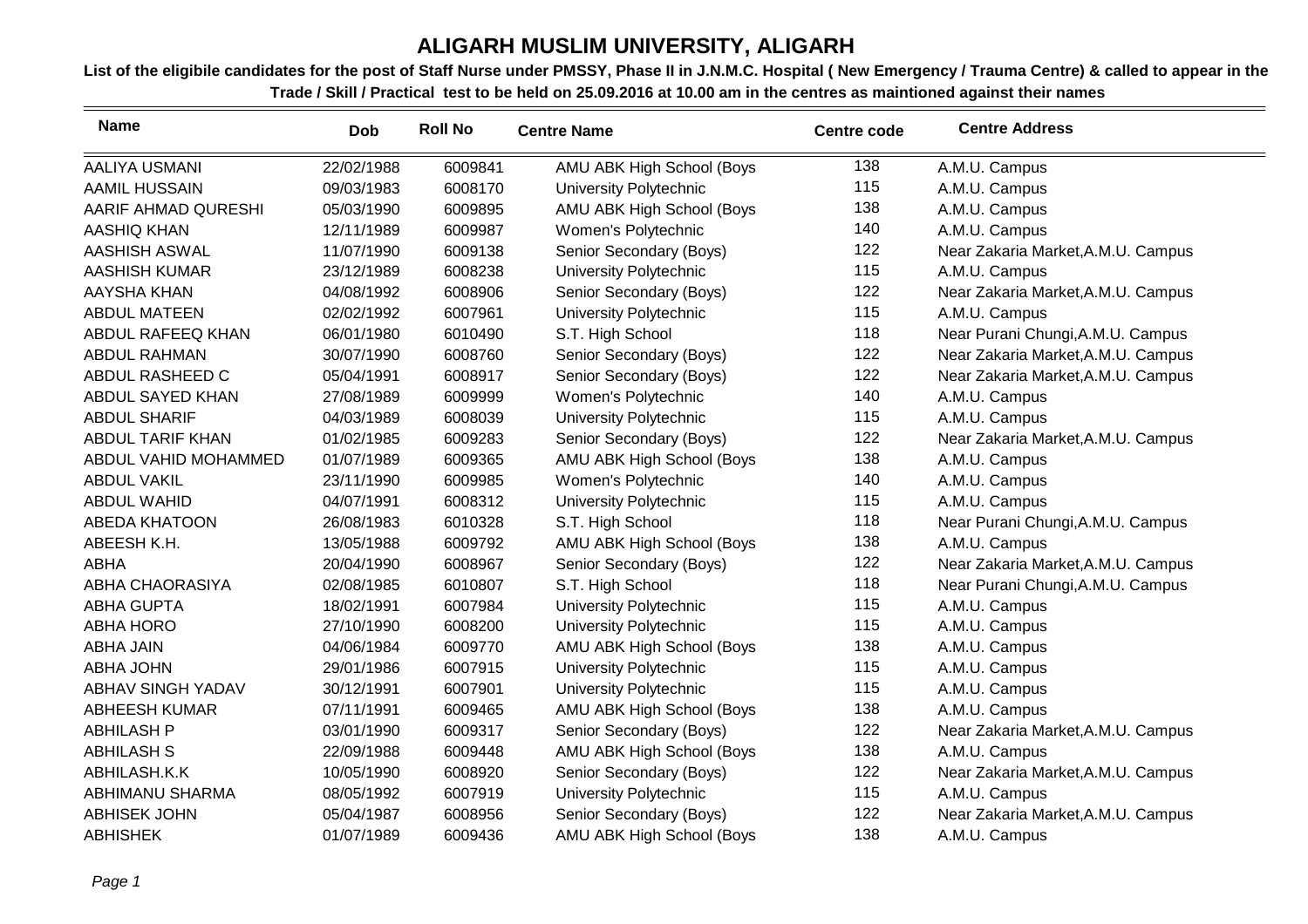# ALIGARH MUSLIM UNIVERSITY, ALIGARH

**List of the eligibile candidates for the post of Staff Nurse under PMSSY, Phase II in J.N.M.C. Hospital ( New Emergency / Trauma Centre) & called to appear in the Trade / Skill / Practical test to be held on 25.09.2016 at 10.00 am in the centres as maintioned against their names**

| Name | Dob | Roll No | Centre Name | Centre code | Centre Address |
|---|---|---|---|---|---|
| AALIYA USMANI | 22/02/1988 | 6009841 | AMU ABK High School (Boys | 138 | A.M.U. Campus |
| AAMIL HUSSAIN | 09/03/1983 | 6008170 | University Polytechnic | 115 | A.M.U. Campus |
| AARIF AHMAD QURESHI | 05/03/1990 | 6009895 | AMU ABK High School (Boys | 138 | A.M.U. Campus |
| AASHIQ KHAN | 12/11/1989 | 6009987 | Women's Polytechnic | 140 | A.M.U. Campus |
| AASHISH ASWAL | 11/07/1990 | 6009138 | Senior Secondary (Boys) | 122 | Near Zakaria Market,A.M.U. Campus |
| AASHISH KUMAR | 23/12/1989 | 6008238 | University Polytechnic | 115 | A.M.U. Campus |
| AAYSHA KHAN | 04/08/1992 | 6008906 | Senior Secondary (Boys) | 122 | Near Zakaria Market,A.M.U. Campus |
| ABDUL MATEEN | 02/02/1992 | 6007961 | University Polytechnic | 115 | A.M.U. Campus |
| ABDUL RAFEEQ KHAN | 06/01/1980 | 6010490 | S.T. High School | 118 | Near Purani Chungi,A.M.U. Campus |
| ABDUL RAHMAN | 30/07/1990 | 6008760 | Senior Secondary (Boys) | 122 | Near Zakaria Market,A.M.U. Campus |
| ABDUL RASHEED C | 05/04/1991 | 6008917 | Senior Secondary (Boys) | 122 | Near Zakaria Market,A.M.U. Campus |
| ABDUL SAYED KHAN | 27/08/1989 | 6009999 | Women's Polytechnic | 140 | A.M.U. Campus |
| ABDUL SHARIF | 04/03/1989 | 6008039 | University Polytechnic | 115 | A.M.U. Campus |
| ABDUL TARIF KHAN | 01/02/1985 | 6009283 | Senior Secondary (Boys) | 122 | Near Zakaria Market,A.M.U. Campus |
| ABDUL VAHID MOHAMMED | 01/07/1989 | 6009365 | AMU ABK High School (Boys | 138 | A.M.U. Campus |
| ABDUL VAKIL | 23/11/1990 | 6009985 | Women's Polytechnic | 140 | A.M.U. Campus |
| ABDUL WAHID | 04/07/1991 | 6008312 | University Polytechnic | 115 | A.M.U. Campus |
| ABEDA KHATOON | 26/08/1983 | 6010328 | S.T. High School | 118 | Near Purani Chungi,A.M.U. Campus |
| ABEESH K.H. | 13/05/1988 | 6009792 | AMU ABK High School (Boys | 138 | A.M.U. Campus |
| ABHA | 20/04/1990 | 6008967 | Senior Secondary (Boys) | 122 | Near Zakaria Market,A.M.U. Campus |
| ABHA CHAORASIYA | 02/08/1985 | 6010807 | S.T. High School | 118 | Near Purani Chungi,A.M.U. Campus |
| ABHA GUPTA | 18/02/1991 | 6007984 | University Polytechnic | 115 | A.M.U. Campus |
| ABHA HORO | 27/10/1990 | 6008200 | University Polytechnic | 115 | A.M.U. Campus |
| ABHA JAIN | 04/06/1984 | 6009770 | AMU ABK High School (Boys | 138 | A.M.U. Campus |
| ABHA JOHN | 29/01/1986 | 6007915 | University Polytechnic | 115 | A.M.U. Campus |
| ABHAV SINGH YADAV | 30/12/1991 | 6007901 | University Polytechnic | 115 | A.M.U. Campus |
| ABHEESH KUMAR | 07/11/1991 | 6009465 | AMU ABK High School (Boys | 138 | A.M.U. Campus |
| ABHILASH P | 03/01/1990 | 6009317 | Senior Secondary (Boys) | 122 | Near Zakaria Market,A.M.U. Campus |
| ABHILASH S | 22/09/1988 | 6009448 | AMU ABK High School (Boys | 138 | A.M.U. Campus |
| ABHILASH.K.K | 10/05/1990 | 6008920 | Senior Secondary (Boys) | 122 | Near Zakaria Market,A.M.U. Campus |
| ABHIMANU SHARMA | 08/05/1992 | 6007919 | University Polytechnic | 115 | A.M.U. Campus |
| ABHISEK JOHN | 05/04/1987 | 6008956 | Senior Secondary (Boys) | 122 | Near Zakaria Market,A.M.U. Campus |
| ABHISHEK | 01/07/1989 | 6009436 | AMU ABK High School (Boys | 138 | A.M.U. Campus |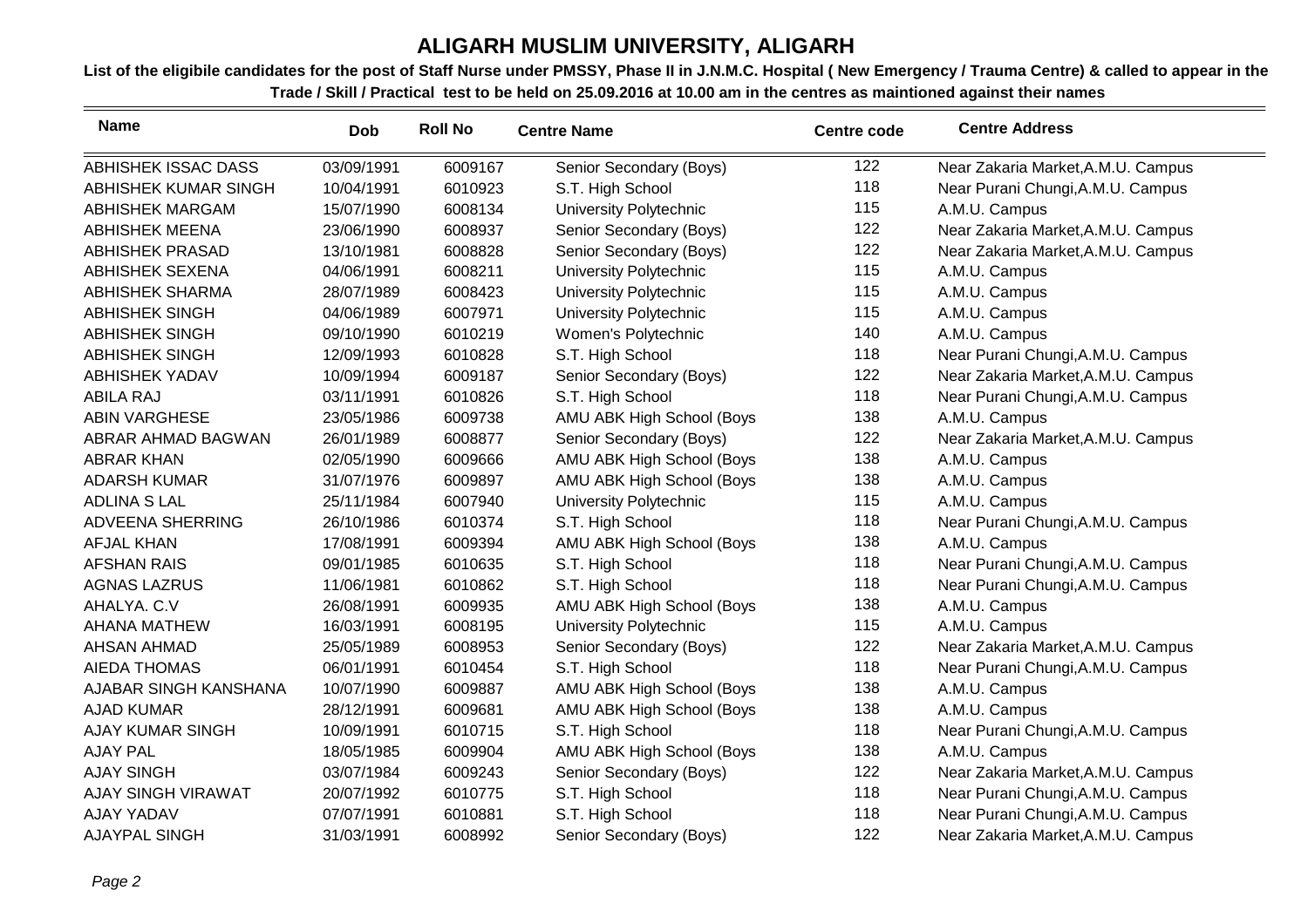# ALIGARH MUSLIM UNIVERSITY, ALIGARH

**List of the eligibile candidates for the post of Staff Nurse under PMSSY, Phase II in J.N.M.C. Hospital ( New Emergency / Trauma Centre) & called to appear in the Trade / Skill / Practical test to be held on 25.09.2016 at 10.00 am in the centres as maintioned against their names**

| Name | Dob | Roll No | Centre Name | Centre code | Centre Address |
|---|---|---|---|---|---|
| ABHISHEK ISSAC DASS | 03/09/1991 | 6009167 | Senior Secondary (Boys) | 122 | Near Zakaria Market,A.M.U. Campus |
| ABHISHEK KUMAR SINGH | 10/04/1991 | 6010923 | S.T. High School | 118 | Near Purani Chungi,A.M.U. Campus |
| ABHISHEK MARGAM | 15/07/1990 | 6008134 | University Polytechnic | 115 | A.M.U. Campus |
| ABHISHEK MEENA | 23/06/1990 | 6008937 | Senior Secondary (Boys) | 122 | Near Zakaria Market,A.M.U. Campus |
| ABHISHEK PRASAD | 13/10/1981 | 6008828 | Senior Secondary (Boys) | 122 | Near Zakaria Market,A.M.U. Campus |
| ABHISHEK SEXENA | 04/06/1991 | 6008211 | University Polytechnic | 115 | A.M.U. Campus |
| ABHISHEK SHARMA | 28/07/1989 | 6008423 | University Polytechnic | 115 | A.M.U. Campus |
| ABHISHEK SINGH | 04/06/1989 | 6007971 | University Polytechnic | 115 | A.M.U. Campus |
| ABHISHEK SINGH | 09/10/1990 | 6010219 | Women's Polytechnic | 140 | A.M.U. Campus |
| ABHISHEK SINGH | 12/09/1993 | 6010828 | S.T. High School | 118 | Near Purani Chungi,A.M.U. Campus |
| ABHISHEK YADAV | 10/09/1994 | 6009187 | Senior Secondary (Boys) | 122 | Near Zakaria Market,A.M.U. Campus |
| ABILA RAJ | 03/11/1991 | 6010826 | S.T. High School | 118 | Near Purani Chungi,A.M.U. Campus |
| ABIN VARGHESE | 23/05/1986 | 6009738 | AMU ABK High School (Boys | 138 | A.M.U. Campus |
| ABRAR AHMAD BAGWAN | 26/01/1989 | 6008877 | Senior Secondary (Boys) | 122 | Near Zakaria Market,A.M.U. Campus |
| ABRAR KHAN | 02/05/1990 | 6009666 | AMU ABK High School (Boys | 138 | A.M.U. Campus |
| ADARSH KUMAR | 31/07/1976 | 6009897 | AMU ABK High School (Boys | 138 | A.M.U. Campus |
| ADLINA S LAL | 25/11/1984 | 6007940 | University Polytechnic | 115 | A.M.U. Campus |
| ADVEENA SHERRING | 26/10/1986 | 6010374 | S.T. High School | 118 | Near Purani Chungi,A.M.U. Campus |
| AFJAL KHAN | 17/08/1991 | 6009394 | AMU ABK High School (Boys | 138 | A.M.U. Campus |
| AFSHAN RAIS | 09/01/1985 | 6010635 | S.T. High School | 118 | Near Purani Chungi,A.M.U. Campus |
| AGNAS LAZRUS | 11/06/1981 | 6010862 | S.T. High School | 118 | Near Purani Chungi,A.M.U. Campus |
| AHALYA. C.V | 26/08/1991 | 6009935 | AMU ABK High School (Boys | 138 | A.M.U. Campus |
| AHANA MATHEW | 16/03/1991 | 6008195 | University Polytechnic | 115 | A.M.U. Campus |
| AHSAN AHMAD | 25/05/1989 | 6008953 | Senior Secondary (Boys) | 122 | Near Zakaria Market,A.M.U. Campus |
| AIEDA THOMAS | 06/01/1991 | 6010454 | S.T. High School | 118 | Near Purani Chungi,A.M.U. Campus |
| AJABAR SINGH KANSHANA | 10/07/1990 | 6009887 | AMU ABK High School (Boys | 138 | A.M.U. Campus |
| AJAD KUMAR | 28/12/1991 | 6009681 | AMU ABK High School (Boys | 138 | A.M.U. Campus |
| AJAY KUMAR SINGH | 10/09/1991 | 6010715 | S.T. High School | 118 | Near Purani Chungi,A.M.U. Campus |
| AJAY PAL | 18/05/1985 | 6009904 | AMU ABK High School (Boys | 138 | A.M.U. Campus |
| AJAY SINGH | 03/07/1984 | 6009243 | Senior Secondary (Boys) | 122 | Near Zakaria Market,A.M.U. Campus |
| AJAY SINGH VIRAWAT | 20/07/1992 | 6010775 | S.T. High School | 118 | Near Purani Chungi,A.M.U. Campus |
| AJAY YADAV | 07/07/1991 | 6010881 | S.T. High School | 118 | Near Purani Chungi,A.M.U. Campus |
| AJAYPAL SINGH | 31/03/1991 | 6008992 | Senior Secondary (Boys) | 122 | Near Zakaria Market,A.M.U. Campus |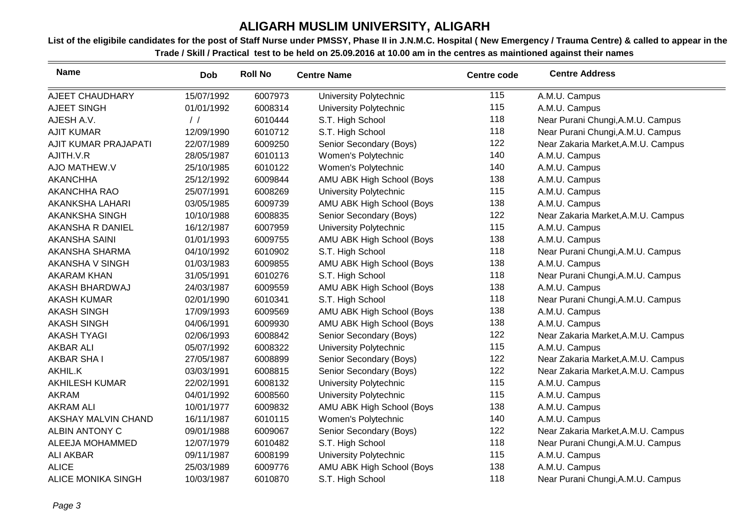# ALIGARH MUSLIM UNIVERSITY, ALIGARH

**List of the eligibile candidates for the post of Staff Nurse under PMSSY, Phase II in J.N.M.C. Hospital ( New Emergency / Trauma Centre) & called to appear in the Trade / Skill / Practical test to be held on 25.09.2016 at 10.00 am in the centres as maintioned against their names**

| Name | Dob | Roll No | Centre Name | Centre code | Centre Address |
|---|---|---|---|---|---|
| AJEET CHAUDHARY | 15/07/1992 | 6007973 | University Polytechnic | 115 | A.M.U. Campus |
| AJEET SINGH | 01/01/1992 | 6008314 | University Polytechnic | 115 | A.M.U. Campus |
| AJESH A.V. | / / | 6010444 | S.T. High School | 118 | Near Purani Chungi,A.M.U. Campus |
| AJIT KUMAR | 12/09/1990 | 6010712 | S.T. High School | 118 | Near Purani Chungi,A.M.U. Campus |
| AJIT KUMAR PRAJAPATI | 22/07/1989 | 6009250 | Senior Secondary (Boys) | 122 | Near Zakaria Market,A.M.U. Campus |
| AJITH.V.R | 28/05/1987 | 6010113 | Women's Polytechnic | 140 | A.M.U. Campus |
| AJO MATHEW.V | 25/10/1985 | 6010122 | Women's Polytechnic | 140 | A.M.U. Campus |
| AKANCHHA | 25/12/1992 | 6009844 | AMU ABK High School (Boys | 138 | A.M.U. Campus |
| AKANCHHA RAO | 25/07/1991 | 6008269 | University Polytechnic | 115 | A.M.U. Campus |
| AKANKSHA LAHARI | 03/05/1985 | 6009739 | AMU ABK High School (Boys | 138 | A.M.U. Campus |
| AKANKSHA SINGH | 10/10/1988 | 6008835 | Senior Secondary (Boys) | 122 | Near Zakaria Market,A.M.U. Campus |
| AKANSHA R DANIEL | 16/12/1987 | 6007959 | University Polytechnic | 115 | A.M.U. Campus |
| AKANSHA SAINI | 01/01/1993 | 6009755 | AMU ABK High School (Boys | 138 | A.M.U. Campus |
| AKANSHA SHARMA | 04/10/1992 | 6010902 | S.T. High School | 118 | Near Purani Chungi,A.M.U. Campus |
| AKANSHA V SINGH | 01/03/1983 | 6009855 | AMU ABK High School (Boys | 138 | A.M.U. Campus |
| AKARAM KHAN | 31/05/1991 | 6010276 | S.T. High School | 118 | Near Purani Chungi,A.M.U. Campus |
| AKASH BHARDWAJ | 24/03/1987 | 6009559 | AMU ABK High School (Boys | 138 | A.M.U. Campus |
| AKASH KUMAR | 02/01/1990 | 6010341 | S.T. High School | 118 | Near Purani Chungi,A.M.U. Campus |
| AKASH SINGH | 17/09/1993 | 6009569 | AMU ABK High School (Boys | 138 | A.M.U. Campus |
| AKASH SINGH | 04/06/1991 | 6009930 | AMU ABK High School (Boys | 138 | A.M.U. Campus |
| AKASH TYAGI | 02/06/1993 | 6008842 | Senior Secondary (Boys) | 122 | Near Zakaria Market,A.M.U. Campus |
| AKBAR ALI | 05/07/1992 | 6008322 | University Polytechnic | 115 | A.M.U. Campus |
| AKBAR SHA I | 27/05/1987 | 6008899 | Senior Secondary (Boys) | 122 | Near Zakaria Market,A.M.U. Campus |
| AKHIL.K | 03/03/1991 | 6008815 | Senior Secondary (Boys) | 122 | Near Zakaria Market,A.M.U. Campus |
| AKHILESH KUMAR | 22/02/1991 | 6008132 | University Polytechnic | 115 | A.M.U. Campus |
| AKRAM | 04/01/1992 | 6008560 | University Polytechnic | 115 | A.M.U. Campus |
| AKRAM ALI | 10/01/1977 | 6009832 | AMU ABK High School (Boys | 138 | A.M.U. Campus |
| AKSHAY MALVIN CHAND | 16/11/1987 | 6010115 | Women's Polytechnic | 140 | A.M.U. Campus |
| ALBIN ANTONY C | 09/01/1988 | 6009067 | Senior Secondary (Boys) | 122 | Near Zakaria Market,A.M.U. Campus |
| ALEEJA MOHAMMED | 12/07/1979 | 6010482 | S.T. High School | 118 | Near Purani Chungi,A.M.U. Campus |
| ALI AKBAR | 09/11/1987 | 6008199 | University Polytechnic | 115 | A.M.U. Campus |
| ALICE | 25/03/1989 | 6009776 | AMU ABK High School (Boys | 138 | A.M.U. Campus |
| ALICE MONIKA SINGH | 10/03/1987 | 6010870 | S.T. High School | 118 | Near Purani Chungi,A.M.U. Campus |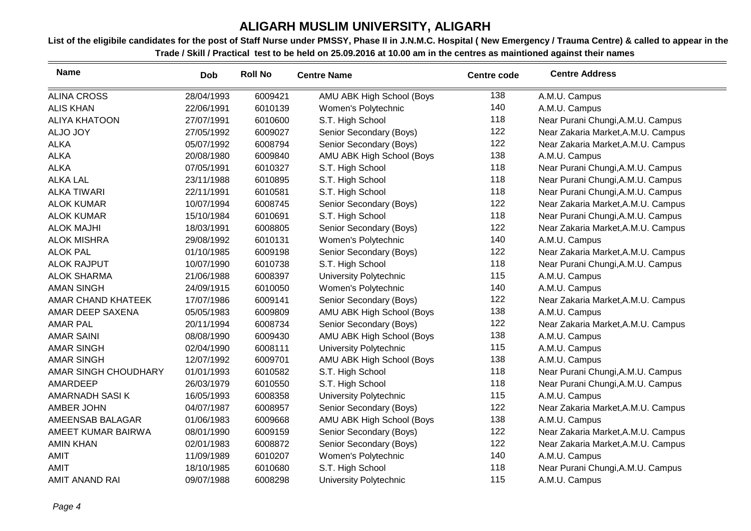# ALIGARH MUSLIM UNIVERSITY, ALIGARH

**List of the eligibile candidates for the post of Staff Nurse under PMSSY, Phase II in J.N.M.C. Hospital ( New Emergency / Trauma Centre) & called to appear in the Trade / Skill / Practical test to be held on 25.09.2016 at 10.00 am in the centres as maintioned against their names**

| Name | Dob | Roll No | Centre Name | Centre code | Centre Address |
|---|---|---|---|---|---|
| ALINA CROSS | 28/04/1993 | 6009421 | AMU ABK High School (Boys | 138 | A.M.U. Campus |
| ALIS KHAN | 22/06/1991 | 6010139 | Women's Polytechnic | 140 | A.M.U. Campus |
| ALIYA KHATOON | 27/07/1991 | 6010600 | S.T. High School | 118 | Near Purani Chungi,A.M.U. Campus |
| ALJO JOY | 27/05/1992 | 6009027 | Senior Secondary (Boys) | 122 | Near Zakaria Market,A.M.U. Campus |
| ALKA | 05/07/1992 | 6008794 | Senior Secondary (Boys) | 122 | Near Zakaria Market,A.M.U. Campus |
| ALKA | 20/08/1980 | 6009840 | AMU ABK High School (Boys | 138 | A.M.U. Campus |
| ALKA | 07/05/1991 | 6010327 | S.T. High School | 118 | Near Purani Chungi,A.M.U. Campus |
| ALKA LAL | 23/11/1988 | 6010895 | S.T. High School | 118 | Near Purani Chungi,A.M.U. Campus |
| ALKA TIWARI | 22/11/1991 | 6010581 | S.T. High School | 118 | Near Purani Chungi,A.M.U. Campus |
| ALOK KUMAR | 10/07/1994 | 6008745 | Senior Secondary (Boys) | 122 | Near Zakaria Market,A.M.U. Campus |
| ALOK KUMAR | 15/10/1984 | 6010691 | S.T. High School | 118 | Near Purani Chungi,A.M.U. Campus |
| ALOK MAJHI | 18/03/1991 | 6008805 | Senior Secondary (Boys) | 122 | Near Zakaria Market,A.M.U. Campus |
| ALOK MISHRA | 29/08/1992 | 6010131 | Women's Polytechnic | 140 | A.M.U. Campus |
| ALOK PAL | 01/10/1985 | 6009198 | Senior Secondary (Boys) | 122 | Near Zakaria Market,A.M.U. Campus |
| ALOK RAJPUT | 10/07/1990 | 6010738 | S.T. High School | 118 | Near Purani Chungi,A.M.U. Campus |
| ALOK SHARMA | 21/06/1988 | 6008397 | University Polytechnic | 115 | A.M.U. Campus |
| AMAN SINGH | 24/09/1915 | 6010050 | Women's Polytechnic | 140 | A.M.U. Campus |
| AMAR CHAND KHATEEK | 17/07/1986 | 6009141 | Senior Secondary (Boys) | 122 | Near Zakaria Market,A.M.U. Campus |
| AMAR DEEP SAXENA | 05/05/1983 | 6009809 | AMU ABK High School (Boys | 138 | A.M.U. Campus |
| AMAR PAL | 20/11/1994 | 6008734 | Senior Secondary (Boys) | 122 | Near Zakaria Market,A.M.U. Campus |
| AMAR SAINI | 08/08/1990 | 6009430 | AMU ABK High School (Boys | 138 | A.M.U. Campus |
| AMAR SINGH | 02/04/1990 | 6008111 | University Polytechnic | 115 | A.M.U. Campus |
| AMAR SINGH | 12/07/1992 | 6009701 | AMU ABK High School (Boys | 138 | A.M.U. Campus |
| AMAR SINGH CHOUDHARY | 01/01/1993 | 6010582 | S.T. High School | 118 | Near Purani Chungi,A.M.U. Campus |
| AMARDEEP | 26/03/1979 | 6010550 | S.T. High School | 118 | Near Purani Chungi,A.M.U. Campus |
| AMARNADH SASI K | 16/05/1993 | 6008358 | University Polytechnic | 115 | A.M.U. Campus |
| AMBER JOHN | 04/07/1987 | 6008957 | Senior Secondary (Boys) | 122 | Near Zakaria Market,A.M.U. Campus |
| AMEENSAB BALAGAR | 01/06/1983 | 6009668 | AMU ABK High School (Boys | 138 | A.M.U. Campus |
| AMEET KUMAR BAIRWA | 08/01/1990 | 6009159 | Senior Secondary (Boys) | 122 | Near Zakaria Market,A.M.U. Campus |
| AMIN KHAN | 02/01/1983 | 6008872 | Senior Secondary (Boys) | 122 | Near Zakaria Market,A.M.U. Campus |
| AMIT | 11/09/1989 | 6010207 | Women's Polytechnic | 140 | A.M.U. Campus |
| AMIT | 18/10/1985 | 6010680 | S.T. High School | 118 | Near Purani Chungi,A.M.U. Campus |
| AMIT ANAND RAI | 09/07/1988 | 6008298 | University Polytechnic | 115 | A.M.U. Campus |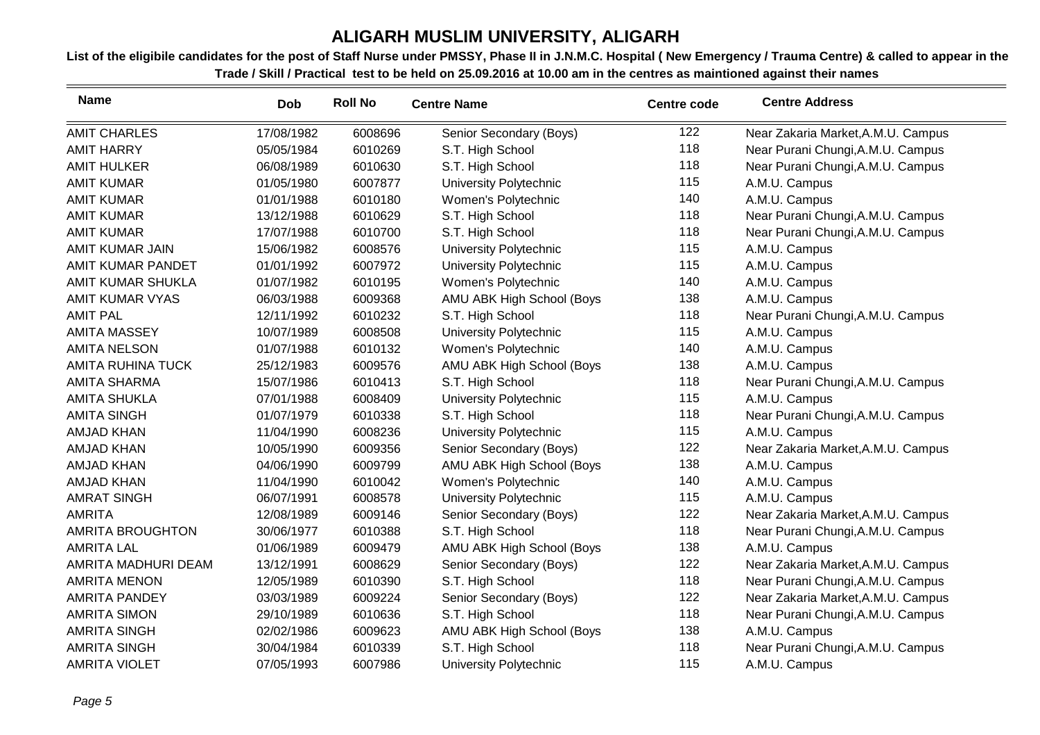# ALIGARH MUSLIM UNIVERSITY, ALIGARH

**List of the eligibile candidates for the post of Staff Nurse under PMSSY, Phase II in J.N.M.C. Hospital ( New Emergency / Trauma Centre) & called to appear in the Trade / Skill / Practical test to be held on 25.09.2016 at 10.00 am in the centres as maintioned against their names**

| Name | Dob | Roll No | Centre Name | Centre code | Centre Address |
|---|---|---|---|---|---|
| AMIT CHARLES | 17/08/1982 | 6008696 | Senior Secondary (Boys) | 122 | Near Zakaria Market,A.M.U. Campus |
| AMIT HARRY | 05/05/1984 | 6010269 | S.T. High School | 118 | Near Purani Chungi,A.M.U. Campus |
| AMIT HULKER | 06/08/1989 | 6010630 | S.T. High School | 118 | Near Purani Chungi,A.M.U. Campus |
| AMIT KUMAR | 01/05/1980 | 6007877 | University Polytechnic | 115 | A.M.U. Campus |
| AMIT KUMAR | 01/01/1988 | 6010180 | Women's Polytechnic | 140 | A.M.U. Campus |
| AMIT KUMAR | 13/12/1988 | 6010629 | S.T. High School | 118 | Near Purani Chungi,A.M.U. Campus |
| AMIT KUMAR | 17/07/1988 | 6010700 | S.T. High School | 118 | Near Purani Chungi,A.M.U. Campus |
| AMIT KUMAR JAIN | 15/06/1982 | 6008576 | University Polytechnic | 115 | A.M.U. Campus |
| AMIT KUMAR PANDET | 01/01/1992 | 6007972 | University Polytechnic | 115 | A.M.U. Campus |
| AMIT KUMAR SHUKLA | 01/07/1982 | 6010195 | Women's Polytechnic | 140 | A.M.U. Campus |
| AMIT KUMAR VYAS | 06/03/1988 | 6009368 | AMU ABK High School (Boys | 138 | A.M.U. Campus |
| AMIT PAL | 12/11/1992 | 6010232 | S.T. High School | 118 | Near Purani Chungi,A.M.U. Campus |
| AMITA MASSEY | 10/07/1989 | 6008508 | University Polytechnic | 115 | A.M.U. Campus |
| AMITA NELSON | 01/07/1988 | 6010132 | Women's Polytechnic | 140 | A.M.U. Campus |
| AMITA RUHINA TUCK | 25/12/1983 | 6009576 | AMU ABK High School (Boys | 138 | A.M.U. Campus |
| AMITA SHARMA | 15/07/1986 | 6010413 | S.T. High School | 118 | Near Purani Chungi,A.M.U. Campus |
| AMITA SHUKLA | 07/01/1988 | 6008409 | University Polytechnic | 115 | A.M.U. Campus |
| AMITA SINGH | 01/07/1979 | 6010338 | S.T. High School | 118 | Near Purani Chungi,A.M.U. Campus |
| AMJAD KHAN | 11/04/1990 | 6008236 | University Polytechnic | 115 | A.M.U. Campus |
| AMJAD KHAN | 10/05/1990 | 6009356 | Senior Secondary (Boys) | 122 | Near Zakaria Market,A.M.U. Campus |
| AMJAD KHAN | 04/06/1990 | 6009799 | AMU ABK High School (Boys | 138 | A.M.U. Campus |
| AMJAD KHAN | 11/04/1990 | 6010042 | Women's Polytechnic | 140 | A.M.U. Campus |
| AMRAT SINGH | 06/07/1991 | 6008578 | University Polytechnic | 115 | A.M.U. Campus |
| AMRITA | 12/08/1989 | 6009146 | Senior Secondary (Boys) | 122 | Near Zakaria Market,A.M.U. Campus |
| AMRITA BROUGHTON | 30/06/1977 | 6010388 | S.T. High School | 118 | Near Purani Chungi,A.M.U. Campus |
| AMRITA LAL | 01/06/1989 | 6009479 | AMU ABK High School (Boys | 138 | A.M.U. Campus |
| AMRITA MADHURI DEAM | 13/12/1991 | 6008629 | Senior Secondary (Boys) | 122 | Near Zakaria Market,A.M.U. Campus |
| AMRITA MENON | 12/05/1989 | 6010390 | S.T. High School | 118 | Near Purani Chungi,A.M.U. Campus |
| AMRITA PANDEY | 03/03/1989 | 6009224 | Senior Secondary (Boys) | 122 | Near Zakaria Market,A.M.U. Campus |
| AMRITA SIMON | 29/10/1989 | 6010636 | S.T. High School | 118 | Near Purani Chungi,A.M.U. Campus |
| AMRITA SINGH | 02/02/1986 | 6009623 | AMU ABK High School (Boys | 138 | A.M.U. Campus |
| AMRITA SINGH | 30/04/1984 | 6010339 | S.T. High School | 118 | Near Purani Chungi,A.M.U. Campus |
| AMRITA VIOLET | 07/05/1993 | 6007986 | University Polytechnic | 115 | A.M.U. Campus |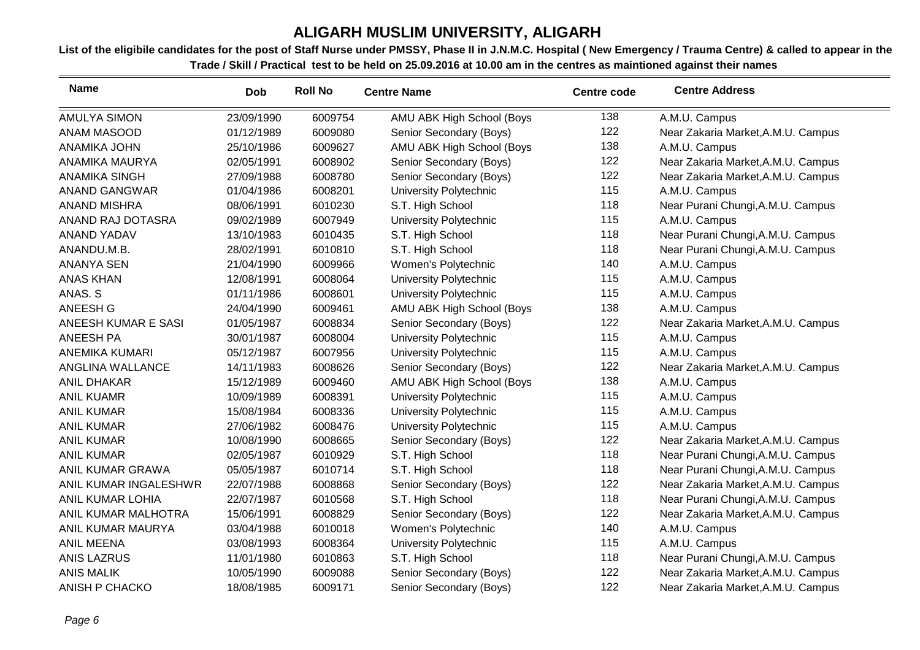# ALIGARH MUSLIM UNIVERSITY, ALIGARH

**List of the eligibile candidates for the post of Staff Nurse under PMSSY, Phase II in J.N.M.C. Hospital ( New Emergency / Trauma Centre) & called to appear in the Trade / Skill / Practical test to be held on 25.09.2016 at 10.00 am in the centres as maintioned against their names**

| Name | Dob | Roll No | Centre Name | Centre code | Centre Address |
|---|---|---|---|---|---|
| AMULYA SIMON | 23/09/1990 | 6009754 | AMU ABK High School (Boys | 138 | A.M.U. Campus |
| ANAM MASOOD | 01/12/1989 | 6009080 | Senior Secondary (Boys) | 122 | Near Zakaria Market,A.M.U. Campus |
| ANAMIKA JOHN | 25/10/1986 | 6009627 | AMU ABK High School (Boys | 138 | A.M.U. Campus |
| ANAMIKA MAURYA | 02/05/1991 | 6008902 | Senior Secondary (Boys) | 122 | Near Zakaria Market,A.M.U. Campus |
| ANAMIKA SINGH | 27/09/1988 | 6008780 | Senior Secondary (Boys) | 122 | Near Zakaria Market,A.M.U. Campus |
| ANAND GANGWAR | 01/04/1986 | 6008201 | University Polytechnic | 115 | A.M.U. Campus |
| ANAND MISHRA | 08/06/1991 | 6010230 | S.T. High School | 118 | Near Purani Chungi,A.M.U. Campus |
| ANAND RAJ DOTASRA | 09/02/1989 | 6007949 | University Polytechnic | 115 | A.M.U. Campus |
| ANAND YADAV | 13/10/1983 | 6010435 | S.T. High School | 118 | Near Purani Chungi,A.M.U. Campus |
| ANANDU.M.B. | 28/02/1991 | 6010810 | S.T. High School | 118 | Near Purani Chungi,A.M.U. Campus |
| ANANYA SEN | 21/04/1990 | 6009966 | Women's Polytechnic | 140 | A.M.U. Campus |
| ANAS KHAN | 12/08/1991 | 6008064 | University Polytechnic | 115 | A.M.U. Campus |
| ANAS. S | 01/11/1986 | 6008601 | University Polytechnic | 115 | A.M.U. Campus |
| ANEESH G | 24/04/1990 | 6009461 | AMU ABK High School (Boys | 138 | A.M.U. Campus |
| ANEESH KUMAR E SASI | 01/05/1987 | 6008834 | Senior Secondary (Boys) | 122 | Near Zakaria Market,A.M.U. Campus |
| ANEESH PA | 30/01/1987 | 6008004 | University Polytechnic | 115 | A.M.U. Campus |
| ANEMIKA KUMARI | 05/12/1987 | 6007956 | University Polytechnic | 115 | A.M.U. Campus |
| ANGLINA WALLANCE | 14/11/1983 | 6008626 | Senior Secondary (Boys) | 122 | Near Zakaria Market,A.M.U. Campus |
| ANIL DHAKAR | 15/12/1989 | 6009460 | AMU ABK High School (Boys | 138 | A.M.U. Campus |
| ANIL KUAMR | 10/09/1989 | 6008391 | University Polytechnic | 115 | A.M.U. Campus |
| ANIL KUMAR | 15/08/1984 | 6008336 | University Polytechnic | 115 | A.M.U. Campus |
| ANIL KUMAR | 27/06/1982 | 6008476 | University Polytechnic | 115 | A.M.U. Campus |
| ANIL KUMAR | 10/08/1990 | 6008665 | Senior Secondary (Boys) | 122 | Near Zakaria Market,A.M.U. Campus |
| ANIL KUMAR | 02/05/1987 | 6010929 | S.T. High School | 118 | Near Purani Chungi,A.M.U. Campus |
| ANIL KUMAR GRAWA | 05/05/1987 | 6010714 | S.T. High School | 118 | Near Purani Chungi,A.M.U. Campus |
| ANIL KUMAR INGALESHWR | 22/07/1988 | 6008868 | Senior Secondary (Boys) | 122 | Near Zakaria Market,A.M.U. Campus |
| ANIL KUMAR LOHIA | 22/07/1987 | 6010568 | S.T. High School | 118 | Near Purani Chungi,A.M.U. Campus |
| ANIL KUMAR MALHOTRA | 15/06/1991 | 6008829 | Senior Secondary (Boys) | 122 | Near Zakaria Market,A.M.U. Campus |
| ANIL KUMAR MAURYA | 03/04/1988 | 6010018 | Women's Polytechnic | 140 | A.M.U. Campus |
| ANIL MEENA | 03/08/1993 | 6008364 | University Polytechnic | 115 | A.M.U. Campus |
| ANIS LAZRUS | 11/01/1980 | 6010863 | S.T. High School | 118 | Near Purani Chungi,A.M.U. Campus |
| ANIS MALIK | 10/05/1990 | 6009088 | Senior Secondary (Boys) | 122 | Near Zakaria Market,A.M.U. Campus |
| ANISH P CHACKO | 18/08/1985 | 6009171 | Senior Secondary (Boys) | 122 | Near Zakaria Market,A.M.U. Campus |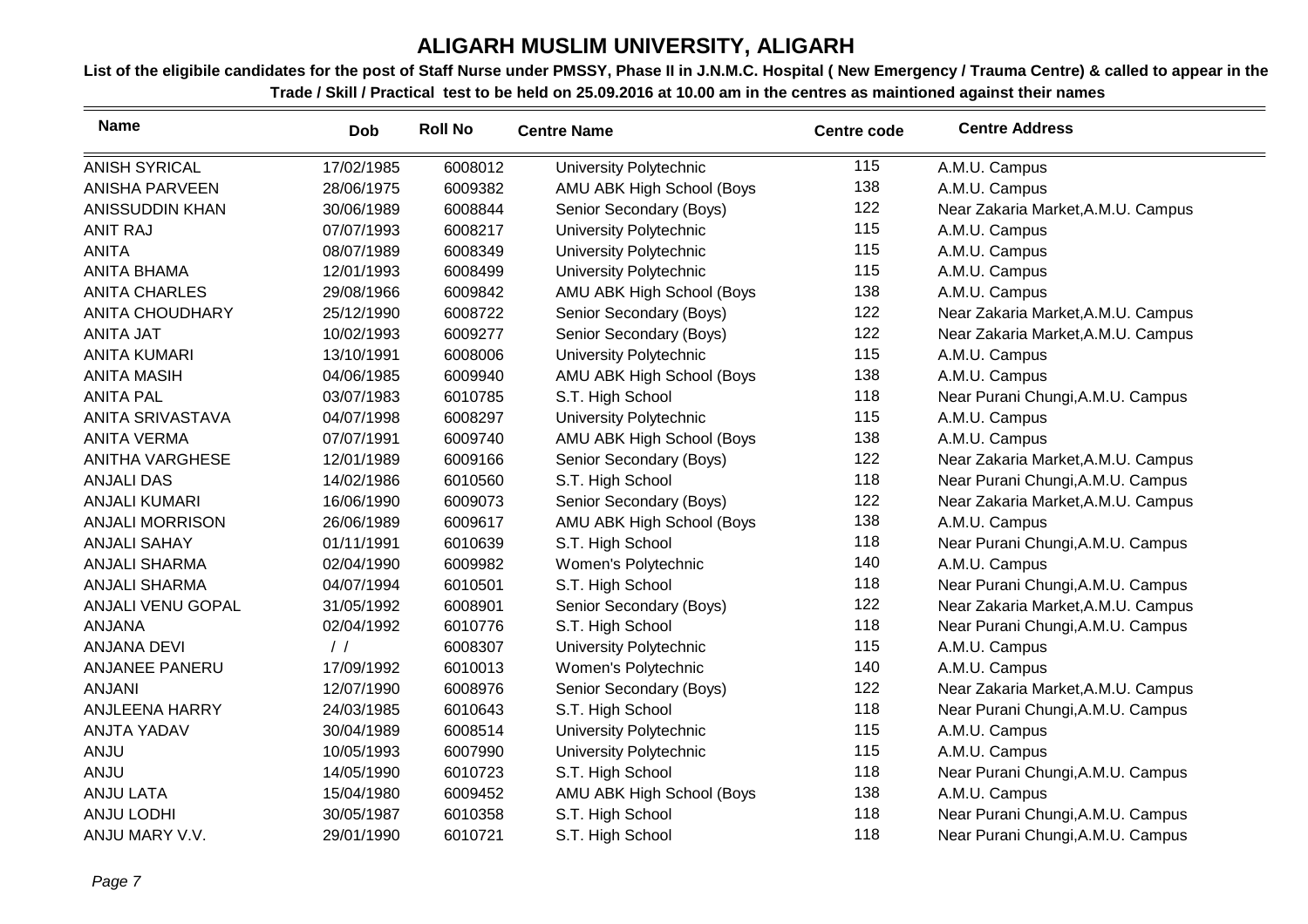# ALIGARH MUSLIM UNIVERSITY, ALIGARH

**List of the eligibile candidates for the post of Staff Nurse under PMSSY, Phase II in J.N.M.C. Hospital ( New Emergency / Trauma Centre) & called to appear in the Trade / Skill / Practical test to be held on 25.09.2016 at 10.00 am in the centres as maintioned against their names**

| Name | Dob | Roll No | Centre Name | Centre code | Centre Address |
|---|---|---|---|---|---|
| ANISH SYRICAL | 17/02/1985 | 6008012 | University Polytechnic | 115 | A.M.U. Campus |
| ANISHA PARVEEN | 28/06/1975 | 6009382 | AMU ABK High School (Boys | 138 | A.M.U. Campus |
| ANISSUDDIN KHAN | 30/06/1989 | 6008844 | Senior Secondary (Boys) | 122 | Near Zakaria Market,A.M.U. Campus |
| ANIT RAJ | 07/07/1993 | 6008217 | University Polytechnic | 115 | A.M.U. Campus |
| ANITA | 08/07/1989 | 6008349 | University Polytechnic | 115 | A.M.U. Campus |
| ANITA BHAMA | 12/01/1993 | 6008499 | University Polytechnic | 115 | A.M.U. Campus |
| ANITA CHARLES | 29/08/1966 | 6009842 | AMU ABK High School (Boys | 138 | A.M.U. Campus |
| ANITA CHOUDHARY | 25/12/1990 | 6008722 | Senior Secondary (Boys) | 122 | Near Zakaria Market,A.M.U. Campus |
| ANITA JAT | 10/02/1993 | 6009277 | Senior Secondary (Boys) | 122 | Near Zakaria Market,A.M.U. Campus |
| ANITA KUMARI | 13/10/1991 | 6008006 | University Polytechnic | 115 | A.M.U. Campus |
| ANITA MASIH | 04/06/1985 | 6009940 | AMU ABK High School (Boys | 138 | A.M.U. Campus |
| ANITA PAL | 03/07/1983 | 6010785 | S.T. High School | 118 | Near Purani Chungi,A.M.U. Campus |
| ANITA SRIVASTAVA | 04/07/1998 | 6008297 | University Polytechnic | 115 | A.M.U. Campus |
| ANITA VERMA | 07/07/1991 | 6009740 | AMU ABK High School (Boys | 138 | A.M.U. Campus |
| ANITHA VARGHESE | 12/01/1989 | 6009166 | Senior Secondary (Boys) | 122 | Near Zakaria Market,A.M.U. Campus |
| ANJALI DAS | 14/02/1986 | 6010560 | S.T. High School | 118 | Near Purani Chungi,A.M.U. Campus |
| ANJALI KUMARI | 16/06/1990 | 6009073 | Senior Secondary (Boys) | 122 | Near Zakaria Market,A.M.U. Campus |
| ANJALI MORRISON | 26/06/1989 | 6009617 | AMU ABK High School (Boys | 138 | A.M.U. Campus |
| ANJALI SAHAY | 01/11/1991 | 6010639 | S.T. High School | 118 | Near Purani Chungi,A.M.U. Campus |
| ANJALI SHARMA | 02/04/1990 | 6009982 | Women's Polytechnic | 140 | A.M.U. Campus |
| ANJALI SHARMA | 04/07/1994 | 6010501 | S.T. High School | 118 | Near Purani Chungi,A.M.U. Campus |
| ANJALI VENU GOPAL | 31/05/1992 | 6008901 | Senior Secondary (Boys) | 122 | Near Zakaria Market,A.M.U. Campus |
| ANJANA | 02/04/1992 | 6010776 | S.T. High School | 118 | Near Purani Chungi,A.M.U. Campus |
| ANJANA DEVI | / / | 6008307 | University Polytechnic | 115 | A.M.U. Campus |
| ANJANEE PANERU | 17/09/1992 | 6010013 | Women's Polytechnic | 140 | A.M.U. Campus |
| ANJANI | 12/07/1990 | 6008976 | Senior Secondary (Boys) | 122 | Near Zakaria Market,A.M.U. Campus |
| ANJLEENA HARRY | 24/03/1985 | 6010643 | S.T. High School | 118 | Near Purani Chungi,A.M.U. Campus |
| ANJTA YADAV | 30/04/1989 | 6008514 | University Polytechnic | 115 | A.M.U. Campus |
| ANJU | 10/05/1993 | 6007990 | University Polytechnic | 115 | A.M.U. Campus |
| ANJU | 14/05/1990 | 6010723 | S.T. High School | 118 | Near Purani Chungi,A.M.U. Campus |
| ANJU LATA | 15/04/1980 | 6009452 | AMU ABK High School (Boys | 138 | A.M.U. Campus |
| ANJU LODHI | 30/05/1987 | 6010358 | S.T. High School | 118 | Near Purani Chungi,A.M.U. Campus |
| ANJU MARY V.V. | 29/01/1990 | 6010721 | S.T. High School | 118 | Near Purani Chungi,A.M.U. Campus |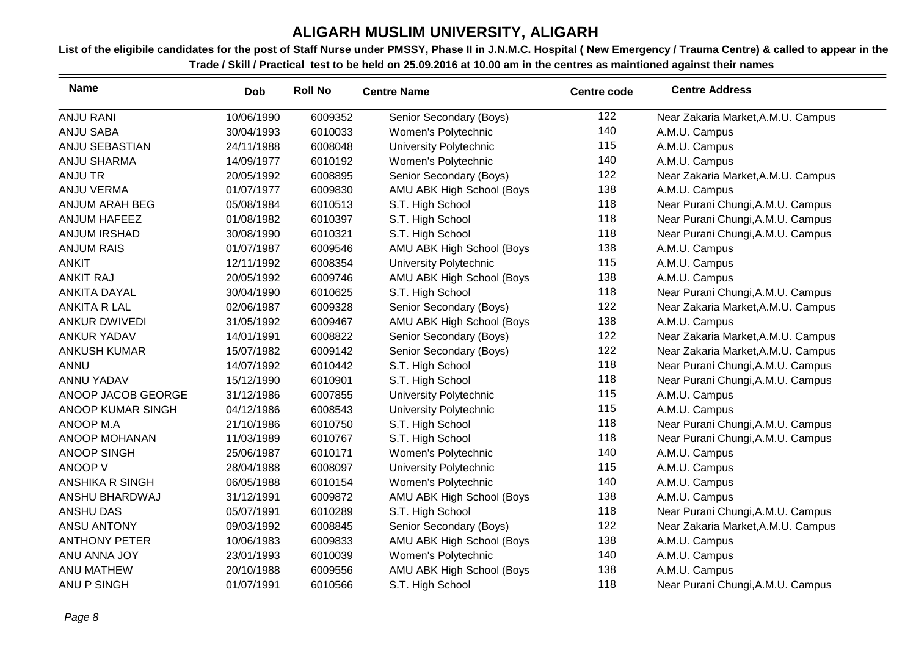# ALIGARH MUSLIM UNIVERSITY, ALIGARH

**List of the eligibile candidates for the post of Staff Nurse under PMSSY, Phase II in J.N.M.C. Hospital ( New Emergency / Trauma Centre) & called to appear in the Trade / Skill / Practical test to be held on 25.09.2016 at 10.00 am in the centres as maintioned against their names**

| Name | Dob | Roll No | Centre Name | Centre code | Centre Address |
|---|---|---|---|---|---|
| ANJU RANI | 10/06/1990 | 6009352 | Senior Secondary (Boys) | 122 | Near Zakaria Market,A.M.U. Campus |
| ANJU SABA | 30/04/1993 | 6010033 | Women's Polytechnic | 140 | A.M.U. Campus |
| ANJU SEBASTIAN | 24/11/1988 | 6008048 | University Polytechnic | 115 | A.M.U. Campus |
| ANJU SHARMA | 14/09/1977 | 6010192 | Women's Polytechnic | 140 | A.M.U. Campus |
| ANJU TR | 20/05/1992 | 6008895 | Senior Secondary (Boys) | 122 | Near Zakaria Market,A.M.U. Campus |
| ANJU VERMA | 01/07/1977 | 6009830 | AMU ABK High School (Boys | 138 | A.M.U. Campus |
| ANJUM ARAH BEG | 05/08/1984 | 6010513 | S.T. High School | 118 | Near Purani Chungi,A.M.U. Campus |
| ANJUM HAFEEZ | 01/08/1982 | 6010397 | S.T. High School | 118 | Near Purani Chungi,A.M.U. Campus |
| ANJUM IRSHAD | 30/08/1990 | 6010321 | S.T. High School | 118 | Near Purani Chungi,A.M.U. Campus |
| ANJUM RAIS | 01/07/1987 | 6009546 | AMU ABK High School (Boys | 138 | A.M.U. Campus |
| ANKIT | 12/11/1992 | 6008354 | University Polytechnic | 115 | A.M.U. Campus |
| ANKIT RAJ | 20/05/1992 | 6009746 | AMU ABK High School (Boys | 138 | A.M.U. Campus |
| ANKITA DAYAL | 30/04/1990 | 6010625 | S.T. High School | 118 | Near Purani Chungi,A.M.U. Campus |
| ANKITA R LAL | 02/06/1987 | 6009328 | Senior Secondary (Boys) | 122 | Near Zakaria Market,A.M.U. Campus |
| ANKUR DWIVEDI | 31/05/1992 | 6009467 | AMU ABK High School (Boys | 138 | A.M.U. Campus |
| ANKUR YADAV | 14/01/1991 | 6008822 | Senior Secondary (Boys) | 122 | Near Zakaria Market,A.M.U. Campus |
| ANKUSH KUMAR | 15/07/1982 | 6009142 | Senior Secondary (Boys) | 122 | Near Zakaria Market,A.M.U. Campus |
| ANNU | 14/07/1992 | 6010442 | S.T. High School | 118 | Near Purani Chungi,A.M.U. Campus |
| ANNU YADAV | 15/12/1990 | 6010901 | S.T. High School | 118 | Near Purani Chungi,A.M.U. Campus |
| ANOOP JACOB GEORGE | 31/12/1986 | 6007855 | University Polytechnic | 115 | A.M.U. Campus |
| ANOOP KUMAR SINGH | 04/12/1986 | 6008543 | University Polytechnic | 115 | A.M.U. Campus |
| ANOOP M.A | 21/10/1986 | 6010750 | S.T. High School | 118 | Near Purani Chungi,A.M.U. Campus |
| ANOOP MOHANAN | 11/03/1989 | 6010767 | S.T. High School | 118 | Near Purani Chungi,A.M.U. Campus |
| ANOOP SINGH | 25/06/1987 | 6010171 | Women's Polytechnic | 140 | A.M.U. Campus |
| ANOOP V | 28/04/1988 | 6008097 | University Polytechnic | 115 | A.M.U. Campus |
| ANSHIKA R SINGH | 06/05/1988 | 6010154 | Women's Polytechnic | 140 | A.M.U. Campus |
| ANSHU BHARDWAJ | 31/12/1991 | 6009872 | AMU ABK High School (Boys | 138 | A.M.U. Campus |
| ANSHU DAS | 05/07/1991 | 6010289 | S.T. High School | 118 | Near Purani Chungi,A.M.U. Campus |
| ANSU ANTONY | 09/03/1992 | 6008845 | Senior Secondary (Boys) | 122 | Near Zakaria Market,A.M.U. Campus |
| ANTHONY PETER | 10/06/1983 | 6009833 | AMU ABK High School (Boys | 138 | A.M.U. Campus |
| ANU ANNA JOY | 23/01/1993 | 6010039 | Women's Polytechnic | 140 | A.M.U. Campus |
| ANU MATHEW | 20/10/1988 | 6009556 | AMU ABK High School (Boys | 138 | A.M.U. Campus |
| ANU P SINGH | 01/07/1991 | 6010566 | S.T. High School | 118 | Near Purani Chungi,A.M.U. Campus |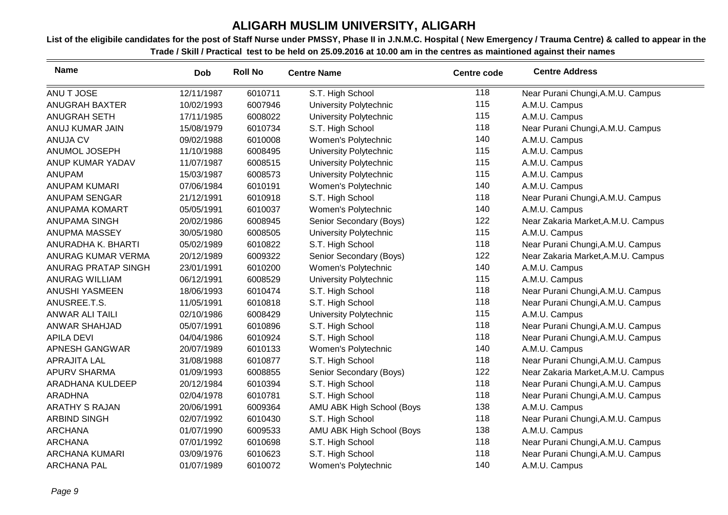# ALIGARH MUSLIM UNIVERSITY, ALIGARH

**List of the eligibile candidates for the post of Staff Nurse under PMSSY, Phase II in J.N.M.C. Hospital ( New Emergency / Trauma Centre) & called to appear in the Trade / Skill / Practical test to be held on 25.09.2016 at 10.00 am in the centres as maintioned against their names**

| Name | Dob | Roll No | Centre Name | Centre code | Centre Address |
|---|---|---|---|---|---|
| ANU T JOSE | 12/11/1987 | 6010711 | S.T. High School | 118 | Near Purani Chungi,A.M.U. Campus |
| ANUGRAH BAXTER | 10/02/1993 | 6007946 | University Polytechnic | 115 | A.M.U. Campus |
| ANUGRAH SETH | 17/11/1985 | 6008022 | University Polytechnic | 115 | A.M.U. Campus |
| ANUJ KUMAR JAIN | 15/08/1979 | 6010734 | S.T. High School | 118 | Near Purani Chungi,A.M.U. Campus |
| ANUJA CV | 09/02/1988 | 6010008 | Women's Polytechnic | 140 | A.M.U. Campus |
| ANUMOL JOSEPH | 11/10/1988 | 6008495 | University Polytechnic | 115 | A.M.U. Campus |
| ANUP KUMAR YADAV | 11/07/1987 | 6008515 | University Polytechnic | 115 | A.M.U. Campus |
| ANUPAM | 15/03/1987 | 6008573 | University Polytechnic | 115 | A.M.U. Campus |
| ANUPAM KUMARI | 07/06/1984 | 6010191 | Women's Polytechnic | 140 | A.M.U. Campus |
| ANUPAM SENGAR | 21/12/1991 | 6010918 | S.T. High School | 118 | Near Purani Chungi,A.M.U. Campus |
| ANUPAMA KOMART | 05/05/1991 | 6010037 | Women's Polytechnic | 140 | A.M.U. Campus |
| ANUPAMA SINGH | 20/02/1986 | 6008945 | Senior Secondary (Boys) | 122 | Near Zakaria Market,A.M.U. Campus |
| ANUPMA MASSEY | 30/05/1980 | 6008505 | University Polytechnic | 115 | A.M.U. Campus |
| ANURADHA K. BHARTI | 05/02/1989 | 6010822 | S.T. High School | 118 | Near Purani Chungi,A.M.U. Campus |
| ANURAG KUMAR VERMA | 20/12/1989 | 6009322 | Senior Secondary (Boys) | 122 | Near Zakaria Market,A.M.U. Campus |
| ANURAG PRATAP SINGH | 23/01/1991 | 6010200 | Women's Polytechnic | 140 | A.M.U. Campus |
| ANURAG WILLIAM | 06/12/1991 | 6008529 | University Polytechnic | 115 | A.M.U. Campus |
| ANUSHI YASMEEN | 18/06/1993 | 6010474 | S.T. High School | 118 | Near Purani Chungi,A.M.U. Campus |
| ANUSREE.T.S. | 11/05/1991 | 6010818 | S.T. High School | 118 | Near Purani Chungi,A.M.U. Campus |
| ANWAR ALI TAILI | 02/10/1986 | 6008429 | University Polytechnic | 115 | A.M.U. Campus |
| ANWAR SHAHJAD | 05/07/1991 | 6010896 | S.T. High School | 118 | Near Purani Chungi,A.M.U. Campus |
| APILA DEVI | 04/04/1986 | 6010924 | S.T. High School | 118 | Near Purani Chungi,A.M.U. Campus |
| APNESH GANGWAR | 20/07/1989 | 6010133 | Women's Polytechnic | 140 | A.M.U. Campus |
| APRAJITA LAL | 31/08/1988 | 6010877 | S.T. High School | 118 | Near Purani Chungi,A.M.U. Campus |
| APURV SHARMA | 01/09/1993 | 6008855 | Senior Secondary (Boys) | 122 | Near Zakaria Market,A.M.U. Campus |
| ARADHANA KULDEEP | 20/12/1984 | 6010394 | S.T. High School | 118 | Near Purani Chungi,A.M.U. Campus |
| ARADHNA | 02/04/1978 | 6010781 | S.T. High School | 118 | Near Purani Chungi,A.M.U. Campus |
| ARATHY S RAJAN | 20/06/1991 | 6009364 | AMU ABK High School (Boys | 138 | A.M.U. Campus |
| ARBIND SINGH | 02/07/1992 | 6010430 | S.T. High School | 118 | Near Purani Chungi,A.M.U. Campus |
| ARCHANA | 01/07/1990 | 6009533 | AMU ABK High School (Boys | 138 | A.M.U. Campus |
| ARCHANA | 07/01/1992 | 6010698 | S.T. High School | 118 | Near Purani Chungi,A.M.U. Campus |
| ARCHANA KUMARI | 03/09/1976 | 6010623 | S.T. High School | 118 | Near Purani Chungi,A.M.U. Campus |
| ARCHANA PAL | 01/07/1989 | 6010072 | Women's Polytechnic | 140 | A.M.U. Campus |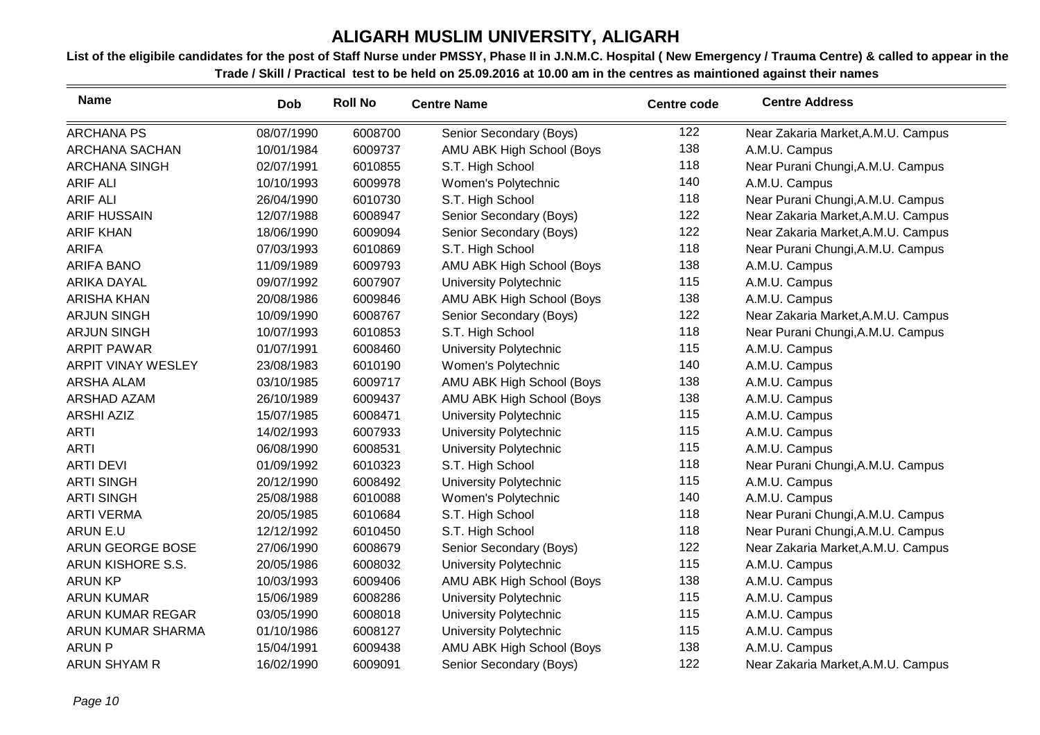# ALIGARH MUSLIM UNIVERSITY, ALIGARH

**List of the eligibile candidates for the post of Staff Nurse under PMSSY, Phase II in J.N.M.C. Hospital ( New Emergency / Trauma Centre) & called to appear in the Trade / Skill / Practical test to be held on 25.09.2016 at 10.00 am in the centres as maintioned against their names**

| Name | Dob | Roll No | Centre Name | Centre code | Centre Address |
|---|---|---|---|---|---|
| ARCHANA PS | 08/07/1990 | 6008700 | Senior Secondary (Boys) | 122 | Near Zakaria Market,A.M.U. Campus |
| ARCHANA SACHAN | 10/01/1984 | 6009737 | AMU ABK High School (Boys | 138 | A.M.U. Campus |
| ARCHANA SINGH | 02/07/1991 | 6010855 | S.T. High School | 118 | Near Purani Chungi,A.M.U. Campus |
| ARIF ALI | 10/10/1993 | 6009978 | Women's Polytechnic | 140 | A.M.U. Campus |
| ARIF ALI | 26/04/1990 | 6010730 | S.T. High School | 118 | Near Purani Chungi,A.M.U. Campus |
| ARIF HUSSAIN | 12/07/1988 | 6008947 | Senior Secondary (Boys) | 122 | Near Zakaria Market,A.M.U. Campus |
| ARIF KHAN | 18/06/1990 | 6009094 | Senior Secondary (Boys) | 122 | Near Zakaria Market,A.M.U. Campus |
| ARIFA | 07/03/1993 | 6010869 | S.T. High School | 118 | Near Purani Chungi,A.M.U. Campus |
| ARIFA BANO | 11/09/1989 | 6009793 | AMU ABK High School (Boys | 138 | A.M.U. Campus |
| ARIKA DAYAL | 09/07/1992 | 6007907 | University Polytechnic | 115 | A.M.U. Campus |
| ARISHA KHAN | 20/08/1986 | 6009846 | AMU ABK High School (Boys | 138 | A.M.U. Campus |
| ARJUN SINGH | 10/09/1990 | 6008767 | Senior Secondary (Boys) | 122 | Near Zakaria Market,A.M.U. Campus |
| ARJUN SINGH | 10/07/1993 | 6010853 | S.T. High School | 118 | Near Purani Chungi,A.M.U. Campus |
| ARPIT PAWAR | 01/07/1991 | 6008460 | University Polytechnic | 115 | A.M.U. Campus |
| ARPIT VINAY WESLEY | 23/08/1983 | 6010190 | Women's Polytechnic | 140 | A.M.U. Campus |
| ARSHA ALAM | 03/10/1985 | 6009717 | AMU ABK High School (Boys | 138 | A.M.U. Campus |
| ARSHAD AZAM | 26/10/1989 | 6009437 | AMU ABK High School (Boys | 138 | A.M.U. Campus |
| ARSHI AZIZ | 15/07/1985 | 6008471 | University Polytechnic | 115 | A.M.U. Campus |
| ARTI | 14/02/1993 | 6007933 | University Polytechnic | 115 | A.M.U. Campus |
| ARTI | 06/08/1990 | 6008531 | University Polytechnic | 115 | A.M.U. Campus |
| ARTI DEVI | 01/09/1992 | 6010323 | S.T. High School | 118 | Near Purani Chungi,A.M.U. Campus |
| ARTI SINGH | 20/12/1990 | 6008492 | University Polytechnic | 115 | A.M.U. Campus |
| ARTI SINGH | 25/08/1988 | 6010088 | Women's Polytechnic | 140 | A.M.U. Campus |
| ARTI VERMA | 20/05/1985 | 6010684 | S.T. High School | 118 | Near Purani Chungi,A.M.U. Campus |
| ARUN E.U | 12/12/1992 | 6010450 | S.T. High School | 118 | Near Purani Chungi,A.M.U. Campus |
| ARUN GEORGE BOSE | 27/06/1990 | 6008679 | Senior Secondary (Boys) | 122 | Near Zakaria Market,A.M.U. Campus |
| ARUN KISHORE S.S. | 20/05/1986 | 6008032 | University Polytechnic | 115 | A.M.U. Campus |
| ARUN KP | 10/03/1993 | 6009406 | AMU ABK High School (Boys | 138 | A.M.U. Campus |
| ARUN KUMAR | 15/06/1989 | 6008286 | University Polytechnic | 115 | A.M.U. Campus |
| ARUN KUMAR REGAR | 03/05/1990 | 6008018 | University Polytechnic | 115 | A.M.U. Campus |
| ARUN KUMAR SHARMA | 01/10/1986 | 6008127 | University Polytechnic | 115 | A.M.U. Campus |
| ARUN P | 15/04/1991 | 6009438 | AMU ABK High School (Boys | 138 | A.M.U. Campus |
| ARUN SHYAM R | 16/02/1990 | 6009091 | Senior Secondary (Boys) | 122 | Near Zakaria Market,A.M.U. Campus |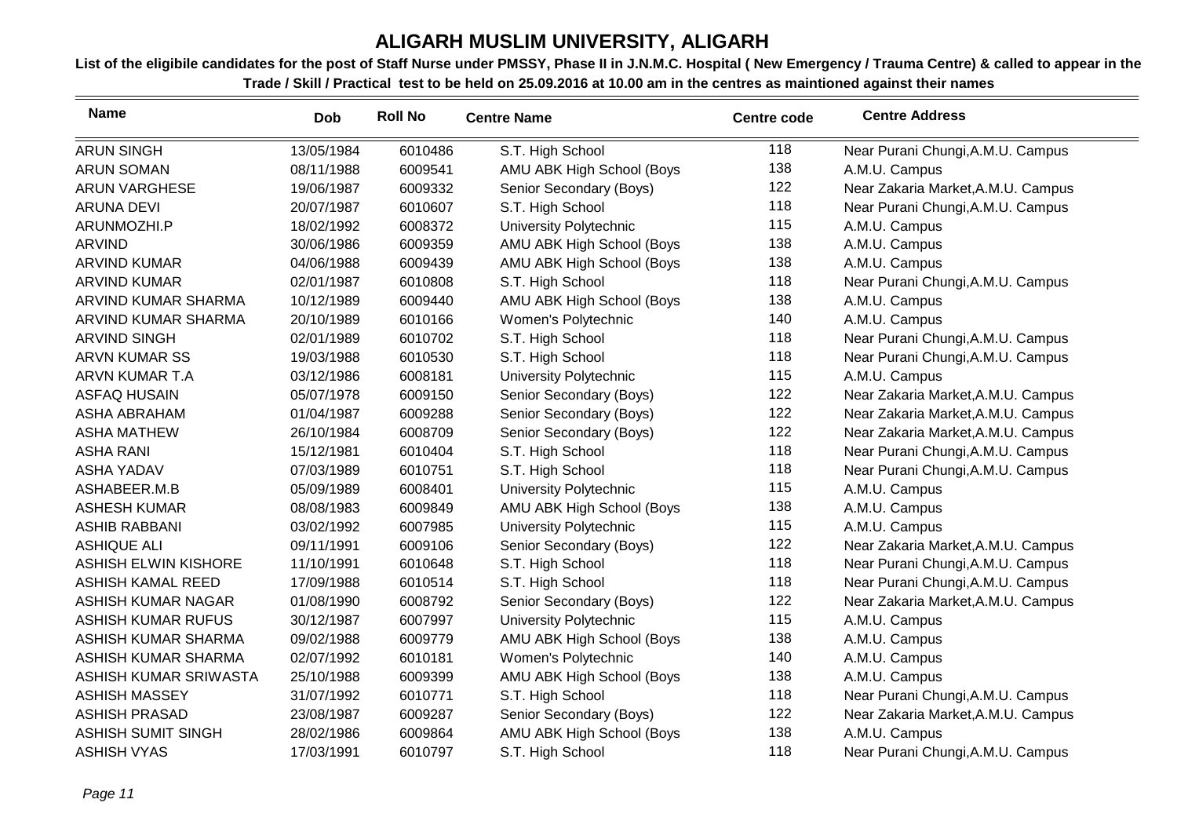# ALIGARH MUSLIM UNIVERSITY, ALIGARH

**List of the eligibile candidates for the post of Staff Nurse under PMSSY, Phase II in J.N.M.C. Hospital ( New Emergency / Trauma Centre) & called to appear in the Trade / Skill / Practical test to be held on 25.09.2016 at 10.00 am in the centres as maintioned against their names**

| Name | Dob | Roll No | Centre Name | Centre code | Centre Address |
|---|---|---|---|---|---|
| ARUN SINGH | 13/05/1984 | 6010486 | S.T. High School | 118 | Near Purani Chungi,A.M.U. Campus |
| ARUN SOMAN | 08/11/1988 | 6009541 | AMU ABK High School (Boys | 138 | A.M.U. Campus |
| ARUN VARGHESE | 19/06/1987 | 6009332 | Senior Secondary (Boys) | 122 | Near Zakaria Market,A.M.U. Campus |
| ARUNA DEVI | 20/07/1987 | 6010607 | S.T. High School | 118 | Near Purani Chungi,A.M.U. Campus |
| ARUNMOZHI.P | 18/02/1992 | 6008372 | University Polytechnic | 115 | A.M.U. Campus |
| ARVIND | 30/06/1986 | 6009359 | AMU ABK High School (Boys | 138 | A.M.U. Campus |
| ARVIND KUMAR | 04/06/1988 | 6009439 | AMU ABK High School (Boys | 138 | A.M.U. Campus |
| ARVIND KUMAR | 02/01/1987 | 6010808 | S.T. High School | 118 | Near Purani Chungi,A.M.U. Campus |
| ARVIND KUMAR SHARMA | 10/12/1989 | 6009440 | AMU ABK High School (Boys | 138 | A.M.U. Campus |
| ARVIND KUMAR SHARMA | 20/10/1989 | 6010166 | Women's Polytechnic | 140 | A.M.U. Campus |
| ARVIND SINGH | 02/01/1989 | 6010702 | S.T. High School | 118 | Near Purani Chungi,A.M.U. Campus |
| ARVN KUMAR SS | 19/03/1988 | 6010530 | S.T. High School | 118 | Near Purani Chungi,A.M.U. Campus |
| ARVN KUMAR T.A | 03/12/1986 | 6008181 | University Polytechnic | 115 | A.M.U. Campus |
| ASFAQ HUSAIN | 05/07/1978 | 6009150 | Senior Secondary (Boys) | 122 | Near Zakaria Market,A.M.U. Campus |
| ASHA ABRAHAM | 01/04/1987 | 6009288 | Senior Secondary (Boys) | 122 | Near Zakaria Market,A.M.U. Campus |
| ASHA MATHEW | 26/10/1984 | 6008709 | Senior Secondary (Boys) | 122 | Near Zakaria Market,A.M.U. Campus |
| ASHA RANI | 15/12/1981 | 6010404 | S.T. High School | 118 | Near Purani Chungi,A.M.U. Campus |
| ASHA YADAV | 07/03/1989 | 6010751 | S.T. High School | 118 | Near Purani Chungi,A.M.U. Campus |
| ASHABEER.M.B | 05/09/1989 | 6008401 | University Polytechnic | 115 | A.M.U. Campus |
| ASHESH KUMAR | 08/08/1983 | 6009849 | AMU ABK High School (Boys | 138 | A.M.U. Campus |
| ASHIB RABBANI | 03/02/1992 | 6007985 | University Polytechnic | 115 | A.M.U. Campus |
| ASHIQUE ALI | 09/11/1991 | 6009106 | Senior Secondary (Boys) | 122 | Near Zakaria Market,A.M.U. Campus |
| ASHISH ELWIN KISHORE | 11/10/1991 | 6010648 | S.T. High School | 118 | Near Purani Chungi,A.M.U. Campus |
| ASHISH KAMAL REED | 17/09/1988 | 6010514 | S.T. High School | 118 | Near Purani Chungi,A.M.U. Campus |
| ASHISH KUMAR NAGAR | 01/08/1990 | 6008792 | Senior Secondary (Boys) | 122 | Near Zakaria Market,A.M.U. Campus |
| ASHISH KUMAR RUFUS | 30/12/1987 | 6007997 | University Polytechnic | 115 | A.M.U. Campus |
| ASHISH KUMAR SHARMA | 09/02/1988 | 6009779 | AMU ABK High School (Boys | 138 | A.M.U. Campus |
| ASHISH KUMAR SHARMA | 02/07/1992 | 6010181 | Women's Polytechnic | 140 | A.M.U. Campus |
| ASHISH KUMAR SRIWASTA | 25/10/1988 | 6009399 | AMU ABK High School (Boys | 138 | A.M.U. Campus |
| ASHISH MASSEY | 31/07/1992 | 6010771 | S.T. High School | 118 | Near Purani Chungi,A.M.U. Campus |
| ASHISH PRASAD | 23/08/1987 | 6009287 | Senior Secondary (Boys) | 122 | Near Zakaria Market,A.M.U. Campus |
| ASHISH SUMIT SINGH | 28/02/1986 | 6009864 | AMU ABK High School (Boys | 138 | A.M.U. Campus |
| ASHISH VYAS | 17/03/1991 | 6010797 | S.T. High School | 118 | Near Purani Chungi,A.M.U. Campus |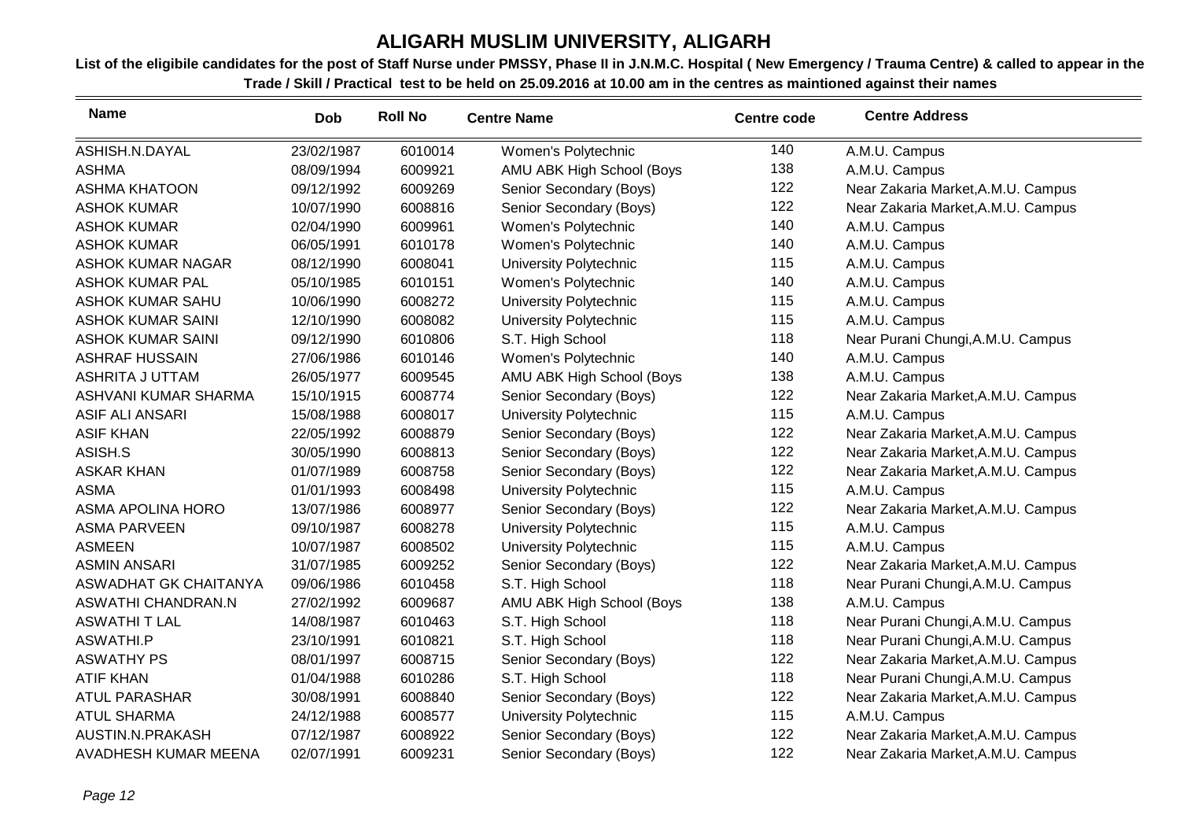# ALIGARH MUSLIM UNIVERSITY, ALIGARH

**List of the eligibile candidates for the post of Staff Nurse under PMSSY, Phase II in J.N.M.C. Hospital ( New Emergency / Trauma Centre) & called to appear in the Trade / Skill / Practical test to be held on 25.09.2016 at 10.00 am in the centres as maintioned against their names**

| Name | Dob | Roll No | Centre Name | Centre code | Centre Address |
|---|---|---|---|---|---|
| ASHISH.N.DAYAL | 23/02/1987 | 6010014 | Women's Polytechnic | 140 | A.M.U. Campus |
| ASHMA | 08/09/1994 | 6009921 | AMU ABK High School (Boys | 138 | A.M.U. Campus |
| ASHMA KHATOON | 09/12/1992 | 6009269 | Senior Secondary (Boys) | 122 | Near Zakaria Market,A.M.U. Campus |
| ASHOK KUMAR | 10/07/1990 | 6008816 | Senior Secondary (Boys) | 122 | Near Zakaria Market,A.M.U. Campus |
| ASHOK KUMAR | 02/04/1990 | 6009961 | Women's Polytechnic | 140 | A.M.U. Campus |
| ASHOK KUMAR | 06/05/1991 | 6010178 | Women's Polytechnic | 140 | A.M.U. Campus |
| ASHOK KUMAR NAGAR | 08/12/1990 | 6008041 | University Polytechnic | 115 | A.M.U. Campus |
| ASHOK KUMAR PAL | 05/10/1985 | 6010151 | Women's Polytechnic | 140 | A.M.U. Campus |
| ASHOK KUMAR SAHU | 10/06/1990 | 6008272 | University Polytechnic | 115 | A.M.U. Campus |
| ASHOK KUMAR SAINI | 12/10/1990 | 6008082 | University Polytechnic | 115 | A.M.U. Campus |
| ASHOK KUMAR SAINI | 09/12/1990 | 6010806 | S.T. High School | 118 | Near Purani Chungi,A.M.U. Campus |
| ASHRAF HUSSAIN | 27/06/1986 | 6010146 | Women's Polytechnic | 140 | A.M.U. Campus |
| ASHRITA J UTTAM | 26/05/1977 | 6009545 | AMU ABK High School (Boys | 138 | A.M.U. Campus |
| ASHVANI KUMAR SHARMA | 15/10/1915 | 6008774 | Senior Secondary (Boys) | 122 | Near Zakaria Market,A.M.U. Campus |
| ASIF ALI ANSARI | 15/08/1988 | 6008017 | University Polytechnic | 115 | A.M.U. Campus |
| ASIF KHAN | 22/05/1992 | 6008879 | Senior Secondary (Boys) | 122 | Near Zakaria Market,A.M.U. Campus |
| ASISH.S | 30/05/1990 | 6008813 | Senior Secondary (Boys) | 122 | Near Zakaria Market,A.M.U. Campus |
| ASKAR KHAN | 01/07/1989 | 6008758 | Senior Secondary (Boys) | 122 | Near Zakaria Market,A.M.U. Campus |
| ASMA | 01/01/1993 | 6008498 | University Polytechnic | 115 | A.M.U. Campus |
| ASMA APOLINA HORO | 13/07/1986 | 6008977 | Senior Secondary (Boys) | 122 | Near Zakaria Market,A.M.U. Campus |
| ASMA PARVEEN | 09/10/1987 | 6008278 | University Polytechnic | 115 | A.M.U. Campus |
| ASMEEN | 10/07/1987 | 6008502 | University Polytechnic | 115 | A.M.U. Campus |
| ASMIN ANSARI | 31/07/1985 | 6009252 | Senior Secondary (Boys) | 122 | Near Zakaria Market,A.M.U. Campus |
| ASWADHAT GK CHAITANYA | 09/06/1986 | 6010458 | S.T. High School | 118 | Near Purani Chungi,A.M.U. Campus |
| ASWATHI CHANDRAN.N | 27/02/1992 | 6009687 | AMU ABK High School (Boys | 138 | A.M.U. Campus |
| ASWATHI T LAL | 14/08/1987 | 6010463 | S.T. High School | 118 | Near Purani Chungi,A.M.U. Campus |
| ASWATHI.P | 23/10/1991 | 6010821 | S.T. High School | 118 | Near Purani Chungi,A.M.U. Campus |
| ASWATHY PS | 08/01/1997 | 6008715 | Senior Secondary (Boys) | 122 | Near Zakaria Market,A.M.U. Campus |
| ATIF KHAN | 01/04/1988 | 6010286 | S.T. High School | 118 | Near Purani Chungi,A.M.U. Campus |
| ATUL PARASHAR | 30/08/1991 | 6008840 | Senior Secondary (Boys) | 122 | Near Zakaria Market,A.M.U. Campus |
| ATUL SHARMA | 24/12/1988 | 6008577 | University Polytechnic | 115 | A.M.U. Campus |
| AUSTIN.N.PRAKASH | 07/12/1987 | 6008922 | Senior Secondary (Boys) | 122 | Near Zakaria Market,A.M.U. Campus |
| AVADHESH KUMAR MEENA | 02/07/1991 | 6009231 | Senior Secondary (Boys) | 122 | Near Zakaria Market,A.M.U. Campus |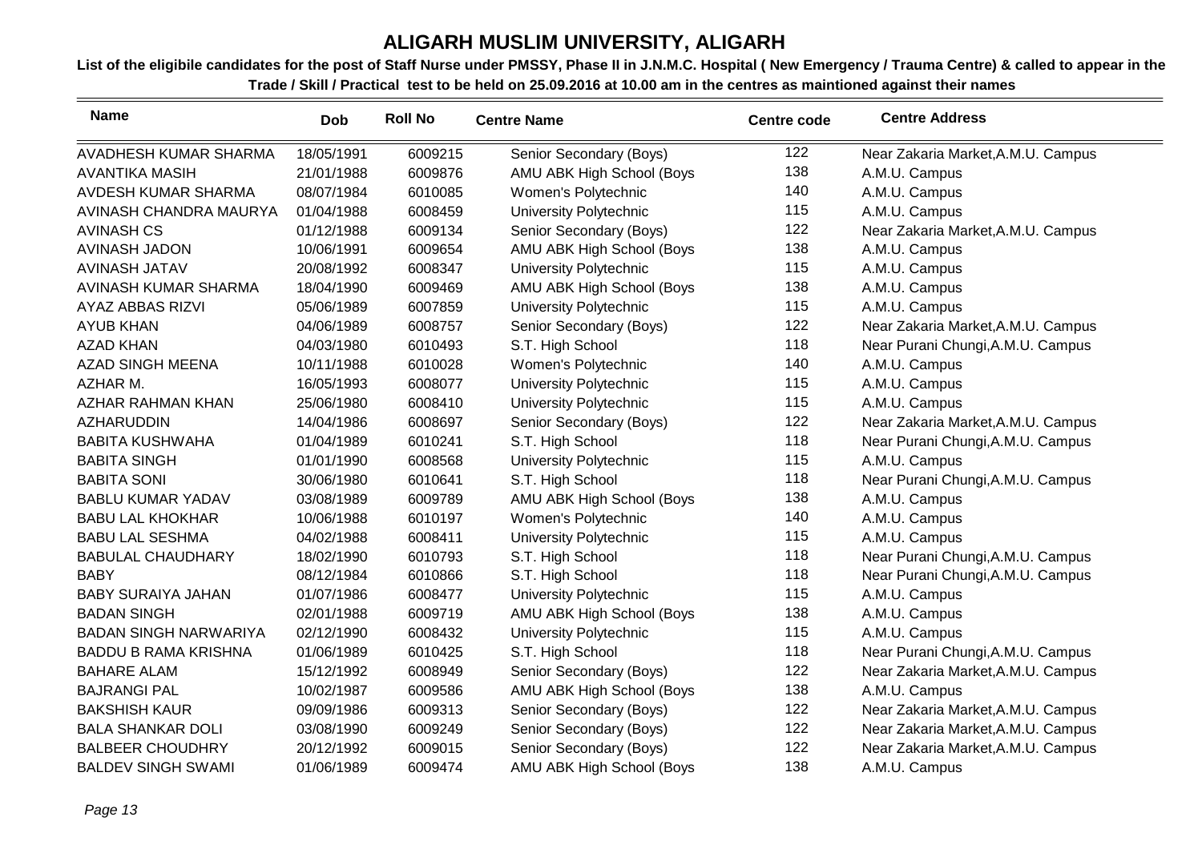# ALIGARH MUSLIM UNIVERSITY, ALIGARH

**List of the eligibile candidates for the post of Staff Nurse under PMSSY, Phase II in J.N.M.C. Hospital ( New Emergency / Trauma Centre) & called to appear in the Trade / Skill / Practical test to be held on 25.09.2016 at 10.00 am in the centres as maintioned against their names**

| Name | Dob | Roll No | Centre Name | Centre code | Centre Address |
|---|---|---|---|---|---|
| AVADHESH KUMAR SHARMA | 18/05/1991 | 6009215 | Senior Secondary (Boys) | 122 | Near Zakaria Market,A.M.U. Campus |
| AVANTIKA MASIH | 21/01/1988 | 6009876 | AMU ABK High School (Boys | 138 | A.M.U. Campus |
| AVDESH KUMAR SHARMA | 08/07/1984 | 6010085 | Women's Polytechnic | 140 | A.M.U. Campus |
| AVINASH CHANDRA MAURYA | 01/04/1988 | 6008459 | University Polytechnic | 115 | A.M.U. Campus |
| AVINASH CS | 01/12/1988 | 6009134 | Senior Secondary (Boys) | 122 | Near Zakaria Market,A.M.U. Campus |
| AVINASH JADON | 10/06/1991 | 6009654 | AMU ABK High School (Boys | 138 | A.M.U. Campus |
| AVINASH JATAV | 20/08/1992 | 6008347 | University Polytechnic | 115 | A.M.U. Campus |
| AVINASH KUMAR SHARMA | 18/04/1990 | 6009469 | AMU ABK High School (Boys | 138 | A.M.U. Campus |
| AYAZ ABBAS RIZVI | 05/06/1989 | 6007859 | University Polytechnic | 115 | A.M.U. Campus |
| AYUB KHAN | 04/06/1989 | 6008757 | Senior Secondary (Boys) | 122 | Near Zakaria Market,A.M.U. Campus |
| AZAD KHAN | 04/03/1980 | 6010493 | S.T. High School | 118 | Near Purani Chungi,A.M.U. Campus |
| AZAD SINGH MEENA | 10/11/1988 | 6010028 | Women's Polytechnic | 140 | A.M.U. Campus |
| AZHAR M. | 16/05/1993 | 6008077 | University Polytechnic | 115 | A.M.U. Campus |
| AZHAR RAHMAN KHAN | 25/06/1980 | 6008410 | University Polytechnic | 115 | A.M.U. Campus |
| AZHARUDDIN | 14/04/1986 | 6008697 | Senior Secondary (Boys) | 122 | Near Zakaria Market,A.M.U. Campus |
| BABITA KUSHWAHA | 01/04/1989 | 6010241 | S.T. High School | 118 | Near Purani Chungi,A.M.U. Campus |
| BABITA SINGH | 01/01/1990 | 6008568 | University Polytechnic | 115 | A.M.U. Campus |
| BABITA SONI | 30/06/1980 | 6010641 | S.T. High School | 118 | Near Purani Chungi,A.M.U. Campus |
| BABLU KUMAR YADAV | 03/08/1989 | 6009789 | AMU ABK High School (Boys | 138 | A.M.U. Campus |
| BABU LAL KHOKHAR | 10/06/1988 | 6010197 | Women's Polytechnic | 140 | A.M.U. Campus |
| BABU LAL SESHMA | 04/02/1988 | 6008411 | University Polytechnic | 115 | A.M.U. Campus |
| BABULAL CHAUDHARY | 18/02/1990 | 6010793 | S.T. High School | 118 | Near Purani Chungi,A.M.U. Campus |
| BABY | 08/12/1984 | 6010866 | S.T. High School | 118 | Near Purani Chungi,A.M.U. Campus |
| BABY SURAIYA JAHAN | 01/07/1986 | 6008477 | University Polytechnic | 115 | A.M.U. Campus |
| BADAN SINGH | 02/01/1988 | 6009719 | AMU ABK High School (Boys | 138 | A.M.U. Campus |
| BADAN SINGH NARWARIYA | 02/12/1990 | 6008432 | University Polytechnic | 115 | A.M.U. Campus |
| BADDU B RAMA KRISHNA | 01/06/1989 | 6010425 | S.T. High School | 118 | Near Purani Chungi,A.M.U. Campus |
| BAHARE ALAM | 15/12/1992 | 6008949 | Senior Secondary (Boys) | 122 | Near Zakaria Market,A.M.U. Campus |
| BAJRANGI PAL | 10/02/1987 | 6009586 | AMU ABK High School (Boys | 138 | A.M.U. Campus |
| BAKSHISH KAUR | 09/09/1986 | 6009313 | Senior Secondary (Boys) | 122 | Near Zakaria Market,A.M.U. Campus |
| BALA SHANKAR DOLI | 03/08/1990 | 6009249 | Senior Secondary (Boys) | 122 | Near Zakaria Market,A.M.U. Campus |
| BALBEER CHOUDHRY | 20/12/1992 | 6009015 | Senior Secondary (Boys) | 122 | Near Zakaria Market,A.M.U. Campus |
| BALDEV SINGH SWAMI | 01/06/1989 | 6009474 | AMU ABK High School (Boys | 138 | A.M.U. Campus |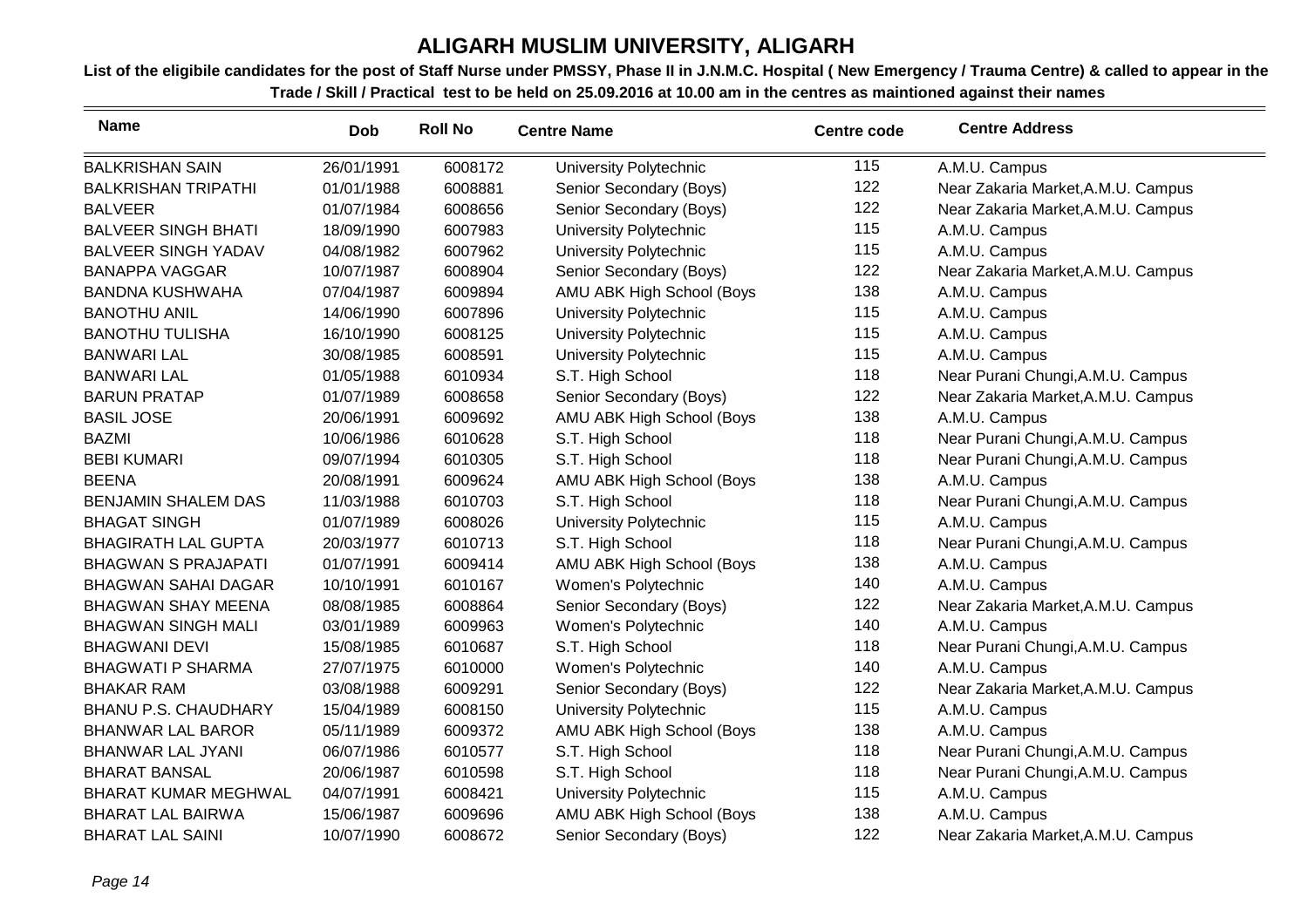# ALIGARH MUSLIM UNIVERSITY, ALIGARH

**List of the eligibile candidates for the post of Staff Nurse under PMSSY, Phase II in J.N.M.C. Hospital ( New Emergency / Trauma Centre) & called to appear in the Trade / Skill / Practical test to be held on 25.09.2016 at 10.00 am in the centres as maintioned against their names**

| Name | Dob | Roll No | Centre Name | Centre code | Centre Address |
|---|---|---|---|---|---|
| BALKRISHAN SAIN | 26/01/1991 | 6008172 | University Polytechnic | 115 | A.M.U. Campus |
| BALKRISHAN TRIPATHI | 01/01/1988 | 6008881 | Senior Secondary (Boys) | 122 | Near Zakaria Market,A.M.U. Campus |
| BALVEER | 01/07/1984 | 6008656 | Senior Secondary (Boys) | 122 | Near Zakaria Market,A.M.U. Campus |
| BALVEER SINGH BHATI | 18/09/1990 | 6007983 | University Polytechnic | 115 | A.M.U. Campus |
| BALVEER SINGH YADAV | 04/08/1982 | 6007962 | University Polytechnic | 115 | A.M.U. Campus |
| BANAPPA VAGGAR | 10/07/1987 | 6008904 | Senior Secondary (Boys) | 122 | Near Zakaria Market,A.M.U. Campus |
| BANDNA KUSHWAHA | 07/04/1987 | 6009894 | AMU ABK High School (Boys | 138 | A.M.U. Campus |
| BANOTHU ANIL | 14/06/1990 | 6007896 | University Polytechnic | 115 | A.M.U. Campus |
| BANOTHU TULISHA | 16/10/1990 | 6008125 | University Polytechnic | 115 | A.M.U. Campus |
| BANWARI LAL | 30/08/1985 | 6008591 | University Polytechnic | 115 | A.M.U. Campus |
| BANWARI LAL | 01/05/1988 | 6010934 | S.T. High School | 118 | Near Purani Chungi,A.M.U. Campus |
| BARUN PRATAP | 01/07/1989 | 6008658 | Senior Secondary (Boys) | 122 | Near Zakaria Market,A.M.U. Campus |
| BASIL JOSE | 20/06/1991 | 6009692 | AMU ABK High School (Boys | 138 | A.M.U. Campus |
| BAZMI | 10/06/1986 | 6010628 | S.T. High School | 118 | Near Purani Chungi,A.M.U. Campus |
| BEBI KUMARI | 09/07/1994 | 6010305 | S.T. High School | 118 | Near Purani Chungi,A.M.U. Campus |
| BEENA | 20/08/1991 | 6009624 | AMU ABK High School (Boys | 138 | A.M.U. Campus |
| BENJAMIN SHALEM DAS | 11/03/1988 | 6010703 | S.T. High School | 118 | Near Purani Chungi,A.M.U. Campus |
| BHAGAT SINGH | 01/07/1989 | 6008026 | University Polytechnic | 115 | A.M.U. Campus |
| BHAGIRATH LAL GUPTA | 20/03/1977 | 6010713 | S.T. High School | 118 | Near Purani Chungi,A.M.U. Campus |
| BHAGWAN S PRAJAPATI | 01/07/1991 | 6009414 | AMU ABK High School (Boys | 138 | A.M.U. Campus |
| BHAGWAN SAHAI DAGAR | 10/10/1991 | 6010167 | Women's Polytechnic | 140 | A.M.U. Campus |
| BHAGWAN SHAY MEENA | 08/08/1985 | 6008864 | Senior Secondary (Boys) | 122 | Near Zakaria Market,A.M.U. Campus |
| BHAGWAN SINGH MALI | 03/01/1989 | 6009963 | Women's Polytechnic | 140 | A.M.U. Campus |
| BHAGWANI DEVI | 15/08/1985 | 6010687 | S.T. High School | 118 | Near Purani Chungi,A.M.U. Campus |
| BHAGWATI P SHARMA | 27/07/1975 | 6010000 | Women's Polytechnic | 140 | A.M.U. Campus |
| BHAKAR RAM | 03/08/1988 | 6009291 | Senior Secondary (Boys) | 122 | Near Zakaria Market,A.M.U. Campus |
| BHANU P.S. CHAUDHARY | 15/04/1989 | 6008150 | University Polytechnic | 115 | A.M.U. Campus |
| BHANWAR LAL BAROR | 05/11/1989 | 6009372 | AMU ABK High School (Boys | 138 | A.M.U. Campus |
| BHANWAR LAL JYANI | 06/07/1986 | 6010577 | S.T. High School | 118 | Near Purani Chungi,A.M.U. Campus |
| BHARAT BANSAL | 20/06/1987 | 6010598 | S.T. High School | 118 | Near Purani Chungi,A.M.U. Campus |
| BHARAT KUMAR MEGHWAL | 04/07/1991 | 6008421 | University Polytechnic | 115 | A.M.U. Campus |
| BHARAT LAL BAIRWA | 15/06/1987 | 6009696 | AMU ABK High School (Boys | 138 | A.M.U. Campus |
| BHARAT LAL SAINI | 10/07/1990 | 6008672 | Senior Secondary (Boys) | 122 | Near Zakaria Market,A.M.U. Campus |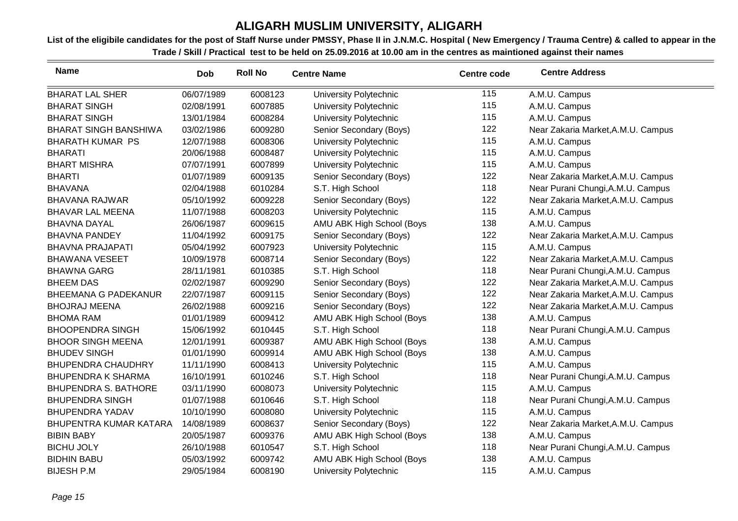# ALIGARH MUSLIM UNIVERSITY, ALIGARH

**List of the eligibile candidates for the post of Staff Nurse under PMSSY, Phase II in J.N.M.C. Hospital ( New Emergency / Trauma Centre) & called to appear in the Trade / Skill / Practical test to be held on 25.09.2016 at 10.00 am in the centres as maintioned against their names**

| Name | Dob | Roll No | Centre Name | Centre code | Centre Address |
|---|---|---|---|---|---|
| BHARAT LAL SHER | 06/07/1989 | 6008123 | University Polytechnic | 115 | A.M.U. Campus |
| BHARAT SINGH | 02/08/1991 | 6007885 | University Polytechnic | 115 | A.M.U. Campus |
| BHARAT SINGH | 13/01/1984 | 6008284 | University Polytechnic | 115 | A.M.U. Campus |
| BHARAT SINGH BANSHIWA | 03/02/1986 | 6009280 | Senior Secondary (Boys) | 122 | Near Zakaria Market,A.M.U. Campus |
| BHARATH KUMAR PS | 12/07/1988 | 6008306 | University Polytechnic | 115 | A.M.U. Campus |
| BHARATI | 20/06/1988 | 6008487 | University Polytechnic | 115 | A.M.U. Campus |
| BHART MISHRA | 07/07/1991 | 6007899 | University Polytechnic | 115 | A.M.U. Campus |
| BHARTI | 01/07/1989 | 6009135 | Senior Secondary (Boys) | 122 | Near Zakaria Market,A.M.U. Campus |
| BHAVANA | 02/04/1988 | 6010284 | S.T. High School | 118 | Near Purani Chungi,A.M.U. Campus |
| BHAVANA RAJWAR | 05/10/1992 | 6009228 | Senior Secondary (Boys) | 122 | Near Zakaria Market,A.M.U. Campus |
| BHAVAR LAL MEENA | 11/07/1988 | 6008203 | University Polytechnic | 115 | A.M.U. Campus |
| BHAVNA DAYAL | 26/06/1987 | 6009615 | AMU ABK High School (Boys | 138 | A.M.U. Campus |
| BHAVNA PANDEY | 11/04/1992 | 6009175 | Senior Secondary (Boys) | 122 | Near Zakaria Market,A.M.U. Campus |
| BHAVNA PRAJAPATI | 05/04/1992 | 6007923 | University Polytechnic | 115 | A.M.U. Campus |
| BHAWANA VESEET | 10/09/1978 | 6008714 | Senior Secondary (Boys) | 122 | Near Zakaria Market,A.M.U. Campus |
| BHAWNA GARG | 28/11/1981 | 6010385 | S.T. High School | 118 | Near Purani Chungi,A.M.U. Campus |
| BHEEM DAS | 02/02/1987 | 6009290 | Senior Secondary (Boys) | 122 | Near Zakaria Market,A.M.U. Campus |
| BHEEMANA G PADEKANUR | 22/07/1987 | 6009115 | Senior Secondary (Boys) | 122 | Near Zakaria Market,A.M.U. Campus |
| BHOJRAJ MEENA | 26/02/1988 | 6009216 | Senior Secondary (Boys) | 122 | Near Zakaria Market,A.M.U. Campus |
| BHOMA RAM | 01/01/1989 | 6009412 | AMU ABK High School (Boys | 138 | A.M.U. Campus |
| BHOOPENDRA SINGH | 15/06/1992 | 6010445 | S.T. High School | 118 | Near Purani Chungi,A.M.U. Campus |
| BHOOR SINGH MEENA | 12/01/1991 | 6009387 | AMU ABK High School (Boys | 138 | A.M.U. Campus |
| BHUDEV SINGH | 01/01/1990 | 6009914 | AMU ABK High School (Boys | 138 | A.M.U. Campus |
| BHUPENDRA CHAUDHRY | 11/11/1990 | 6008413 | University Polytechnic | 115 | A.M.U. Campus |
| BHUPENDRA K SHARMA | 16/10/1991 | 6010246 | S.T. High School | 118 | Near Purani Chungi,A.M.U. Campus |
| BHUPENDRA S. BATHORE | 03/11/1990 | 6008073 | University Polytechnic | 115 | A.M.U. Campus |
| BHUPENDRA SINGH | 01/07/1988 | 6010646 | S.T. High School | 118 | Near Purani Chungi,A.M.U. Campus |
| BHUPENDRA YADAV | 10/10/1990 | 6008080 | University Polytechnic | 115 | A.M.U. Campus |
| BHUPENTRA KUMAR KATARA | 14/08/1989 | 6008637 | Senior Secondary (Boys) | 122 | Near Zakaria Market,A.M.U. Campus |
| BIBIN BABY | 20/05/1987 | 6009376 | AMU ABK High School (Boys | 138 | A.M.U. Campus |
| BICHU JOLY | 26/10/1988 | 6010547 | S.T. High School | 118 | Near Purani Chungi,A.M.U. Campus |
| BIDHIN BABU | 05/03/1992 | 6009742 | AMU ABK High School (Boys | 138 | A.M.U. Campus |
| BIJESH P.M | 29/05/1984 | 6008190 | University Polytechnic | 115 | A.M.U. Campus |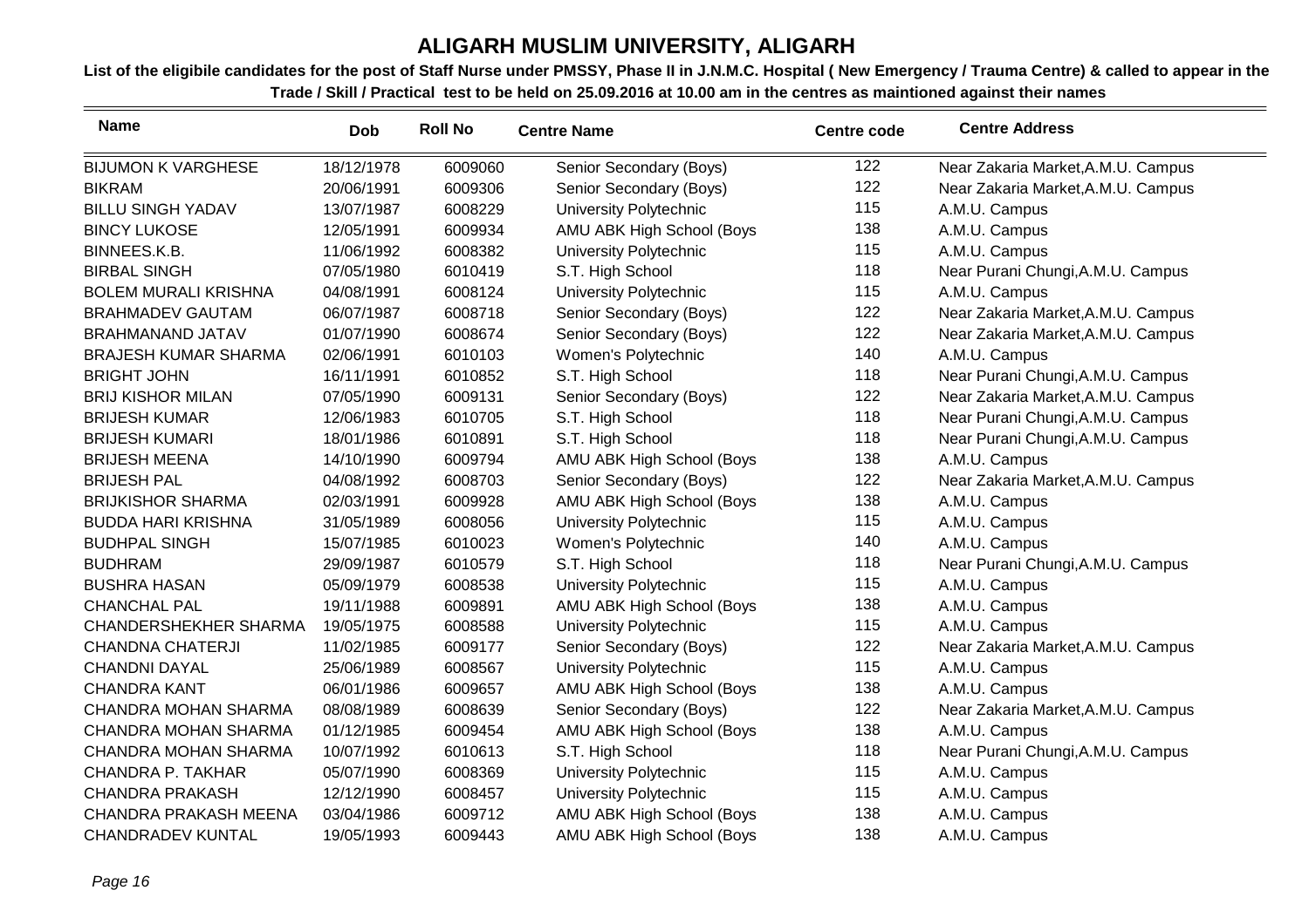# ALIGARH MUSLIM UNIVERSITY, ALIGARH

**List of the eligibile candidates for the post of Staff Nurse under PMSSY, Phase II in J.N.M.C. Hospital ( New Emergency / Trauma Centre) & called to appear in the Trade / Skill / Practical test to be held on 25.09.2016 at 10.00 am in the centres as maintioned against their names**

| Name | Dob | Roll No | Centre Name | Centre code | Centre Address |
|---|---|---|---|---|---|
| BIJUMON K VARGHESE | 18/12/1978 | 6009060 | Senior Secondary (Boys) | 122 | Near Zakaria Market,A.M.U. Campus |
| BIKRAM | 20/06/1991 | 6009306 | Senior Secondary (Boys) | 122 | Near Zakaria Market,A.M.U. Campus |
| BILLU SINGH YADAV | 13/07/1987 | 6008229 | University Polytechnic | 115 | A.M.U. Campus |
| BINCY LUKOSE | 12/05/1991 | 6009934 | AMU ABK High School (Boys | 138 | A.M.U. Campus |
| BINNEES.K.B. | 11/06/1992 | 6008382 | University Polytechnic | 115 | A.M.U. Campus |
| BIRBAL SINGH | 07/05/1980 | 6010419 | S.T. High School | 118 | Near Purani Chungi,A.M.U. Campus |
| BOLEM MURALI KRISHNA | 04/08/1991 | 6008124 | University Polytechnic | 115 | A.M.U. Campus |
| BRAHMADEV GAUTAM | 06/07/1987 | 6008718 | Senior Secondary (Boys) | 122 | Near Zakaria Market,A.M.U. Campus |
| BRAHMANAND JATAV | 01/07/1990 | 6008674 | Senior Secondary (Boys) | 122 | Near Zakaria Market,A.M.U. Campus |
| BRAJESH KUMAR SHARMA | 02/06/1991 | 6010103 | Women's Polytechnic | 140 | A.M.U. Campus |
| BRIGHT JOHN | 16/11/1991 | 6010852 | S.T. High School | 118 | Near Purani Chungi,A.M.U. Campus |
| BRIJ KISHOR MILAN | 07/05/1990 | 6009131 | Senior Secondary (Boys) | 122 | Near Zakaria Market,A.M.U. Campus |
| BRIJESH KUMAR | 12/06/1983 | 6010705 | S.T. High School | 118 | Near Purani Chungi,A.M.U. Campus |
| BRIJESH KUMARI | 18/01/1986 | 6010891 | S.T. High School | 118 | Near Purani Chungi,A.M.U. Campus |
| BRIJESH MEENA | 14/10/1990 | 6009794 | AMU ABK High School (Boys | 138 | A.M.U. Campus |
| BRIJESH PAL | 04/08/1992 | 6008703 | Senior Secondary (Boys) | 122 | Near Zakaria Market,A.M.U. Campus |
| BRIJKISHOR SHARMA | 02/03/1991 | 6009928 | AMU ABK High School (Boys | 138 | A.M.U. Campus |
| BUDDA HARI KRISHNA | 31/05/1989 | 6008056 | University Polytechnic | 115 | A.M.U. Campus |
| BUDHPAL SINGH | 15/07/1985 | 6010023 | Women's Polytechnic | 140 | A.M.U. Campus |
| BUDHRAM | 29/09/1987 | 6010579 | S.T. High School | 118 | Near Purani Chungi,A.M.U. Campus |
| BUSHRA HASAN | 05/09/1979 | 6008538 | University Polytechnic | 115 | A.M.U. Campus |
| CHANCHAL PAL | 19/11/1988 | 6009891 | AMU ABK High School (Boys | 138 | A.M.U. Campus |
| CHANDERSHEKHER SHARMA | 19/05/1975 | 6008588 | University Polytechnic | 115 | A.M.U. Campus |
| CHANDNA CHATERJI | 11/02/1985 | 6009177 | Senior Secondary (Boys) | 122 | Near Zakaria Market,A.M.U. Campus |
| CHANDNI DAYAL | 25/06/1989 | 6008567 | University Polytechnic | 115 | A.M.U. Campus |
| CHANDRA KANT | 06/01/1986 | 6009657 | AMU ABK High School (Boys | 138 | A.M.U. Campus |
| CHANDRA MOHAN SHARMA | 08/08/1989 | 6008639 | Senior Secondary (Boys) | 122 | Near Zakaria Market,A.M.U. Campus |
| CHANDRA MOHAN SHARMA | 01/12/1985 | 6009454 | AMU ABK High School (Boys | 138 | A.M.U. Campus |
| CHANDRA MOHAN SHARMA | 10/07/1992 | 6010613 | S.T. High School | 118 | Near Purani Chungi,A.M.U. Campus |
| CHANDRA P. TAKHAR | 05/07/1990 | 6008369 | University Polytechnic | 115 | A.M.U. Campus |
| CHANDRA PRAKASH | 12/12/1990 | 6008457 | University Polytechnic | 115 | A.M.U. Campus |
| CHANDRA PRAKASH MEENA | 03/04/1986 | 6009712 | AMU ABK High School (Boys | 138 | A.M.U. Campus |
| CHANDRADEV KUNTAL | 19/05/1993 | 6009443 | AMU ABK High School (Boys | 138 | A.M.U. Campus |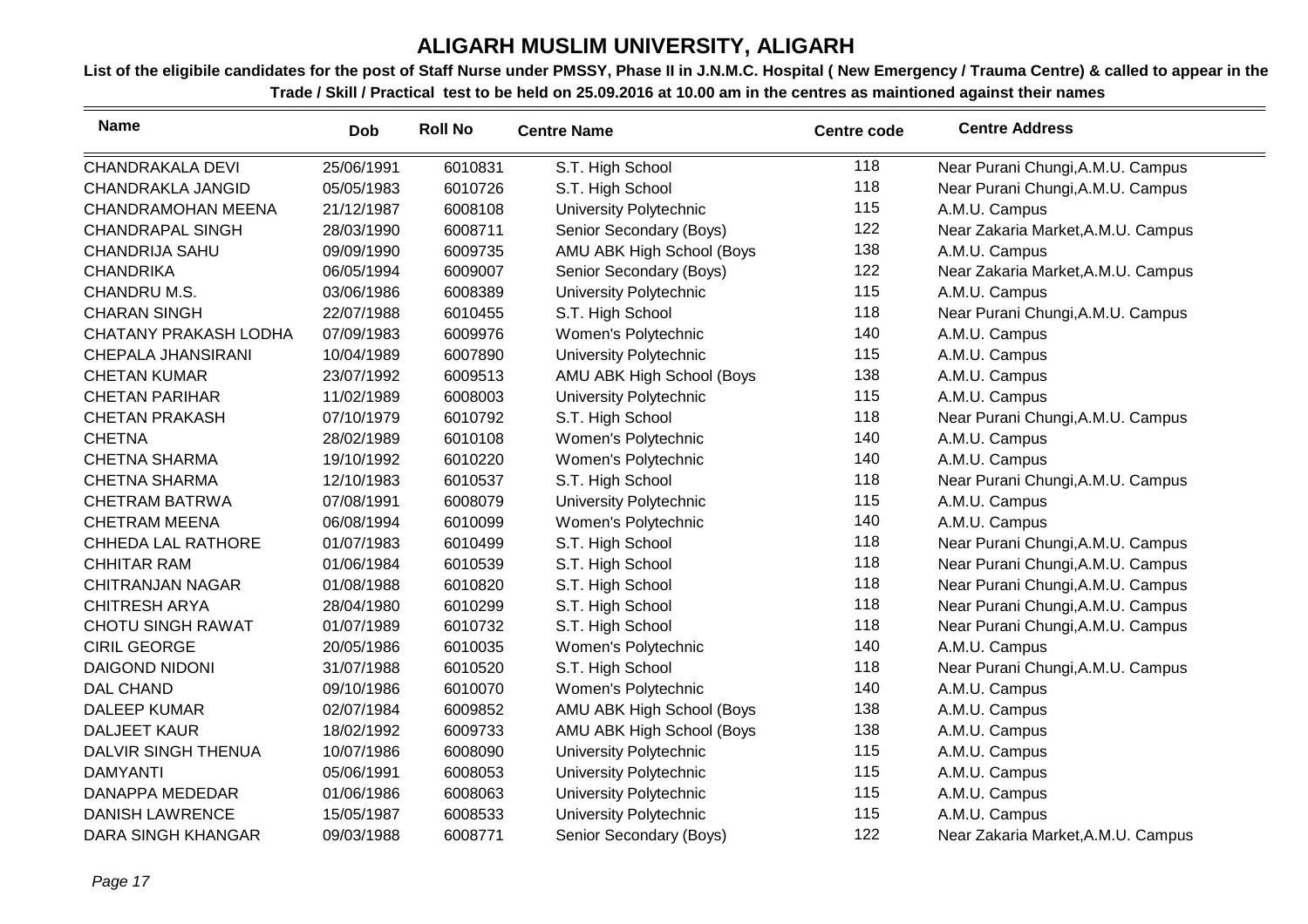# ALIGARH MUSLIM UNIVERSITY, ALIGARH

**List of the eligibile candidates for the post of Staff Nurse under PMSSY, Phase II in J.N.M.C. Hospital ( New Emergency / Trauma Centre) & called to appear in the Trade / Skill / Practical test to be held on 25.09.2016 at 10.00 am in the centres as maintioned against their names**

| Name | Dob | Roll No | Centre Name | Centre code | Centre Address |
|---|---|---|---|---|---|
| CHANDRAKALA DEVI | 25/06/1991 | 6010831 | S.T. High School | 118 | Near Purani Chungi,A.M.U. Campus |
| CHANDRAKLA JANGID | 05/05/1983 | 6010726 | S.T. High School | 118 | Near Purani Chungi,A.M.U. Campus |
| CHANDRAMOHAN MEENA | 21/12/1987 | 6008108 | University Polytechnic | 115 | A.M.U. Campus |
| CHANDRAPAL SINGH | 28/03/1990 | 6008711 | Senior Secondary (Boys) | 122 | Near Zakaria Market,A.M.U. Campus |
| CHANDRIJA SAHU | 09/09/1990 | 6009735 | AMU ABK High School (Boys | 138 | A.M.U. Campus |
| CHANDRIKA | 06/05/1994 | 6009007 | Senior Secondary (Boys) | 122 | Near Zakaria Market,A.M.U. Campus |
| CHANDRU M.S. | 03/06/1986 | 6008389 | University Polytechnic | 115 | A.M.U. Campus |
| CHARAN SINGH | 22/07/1988 | 6010455 | S.T. High School | 118 | Near Purani Chungi,A.M.U. Campus |
| CHATANY PRAKASH LODHA | 07/09/1983 | 6009976 | Women's Polytechnic | 140 | A.M.U. Campus |
| CHEPALA JHANSIRANI | 10/04/1989 | 6007890 | University Polytechnic | 115 | A.M.U. Campus |
| CHETAN KUMAR | 23/07/1992 | 6009513 | AMU ABK High School (Boys | 138 | A.M.U. Campus |
| CHETAN PARIHAR | 11/02/1989 | 6008003 | University Polytechnic | 115 | A.M.U. Campus |
| CHETAN PRAKASH | 07/10/1979 | 6010792 | S.T. High School | 118 | Near Purani Chungi,A.M.U. Campus |
| CHETNA | 28/02/1989 | 6010108 | Women's Polytechnic | 140 | A.M.U. Campus |
| CHETNA SHARMA | 19/10/1992 | 6010220 | Women's Polytechnic | 140 | A.M.U. Campus |
| CHETNA SHARMA | 12/10/1983 | 6010537 | S.T. High School | 118 | Near Purani Chungi,A.M.U. Campus |
| CHETRAM BATRWA | 07/08/1991 | 6008079 | University Polytechnic | 115 | A.M.U. Campus |
| CHETRAM MEENA | 06/08/1994 | 6010099 | Women's Polytechnic | 140 | A.M.U. Campus |
| CHHEDA LAL RATHORE | 01/07/1983 | 6010499 | S.T. High School | 118 | Near Purani Chungi,A.M.U. Campus |
| CHHITAR RAM | 01/06/1984 | 6010539 | S.T. High School | 118 | Near Purani Chungi,A.M.U. Campus |
| CHITRANJAN NAGAR | 01/08/1988 | 6010820 | S.T. High School | 118 | Near Purani Chungi,A.M.U. Campus |
| CHITRESH ARYA | 28/04/1980 | 6010299 | S.T. High School | 118 | Near Purani Chungi,A.M.U. Campus |
| CHOTU SINGH RAWAT | 01/07/1989 | 6010732 | S.T. High School | 118 | Near Purani Chungi,A.M.U. Campus |
| CIRIL GEORGE | 20/05/1986 | 6010035 | Women's Polytechnic | 140 | A.M.U. Campus |
| DAIGOND NIDONI | 31/07/1988 | 6010520 | S.T. High School | 118 | Near Purani Chungi,A.M.U. Campus |
| DAL CHAND | 09/10/1986 | 6010070 | Women's Polytechnic | 140 | A.M.U. Campus |
| DALEEP KUMAR | 02/07/1984 | 6009852 | AMU ABK High School (Boys | 138 | A.M.U. Campus |
| DALJEET KAUR | 18/02/1992 | 6009733 | AMU ABK High School (Boys | 138 | A.M.U. Campus |
| DALVIR SINGH THENUA | 10/07/1986 | 6008090 | University Polytechnic | 115 | A.M.U. Campus |
| DAMYANTI | 05/06/1991 | 6008053 | University Polytechnic | 115 | A.M.U. Campus |
| DANAPPA MEDEDAR | 01/06/1986 | 6008063 | University Polytechnic | 115 | A.M.U. Campus |
| DANISH LAWRENCE | 15/05/1987 | 6008533 | University Polytechnic | 115 | A.M.U. Campus |
| DARA SINGH KHANGAR | 09/03/1988 | 6008771 | Senior Secondary (Boys) | 122 | Near Zakaria Market,A.M.U. Campus |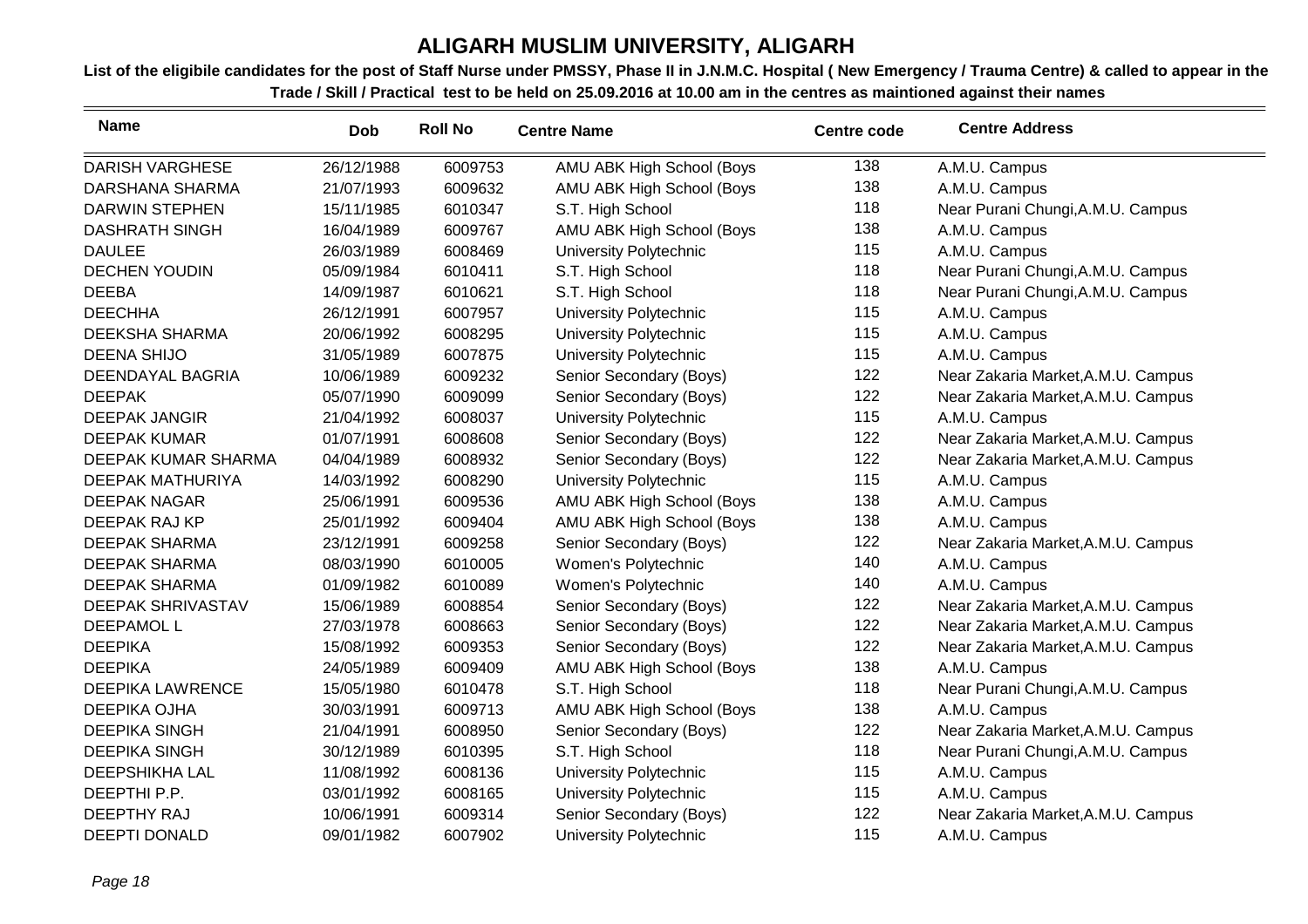# ALIGARH MUSLIM UNIVERSITY, ALIGARH

**List of the eligibile candidates for the post of Staff Nurse under PMSSY, Phase II in J.N.M.C. Hospital ( New Emergency / Trauma Centre) & called to appear in the Trade / Skill / Practical test to be held on 25.09.2016 at 10.00 am in the centres as maintioned against their names**

| Name | Dob | Roll No | Centre Name | Centre code | Centre Address |
|---|---|---|---|---|---|
| DARISH VARGHESE | 26/12/1988 | 6009753 | AMU ABK High School (Boys | 138 | A.M.U. Campus |
| DARSHANA SHARMA | 21/07/1993 | 6009632 | AMU ABK High School (Boys | 138 | A.M.U. Campus |
| DARWIN STEPHEN | 15/11/1985 | 6010347 | S.T. High School | 118 | Near Purani Chungi,A.M.U. Campus |
| DASHRATH SINGH | 16/04/1989 | 6009767 | AMU ABK High School (Boys | 138 | A.M.U. Campus |
| DAULEE | 26/03/1989 | 6008469 | University Polytechnic | 115 | A.M.U. Campus |
| DECHEN YOUDIN | 05/09/1984 | 6010411 | S.T. High School | 118 | Near Purani Chungi,A.M.U. Campus |
| DEEBA | 14/09/1987 | 6010621 | S.T. High School | 118 | Near Purani Chungi,A.M.U. Campus |
| DEECHHA | 26/12/1991 | 6007957 | University Polytechnic | 115 | A.M.U. Campus |
| DEEKSHA SHARMA | 20/06/1992 | 6008295 | University Polytechnic | 115 | A.M.U. Campus |
| DEENA SHIJO | 31/05/1989 | 6007875 | University Polytechnic | 115 | A.M.U. Campus |
| DEENDAYAL BAGRIA | 10/06/1989 | 6009232 | Senior Secondary (Boys) | 122 | Near Zakaria Market,A.M.U. Campus |
| DEEPAK | 05/07/1990 | 6009099 | Senior Secondary (Boys) | 122 | Near Zakaria Market,A.M.U. Campus |
| DEEPAK JANGIR | 21/04/1992 | 6008037 | University Polytechnic | 115 | A.M.U. Campus |
| DEEPAK KUMAR | 01/07/1991 | 6008608 | Senior Secondary (Boys) | 122 | Near Zakaria Market,A.M.U. Campus |
| DEEPAK KUMAR SHARMA | 04/04/1989 | 6008932 | Senior Secondary (Boys) | 122 | Near Zakaria Market,A.M.U. Campus |
| DEEPAK MATHURIYA | 14/03/1992 | 6008290 | University Polytechnic | 115 | A.M.U. Campus |
| DEEPAK NAGAR | 25/06/1991 | 6009536 | AMU ABK High School (Boys | 138 | A.M.U. Campus |
| DEEPAK RAJ KP | 25/01/1992 | 6009404 | AMU ABK High School (Boys | 138 | A.M.U. Campus |
| DEEPAK SHARMA | 23/12/1991 | 6009258 | Senior Secondary (Boys) | 122 | Near Zakaria Market,A.M.U. Campus |
| DEEPAK SHARMA | 08/03/1990 | 6010005 | Women's Polytechnic | 140 | A.M.U. Campus |
| DEEPAK SHARMA | 01/09/1982 | 6010089 | Women's Polytechnic | 140 | A.M.U. Campus |
| DEEPAK SHRIVASTAV | 15/06/1989 | 6008854 | Senior Secondary (Boys) | 122 | Near Zakaria Market,A.M.U. Campus |
| DEEPAMOL L | 27/03/1978 | 6008663 | Senior Secondary (Boys) | 122 | Near Zakaria Market,A.M.U. Campus |
| DEEPIKA | 15/08/1992 | 6009353 | Senior Secondary (Boys) | 122 | Near Zakaria Market,A.M.U. Campus |
| DEEPIKA | 24/05/1989 | 6009409 | AMU ABK High School (Boys | 138 | A.M.U. Campus |
| DEEPIKA LAWRENCE | 15/05/1980 | 6010478 | S.T. High School | 118 | Near Purani Chungi,A.M.U. Campus |
| DEEPIKA OJHA | 30/03/1991 | 6009713 | AMU ABK High School (Boys | 138 | A.M.U. Campus |
| DEEPIKA SINGH | 21/04/1991 | 6008950 | Senior Secondary (Boys) | 122 | Near Zakaria Market,A.M.U. Campus |
| DEEPIKA SINGH | 30/12/1989 | 6010395 | S.T. High School | 118 | Near Purani Chungi,A.M.U. Campus |
| DEEPSHIKHA LAL | 11/08/1992 | 6008136 | University Polytechnic | 115 | A.M.U. Campus |
| DEEPTHI P.P. | 03/01/1992 | 6008165 | University Polytechnic | 115 | A.M.U. Campus |
| DEEPTHY RAJ | 10/06/1991 | 6009314 | Senior Secondary (Boys) | 122 | Near Zakaria Market,A.M.U. Campus |
| DEEPTI DONALD | 09/01/1982 | 6007902 | University Polytechnic | 115 | A.M.U. Campus |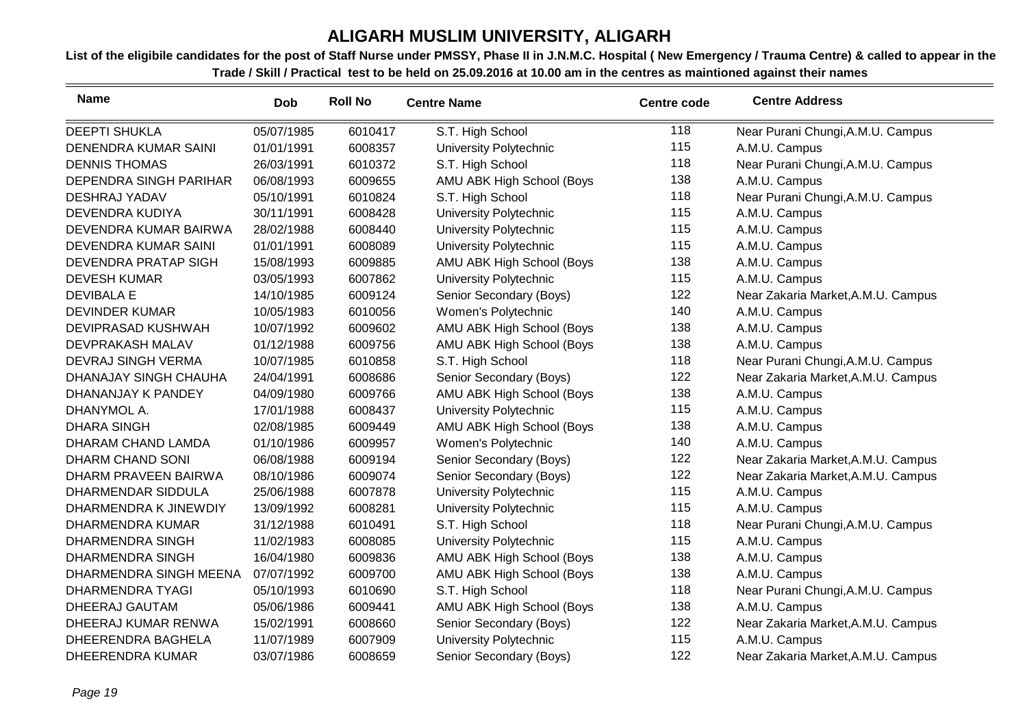# ALIGARH MUSLIM UNIVERSITY, ALIGARH

**List of the eligibile candidates for the post of Staff Nurse under PMSSY, Phase II in J.N.M.C. Hospital ( New Emergency / Trauma Centre) & called to appear in the Trade / Skill / Practical test to be held on 25.09.2016 at 10.00 am in the centres as maintioned against their names**

| Name | Dob | Roll No | Centre Name | Centre code | Centre Address |
|---|---|---|---|---|---|
| DEEPTI SHUKLA | 05/07/1985 | 6010417 | S.T. High School | 118 | Near Purani Chungi,A.M.U. Campus |
| DENENDRA KUMAR SAINI | 01/01/1991 | 6008357 | University Polytechnic | 115 | A.M.U. Campus |
| DENNIS THOMAS | 26/03/1991 | 6010372 | S.T. High School | 118 | Near Purani Chungi,A.M.U. Campus |
| DEPENDRA SINGH PARIHAR | 06/08/1993 | 6009655 | AMU ABK High School (Boys | 138 | A.M.U. Campus |
| DESHRAJ YADAV | 05/10/1991 | 6010824 | S.T. High School | 118 | Near Purani Chungi,A.M.U. Campus |
| DEVENDRA KUDIYA | 30/11/1991 | 6008428 | University Polytechnic | 115 | A.M.U. Campus |
| DEVENDRA KUMAR BAIRWA | 28/02/1988 | 6008440 | University Polytechnic | 115 | A.M.U. Campus |
| DEVENDRA KUMAR SAINI | 01/01/1991 | 6008089 | University Polytechnic | 115 | A.M.U. Campus |
| DEVENDRA PRATAP SIGH | 15/08/1993 | 6009885 | AMU ABK High School (Boys | 138 | A.M.U. Campus |
| DEVESH KUMAR | 03/05/1993 | 6007862 | University Polytechnic | 115 | A.M.U. Campus |
| DEVIBALA E | 14/10/1985 | 6009124 | Senior Secondary (Boys) | 122 | Near Zakaria Market,A.M.U. Campus |
| DEVINDER KUMAR | 10/05/1983 | 6010056 | Women's Polytechnic | 140 | A.M.U. Campus |
| DEVIPRASAD KUSHWAH | 10/07/1992 | 6009602 | AMU ABK High School (Boys | 138 | A.M.U. Campus |
| DEVPRAKASH MALAV | 01/12/1988 | 6009756 | AMU ABK High School (Boys | 138 | A.M.U. Campus |
| DEVRAJ SINGH VERMA | 10/07/1985 | 6010858 | S.T. High School | 118 | Near Purani Chungi,A.M.U. Campus |
| DHANAJAY SINGH CHAUHA | 24/04/1991 | 6008686 | Senior Secondary (Boys) | 122 | Near Zakaria Market,A.M.U. Campus |
| DHANANJAY K PANDEY | 04/09/1980 | 6009766 | AMU ABK High School (Boys | 138 | A.M.U. Campus |
| DHANYMOL A. | 17/01/1988 | 6008437 | University Polytechnic | 115 | A.M.U. Campus |
| DHARA SINGH | 02/08/1985 | 6009449 | AMU ABK High School (Boys | 138 | A.M.U. Campus |
| DHARAM CHAND LAMDA | 01/10/1986 | 6009957 | Women's Polytechnic | 140 | A.M.U. Campus |
| DHARM CHAND SONI | 06/08/1988 | 6009194 | Senior Secondary (Boys) | 122 | Near Zakaria Market,A.M.U. Campus |
| DHARM PRAVEEN BAIRWA | 08/10/1986 | 6009074 | Senior Secondary (Boys) | 122 | Near Zakaria Market,A.M.U. Campus |
| DHARMENDAR SIDDULA | 25/06/1988 | 6007878 | University Polytechnic | 115 | A.M.U. Campus |
| DHARMENDRA K JINEWDIY | 13/09/1992 | 6008281 | University Polytechnic | 115 | A.M.U. Campus |
| DHARMENDRA KUMAR | 31/12/1988 | 6010491 | S.T. High School | 118 | Near Purani Chungi,A.M.U. Campus |
| DHARMENDRA SINGH | 11/02/1983 | 6008085 | University Polytechnic | 115 | A.M.U. Campus |
| DHARMENDRA SINGH | 16/04/1980 | 6009836 | AMU ABK High School (Boys | 138 | A.M.U. Campus |
| DHARMENDRA SINGH MEENA | 07/07/1992 | 6009700 | AMU ABK High School (Boys | 138 | A.M.U. Campus |
| DHARMENDRA TYAGI | 05/10/1993 | 6010690 | S.T. High School | 118 | Near Purani Chungi,A.M.U. Campus |
| DHEERAJ GAUTAM | 05/06/1986 | 6009441 | AMU ABK High School (Boys | 138 | A.M.U. Campus |
| DHEERAJ KUMAR RENWA | 15/02/1991 | 6008660 | Senior Secondary (Boys) | 122 | Near Zakaria Market,A.M.U. Campus |
| DHEERENDRA BAGHELA | 11/07/1989 | 6007909 | University Polytechnic | 115 | A.M.U. Campus |
| DHEERENDRA KUMAR | 03/07/1986 | 6008659 | Senior Secondary (Boys) | 122 | Near Zakaria Market,A.M.U. Campus |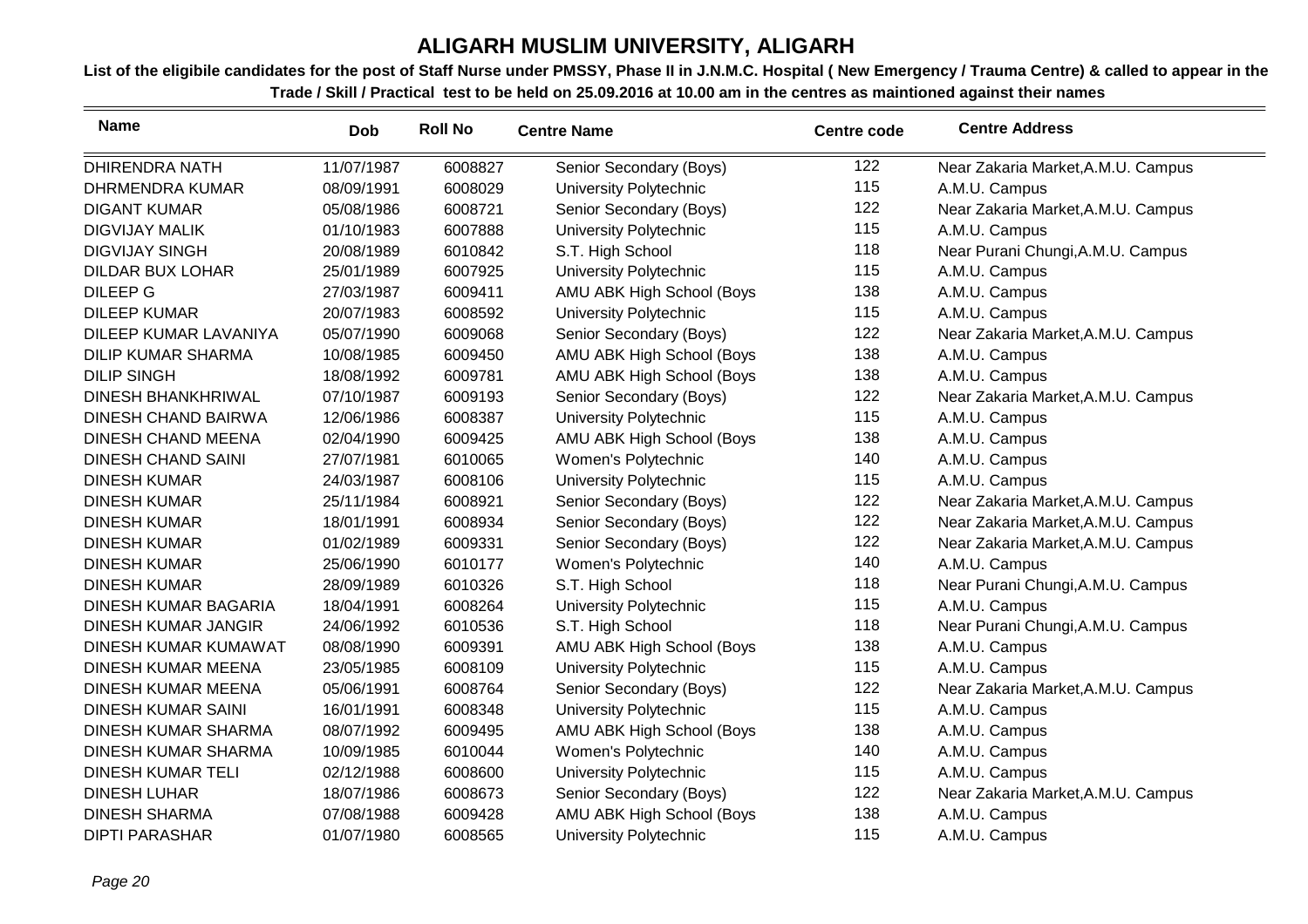# ALIGARH MUSLIM UNIVERSITY, ALIGARH

**List of the eligibile candidates for the post of Staff Nurse under PMSSY, Phase II in J.N.M.C. Hospital ( New Emergency / Trauma Centre) & called to appear in the Trade / Skill / Practical test to be held on 25.09.2016 at 10.00 am in the centres as maintioned against their names**

| Name | Dob | Roll No | Centre Name | Centre code | Centre Address |
|---|---|---|---|---|---|
| DHIRENDRA NATH | 11/07/1987 | 6008827 | Senior Secondary (Boys) | 122 | Near Zakaria Market,A.M.U. Campus |
| DHRMENDRA KUMAR | 08/09/1991 | 6008029 | University Polytechnic | 115 | A.M.U. Campus |
| DIGANT KUMAR | 05/08/1986 | 6008721 | Senior Secondary (Boys) | 122 | Near Zakaria Market,A.M.U. Campus |
| DIGVIJAY MALIK | 01/10/1983 | 6007888 | University Polytechnic | 115 | A.M.U. Campus |
| DIGVIJAY SINGH | 20/08/1989 | 6010842 | S.T. High School | 118 | Near Purani Chungi,A.M.U. Campus |
| DILDAR BUX LOHAR | 25/01/1989 | 6007925 | University Polytechnic | 115 | A.M.U. Campus |
| DILEEP G | 27/03/1987 | 6009411 | AMU ABK High School (Boys | 138 | A.M.U. Campus |
| DILEEP KUMAR | 20/07/1983 | 6008592 | University Polytechnic | 115 | A.M.U. Campus |
| DILEEP KUMAR LAVANIYA | 05/07/1990 | 6009068 | Senior Secondary (Boys) | 122 | Near Zakaria Market,A.M.U. Campus |
| DILIP KUMAR SHARMA | 10/08/1985 | 6009450 | AMU ABK High School (Boys | 138 | A.M.U. Campus |
| DILIP SINGH | 18/08/1992 | 6009781 | AMU ABK High School (Boys | 138 | A.M.U. Campus |
| DINESH BHANKHRIWAL | 07/10/1987 | 6009193 | Senior Secondary (Boys) | 122 | Near Zakaria Market,A.M.U. Campus |
| DINESH CHAND BAIRWA | 12/06/1986 | 6008387 | University Polytechnic | 115 | A.M.U. Campus |
| DINESH CHAND MEENA | 02/04/1990 | 6009425 | AMU ABK High School (Boys | 138 | A.M.U. Campus |
| DINESH CHAND SAINI | 27/07/1981 | 6010065 | Women's Polytechnic | 140 | A.M.U. Campus |
| DINESH KUMAR | 24/03/1987 | 6008106 | University Polytechnic | 115 | A.M.U. Campus |
| DINESH KUMAR | 25/11/1984 | 6008921 | Senior Secondary (Boys) | 122 | Near Zakaria Market,A.M.U. Campus |
| DINESH KUMAR | 18/01/1991 | 6008934 | Senior Secondary (Boys) | 122 | Near Zakaria Market,A.M.U. Campus |
| DINESH KUMAR | 01/02/1989 | 6009331 | Senior Secondary (Boys) | 122 | Near Zakaria Market,A.M.U. Campus |
| DINESH KUMAR | 25/06/1990 | 6010177 | Women's Polytechnic | 140 | A.M.U. Campus |
| DINESH KUMAR | 28/09/1989 | 6010326 | S.T. High School | 118 | Near Purani Chungi,A.M.U. Campus |
| DINESH KUMAR BAGARIA | 18/04/1991 | 6008264 | University Polytechnic | 115 | A.M.U. Campus |
| DINESH KUMAR JANGIR | 24/06/1992 | 6010536 | S.T. High School | 118 | Near Purani Chungi,A.M.U. Campus |
| DINESH KUMAR KUMAWAT | 08/08/1990 | 6009391 | AMU ABK High School (Boys | 138 | A.M.U. Campus |
| DINESH KUMAR MEENA | 23/05/1985 | 6008109 | University Polytechnic | 115 | A.M.U. Campus |
| DINESH KUMAR MEENA | 05/06/1991 | 6008764 | Senior Secondary (Boys) | 122 | Near Zakaria Market,A.M.U. Campus |
| DINESH KUMAR SAINI | 16/01/1991 | 6008348 | University Polytechnic | 115 | A.M.U. Campus |
| DINESH KUMAR SHARMA | 08/07/1992 | 6009495 | AMU ABK High School (Boys | 138 | A.M.U. Campus |
| DINESH KUMAR SHARMA | 10/09/1985 | 6010044 | Women's Polytechnic | 140 | A.M.U. Campus |
| DINESH KUMAR TELI | 02/12/1988 | 6008600 | University Polytechnic | 115 | A.M.U. Campus |
| DINESH LUHAR | 18/07/1986 | 6008673 | Senior Secondary (Boys) | 122 | Near Zakaria Market,A.M.U. Campus |
| DINESH SHARMA | 07/08/1988 | 6009428 | AMU ABK High School (Boys | 138 | A.M.U. Campus |
| DIPTI PARASHAR | 01/07/1980 | 6008565 | University Polytechnic | 115 | A.M.U. Campus |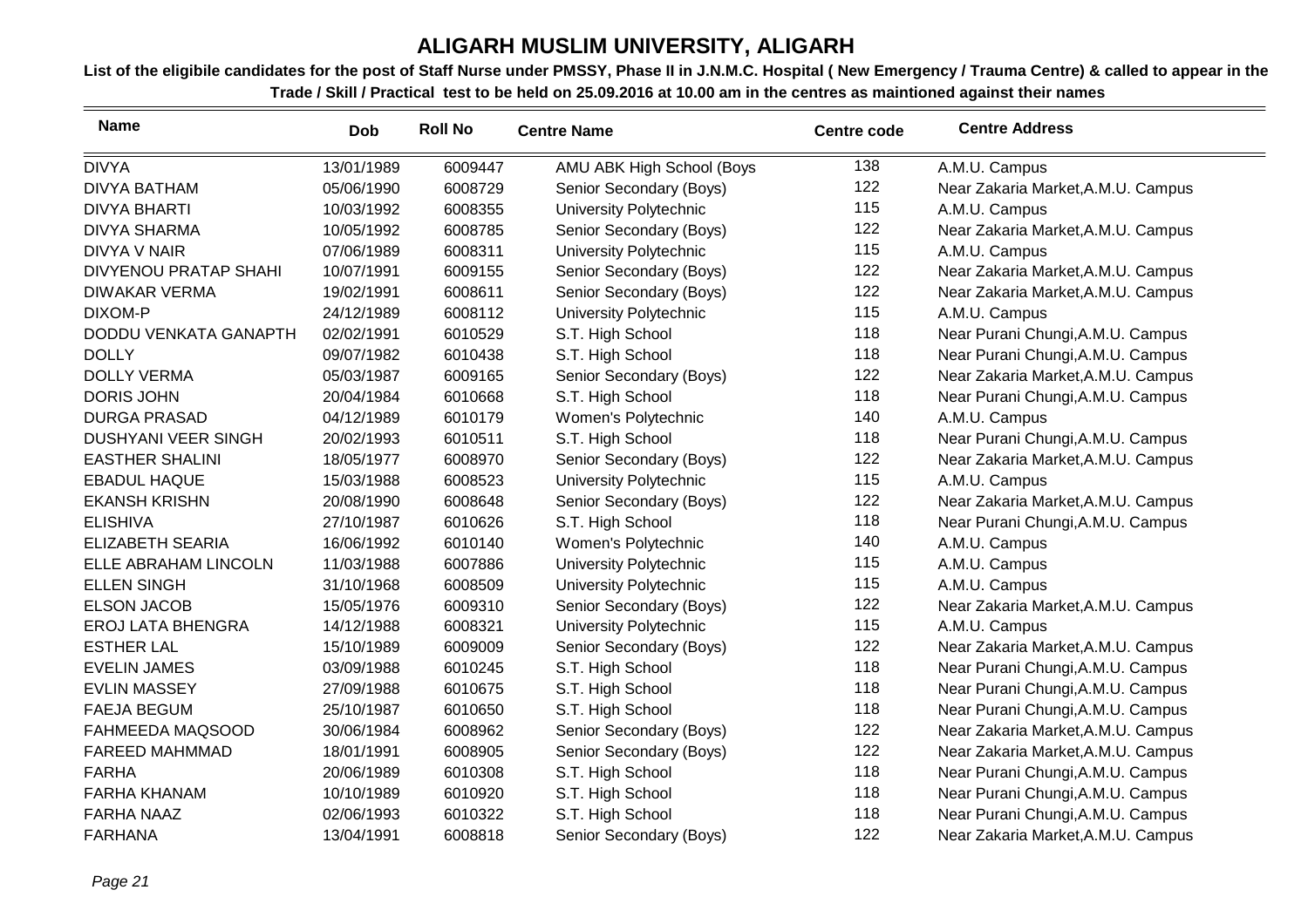# ALIGARH MUSLIM UNIVERSITY, ALIGARH

**List of the eligibile candidates for the post of Staff Nurse under PMSSY, Phase II in J.N.M.C. Hospital ( New Emergency / Trauma Centre) & called to appear in the Trade / Skill / Practical test to be held on 25.09.2016 at 10.00 am in the centres as maintioned against their names**

| Name | Dob | Roll No | Centre Name | Centre code | Centre Address |
|---|---|---|---|---|---|
| DIVYA | 13/01/1989 | 6009447 | AMU ABK High School (Boys | 138 | A.M.U. Campus |
| DIVYA BATHAM | 05/06/1990 | 6008729 | Senior Secondary (Boys) | 122 | Near Zakaria Market,A.M.U. Campus |
| DIVYA BHARTI | 10/03/1992 | 6008355 | University Polytechnic | 115 | A.M.U. Campus |
| DIVYA SHARMA | 10/05/1992 | 6008785 | Senior Secondary (Boys) | 122 | Near Zakaria Market,A.M.U. Campus |
| DIVYA V NAIR | 07/06/1989 | 6008311 | University Polytechnic | 115 | A.M.U. Campus |
| DIVYENOU PRATAP SHAHI | 10/07/1991 | 6009155 | Senior Secondary (Boys) | 122 | Near Zakaria Market,A.M.U. Campus |
| DIWAKAR VERMA | 19/02/1991 | 6008611 | Senior Secondary (Boys) | 122 | Near Zakaria Market,A.M.U. Campus |
| DIXOM-P | 24/12/1989 | 6008112 | University Polytechnic | 115 | A.M.U. Campus |
| DODDU VENKATA GANAPTH | 02/02/1991 | 6010529 | S.T. High School | 118 | Near Purani Chungi,A.M.U. Campus |
| DOLLY | 09/07/1982 | 6010438 | S.T. High School | 118 | Near Purani Chungi,A.M.U. Campus |
| DOLLY VERMA | 05/03/1987 | 6009165 | Senior Secondary (Boys) | 122 | Near Zakaria Market,A.M.U. Campus |
| DORIS JOHN | 20/04/1984 | 6010668 | S.T. High School | 118 | Near Purani Chungi,A.M.U. Campus |
| DURGA PRASAD | 04/12/1989 | 6010179 | Women's Polytechnic | 140 | A.M.U. Campus |
| DUSHYANI VEER SINGH | 20/02/1993 | 6010511 | S.T. High School | 118 | Near Purani Chungi,A.M.U. Campus |
| EASTHER SHALINI | 18/05/1977 | 6008970 | Senior Secondary (Boys) | 122 | Near Zakaria Market,A.M.U. Campus |
| EBADUL HAQUE | 15/03/1988 | 6008523 | University Polytechnic | 115 | A.M.U. Campus |
| EKANSH KRISHN | 20/08/1990 | 6008648 | Senior Secondary (Boys) | 122 | Near Zakaria Market,A.M.U. Campus |
| ELISHIVA | 27/10/1987 | 6010626 | S.T. High School | 118 | Near Purani Chungi,A.M.U. Campus |
| ELIZABETH SEARIA | 16/06/1992 | 6010140 | Women's Polytechnic | 140 | A.M.U. Campus |
| ELLE ABRAHAM LINCOLN | 11/03/1988 | 6007886 | University Polytechnic | 115 | A.M.U. Campus |
| ELLEN SINGH | 31/10/1968 | 6008509 | University Polytechnic | 115 | A.M.U. Campus |
| ELSON JACOB | 15/05/1976 | 6009310 | Senior Secondary (Boys) | 122 | Near Zakaria Market,A.M.U. Campus |
| EROJ LATA BHENGRA | 14/12/1988 | 6008321 | University Polytechnic | 115 | A.M.U. Campus |
| ESTHER LAL | 15/10/1989 | 6009009 | Senior Secondary (Boys) | 122 | Near Zakaria Market,A.M.U. Campus |
| EVELIN JAMES | 03/09/1988 | 6010245 | S.T. High School | 118 | Near Purani Chungi,A.M.U. Campus |
| EVLIN MASSEY | 27/09/1988 | 6010675 | S.T. High School | 118 | Near Purani Chungi,A.M.U. Campus |
| FAEJA BEGUM | 25/10/1987 | 6010650 | S.T. High School | 118 | Near Purani Chungi,A.M.U. Campus |
| FAHMEEDA MAQSOOD | 30/06/1984 | 6008962 | Senior Secondary (Boys) | 122 | Near Zakaria Market,A.M.U. Campus |
| FAREED MAHMMAD | 18/01/1991 | 6008905 | Senior Secondary (Boys) | 122 | Near Zakaria Market,A.M.U. Campus |
| FARHA | 20/06/1989 | 6010308 | S.T. High School | 118 | Near Purani Chungi,A.M.U. Campus |
| FARHA KHANAM | 10/10/1989 | 6010920 | S.T. High School | 118 | Near Purani Chungi,A.M.U. Campus |
| FARHA NAAZ | 02/06/1993 | 6010322 | S.T. High School | 118 | Near Purani Chungi,A.M.U. Campus |
| FARHANA | 13/04/1991 | 6008818 | Senior Secondary (Boys) | 122 | Near Zakaria Market,A.M.U. Campus |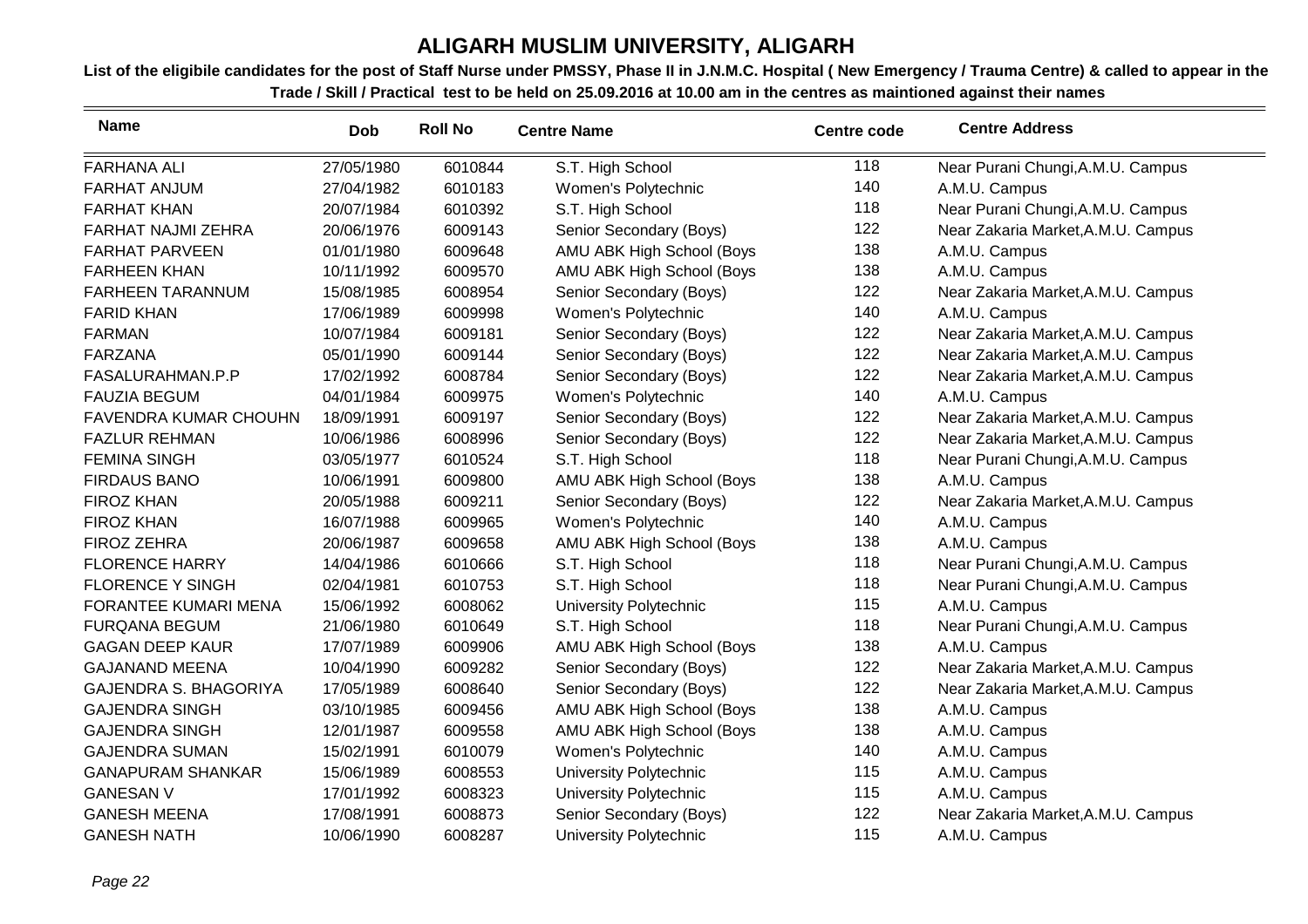# ALIGARH MUSLIM UNIVERSITY, ALIGARH

**List of the eligibile candidates for the post of Staff Nurse under PMSSY, Phase II in J.N.M.C. Hospital ( New Emergency / Trauma Centre) & called to appear in the Trade / Skill / Practical test to be held on 25.09.2016 at 10.00 am in the centres as maintioned against their names**

| Name | Dob | Roll No | Centre Name | Centre code | Centre Address |
|---|---|---|---|---|---|
| FARHANA ALI | 27/05/1980 | 6010844 | S.T. High School | 118 | Near Purani Chungi,A.M.U. Campus |
| FARHAT ANJUM | 27/04/1982 | 6010183 | Women's Polytechnic | 140 | A.M.U. Campus |
| FARHAT KHAN | 20/07/1984 | 6010392 | S.T. High School | 118 | Near Purani Chungi,A.M.U. Campus |
| FARHAT NAJMI ZEHRA | 20/06/1976 | 6009143 | Senior Secondary (Boys) | 122 | Near Zakaria Market,A.M.U. Campus |
| FARHAT PARVEEN | 01/01/1980 | 6009648 | AMU ABK High School (Boys | 138 | A.M.U. Campus |
| FARHEEN KHAN | 10/11/1992 | 6009570 | AMU ABK High School (Boys | 138 | A.M.U. Campus |
| FARHEEN TARANNUM | 15/08/1985 | 6008954 | Senior Secondary (Boys) | 122 | Near Zakaria Market,A.M.U. Campus |
| FARID KHAN | 17/06/1989 | 6009998 | Women's Polytechnic | 140 | A.M.U. Campus |
| FARMAN | 10/07/1984 | 6009181 | Senior Secondary (Boys) | 122 | Near Zakaria Market,A.M.U. Campus |
| FARZANA | 05/01/1990 | 6009144 | Senior Secondary (Boys) | 122 | Near Zakaria Market,A.M.U. Campus |
| FASALURAHMAN.P.P | 17/02/1992 | 6008784 | Senior Secondary (Boys) | 122 | Near Zakaria Market,A.M.U. Campus |
| FAUZIA BEGUM | 04/01/1984 | 6009975 | Women's Polytechnic | 140 | A.M.U. Campus |
| FAVENDRA KUMAR CHOUHN | 18/09/1991 | 6009197 | Senior Secondary (Boys) | 122 | Near Zakaria Market,A.M.U. Campus |
| FAZLUR REHMAN | 10/06/1986 | 6008996 | Senior Secondary (Boys) | 122 | Near Zakaria Market,A.M.U. Campus |
| FEMINA SINGH | 03/05/1977 | 6010524 | S.T. High School | 118 | Near Purani Chungi,A.M.U. Campus |
| FIRDAUS BANO | 10/06/1991 | 6009800 | AMU ABK High School (Boys | 138 | A.M.U. Campus |
| FIROZ KHAN | 20/05/1988 | 6009211 | Senior Secondary (Boys) | 122 | Near Zakaria Market,A.M.U. Campus |
| FIROZ KHAN | 16/07/1988 | 6009965 | Women's Polytechnic | 140 | A.M.U. Campus |
| FIROZ ZEHRA | 20/06/1987 | 6009658 | AMU ABK High School (Boys | 138 | A.M.U. Campus |
| FLORENCE HARRY | 14/04/1986 | 6010666 | S.T. High School | 118 | Near Purani Chungi,A.M.U. Campus |
| FLORENCE Y SINGH | 02/04/1981 | 6010753 | S.T. High School | 118 | Near Purani Chungi,A.M.U. Campus |
| FORANTEE KUMARI MENA | 15/06/1992 | 6008062 | University Polytechnic | 115 | A.M.U. Campus |
| FURQANA BEGUM | 21/06/1980 | 6010649 | S.T. High School | 118 | Near Purani Chungi,A.M.U. Campus |
| GAGAN DEEP KAUR | 17/07/1989 | 6009906 | AMU ABK High School (Boys | 138 | A.M.U. Campus |
| GAJANAND MEENA | 10/04/1990 | 6009282 | Senior Secondary (Boys) | 122 | Near Zakaria Market,A.M.U. Campus |
| GAJENDRA S. BHAGORIYA | 17/05/1989 | 6008640 | Senior Secondary (Boys) | 122 | Near Zakaria Market,A.M.U. Campus |
| GAJENDRA SINGH | 03/10/1985 | 6009456 | AMU ABK High School (Boys | 138 | A.M.U. Campus |
| GAJENDRA SINGH | 12/01/1987 | 6009558 | AMU ABK High School (Boys | 138 | A.M.U. Campus |
| GAJENDRA SUMAN | 15/02/1991 | 6010079 | Women's Polytechnic | 140 | A.M.U. Campus |
| GANAPURAM SHANKAR | 15/06/1989 | 6008553 | University Polytechnic | 115 | A.M.U. Campus |
| GANESAN V | 17/01/1992 | 6008323 | University Polytechnic | 115 | A.M.U. Campus |
| GANESH MEENA | 17/08/1991 | 6008873 | Senior Secondary (Boys) | 122 | Near Zakaria Market,A.M.U. Campus |
| GANESH NATH | 10/06/1990 | 6008287 | University Polytechnic | 115 | A.M.U. Campus |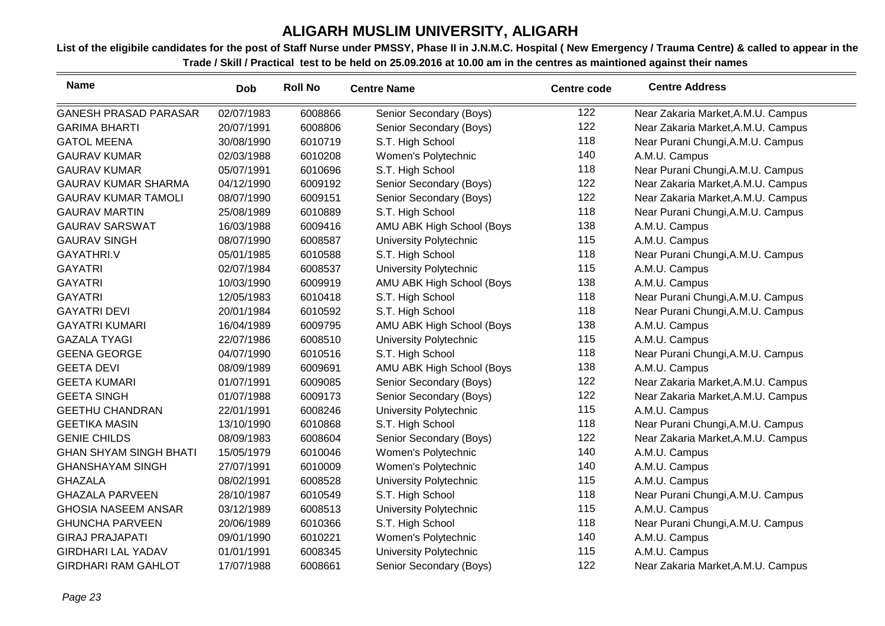# ALIGARH MUSLIM UNIVERSITY, ALIGARH

**List of the eligibile candidates for the post of Staff Nurse under PMSSY, Phase II in J.N.M.C. Hospital ( New Emergency / Trauma Centre) & called to appear in the Trade / Skill / Practical test to be held on 25.09.2016 at 10.00 am in the centres as maintioned against their names**

| Name | Dob | Roll No | Centre Name | Centre code | Centre Address |
|---|---|---|---|---|---|
| GANESH PRASAD PARASAR | 02/07/1983 | 6008866 | Senior Secondary (Boys) | 122 | Near Zakaria Market,A.M.U. Campus |
| GARIMA BHARTI | 20/07/1991 | 6008806 | Senior Secondary (Boys) | 122 | Near Zakaria Market,A.M.U. Campus |
| GATOL MEENA | 30/08/1990 | 6010719 | S.T. High School | 118 | Near Purani Chungi,A.M.U. Campus |
| GAURAV KUMAR | 02/03/1988 | 6010208 | Women's Polytechnic | 140 | A.M.U. Campus |
| GAURAV KUMAR | 05/07/1991 | 6010696 | S.T. High School | 118 | Near Purani Chungi,A.M.U. Campus |
| GAURAV KUMAR SHARMA | 04/12/1990 | 6009192 | Senior Secondary (Boys) | 122 | Near Zakaria Market,A.M.U. Campus |
| GAURAV KUMAR TAMOLI | 08/07/1990 | 6009151 | Senior Secondary (Boys) | 122 | Near Zakaria Market,A.M.U. Campus |
| GAURAV MARTIN | 25/08/1989 | 6010889 | S.T. High School | 118 | Near Purani Chungi,A.M.U. Campus |
| GAURAV SARSWAT | 16/03/1988 | 6009416 | AMU ABK High School (Boys | 138 | A.M.U. Campus |
| GAURAV SINGH | 08/07/1990 | 6008587 | University Polytechnic | 115 | A.M.U. Campus |
| GAYATHRI.V | 05/01/1985 | 6010588 | S.T. High School | 118 | Near Purani Chungi,A.M.U. Campus |
| GAYATRI | 02/07/1984 | 6008537 | University Polytechnic | 115 | A.M.U. Campus |
| GAYATRI | 10/03/1990 | 6009919 | AMU ABK High School (Boys | 138 | A.M.U. Campus |
| GAYATRI | 12/05/1983 | 6010418 | S.T. High School | 118 | Near Purani Chungi,A.M.U. Campus |
| GAYATRI DEVI | 20/01/1984 | 6010592 | S.T. High School | 118 | Near Purani Chungi,A.M.U. Campus |
| GAYATRI KUMARI | 16/04/1989 | 6009795 | AMU ABK High School (Boys | 138 | A.M.U. Campus |
| GAZALA TYAGI | 22/07/1986 | 6008510 | University Polytechnic | 115 | A.M.U. Campus |
| GEENA GEORGE | 04/07/1990 | 6010516 | S.T. High School | 118 | Near Purani Chungi,A.M.U. Campus |
| GEETA DEVI | 08/09/1989 | 6009691 | AMU ABK High School (Boys | 138 | A.M.U. Campus |
| GEETA KUMARI | 01/07/1991 | 6009085 | Senior Secondary (Boys) | 122 | Near Zakaria Market,A.M.U. Campus |
| GEETA SINGH | 01/07/1988 | 6009173 | Senior Secondary (Boys) | 122 | Near Zakaria Market,A.M.U. Campus |
| GEETHU CHANDRAN | 22/01/1991 | 6008246 | University Polytechnic | 115 | A.M.U. Campus |
| GEETIKA MASIN | 13/10/1990 | 6010868 | S.T. High School | 118 | Near Purani Chungi,A.M.U. Campus |
| GENIE CHILDS | 08/09/1983 | 6008604 | Senior Secondary (Boys) | 122 | Near Zakaria Market,A.M.U. Campus |
| GHAN SHYAM SINGH BHATI | 15/05/1979 | 6010046 | Women's Polytechnic | 140 | A.M.U. Campus |
| GHANSHAYAM SINGH | 27/07/1991 | 6010009 | Women's Polytechnic | 140 | A.M.U. Campus |
| GHAZALA | 08/02/1991 | 6008528 | University Polytechnic | 115 | A.M.U. Campus |
| GHAZALA PARVEEN | 28/10/1987 | 6010549 | S.T. High School | 118 | Near Purani Chungi,A.M.U. Campus |
| GHOSIA NASEEM ANSAR | 03/12/1989 | 6008513 | University Polytechnic | 115 | A.M.U. Campus |
| GHUNCHA PARVEEN | 20/06/1989 | 6010366 | S.T. High School | 118 | Near Purani Chungi,A.M.U. Campus |
| GIRAJ PRAJAPATI | 09/01/1990 | 6010221 | Women's Polytechnic | 140 | A.M.U. Campus |
| GIRDHARI LAL YADAV | 01/01/1991 | 6008345 | University Polytechnic | 115 | A.M.U. Campus |
| GIRDHARI RAM GAHLOT | 17/07/1988 | 6008661 | Senior Secondary (Boys) | 122 | Near Zakaria Market,A.M.U. Campus |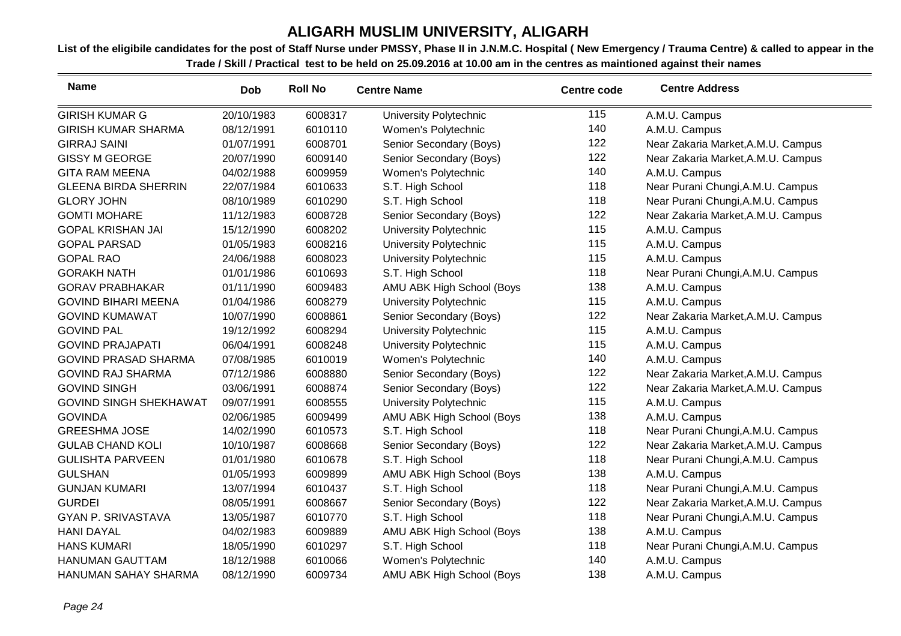# ALIGARH MUSLIM UNIVERSITY, ALIGARH

**List of the eligibile candidates for the post of Staff Nurse under PMSSY, Phase II in J.N.M.C. Hospital ( New Emergency / Trauma Centre) & called to appear in the Trade / Skill / Practical test to be held on 25.09.2016 at 10.00 am in the centres as maintioned against their names**

| Name | Dob | Roll No | Centre Name | Centre code | Centre Address |
|---|---|---|---|---|---|
| GIRISH KUMAR G | 20/10/1983 | 6008317 | University Polytechnic | 115 | A.M.U. Campus |
| GIRISH KUMAR SHARMA | 08/12/1991 | 6010110 | Women's Polytechnic | 140 | A.M.U. Campus |
| GIRRAJ SAINI | 01/07/1991 | 6008701 | Senior Secondary (Boys) | 122 | Near Zakaria Market,A.M.U. Campus |
| GISSY M GEORGE | 20/07/1990 | 6009140 | Senior Secondary (Boys) | 122 | Near Zakaria Market,A.M.U. Campus |
| GITA RAM MEENA | 04/02/1988 | 6009959 | Women's Polytechnic | 140 | A.M.U. Campus |
| GLEENA BIRDA SHERRIN | 22/07/1984 | 6010633 | S.T. High School | 118 | Near Purani Chungi,A.M.U. Campus |
| GLORY JOHN | 08/10/1989 | 6010290 | S.T. High School | 118 | Near Purani Chungi,A.M.U. Campus |
| GOMTI MOHARE | 11/12/1983 | 6008728 | Senior Secondary (Boys) | 122 | Near Zakaria Market,A.M.U. Campus |
| GOPAL KRISHAN JAI | 15/12/1990 | 6008202 | University Polytechnic | 115 | A.M.U. Campus |
| GOPAL PARSAD | 01/05/1983 | 6008216 | University Polytechnic | 115 | A.M.U. Campus |
| GOPAL RAO | 24/06/1988 | 6008023 | University Polytechnic | 115 | A.M.U. Campus |
| GORAKH NATH | 01/01/1986 | 6010693 | S.T. High School | 118 | Near Purani Chungi,A.M.U. Campus |
| GORAV PRABHAKAR | 01/11/1990 | 6009483 | AMU ABK High School (Boys | 138 | A.M.U. Campus |
| GOVIND BIHARI MEENA | 01/04/1986 | 6008279 | University Polytechnic | 115 | A.M.U. Campus |
| GOVIND KUMAWAT | 10/07/1990 | 6008861 | Senior Secondary (Boys) | 122 | Near Zakaria Market,A.M.U. Campus |
| GOVIND PAL | 19/12/1992 | 6008294 | University Polytechnic | 115 | A.M.U. Campus |
| GOVIND PRAJAPATI | 06/04/1991 | 6008248 | University Polytechnic | 115 | A.M.U. Campus |
| GOVIND PRASAD SHARMA | 07/08/1985 | 6010019 | Women's Polytechnic | 140 | A.M.U. Campus |
| GOVIND RAJ SHARMA | 07/12/1986 | 6008880 | Senior Secondary (Boys) | 122 | Near Zakaria Market,A.M.U. Campus |
| GOVIND SINGH | 03/06/1991 | 6008874 | Senior Secondary (Boys) | 122 | Near Zakaria Market,A.M.U. Campus |
| GOVIND SINGH SHEKHAWAT | 09/07/1991 | 6008555 | University Polytechnic | 115 | A.M.U. Campus |
| GOVINDA | 02/06/1985 | 6009499 | AMU ABK High School (Boys | 138 | A.M.U. Campus |
| GREESHMA JOSE | 14/02/1990 | 6010573 | S.T. High School | 118 | Near Purani Chungi,A.M.U. Campus |
| GULAB CHAND KOLI | 10/10/1987 | 6008668 | Senior Secondary (Boys) | 122 | Near Zakaria Market,A.M.U. Campus |
| GULISHTA PARVEEN | 01/01/1980 | 6010678 | S.T. High School | 118 | Near Purani Chungi,A.M.U. Campus |
| GULSHAN | 01/05/1993 | 6009899 | AMU ABK High School (Boys | 138 | A.M.U. Campus |
| GUNJAN KUMARI | 13/07/1994 | 6010437 | S.T. High School | 118 | Near Purani Chungi,A.M.U. Campus |
| GURDEI | 08/05/1991 | 6008667 | Senior Secondary (Boys) | 122 | Near Zakaria Market,A.M.U. Campus |
| GYAN P. SRIVASTAVA | 13/05/1987 | 6010770 | S.T. High School | 118 | Near Purani Chungi,A.M.U. Campus |
| HANI DAYAL | 04/02/1983 | 6009889 | AMU ABK High School (Boys | 138 | A.M.U. Campus |
| HANS KUMARI | 18/05/1990 | 6010297 | S.T. High School | 118 | Near Purani Chungi,A.M.U. Campus |
| HANUMAN GAUTTAM | 18/12/1988 | 6010066 | Women's Polytechnic | 140 | A.M.U. Campus |
| HANUMAN SAHAY SHARMA | 08/12/1990 | 6009734 | AMU ABK High School (Boys | 138 | A.M.U. Campus |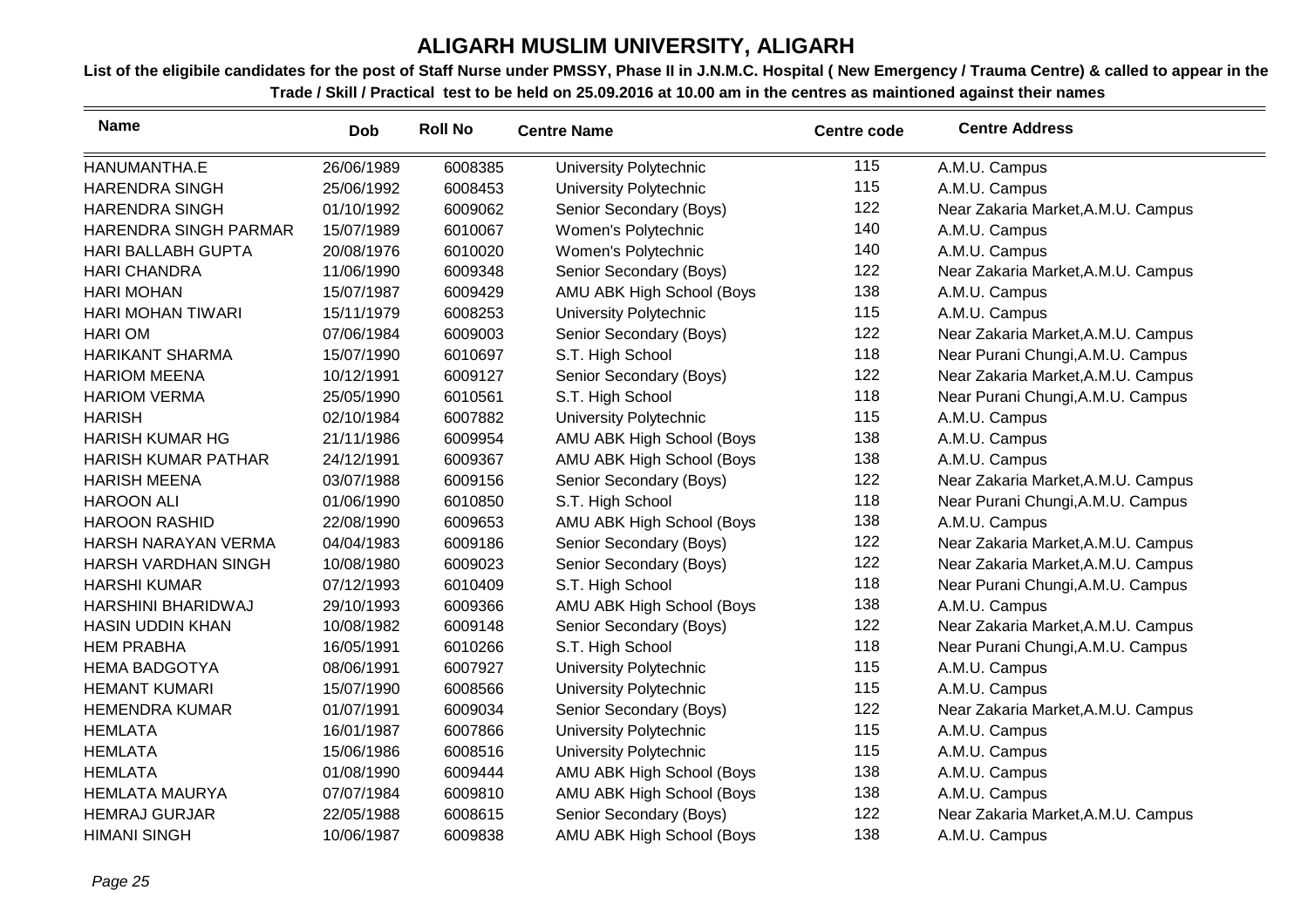# ALIGARH MUSLIM UNIVERSITY, ALIGARH

**List of the eligibile candidates for the post of Staff Nurse under PMSSY, Phase II in J.N.M.C. Hospital ( New Emergency / Trauma Centre) & called to appear in the Trade / Skill / Practical test to be held on 25.09.2016 at 10.00 am in the centres as maintioned against their names**

| Name | Dob | Roll No | Centre Name | Centre code | Centre Address |
|---|---|---|---|---|---|
| HANUMANTHA.E | 26/06/1989 | 6008385 | University Polytechnic | 115 | A.M.U. Campus |
| HARENDRA SINGH | 25/06/1992 | 6008453 | University Polytechnic | 115 | A.M.U. Campus |
| HARENDRA SINGH | 01/10/1992 | 6009062 | Senior Secondary (Boys) | 122 | Near Zakaria Market,A.M.U. Campus |
| HARENDRA SINGH PARMAR | 15/07/1989 | 6010067 | Women's Polytechnic | 140 | A.M.U. Campus |
| HARI BALLABH GUPTA | 20/08/1976 | 6010020 | Women's Polytechnic | 140 | A.M.U. Campus |
| HARI CHANDRA | 11/06/1990 | 6009348 | Senior Secondary (Boys) | 122 | Near Zakaria Market,A.M.U. Campus |
| HARI MOHAN | 15/07/1987 | 6009429 | AMU ABK High School (Boys | 138 | A.M.U. Campus |
| HARI MOHAN TIWARI | 15/11/1979 | 6008253 | University Polytechnic | 115 | A.M.U. Campus |
| HARI OM | 07/06/1984 | 6009003 | Senior Secondary (Boys) | 122 | Near Zakaria Market,A.M.U. Campus |
| HARIKANT SHARMA | 15/07/1990 | 6010697 | S.T. High School | 118 | Near Purani Chungi,A.M.U. Campus |
| HARIOM MEENA | 10/12/1991 | 6009127 | Senior Secondary (Boys) | 122 | Near Zakaria Market,A.M.U. Campus |
| HARIOM VERMA | 25/05/1990 | 6010561 | S.T. High School | 118 | Near Purani Chungi,A.M.U. Campus |
| HARISH | 02/10/1984 | 6007882 | University Polytechnic | 115 | A.M.U. Campus |
| HARISH KUMAR HG | 21/11/1986 | 6009954 | AMU ABK High School (Boys | 138 | A.M.U. Campus |
| HARISH KUMAR PATHAR | 24/12/1991 | 6009367 | AMU ABK High School (Boys | 138 | A.M.U. Campus |
| HARISH MEENA | 03/07/1988 | 6009156 | Senior Secondary (Boys) | 122 | Near Zakaria Market,A.M.U. Campus |
| HAROON ALI | 01/06/1990 | 6010850 | S.T. High School | 118 | Near Purani Chungi,A.M.U. Campus |
| HAROON RASHID | 22/08/1990 | 6009653 | AMU ABK High School (Boys | 138 | A.M.U. Campus |
| HARSH NARAYAN VERMA | 04/04/1983 | 6009186 | Senior Secondary (Boys) | 122 | Near Zakaria Market,A.M.U. Campus |
| HARSH VARDHAN SINGH | 10/08/1980 | 6009023 | Senior Secondary (Boys) | 122 | Near Zakaria Market,A.M.U. Campus |
| HARSHI KUMAR | 07/12/1993 | 6010409 | S.T. High School | 118 | Near Purani Chungi,A.M.U. Campus |
| HARSHINI BHARIDWAJ | 29/10/1993 | 6009366 | AMU ABK High School (Boys | 138 | A.M.U. Campus |
| HASIN UDDIN KHAN | 10/08/1982 | 6009148 | Senior Secondary (Boys) | 122 | Near Zakaria Market,A.M.U. Campus |
| HEM PRABHA | 16/05/1991 | 6010266 | S.T. High School | 118 | Near Purani Chungi,A.M.U. Campus |
| HEMA BADGOTYA | 08/06/1991 | 6007927 | University Polytechnic | 115 | A.M.U. Campus |
| HEMANT KUMARI | 15/07/1990 | 6008566 | University Polytechnic | 115 | A.M.U. Campus |
| HEMENDRA KUMAR | 01/07/1991 | 6009034 | Senior Secondary (Boys) | 122 | Near Zakaria Market,A.M.U. Campus |
| HEMLATA | 16/01/1987 | 6007866 | University Polytechnic | 115 | A.M.U. Campus |
| HEMLATA | 15/06/1986 | 6008516 | University Polytechnic | 115 | A.M.U. Campus |
| HEMLATA | 01/08/1990 | 6009444 | AMU ABK High School (Boys | 138 | A.M.U. Campus |
| HEMLATA MAURYA | 07/07/1984 | 6009810 | AMU ABK High School (Boys | 138 | A.M.U. Campus |
| HEMRAJ GURJAR | 22/05/1988 | 6008615 | Senior Secondary (Boys) | 122 | Near Zakaria Market,A.M.U. Campus |
| HIMANI SINGH | 10/06/1987 | 6009838 | AMU ABK High School (Boys | 138 | A.M.U. Campus |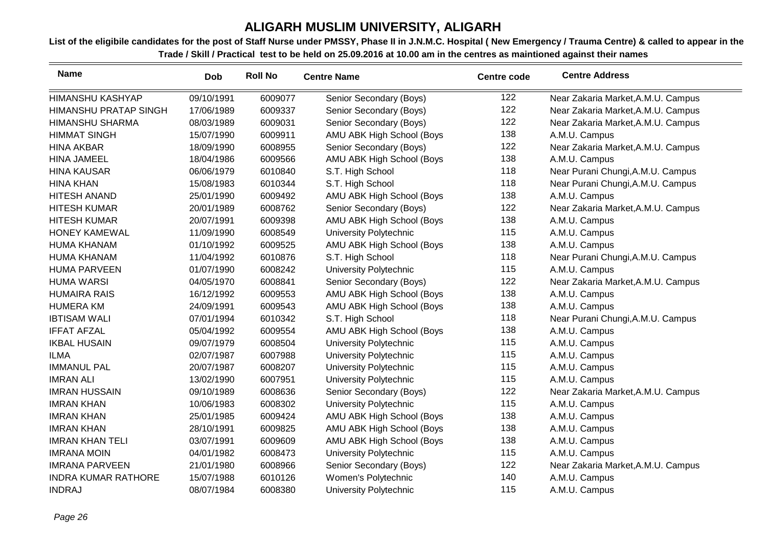# ALIGARH MUSLIM UNIVERSITY, ALIGARH

**List of the eligibile candidates for the post of Staff Nurse under PMSSY, Phase II in J.N.M.C. Hospital ( New Emergency / Trauma Centre) & called to appear in the Trade / Skill / Practical test to be held on 25.09.2016 at 10.00 am in the centres as maintioned against their names**

| Name | Dob | Roll No | Centre Name | Centre code | Centre Address |
|---|---|---|---|---|---|
| HIMANSHU KASHYAP | 09/10/1991 | 6009077 | Senior Secondary (Boys) | 122 | Near Zakaria Market,A.M.U. Campus |
| HIMANSHU PRATAP SINGH | 17/06/1989 | 6009337 | Senior Secondary (Boys) | 122 | Near Zakaria Market,A.M.U. Campus |
| HIMANSHU SHARMA | 08/03/1989 | 6009031 | Senior Secondary (Boys) | 122 | Near Zakaria Market,A.M.U. Campus |
| HIMMAT SINGH | 15/07/1990 | 6009911 | AMU ABK High School (Boys | 138 | A.M.U. Campus |
| HINA AKBAR | 18/09/1990 | 6008955 | Senior Secondary (Boys) | 122 | Near Zakaria Market,A.M.U. Campus |
| HINA JAMEEL | 18/04/1986 | 6009566 | AMU ABK High School (Boys | 138 | A.M.U. Campus |
| HINA KAUSAR | 06/06/1979 | 6010840 | S.T. High School | 118 | Near Purani Chungi,A.M.U. Campus |
| HINA KHAN | 15/08/1983 | 6010344 | S.T. High School | 118 | Near Purani Chungi,A.M.U. Campus |
| HITESH ANAND | 25/01/1990 | 6009492 | AMU ABK High School (Boys | 138 | A.M.U. Campus |
| HITESH KUMAR | 20/01/1989 | 6008762 | Senior Secondary (Boys) | 122 | Near Zakaria Market,A.M.U. Campus |
| HITESH KUMAR | 20/07/1991 | 6009398 | AMU ABK High School (Boys | 138 | A.M.U. Campus |
| HONEY KAMEWAL | 11/09/1990 | 6008549 | University Polytechnic | 115 | A.M.U. Campus |
| HUMA KHANAM | 01/10/1992 | 6009525 | AMU ABK High School (Boys | 138 | A.M.U. Campus |
| HUMA KHANAM | 11/04/1992 | 6010876 | S.T. High School | 118 | Near Purani Chungi,A.M.U. Campus |
| HUMA PARVEEN | 01/07/1990 | 6008242 | University Polytechnic | 115 | A.M.U. Campus |
| HUMA WARSI | 04/05/1970 | 6008841 | Senior Secondary (Boys) | 122 | Near Zakaria Market,A.M.U. Campus |
| HUMAIRA RAIS | 16/12/1992 | 6009553 | AMU ABK High School (Boys | 138 | A.M.U. Campus |
| HUMERA KM | 24/09/1991 | 6009543 | AMU ABK High School (Boys | 138 | A.M.U. Campus |
| IBTISAM WALI | 07/01/1994 | 6010342 | S.T. High School | 118 | Near Purani Chungi,A.M.U. Campus |
| IFFAT AFZAL | 05/04/1992 | 6009554 | AMU ABK High School (Boys | 138 | A.M.U. Campus |
| IKBAL HUSAIN | 09/07/1979 | 6008504 | University Polytechnic | 115 | A.M.U. Campus |
| ILMA | 02/07/1987 | 6007988 | University Polytechnic | 115 | A.M.U. Campus |
| IMMANUL PAL | 20/07/1987 | 6008207 | University Polytechnic | 115 | A.M.U. Campus |
| IMRAN ALI | 13/02/1990 | 6007951 | University Polytechnic | 115 | A.M.U. Campus |
| IMRAN HUSSAIN | 09/10/1989 | 6008636 | Senior Secondary (Boys) | 122 | Near Zakaria Market,A.M.U. Campus |
| IMRAN KHAN | 10/06/1983 | 6008302 | University Polytechnic | 115 | A.M.U. Campus |
| IMRAN KHAN | 25/01/1985 | 6009424 | AMU ABK High School (Boys | 138 | A.M.U. Campus |
| IMRAN KHAN | 28/10/1991 | 6009825 | AMU ABK High School (Boys | 138 | A.M.U. Campus |
| IMRAN KHAN TELI | 03/07/1991 | 6009609 | AMU ABK High School (Boys | 138 | A.M.U. Campus |
| IMRANA MOIN | 04/01/1982 | 6008473 | University Polytechnic | 115 | A.M.U. Campus |
| IMRANA PARVEEN | 21/01/1980 | 6008966 | Senior Secondary (Boys) | 122 | Near Zakaria Market,A.M.U. Campus |
| INDRA KUMAR RATHORE | 15/07/1988 | 6010126 | Women's Polytechnic | 140 | A.M.U. Campus |
| INDRAJ | 08/07/1984 | 6008380 | University Polytechnic | 115 | A.M.U. Campus |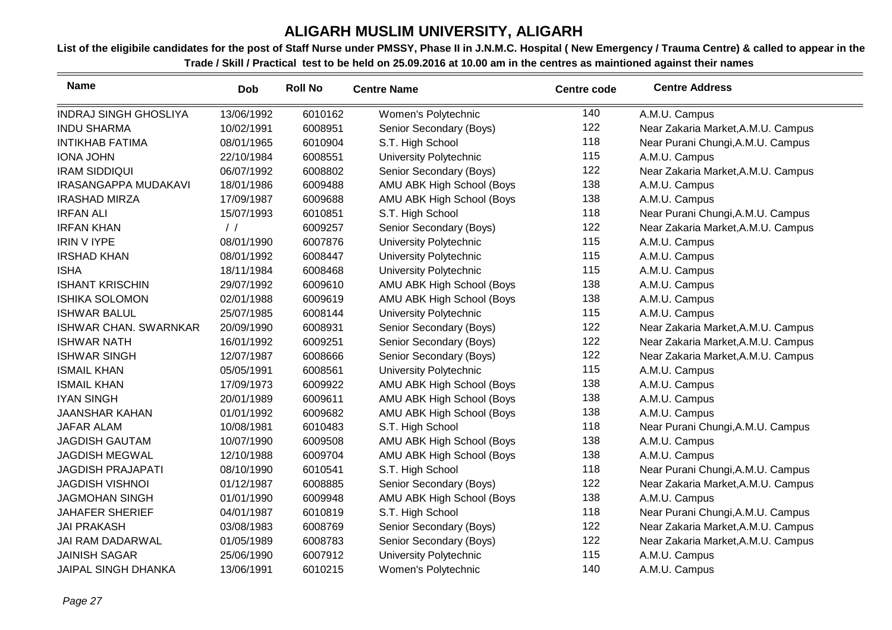# ALIGARH MUSLIM UNIVERSITY, ALIGARH

**List of the eligibile candidates for the post of Staff Nurse under PMSSY, Phase II in J.N.M.C. Hospital ( New Emergency / Trauma Centre) & called to appear in the Trade / Skill / Practical test to be held on 25.09.2016 at 10.00 am in the centres as maintioned against their names**

| Name | Dob | Roll No | Centre Name | Centre code | Centre Address |
|---|---|---|---|---|---|
| INDRAJ SINGH GHOSLIYA | 13/06/1992 | 6010162 | Women's Polytechnic | 140 | A.M.U. Campus |
| INDU SHARMA | 10/02/1991 | 6008951 | Senior Secondary (Boys) | 122 | Near Zakaria Market,A.M.U. Campus |
| INTIKHAB FATIMA | 08/01/1965 | 6010904 | S.T. High School | 118 | Near Purani Chungi,A.M.U. Campus |
| IONA JOHN | 22/10/1984 | 6008551 | University Polytechnic | 115 | A.M.U. Campus |
| IRAM SIDDIQUI | 06/07/1992 | 6008802 | Senior Secondary (Boys) | 122 | Near Zakaria Market,A.M.U. Campus |
| IRASANGAPPA MUDAKAVI | 18/01/1986 | 6009488 | AMU ABK High School (Boys | 138 | A.M.U. Campus |
| IRASHAD MIRZA | 17/09/1987 | 6009688 | AMU ABK High School (Boys | 138 | A.M.U. Campus |
| IRFAN ALI | 15/07/1993 | 6010851 | S.T. High School | 118 | Near Purani Chungi,A.M.U. Campus |
| IRFAN KHAN | / / | 6009257 | Senior Secondary (Boys) | 122 | Near Zakaria Market,A.M.U. Campus |
| IRIN V IYPE | 08/01/1990 | 6007876 | University Polytechnic | 115 | A.M.U. Campus |
| IRSHAD KHAN | 08/01/1992 | 6008447 | University Polytechnic | 115 | A.M.U. Campus |
| ISHA | 18/11/1984 | 6008468 | University Polytechnic | 115 | A.M.U. Campus |
| ISHANT KRISCHIN | 29/07/1992 | 6009610 | AMU ABK High School (Boys | 138 | A.M.U. Campus |
| ISHIKA SOLOMON | 02/01/1988 | 6009619 | AMU ABK High School (Boys | 138 | A.M.U. Campus |
| ISHWAR BALUL | 25/07/1985 | 6008144 | University Polytechnic | 115 | A.M.U. Campus |
| ISHWAR CHAN. SWARNKAR | 20/09/1990 | 6008931 | Senior Secondary (Boys) | 122 | Near Zakaria Market,A.M.U. Campus |
| ISHWAR NATH | 16/01/1992 | 6009251 | Senior Secondary (Boys) | 122 | Near Zakaria Market,A.M.U. Campus |
| ISHWAR SINGH | 12/07/1987 | 6008666 | Senior Secondary (Boys) | 122 | Near Zakaria Market,A.M.U. Campus |
| ISMAIL KHAN | 05/05/1991 | 6008561 | University Polytechnic | 115 | A.M.U. Campus |
| ISMAIL KHAN | 17/09/1973 | 6009922 | AMU ABK High School (Boys | 138 | A.M.U. Campus |
| IYAN SINGH | 20/01/1989 | 6009611 | AMU ABK High School (Boys | 138 | A.M.U. Campus |
| JAANSHAR KAHAN | 01/01/1992 | 6009682 | AMU ABK High School (Boys | 138 | A.M.U. Campus |
| JAFAR ALAM | 10/08/1981 | 6010483 | S.T. High School | 118 | Near Purani Chungi,A.M.U. Campus |
| JAGDISH GAUTAM | 10/07/1990 | 6009508 | AMU ABK High School (Boys | 138 | A.M.U. Campus |
| JAGDISH MEGWAL | 12/10/1988 | 6009704 | AMU ABK High School (Boys | 138 | A.M.U. Campus |
| JAGDISH PRAJAPATI | 08/10/1990 | 6010541 | S.T. High School | 118 | Near Purani Chungi,A.M.U. Campus |
| JAGDISH VISHNOI | 01/12/1987 | 6008885 | Senior Secondary (Boys) | 122 | Near Zakaria Market,A.M.U. Campus |
| JAGMOHAN SINGH | 01/01/1990 | 6009948 | AMU ABK High School (Boys | 138 | A.M.U. Campus |
| JAHAFER SHERIEF | 04/01/1987 | 6010819 | S.T. High School | 118 | Near Purani Chungi,A.M.U. Campus |
| JAI PRAKASH | 03/08/1983 | 6008769 | Senior Secondary (Boys) | 122 | Near Zakaria Market,A.M.U. Campus |
| JAI RAM DADARWAL | 01/05/1989 | 6008783 | Senior Secondary (Boys) | 122 | Near Zakaria Market,A.M.U. Campus |
| JAINISH SAGAR | 25/06/1990 | 6007912 | University Polytechnic | 115 | A.M.U. Campus |
| JAIPAL SINGH DHANKA | 13/06/1991 | 6010215 | Women's Polytechnic | 140 | A.M.U. Campus |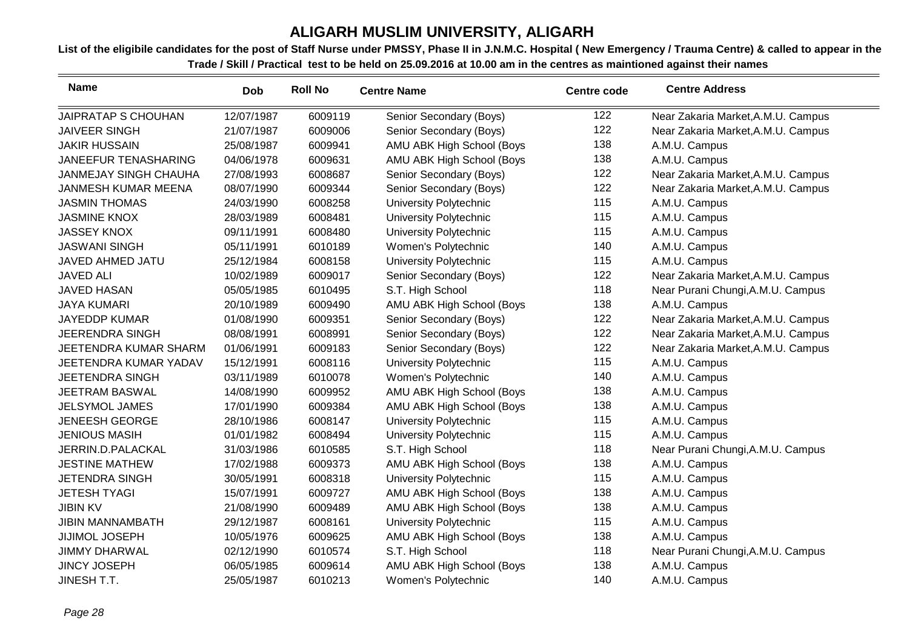# ALIGARH MUSLIM UNIVERSITY, ALIGARH

**List of the eligibile candidates for the post of Staff Nurse under PMSSY, Phase II in J.N.M.C. Hospital ( New Emergency / Trauma Centre) & called to appear in the Trade / Skill / Practical test to be held on 25.09.2016 at 10.00 am in the centres as maintioned against their names**

| Name | Dob | Roll No | Centre Name | Centre code | Centre Address |
|---|---|---|---|---|---|
| JAIPRATAP S CHOUHAN | 12/07/1987 | 6009119 | Senior Secondary (Boys) | 122 | Near Zakaria Market,A.M.U. Campus |
| JAIVEER SINGH | 21/07/1987 | 6009006 | Senior Secondary (Boys) | 122 | Near Zakaria Market,A.M.U. Campus |
| JAKIR HUSSAIN | 25/08/1987 | 6009941 | AMU ABK High School (Boys | 138 | A.M.U. Campus |
| JANEEFUR TENASHARING | 04/06/1978 | 6009631 | AMU ABK High School (Boys | 138 | A.M.U. Campus |
| JANMEJAY SINGH CHAUHA | 27/08/1993 | 6008687 | Senior Secondary (Boys) | 122 | Near Zakaria Market,A.M.U. Campus |
| JANMESH KUMAR MEENA | 08/07/1990 | 6009344 | Senior Secondary (Boys) | 122 | Near Zakaria Market,A.M.U. Campus |
| JASMIN THOMAS | 24/03/1990 | 6008258 | University Polytechnic | 115 | A.M.U. Campus |
| JASMINE KNOX | 28/03/1989 | 6008481 | University Polytechnic | 115 | A.M.U. Campus |
| JASSEY KNOX | 09/11/1991 | 6008480 | University Polytechnic | 115 | A.M.U. Campus |
| JASWANI SINGH | 05/11/1991 | 6010189 | Women's Polytechnic | 140 | A.M.U. Campus |
| JAVED AHMED JATU | 25/12/1984 | 6008158 | University Polytechnic | 115 | A.M.U. Campus |
| JAVED ALI | 10/02/1989 | 6009017 | Senior Secondary (Boys) | 122 | Near Zakaria Market,A.M.U. Campus |
| JAVED HASAN | 05/05/1985 | 6010495 | S.T. High School | 118 | Near Purani Chungi,A.M.U. Campus |
| JAYA KUMARI | 20/10/1989 | 6009490 | AMU ABK High School (Boys | 138 | A.M.U. Campus |
| JAYEDDP KUMAR | 01/08/1990 | 6009351 | Senior Secondary (Boys) | 122 | Near Zakaria Market,A.M.U. Campus |
| JEERENDRA SINGH | 08/08/1991 | 6008991 | Senior Secondary (Boys) | 122 | Near Zakaria Market,A.M.U. Campus |
| JEETENDRA KUMAR SHARM | 01/06/1991 | 6009183 | Senior Secondary (Boys) | 122 | Near Zakaria Market,A.M.U. Campus |
| JEETENDRA KUMAR YADAV | 15/12/1991 | 6008116 | University Polytechnic | 115 | A.M.U. Campus |
| JEETENDRA SINGH | 03/11/1989 | 6010078 | Women's Polytechnic | 140 | A.M.U. Campus |
| JEETRAM BASWAL | 14/08/1990 | 6009952 | AMU ABK High School (Boys | 138 | A.M.U. Campus |
| JELSYMOL JAMES | 17/01/1990 | 6009384 | AMU ABK High School (Boys | 138 | A.M.U. Campus |
| JENEESH GEORGE | 28/10/1986 | 6008147 | University Polytechnic | 115 | A.M.U. Campus |
| JENIOUS MASIH | 01/01/1982 | 6008494 | University Polytechnic | 115 | A.M.U. Campus |
| JERRIN.D.PALACKAL | 31/03/1986 | 6010585 | S.T. High School | 118 | Near Purani Chungi,A.M.U. Campus |
| JESTINE MATHEW | 17/02/1988 | 6009373 | AMU ABK High School (Boys | 138 | A.M.U. Campus |
| JETENDRA SINGH | 30/05/1991 | 6008318 | University Polytechnic | 115 | A.M.U. Campus |
| JETESH TYAGI | 15/07/1991 | 6009727 | AMU ABK High School (Boys | 138 | A.M.U. Campus |
| JIBIN KV | 21/08/1990 | 6009489 | AMU ABK High School (Boys | 138 | A.M.U. Campus |
| JIBIN MANNAMBATH | 29/12/1987 | 6008161 | University Polytechnic | 115 | A.M.U. Campus |
| JIJIMOL JOSEPH | 10/05/1976 | 6009625 | AMU ABK High School (Boys | 138 | A.M.U. Campus |
| JIMMY DHARWAL | 02/12/1990 | 6010574 | S.T. High School | 118 | Near Purani Chungi,A.M.U. Campus |
| JINCY JOSEPH | 06/05/1985 | 6009614 | AMU ABK High School (Boys | 138 | A.M.U. Campus |
| JINESH T.T. | 25/05/1987 | 6010213 | Women's Polytechnic | 140 | A.M.U. Campus |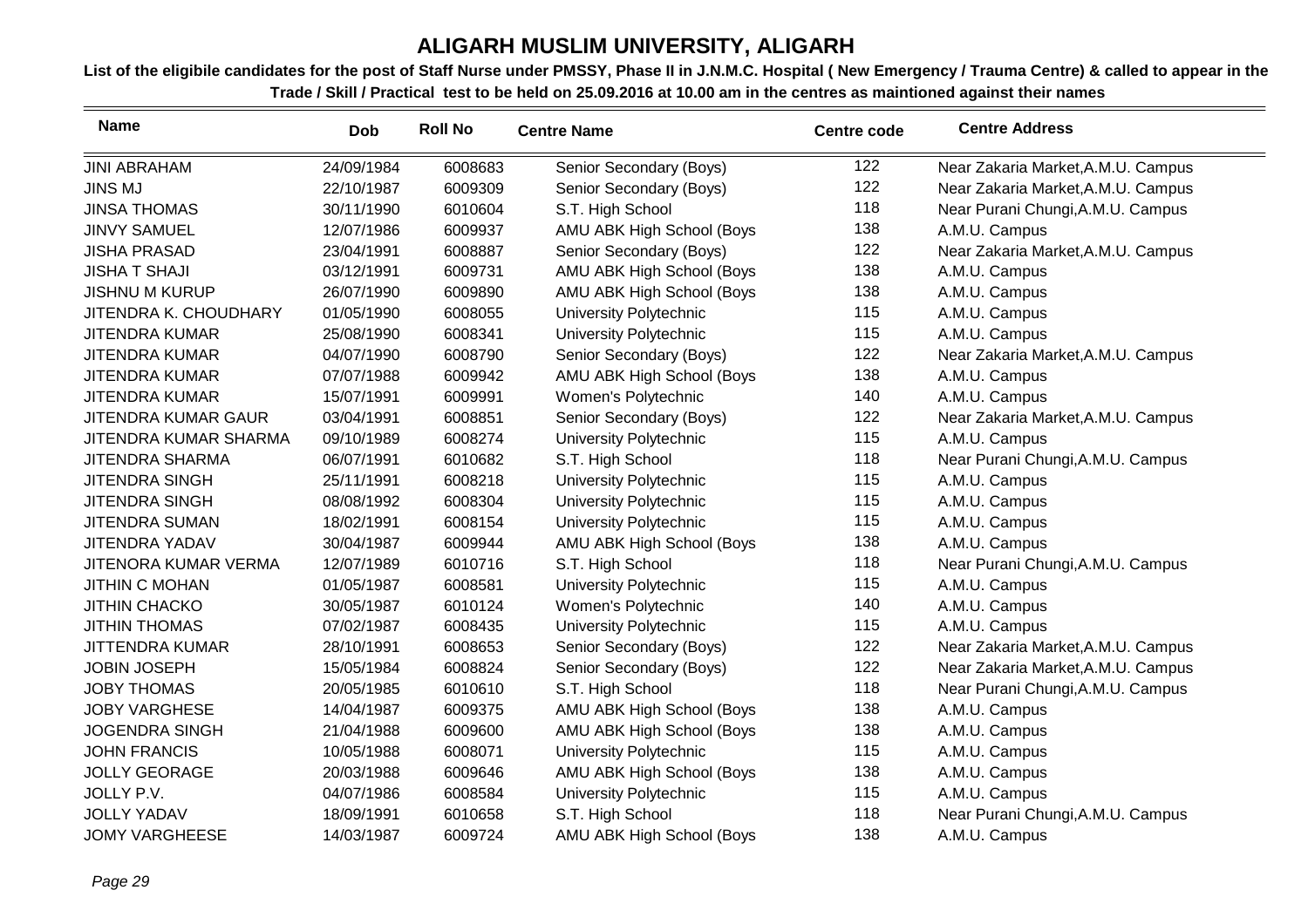# ALIGARH MUSLIM UNIVERSITY, ALIGARH

**List of the eligibile candidates for the post of Staff Nurse under PMSSY, Phase II in J.N.M.C. Hospital ( New Emergency / Trauma Centre) & called to appear in the Trade / Skill / Practical test to be held on 25.09.2016 at 10.00 am in the centres as maintioned against their names**

| Name | Dob | Roll No | Centre Name | Centre code | Centre Address |
|---|---|---|---|---|---|
| JINI ABRAHAM | 24/09/1984 | 6008683 | Senior Secondary (Boys) | 122 | Near Zakaria Market,A.M.U. Campus |
| JINS MJ | 22/10/1987 | 6009309 | Senior Secondary (Boys) | 122 | Near Zakaria Market,A.M.U. Campus |
| JINSA THOMAS | 30/11/1990 | 6010604 | S.T. High School | 118 | Near Purani Chungi,A.M.U. Campus |
| JINVY SAMUEL | 12/07/1986 | 6009937 | AMU ABK High School (Boys | 138 | A.M.U. Campus |
| JISHA PRASAD | 23/04/1991 | 6008887 | Senior Secondary (Boys) | 122 | Near Zakaria Market,A.M.U. Campus |
| JISHA T SHAJI | 03/12/1991 | 6009731 | AMU ABK High School (Boys | 138 | A.M.U. Campus |
| JISHNU M KURUP | 26/07/1990 | 6009890 | AMU ABK High School (Boys | 138 | A.M.U. Campus |
| JITENDRA K. CHOUDHARY | 01/05/1990 | 6008055 | University Polytechnic | 115 | A.M.U. Campus |
| JITENDRA KUMAR | 25/08/1990 | 6008341 | University Polytechnic | 115 | A.M.U. Campus |
| JITENDRA KUMAR | 04/07/1990 | 6008790 | Senior Secondary (Boys) | 122 | Near Zakaria Market,A.M.U. Campus |
| JITENDRA KUMAR | 07/07/1988 | 6009942 | AMU ABK High School (Boys | 138 | A.M.U. Campus |
| JITENDRA KUMAR | 15/07/1991 | 6009991 | Women's Polytechnic | 140 | A.M.U. Campus |
| JITENDRA KUMAR GAUR | 03/04/1991 | 6008851 | Senior Secondary (Boys) | 122 | Near Zakaria Market,A.M.U. Campus |
| JITENDRA KUMAR SHARMA | 09/10/1989 | 6008274 | University Polytechnic | 115 | A.M.U. Campus |
| JITENDRA SHARMA | 06/07/1991 | 6010682 | S.T. High School | 118 | Near Purani Chungi,A.M.U. Campus |
| JITENDRA SINGH | 25/11/1991 | 6008218 | University Polytechnic | 115 | A.M.U. Campus |
| JITENDRA SINGH | 08/08/1992 | 6008304 | University Polytechnic | 115 | A.M.U. Campus |
| JITENDRA SUMAN | 18/02/1991 | 6008154 | University Polytechnic | 115 | A.M.U. Campus |
| JITENDRA YADAV | 30/04/1987 | 6009944 | AMU ABK High School (Boys | 138 | A.M.U. Campus |
| JITENORA KUMAR VERMA | 12/07/1989 | 6010716 | S.T. High School | 118 | Near Purani Chungi,A.M.U. Campus |
| JITHIN C MOHAN | 01/05/1987 | 6008581 | University Polytechnic | 115 | A.M.U. Campus |
| JITHIN CHACKO | 30/05/1987 | 6010124 | Women's Polytechnic | 140 | A.M.U. Campus |
| JITHIN THOMAS | 07/02/1987 | 6008435 | University Polytechnic | 115 | A.M.U. Campus |
| JITTENDRA KUMAR | 28/10/1991 | 6008653 | Senior Secondary (Boys) | 122 | Near Zakaria Market,A.M.U. Campus |
| JOBIN JOSEPH | 15/05/1984 | 6008824 | Senior Secondary (Boys) | 122 | Near Zakaria Market,A.M.U. Campus |
| JOBY THOMAS | 20/05/1985 | 6010610 | S.T. High School | 118 | Near Purani Chungi,A.M.U. Campus |
| JOBY VARGHESE | 14/04/1987 | 6009375 | AMU ABK High School (Boys | 138 | A.M.U. Campus |
| JOGENDRA SINGH | 21/04/1988 | 6009600 | AMU ABK High School (Boys | 138 | A.M.U. Campus |
| JOHN FRANCIS | 10/05/1988 | 6008071 | University Polytechnic | 115 | A.M.U. Campus |
| JOLLY GEORAGE | 20/03/1988 | 6009646 | AMU ABK High School (Boys | 138 | A.M.U. Campus |
| JOLLY P.V. | 04/07/1986 | 6008584 | University Polytechnic | 115 | A.M.U. Campus |
| JOLLY YADAV | 18/09/1991 | 6010658 | S.T. High School | 118 | Near Purani Chungi,A.M.U. Campus |
| JOMY VARGHEESE | 14/03/1987 | 6009724 | AMU ABK High School (Boys | 138 | A.M.U. Campus |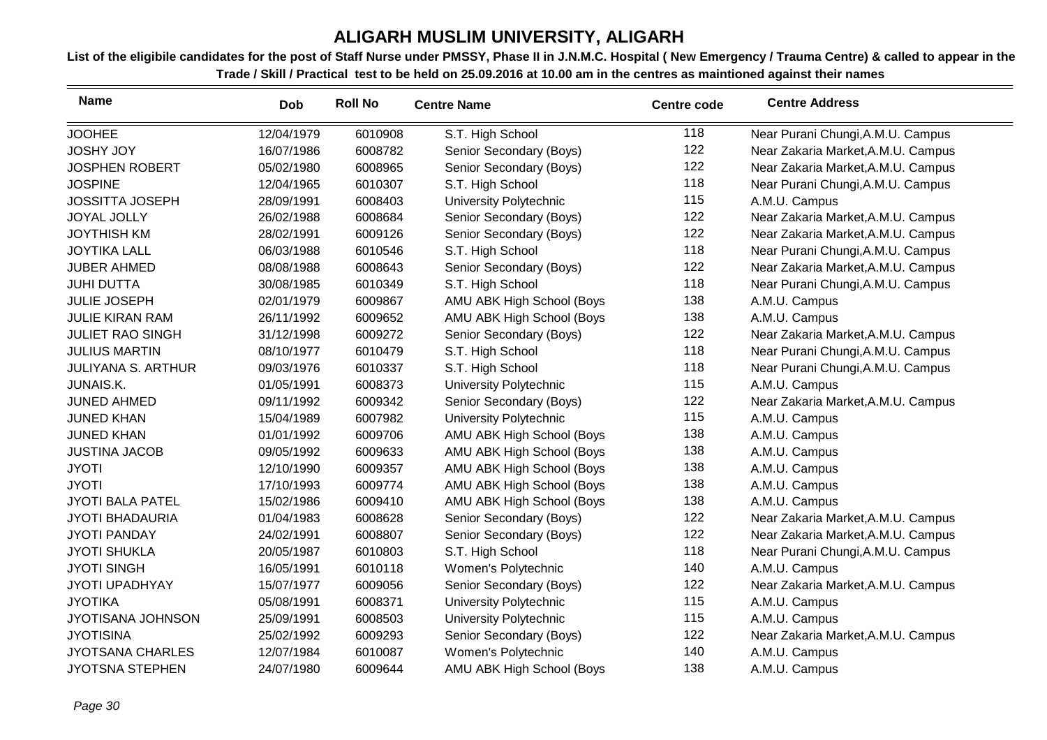# ALIGARH MUSLIM UNIVERSITY, ALIGARH

**List of the eligibile candidates for the post of Staff Nurse under PMSSY, Phase II in J.N.M.C. Hospital ( New Emergency / Trauma Centre) & called to appear in the Trade / Skill / Practical test to be held on 25.09.2016 at 10.00 am in the centres as maintioned against their names**

| Name | Dob | Roll No | Centre Name | Centre code | Centre Address |
|---|---|---|---|---|---|
| JOOHEE | 12/04/1979 | 6010908 | S.T. High School | 118 | Near Purani Chungi,A.M.U. Campus |
| JOSHY JOY | 16/07/1986 | 6008782 | Senior Secondary (Boys) | 122 | Near Zakaria Market,A.M.U. Campus |
| JOSPHEN ROBERT | 05/02/1980 | 6008965 | Senior Secondary (Boys) | 122 | Near Zakaria Market,A.M.U. Campus |
| JOSPINE | 12/04/1965 | 6010307 | S.T. High School | 118 | Near Purani Chungi,A.M.U. Campus |
| JOSSITTA JOSEPH | 28/09/1991 | 6008403 | University Polytechnic | 115 | A.M.U. Campus |
| JOYAL JOLLY | 26/02/1988 | 6008684 | Senior Secondary (Boys) | 122 | Near Zakaria Market,A.M.U. Campus |
| JOYTHISH KM | 28/02/1991 | 6009126 | Senior Secondary (Boys) | 122 | Near Zakaria Market,A.M.U. Campus |
| JOYTIKA LALL | 06/03/1988 | 6010546 | S.T. High School | 118 | Near Purani Chungi,A.M.U. Campus |
| JUBER AHMED | 08/08/1988 | 6008643 | Senior Secondary (Boys) | 122 | Near Zakaria Market,A.M.U. Campus |
| JUHI DUTTA | 30/08/1985 | 6010349 | S.T. High School | 118 | Near Purani Chungi,A.M.U. Campus |
| JULIE JOSEPH | 02/01/1979 | 6009867 | AMU ABK High School (Boys | 138 | A.M.U. Campus |
| JULIE KIRAN RAM | 26/11/1992 | 6009652 | AMU ABK High School (Boys | 138 | A.M.U. Campus |
| JULIET RAO SINGH | 31/12/1998 | 6009272 | Senior Secondary (Boys) | 122 | Near Zakaria Market,A.M.U. Campus |
| JULIUS MARTIN | 08/10/1977 | 6010479 | S.T. High School | 118 | Near Purani Chungi,A.M.U. Campus |
| JULIYANA S. ARTHUR | 09/03/1976 | 6010337 | S.T. High School | 118 | Near Purani Chungi,A.M.U. Campus |
| JUNAIS.K. | 01/05/1991 | 6008373 | University Polytechnic | 115 | A.M.U. Campus |
| JUNED AHMED | 09/11/1992 | 6009342 | Senior Secondary (Boys) | 122 | Near Zakaria Market,A.M.U. Campus |
| JUNED KHAN | 15/04/1989 | 6007982 | University Polytechnic | 115 | A.M.U. Campus |
| JUNED KHAN | 01/01/1992 | 6009706 | AMU ABK High School (Boys | 138 | A.M.U. Campus |
| JUSTINA JACOB | 09/05/1992 | 6009633 | AMU ABK High School (Boys | 138 | A.M.U. Campus |
| JYOTI | 12/10/1990 | 6009357 | AMU ABK High School (Boys | 138 | A.M.U. Campus |
| JYOTI | 17/10/1993 | 6009774 | AMU ABK High School (Boys | 138 | A.M.U. Campus |
| JYOTI BALA PATEL | 15/02/1986 | 6009410 | AMU ABK High School (Boys | 138 | A.M.U. Campus |
| JYOTI BHADAURIA | 01/04/1983 | 6008628 | Senior Secondary (Boys) | 122 | Near Zakaria Market,A.M.U. Campus |
| JYOTI PANDAY | 24/02/1991 | 6008807 | Senior Secondary (Boys) | 122 | Near Zakaria Market,A.M.U. Campus |
| JYOTI SHUKLA | 20/05/1987 | 6010803 | S.T. High School | 118 | Near Purani Chungi,A.M.U. Campus |
| JYOTI SINGH | 16/05/1991 | 6010118 | Women's Polytechnic | 140 | A.M.U. Campus |
| JYOTI UPADHYAY | 15/07/1977 | 6009056 | Senior Secondary (Boys) | 122 | Near Zakaria Market,A.M.U. Campus |
| JYOTIKA | 05/08/1991 | 6008371 | University Polytechnic | 115 | A.M.U. Campus |
| JYOTISANA JOHNSON | 25/09/1991 | 6008503 | University Polytechnic | 115 | A.M.U. Campus |
| JYOTISINA | 25/02/1992 | 6009293 | Senior Secondary (Boys) | 122 | Near Zakaria Market,A.M.U. Campus |
| JYOTSANA CHARLES | 12/07/1984 | 6010087 | Women's Polytechnic | 140 | A.M.U. Campus |
| JYOTSNA STEPHEN | 24/07/1980 | 6009644 | AMU ABK High School (Boys | 138 | A.M.U. Campus |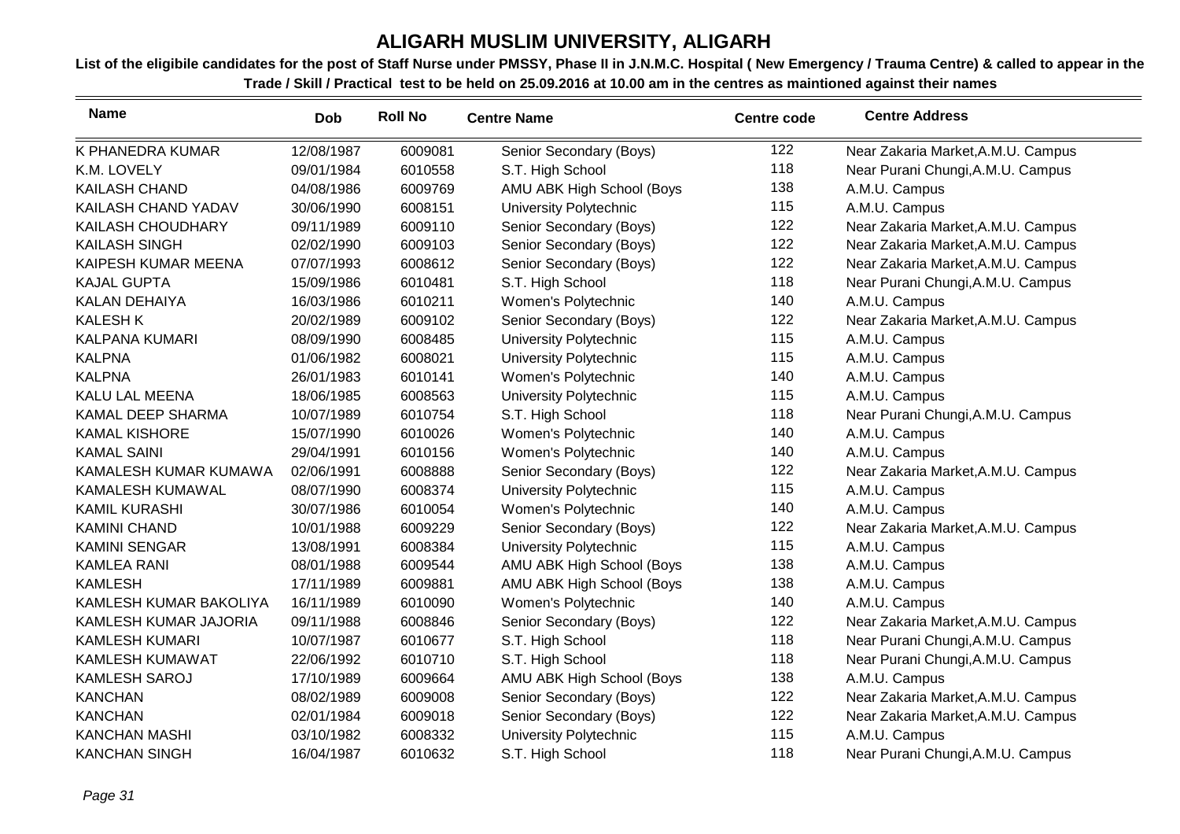# ALIGARH MUSLIM UNIVERSITY, ALIGARH

**List of the eligibile candidates for the post of Staff Nurse under PMSSY, Phase II in J.N.M.C. Hospital ( New Emergency / Trauma Centre) & called to appear in the Trade / Skill / Practical test to be held on 25.09.2016 at 10.00 am in the centres as maintioned against their names**

| Name | Dob | Roll No | Centre Name | Centre code | Centre Address |
|---|---|---|---|---|---|
| K PHANEDRA KUMAR | 12/08/1987 | 6009081 | Senior Secondary (Boys) | 122 | Near Zakaria Market,A.M.U. Campus |
| K.M. LOVELY | 09/01/1984 | 6010558 | S.T. High School | 118 | Near Purani Chungi,A.M.U. Campus |
| KAILASH CHAND | 04/08/1986 | 6009769 | AMU ABK High School (Boys | 138 | A.M.U. Campus |
| KAILASH CHAND YADAV | 30/06/1990 | 6008151 | University Polytechnic | 115 | A.M.U. Campus |
| KAILASH CHOUDHARY | 09/11/1989 | 6009110 | Senior Secondary (Boys) | 122 | Near Zakaria Market,A.M.U. Campus |
| KAILASH SINGH | 02/02/1990 | 6009103 | Senior Secondary (Boys) | 122 | Near Zakaria Market,A.M.U. Campus |
| KAIPESH KUMAR MEENA | 07/07/1993 | 6008612 | Senior Secondary (Boys) | 122 | Near Zakaria Market,A.M.U. Campus |
| KAJAL GUPTA | 15/09/1986 | 6010481 | S.T. High School | 118 | Near Purani Chungi,A.M.U. Campus |
| KALAN DEHAIYA | 16/03/1986 | 6010211 | Women's Polytechnic | 140 | A.M.U. Campus |
| KALESH K | 20/02/1989 | 6009102 | Senior Secondary (Boys) | 122 | Near Zakaria Market,A.M.U. Campus |
| KALPANA KUMARI | 08/09/1990 | 6008485 | University Polytechnic | 115 | A.M.U. Campus |
| KALPNA | 01/06/1982 | 6008021 | University Polytechnic | 115 | A.M.U. Campus |
| KALPNA | 26/01/1983 | 6010141 | Women's Polytechnic | 140 | A.M.U. Campus |
| KALU LAL MEENA | 18/06/1985 | 6008563 | University Polytechnic | 115 | A.M.U. Campus |
| KAMAL DEEP SHARMA | 10/07/1989 | 6010754 | S.T. High School | 118 | Near Purani Chungi,A.M.U. Campus |
| KAMAL KISHORE | 15/07/1990 | 6010026 | Women's Polytechnic | 140 | A.M.U. Campus |
| KAMAL SAINI | 29/04/1991 | 6010156 | Women's Polytechnic | 140 | A.M.U. Campus |
| KAMALESH KUMAR KUMAWA | 02/06/1991 | 6008888 | Senior Secondary (Boys) | 122 | Near Zakaria Market,A.M.U. Campus |
| KAMALESH KUMAWAL | 08/07/1990 | 6008374 | University Polytechnic | 115 | A.M.U. Campus |
| KAMIL KURASHI | 30/07/1986 | 6010054 | Women's Polytechnic | 140 | A.M.U. Campus |
| KAMINI CHAND | 10/01/1988 | 6009229 | Senior Secondary (Boys) | 122 | Near Zakaria Market,A.M.U. Campus |
| KAMINI SENGAR | 13/08/1991 | 6008384 | University Polytechnic | 115 | A.M.U. Campus |
| KAMLEA RANI | 08/01/1988 | 6009544 | AMU ABK High School (Boys | 138 | A.M.U. Campus |
| KAMLESH | 17/11/1989 | 6009881 | AMU ABK High School (Boys | 138 | A.M.U. Campus |
| KAMLESH KUMAR BAKOLIYA | 16/11/1989 | 6010090 | Women's Polytechnic | 140 | A.M.U. Campus |
| KAMLESH KUMAR JAJORIA | 09/11/1988 | 6008846 | Senior Secondary (Boys) | 122 | Near Zakaria Market,A.M.U. Campus |
| KAMLESH KUMARI | 10/07/1987 | 6010677 | S.T. High School | 118 | Near Purani Chungi,A.M.U. Campus |
| KAMLESH KUMAWAT | 22/06/1992 | 6010710 | S.T. High School | 118 | Near Purani Chungi,A.M.U. Campus |
| KAMLESH SAROJ | 17/10/1989 | 6009664 | AMU ABK High School (Boys | 138 | A.M.U. Campus |
| KANCHAN | 08/02/1989 | 6009008 | Senior Secondary (Boys) | 122 | Near Zakaria Market,A.M.U. Campus |
| KANCHAN | 02/01/1984 | 6009018 | Senior Secondary (Boys) | 122 | Near Zakaria Market,A.M.U. Campus |
| KANCHAN MASHI | 03/10/1982 | 6008332 | University Polytechnic | 115 | A.M.U. Campus |
| KANCHAN SINGH | 16/04/1987 | 6010632 | S.T. High School | 118 | Near Purani Chungi,A.M.U. Campus |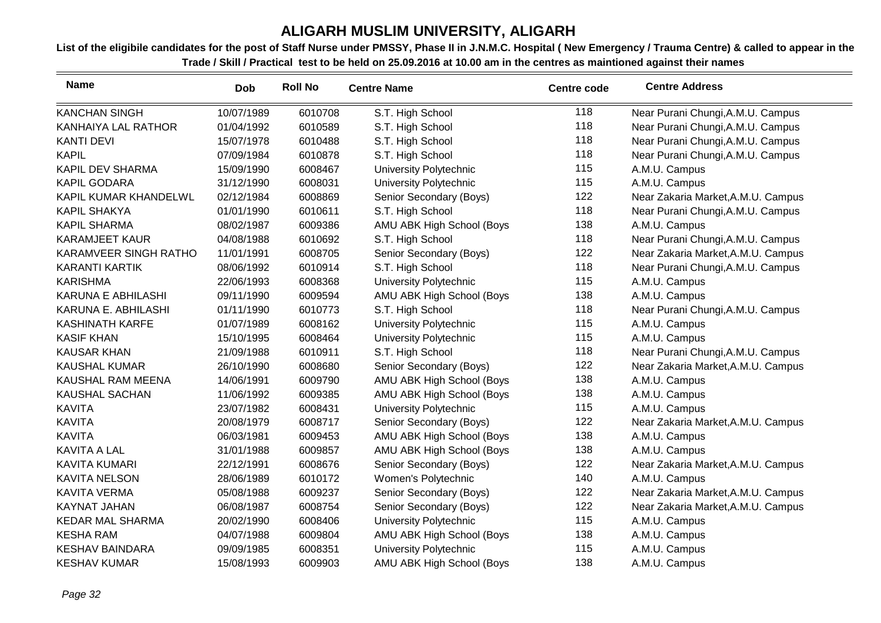# ALIGARH MUSLIM UNIVERSITY, ALIGARH

**List of the eligibile candidates for the post of Staff Nurse under PMSSY, Phase II in J.N.M.C. Hospital ( New Emergency / Trauma Centre) & called to appear in the Trade / Skill / Practical test to be held on 25.09.2016 at 10.00 am in the centres as maintioned against their names**

| Name | Dob | Roll No | Centre Name | Centre code | Centre Address |
|---|---|---|---|---|---|
| KANCHAN SINGH | 10/07/1989 | 6010708 | S.T. High School | 118 | Near Purani Chungi,A.M.U. Campus |
| KANHAIYA LAL RATHOR | 01/04/1992 | 6010589 | S.T. High School | 118 | Near Purani Chungi,A.M.U. Campus |
| KANTI DEVI | 15/07/1978 | 6010488 | S.T. High School | 118 | Near Purani Chungi,A.M.U. Campus |
| KAPIL | 07/09/1984 | 6010878 | S.T. High School | 118 | Near Purani Chungi,A.M.U. Campus |
| KAPIL DEV SHARMA | 15/09/1990 | 6008467 | University Polytechnic | 115 | A.M.U. Campus |
| KAPIL GODARA | 31/12/1990 | 6008031 | University Polytechnic | 115 | A.M.U. Campus |
| KAPIL KUMAR KHANDELWL | 02/12/1984 | 6008869 | Senior Secondary (Boys) | 122 | Near Zakaria Market,A.M.U. Campus |
| KAPIL SHAKYA | 01/01/1990 | 6010611 | S.T. High School | 118 | Near Purani Chungi,A.M.U. Campus |
| KAPIL SHARMA | 08/02/1987 | 6009386 | AMU ABK High School (Boys | 138 | A.M.U. Campus |
| KARAMJEET KAUR | 04/08/1988 | 6010692 | S.T. High School | 118 | Near Purani Chungi,A.M.U. Campus |
| KARAMVEER SINGH RATHO | 11/01/1991 | 6008705 | Senior Secondary (Boys) | 122 | Near Zakaria Market,A.M.U. Campus |
| KARANTI KARTIK | 08/06/1992 | 6010914 | S.T. High School | 118 | Near Purani Chungi,A.M.U. Campus |
| KARISHMA | 22/06/1993 | 6008368 | University Polytechnic | 115 | A.M.U. Campus |
| KARUNA E ABHILASHI | 09/11/1990 | 6009594 | AMU ABK High School (Boys | 138 | A.M.U. Campus |
| KARUNA E. ABHILASHI | 01/11/1990 | 6010773 | S.T. High School | 118 | Near Purani Chungi,A.M.U. Campus |
| KASHINATH KARFE | 01/07/1989 | 6008162 | University Polytechnic | 115 | A.M.U. Campus |
| KASIF KHAN | 15/10/1995 | 6008464 | University Polytechnic | 115 | A.M.U. Campus |
| KAUSAR KHAN | 21/09/1988 | 6010911 | S.T. High School | 118 | Near Purani Chungi,A.M.U. Campus |
| KAUSHAL KUMAR | 26/10/1990 | 6008680 | Senior Secondary (Boys) | 122 | Near Zakaria Market,A.M.U. Campus |
| KAUSHAL RAM MEENA | 14/06/1991 | 6009790 | AMU ABK High School (Boys | 138 | A.M.U. Campus |
| KAUSHAL SACHAN | 11/06/1992 | 6009385 | AMU ABK High School (Boys | 138 | A.M.U. Campus |
| KAVITA | 23/07/1982 | 6008431 | University Polytechnic | 115 | A.M.U. Campus |
| KAVITA | 20/08/1979 | 6008717 | Senior Secondary (Boys) | 122 | Near Zakaria Market,A.M.U. Campus |
| KAVITA | 06/03/1981 | 6009453 | AMU ABK High School (Boys | 138 | A.M.U. Campus |
| KAVITA A LAL | 31/01/1988 | 6009857 | AMU ABK High School (Boys | 138 | A.M.U. Campus |
| KAVITA KUMARI | 22/12/1991 | 6008676 | Senior Secondary (Boys) | 122 | Near Zakaria Market,A.M.U. Campus |
| KAVITA NELSON | 28/06/1989 | 6010172 | Women's Polytechnic | 140 | A.M.U. Campus |
| KAVITA VERMA | 05/08/1988 | 6009237 | Senior Secondary (Boys) | 122 | Near Zakaria Market,A.M.U. Campus |
| KAYNAT JAHAN | 06/08/1987 | 6008754 | Senior Secondary (Boys) | 122 | Near Zakaria Market,A.M.U. Campus |
| KEDAR MAL SHARMA | 20/02/1990 | 6008406 | University Polytechnic | 115 | A.M.U. Campus |
| KESHA RAM | 04/07/1988 | 6009804 | AMU ABK High School (Boys | 138 | A.M.U. Campus |
| KESHAV BAINDARA | 09/09/1985 | 6008351 | University Polytechnic | 115 | A.M.U. Campus |
| KESHAV KUMAR | 15/08/1993 | 6009903 | AMU ABK High School (Boys | 138 | A.M.U. Campus |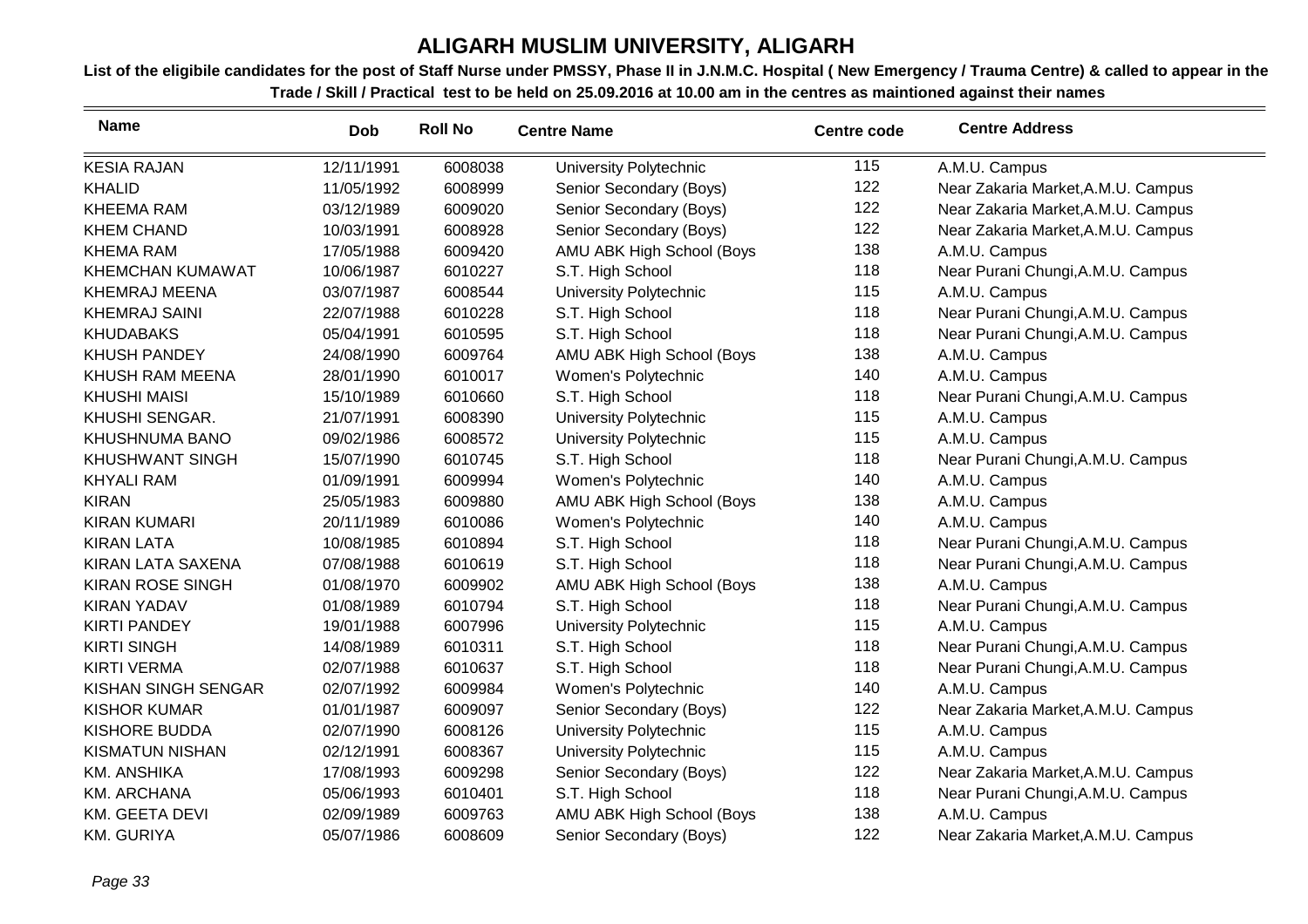# ALIGARH MUSLIM UNIVERSITY, ALIGARH

**List of the eligibile candidates for the post of Staff Nurse under PMSSY, Phase II in J.N.M.C. Hospital ( New Emergency / Trauma Centre) & called to appear in the Trade / Skill / Practical test to be held on 25.09.2016 at 10.00 am in the centres as maintioned against their names**

| Name | Dob | Roll No | Centre Name | Centre code | Centre Address |
|---|---|---|---|---|---|
| KESIA RAJAN | 12/11/1991 | 6008038 | University Polytechnic | 115 | A.M.U. Campus |
| KHALID | 11/05/1992 | 6008999 | Senior Secondary (Boys) | 122 | Near Zakaria Market,A.M.U. Campus |
| KHEEMA RAM | 03/12/1989 | 6009020 | Senior Secondary (Boys) | 122 | Near Zakaria Market,A.M.U. Campus |
| KHEM CHAND | 10/03/1991 | 6008928 | Senior Secondary (Boys) | 122 | Near Zakaria Market,A.M.U. Campus |
| KHEMA RAM | 17/05/1988 | 6009420 | AMU ABK High School (Boys | 138 | A.M.U. Campus |
| KHEMCHAN KUMAWAT | 10/06/1987 | 6010227 | S.T. High School | 118 | Near Purani Chungi,A.M.U. Campus |
| KHEMRAJ MEENA | 03/07/1987 | 6008544 | University Polytechnic | 115 | A.M.U. Campus |
| KHEMRAJ SAINI | 22/07/1988 | 6010228 | S.T. High School | 118 | Near Purani Chungi,A.M.U. Campus |
| KHUDABAKS | 05/04/1991 | 6010595 | S.T. High School | 118 | Near Purani Chungi,A.M.U. Campus |
| KHUSH PANDEY | 24/08/1990 | 6009764 | AMU ABK High School (Boys | 138 | A.M.U. Campus |
| KHUSH RAM MEENA | 28/01/1990 | 6010017 | Women's Polytechnic | 140 | A.M.U. Campus |
| KHUSHI MAISI | 15/10/1989 | 6010660 | S.T. High School | 118 | Near Purani Chungi,A.M.U. Campus |
| KHUSHI SENGAR. | 21/07/1991 | 6008390 | University Polytechnic | 115 | A.M.U. Campus |
| KHUSHNUMA BANO | 09/02/1986 | 6008572 | University Polytechnic | 115 | A.M.U. Campus |
| KHUSHWANT SINGH | 15/07/1990 | 6010745 | S.T. High School | 118 | Near Purani Chungi,A.M.U. Campus |
| KHYALI RAM | 01/09/1991 | 6009994 | Women's Polytechnic | 140 | A.M.U. Campus |
| KIRAN | 25/05/1983 | 6009880 | AMU ABK High School (Boys | 138 | A.M.U. Campus |
| KIRAN KUMARI | 20/11/1989 | 6010086 | Women's Polytechnic | 140 | A.M.U. Campus |
| KIRAN LATA | 10/08/1985 | 6010894 | S.T. High School | 118 | Near Purani Chungi,A.M.U. Campus |
| KIRAN LATA SAXENA | 07/08/1988 | 6010619 | S.T. High School | 118 | Near Purani Chungi,A.M.U. Campus |
| KIRAN ROSE SINGH | 01/08/1970 | 6009902 | AMU ABK High School (Boys | 138 | A.M.U. Campus |
| KIRAN YADAV | 01/08/1989 | 6010794 | S.T. High School | 118 | Near Purani Chungi,A.M.U. Campus |
| KIRTI PANDEY | 19/01/1988 | 6007996 | University Polytechnic | 115 | A.M.U. Campus |
| KIRTI SINGH | 14/08/1989 | 6010311 | S.T. High School | 118 | Near Purani Chungi,A.M.U. Campus |
| KIRTI VERMA | 02/07/1988 | 6010637 | S.T. High School | 118 | Near Purani Chungi,A.M.U. Campus |
| KISHAN SINGH SENGAR | 02/07/1992 | 6009984 | Women's Polytechnic | 140 | A.M.U. Campus |
| KISHOR KUMAR | 01/01/1987 | 6009097 | Senior Secondary (Boys) | 122 | Near Zakaria Market,A.M.U. Campus |
| KISHORE BUDDA | 02/07/1990 | 6008126 | University Polytechnic | 115 | A.M.U. Campus |
| KISMATUN NISHAN | 02/12/1991 | 6008367 | University Polytechnic | 115 | A.M.U. Campus |
| KM. ANSHIKA | 17/08/1993 | 6009298 | Senior Secondary (Boys) | 122 | Near Zakaria Market,A.M.U. Campus |
| KM. ARCHANA | 05/06/1993 | 6010401 | S.T. High School | 118 | Near Purani Chungi,A.M.U. Campus |
| KM. GEETA DEVI | 02/09/1989 | 6009763 | AMU ABK High School (Boys | 138 | A.M.U. Campus |
| KM. GURIYA | 05/07/1986 | 6008609 | Senior Secondary (Boys) | 122 | Near Zakaria Market,A.M.U. Campus |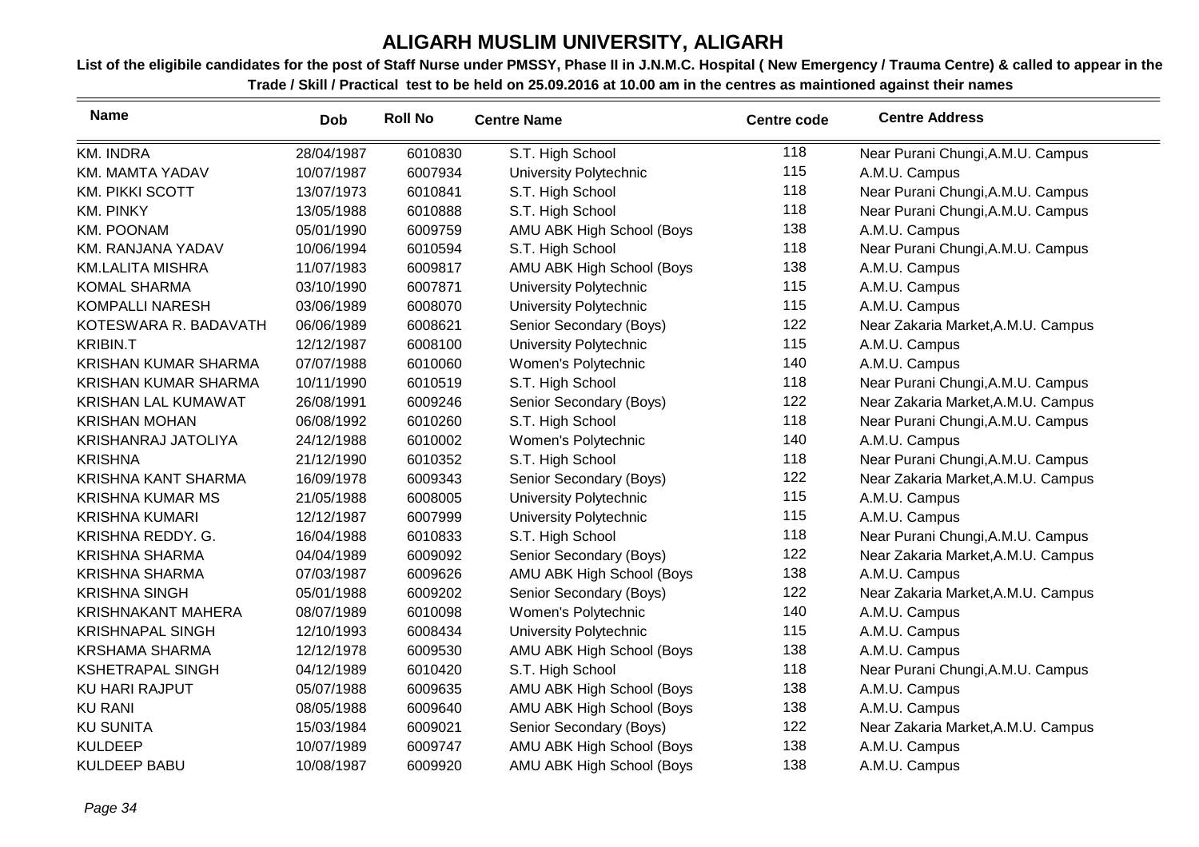# ALIGARH MUSLIM UNIVERSITY, ALIGARH

**List of the eligibile candidates for the post of Staff Nurse under PMSSY, Phase II in J.N.M.C. Hospital ( New Emergency / Trauma Centre) & called to appear in the Trade / Skill / Practical test to be held on 25.09.2016 at 10.00 am in the centres as maintioned against their names**

| Name | Dob | Roll No | Centre Name | Centre code | Centre Address |
|---|---|---|---|---|---|
| KM. INDRA | 28/04/1987 | 6010830 | S.T. High School | 118 | Near Purani Chungi,A.M.U. Campus |
| KM. MAMTA YADAV | 10/07/1987 | 6007934 | University Polytechnic | 115 | A.M.U. Campus |
| KM. PIKKI SCOTT | 13/07/1973 | 6010841 | S.T. High School | 118 | Near Purani Chungi,A.M.U. Campus |
| KM. PINKY | 13/05/1988 | 6010888 | S.T. High School | 118 | Near Purani Chungi,A.M.U. Campus |
| KM. POONAM | 05/01/1990 | 6009759 | AMU ABK High School (Boys | 138 | A.M.U. Campus |
| KM. RANJANA YADAV | 10/06/1994 | 6010594 | S.T. High School | 118 | Near Purani Chungi,A.M.U. Campus |
| KM.LALITA MISHRA | 11/07/1983 | 6009817 | AMU ABK High School (Boys | 138 | A.M.U. Campus |
| KOMAL SHARMA | 03/10/1990 | 6007871 | University Polytechnic | 115 | A.M.U. Campus |
| KOMPALLI NARESH | 03/06/1989 | 6008070 | University Polytechnic | 115 | A.M.U. Campus |
| KOTESWARA R. BADAVATH | 06/06/1989 | 6008621 | Senior Secondary (Boys) | 122 | Near Zakaria Market,A.M.U. Campus |
| KRIBIN.T | 12/12/1987 | 6008100 | University Polytechnic | 115 | A.M.U. Campus |
| KRISHAN KUMAR SHARMA | 07/07/1988 | 6010060 | Women's Polytechnic | 140 | A.M.U. Campus |
| KRISHAN KUMAR SHARMA | 10/11/1990 | 6010519 | S.T. High School | 118 | Near Purani Chungi,A.M.U. Campus |
| KRISHAN LAL KUMAWAT | 26/08/1991 | 6009246 | Senior Secondary (Boys) | 122 | Near Zakaria Market,A.M.U. Campus |
| KRISHAN MOHAN | 06/08/1992 | 6010260 | S.T. High School | 118 | Near Purani Chungi,A.M.U. Campus |
| KRISHANRAJ JATOLIYA | 24/12/1988 | 6010002 | Women's Polytechnic | 140 | A.M.U. Campus |
| KRISHNA | 21/12/1990 | 6010352 | S.T. High School | 118 | Near Purani Chungi,A.M.U. Campus |
| KRISHNA KANT SHARMA | 16/09/1978 | 6009343 | Senior Secondary (Boys) | 122 | Near Zakaria Market,A.M.U. Campus |
| KRISHNA KUMAR MS | 21/05/1988 | 6008005 | University Polytechnic | 115 | A.M.U. Campus |
| KRISHNA KUMARI | 12/12/1987 | 6007999 | University Polytechnic | 115 | A.M.U. Campus |
| KRISHNA REDDY. G. | 16/04/1988 | 6010833 | S.T. High School | 118 | Near Purani Chungi,A.M.U. Campus |
| KRISHNA SHARMA | 04/04/1989 | 6009092 | Senior Secondary (Boys) | 122 | Near Zakaria Market,A.M.U. Campus |
| KRISHNA SHARMA | 07/03/1987 | 6009626 | AMU ABK High School (Boys | 138 | A.M.U. Campus |
| KRISHNA SINGH | 05/01/1988 | 6009202 | Senior Secondary (Boys) | 122 | Near Zakaria Market,A.M.U. Campus |
| KRISHNAKANT MAHERA | 08/07/1989 | 6010098 | Women's Polytechnic | 140 | A.M.U. Campus |
| KRISHNAPAL SINGH | 12/10/1993 | 6008434 | University Polytechnic | 115 | A.M.U. Campus |
| KRSHAMA SHARMA | 12/12/1978 | 6009530 | AMU ABK High School (Boys | 138 | A.M.U. Campus |
| KSHETRAPAL SINGH | 04/12/1989 | 6010420 | S.T. High School | 118 | Near Purani Chungi,A.M.U. Campus |
| KU HARI RAJPUT | 05/07/1988 | 6009635 | AMU ABK High School (Boys | 138 | A.M.U. Campus |
| KU RANI | 08/05/1988 | 6009640 | AMU ABK High School (Boys | 138 | A.M.U. Campus |
| KU SUNITA | 15/03/1984 | 6009021 | Senior Secondary (Boys) | 122 | Near Zakaria Market,A.M.U. Campus |
| KULDEEP | 10/07/1989 | 6009747 | AMU ABK High School (Boys | 138 | A.M.U. Campus |
| KULDEEP BABU | 10/08/1987 | 6009920 | AMU ABK High School (Boys | 138 | A.M.U. Campus |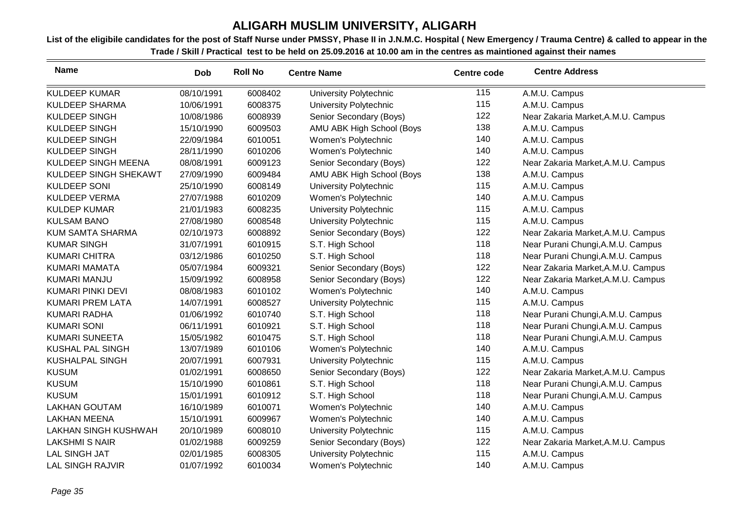# ALIGARH MUSLIM UNIVERSITY, ALIGARH

**List of the eligibile candidates for the post of Staff Nurse under PMSSY, Phase II in J.N.M.C. Hospital ( New Emergency / Trauma Centre) & called to appear in the Trade / Skill / Practical test to be held on 25.09.2016 at 10.00 am in the centres as maintioned against their names**

| Name | Dob | Roll No | Centre Name | Centre code | Centre Address |
|---|---|---|---|---|---|
| KULDEEP KUMAR | 08/10/1991 | 6008402 | University Polytechnic | 115 | A.M.U. Campus |
| KULDEEP SHARMA | 10/06/1991 | 6008375 | University Polytechnic | 115 | A.M.U. Campus |
| KULDEEP SINGH | 10/08/1986 | 6008939 | Senior Secondary (Boys) | 122 | Near Zakaria Market,A.M.U. Campus |
| KULDEEP SINGH | 15/10/1990 | 6009503 | AMU ABK High School (Boys | 138 | A.M.U. Campus |
| KULDEEP SINGH | 22/09/1984 | 6010051 | Women's Polytechnic | 140 | A.M.U. Campus |
| KULDEEP SINGH | 28/11/1990 | 6010206 | Women's Polytechnic | 140 | A.M.U. Campus |
| KULDEEP SINGH MEENA | 08/08/1991 | 6009123 | Senior Secondary (Boys) | 122 | Near Zakaria Market,A.M.U. Campus |
| KULDEEP SINGH SHEKAWT | 27/09/1990 | 6009484 | AMU ABK High School (Boys | 138 | A.M.U. Campus |
| KULDEEP SONI | 25/10/1990 | 6008149 | University Polytechnic | 115 | A.M.U. Campus |
| KULDEEP VERMA | 27/07/1988 | 6010209 | Women's Polytechnic | 140 | A.M.U. Campus |
| KULDEP KUMAR | 21/01/1983 | 6008235 | University Polytechnic | 115 | A.M.U. Campus |
| KULSAM BANO | 27/08/1980 | 6008548 | University Polytechnic | 115 | A.M.U. Campus |
| KUM SAMTA SHARMA | 02/10/1973 | 6008892 | Senior Secondary (Boys) | 122 | Near Zakaria Market,A.M.U. Campus |
| KUMAR SINGH | 31/07/1991 | 6010915 | S.T. High School | 118 | Near Purani Chungi,A.M.U. Campus |
| KUMARI CHITRA | 03/12/1986 | 6010250 | S.T. High School | 118 | Near Purani Chungi,A.M.U. Campus |
| KUMARI MAMATA | 05/07/1984 | 6009321 | Senior Secondary (Boys) | 122 | Near Zakaria Market,A.M.U. Campus |
| KUMARI MANJU | 15/09/1992 | 6008958 | Senior Secondary (Boys) | 122 | Near Zakaria Market,A.M.U. Campus |
| KUMARI PINKI DEVI | 08/08/1983 | 6010102 | Women's Polytechnic | 140 | A.M.U. Campus |
| KUMARI PREM LATA | 14/07/1991 | 6008527 | University Polytechnic | 115 | A.M.U. Campus |
| KUMARI RADHA | 01/06/1992 | 6010740 | S.T. High School | 118 | Near Purani Chungi,A.M.U. Campus |
| KUMARI SONI | 06/11/1991 | 6010921 | S.T. High School | 118 | Near Purani Chungi,A.M.U. Campus |
| KUMARI SUNEETA | 15/05/1982 | 6010475 | S.T. High School | 118 | Near Purani Chungi,A.M.U. Campus |
| KUSHAL PAL SINGH | 13/07/1989 | 6010106 | Women's Polytechnic | 140 | A.M.U. Campus |
| KUSHALPAL SINGH | 20/07/1991 | 6007931 | University Polytechnic | 115 | A.M.U. Campus |
| KUSUM | 01/02/1991 | 6008650 | Senior Secondary (Boys) | 122 | Near Zakaria Market,A.M.U. Campus |
| KUSUM | 15/10/1990 | 6010861 | S.T. High School | 118 | Near Purani Chungi,A.M.U. Campus |
| KUSUM | 15/01/1991 | 6010912 | S.T. High School | 118 | Near Purani Chungi,A.M.U. Campus |
| LAKHAN GOUTAM | 16/10/1989 | 6010071 | Women's Polytechnic | 140 | A.M.U. Campus |
| LAKHAN MEENA | 15/10/1991 | 6009967 | Women's Polytechnic | 140 | A.M.U. Campus |
| LAKHAN SINGH KUSHWAH | 20/10/1989 | 6008010 | University Polytechnic | 115 | A.M.U. Campus |
| LAKSHMI S NAIR | 01/02/1988 | 6009259 | Senior Secondary (Boys) | 122 | Near Zakaria Market,A.M.U. Campus |
| LAL SINGH JAT | 02/01/1985 | 6008305 | University Polytechnic | 115 | A.M.U. Campus |
| LAL SINGH RAJVIR | 01/07/1992 | 6010034 | Women's Polytechnic | 140 | A.M.U. Campus |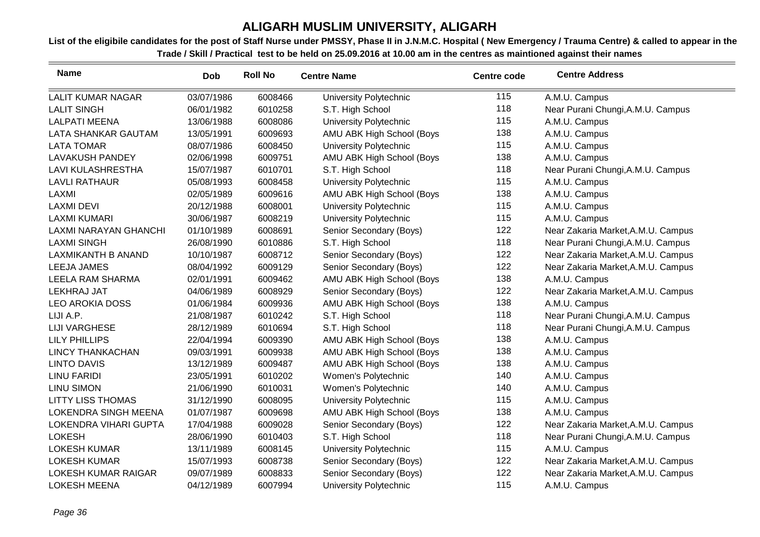# ALIGARH MUSLIM UNIVERSITY, ALIGARH

**List of the eligibile candidates for the post of Staff Nurse under PMSSY, Phase II in J.N.M.C. Hospital ( New Emergency / Trauma Centre) & called to appear in the Trade / Skill / Practical test to be held on 25.09.2016 at 10.00 am in the centres as maintioned against their names**

| Name | Dob | Roll No | Centre Name | Centre code | Centre Address |
|---|---|---|---|---|---|
| LALIT KUMAR NAGAR | 03/07/1986 | 6008466 | University Polytechnic | 115 | A.M.U. Campus |
| LALIT SINGH | 06/01/1982 | 6010258 | S.T. High School | 118 | Near Purani Chungi,A.M.U. Campus |
| LALPATI MEENA | 13/06/1988 | 6008086 | University Polytechnic | 115 | A.M.U. Campus |
| LATA SHANKAR GAUTAM | 13/05/1991 | 6009693 | AMU ABK High School (Boys | 138 | A.M.U. Campus |
| LATA TOMAR | 08/07/1986 | 6008450 | University Polytechnic | 115 | A.M.U. Campus |
| LAVAKUSH PANDEY | 02/06/1998 | 6009751 | AMU ABK High School (Boys | 138 | A.M.U. Campus |
| LAVI KULASHRESTHA | 15/07/1987 | 6010701 | S.T. High School | 118 | Near Purani Chungi,A.M.U. Campus |
| LAVLI RATHAUR | 05/08/1993 | 6008458 | University Polytechnic | 115 | A.M.U. Campus |
| LAXMI | 02/05/1989 | 6009616 | AMU ABK High School (Boys | 138 | A.M.U. Campus |
| LAXMI DEVI | 20/12/1988 | 6008001 | University Polytechnic | 115 | A.M.U. Campus |
| LAXMI KUMARI | 30/06/1987 | 6008219 | University Polytechnic | 115 | A.M.U. Campus |
| LAXMI NARAYAN GHANCHI | 01/10/1989 | 6008691 | Senior Secondary (Boys) | 122 | Near Zakaria Market,A.M.U. Campus |
| LAXMI SINGH | 26/08/1990 | 6010886 | S.T. High School | 118 | Near Purani Chungi,A.M.U. Campus |
| LAXMIKANTH B ANAND | 10/10/1987 | 6008712 | Senior Secondary (Boys) | 122 | Near Zakaria Market,A.M.U. Campus |
| LEEJA JAMES | 08/04/1992 | 6009129 | Senior Secondary (Boys) | 122 | Near Zakaria Market,A.M.U. Campus |
| LEELA RAM SHARMA | 02/01/1991 | 6009462 | AMU ABK High School (Boys | 138 | A.M.U. Campus |
| LEKHRAJ JAT | 04/06/1989 | 6008929 | Senior Secondary (Boys) | 122 | Near Zakaria Market,A.M.U. Campus |
| LEO AROKIA DOSS | 01/06/1984 | 6009936 | AMU ABK High School (Boys | 138 | A.M.U. Campus |
| LIJI A.P. | 21/08/1987 | 6010242 | S.T. High School | 118 | Near Purani Chungi,A.M.U. Campus |
| LIJI VARGHESE | 28/12/1989 | 6010694 | S.T. High School | 118 | Near Purani Chungi,A.M.U. Campus |
| LILY PHILLIPS | 22/04/1994 | 6009390 | AMU ABK High School (Boys | 138 | A.M.U. Campus |
| LINCY THANKACHAN | 09/03/1991 | 6009938 | AMU ABK High School (Boys | 138 | A.M.U. Campus |
| LINTO DAVIS | 13/12/1989 | 6009487 | AMU ABK High School (Boys | 138 | A.M.U. Campus |
| LINU FARIDI | 23/05/1991 | 6010202 | Women's Polytechnic | 140 | A.M.U. Campus |
| LINU SIMON | 21/06/1990 | 6010031 | Women's Polytechnic | 140 | A.M.U. Campus |
| LITTY LISS THOMAS | 31/12/1990 | 6008095 | University Polytechnic | 115 | A.M.U. Campus |
| LOKENDRA SINGH MEENA | 01/07/1987 | 6009698 | AMU ABK High School (Boys | 138 | A.M.U. Campus |
| LOKENDRA VIHARI GUPTA | 17/04/1988 | 6009028 | Senior Secondary (Boys) | 122 | Near Zakaria Market,A.M.U. Campus |
| LOKESH | 28/06/1990 | 6010403 | S.T. High School | 118 | Near Purani Chungi,A.M.U. Campus |
| LOKESH KUMAR | 13/11/1989 | 6008145 | University Polytechnic | 115 | A.M.U. Campus |
| LOKESH KUMAR | 15/07/1993 | 6008738 | Senior Secondary (Boys) | 122 | Near Zakaria Market,A.M.U. Campus |
| LOKESH KUMAR RAIGAR | 09/07/1989 | 6008833 | Senior Secondary (Boys) | 122 | Near Zakaria Market,A.M.U. Campus |
| LOKESH MEENA | 04/12/1989 | 6007994 | University Polytechnic | 115 | A.M.U. Campus |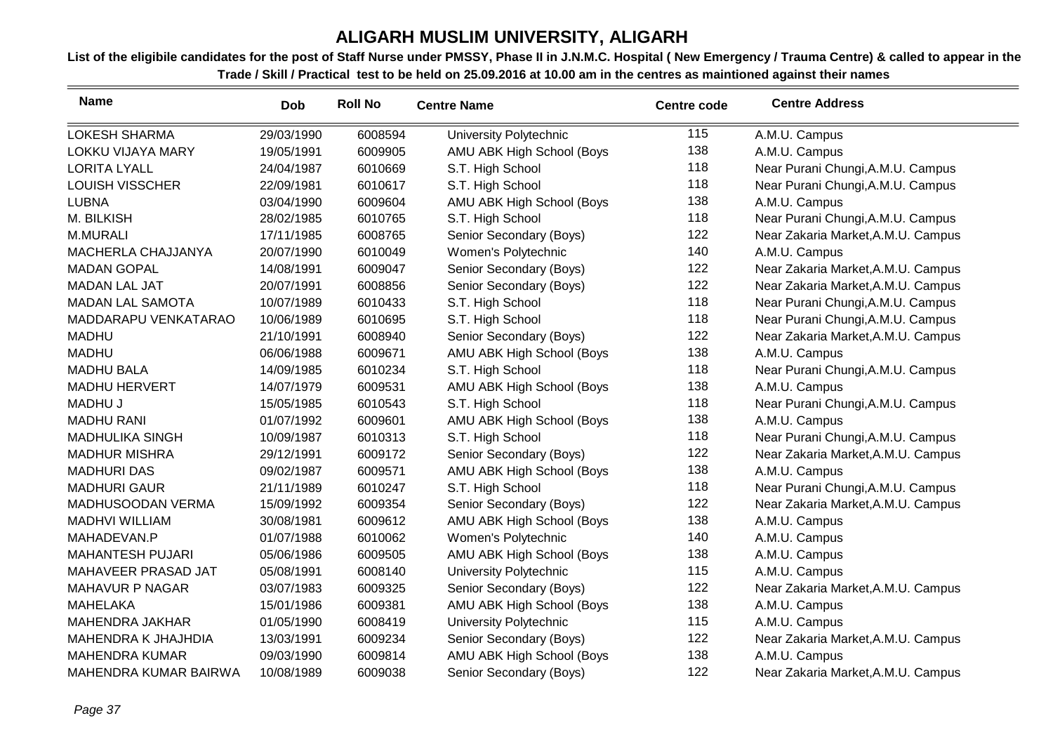# ALIGARH MUSLIM UNIVERSITY, ALIGARH

**List of the eligibile candidates for the post of Staff Nurse under PMSSY, Phase II in J.N.M.C. Hospital ( New Emergency / Trauma Centre) & called to appear in the Trade / Skill / Practical test to be held on 25.09.2016 at 10.00 am in the centres as maintioned against their names**

| Name | Dob | Roll No | Centre Name | Centre code | Centre Address |
|---|---|---|---|---|---|
| LOKESH SHARMA | 29/03/1990 | 6008594 | University Polytechnic | 115 | A.M.U. Campus |
| LOKKU VIJAYA MARY | 19/05/1991 | 6009905 | AMU ABK High School (Boys | 138 | A.M.U. Campus |
| LORITA LYALL | 24/04/1987 | 6010669 | S.T. High School | 118 | Near Purani Chungi,A.M.U. Campus |
| LOUISH VISSCHER | 22/09/1981 | 6010617 | S.T. High School | 118 | Near Purani Chungi,A.M.U. Campus |
| LUBNA | 03/04/1990 | 6009604 | AMU ABK High School (Boys | 138 | A.M.U. Campus |
| M. BILKISH | 28/02/1985 | 6010765 | S.T. High School | 118 | Near Purani Chungi,A.M.U. Campus |
| M.MURALI | 17/11/1985 | 6008765 | Senior Secondary (Boys) | 122 | Near Zakaria Market,A.M.U. Campus |
| MACHERLA CHAJJANYA | 20/07/1990 | 6010049 | Women's Polytechnic | 140 | A.M.U. Campus |
| MADAN GOPAL | 14/08/1991 | 6009047 | Senior Secondary (Boys) | 122 | Near Zakaria Market,A.M.U. Campus |
| MADAN LAL JAT | 20/07/1991 | 6008856 | Senior Secondary (Boys) | 122 | Near Zakaria Market,A.M.U. Campus |
| MADAN LAL SAMOTA | 10/07/1989 | 6010433 | S.T. High School | 118 | Near Purani Chungi,A.M.U. Campus |
| MADDARAPU VENKATARAO | 10/06/1989 | 6010695 | S.T. High School | 118 | Near Purani Chungi,A.M.U. Campus |
| MADHU | 21/10/1991 | 6008940 | Senior Secondary (Boys) | 122 | Near Zakaria Market,A.M.U. Campus |
| MADHU | 06/06/1988 | 6009671 | AMU ABK High School (Boys | 138 | A.M.U. Campus |
| MADHU BALA | 14/09/1985 | 6010234 | S.T. High School | 118 | Near Purani Chungi,A.M.U. Campus |
| MADHU HERVERT | 14/07/1979 | 6009531 | AMU ABK High School (Boys | 138 | A.M.U. Campus |
| MADHU J | 15/05/1985 | 6010543 | S.T. High School | 118 | Near Purani Chungi,A.M.U. Campus |
| MADHU RANI | 01/07/1992 | 6009601 | AMU ABK High School (Boys | 138 | A.M.U. Campus |
| MADHULIKA SINGH | 10/09/1987 | 6010313 | S.T. High School | 118 | Near Purani Chungi,A.M.U. Campus |
| MADHUR MISHRA | 29/12/1991 | 6009172 | Senior Secondary (Boys) | 122 | Near Zakaria Market,A.M.U. Campus |
| MADHURI DAS | 09/02/1987 | 6009571 | AMU ABK High School (Boys | 138 | A.M.U. Campus |
| MADHURI GAUR | 21/11/1989 | 6010247 | S.T. High School | 118 | Near Purani Chungi,A.M.U. Campus |
| MADHUSOODAN VERMA | 15/09/1992 | 6009354 | Senior Secondary (Boys) | 122 | Near Zakaria Market,A.M.U. Campus |
| MADHVI WILLIAM | 30/08/1981 | 6009612 | AMU ABK High School (Boys | 138 | A.M.U. Campus |
| MAHADEVAN.P | 01/07/1988 | 6010062 | Women's Polytechnic | 140 | A.M.U. Campus |
| MAHANTESH PUJARI | 05/06/1986 | 6009505 | AMU ABK High School (Boys | 138 | A.M.U. Campus |
| MAHAVEER PRASAD JAT | 05/08/1991 | 6008140 | University Polytechnic | 115 | A.M.U. Campus |
| MAHAVUR P NAGAR | 03/07/1983 | 6009325 | Senior Secondary (Boys) | 122 | Near Zakaria Market,A.M.U. Campus |
| MAHELAKA | 15/01/1986 | 6009381 | AMU ABK High School (Boys | 138 | A.M.U. Campus |
| MAHENDRA JAKHAR | 01/05/1990 | 6008419 | University Polytechnic | 115 | A.M.U. Campus |
| MAHENDRA K JHAJHDIA | 13/03/1991 | 6009234 | Senior Secondary (Boys) | 122 | Near Zakaria Market,A.M.U. Campus |
| MAHENDRA KUMAR | 09/03/1990 | 6009814 | AMU ABK High School (Boys | 138 | A.M.U. Campus |
| MAHENDRA KUMAR BAIRWA | 10/08/1989 | 6009038 | Senior Secondary (Boys) | 122 | Near Zakaria Market,A.M.U. Campus |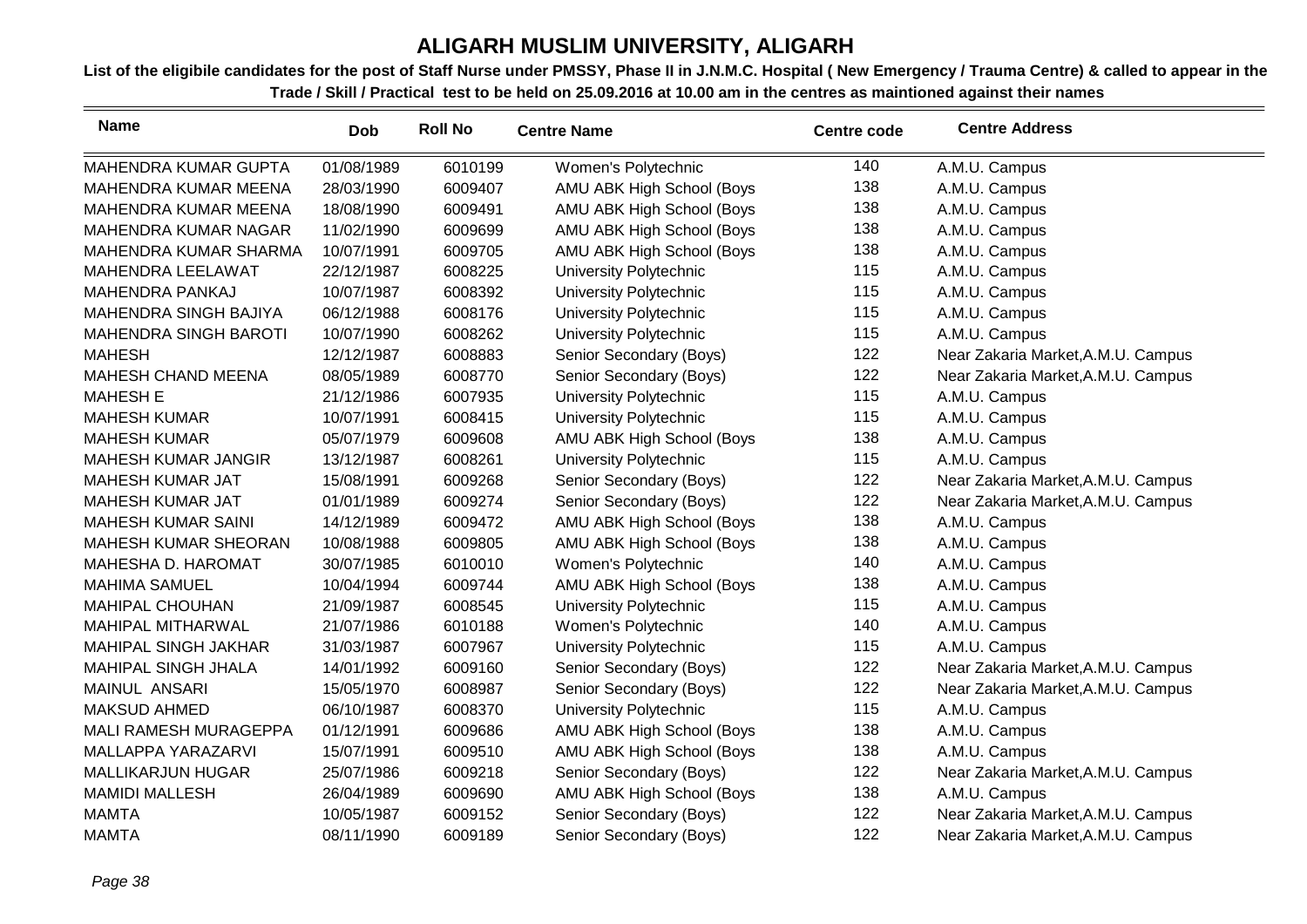# ALIGARH MUSLIM UNIVERSITY, ALIGARH

**List of the eligibile candidates for the post of Staff Nurse under PMSSY, Phase II in J.N.M.C. Hospital ( New Emergency / Trauma Centre) & called to appear in the Trade / Skill / Practical test to be held on 25.09.2016 at 10.00 am in the centres as maintioned against their names**

| Name | Dob | Roll No | Centre Name | Centre code | Centre Address |
|---|---|---|---|---|---|
| MAHENDRA KUMAR GUPTA | 01/08/1989 | 6010199 | Women's Polytechnic | 140 | A.M.U. Campus |
| MAHENDRA KUMAR MEENA | 28/03/1990 | 6009407 | AMU ABK High School (Boys | 138 | A.M.U. Campus |
| MAHENDRA KUMAR MEENA | 18/08/1990 | 6009491 | AMU ABK High School (Boys | 138 | A.M.U. Campus |
| MAHENDRA KUMAR NAGAR | 11/02/1990 | 6009699 | AMU ABK High School (Boys | 138 | A.M.U. Campus |
| MAHENDRA KUMAR SHARMA | 10/07/1991 | 6009705 | AMU ABK High School (Boys | 138 | A.M.U. Campus |
| MAHENDRA LEELAWAT | 22/12/1987 | 6008225 | University Polytechnic | 115 | A.M.U. Campus |
| MAHENDRA PANKAJ | 10/07/1987 | 6008392 | University Polytechnic | 115 | A.M.U. Campus |
| MAHENDRA SINGH BAJIYA | 06/12/1988 | 6008176 | University Polytechnic | 115 | A.M.U. Campus |
| MAHENDRA SINGH BAROTI | 10/07/1990 | 6008262 | University Polytechnic | 115 | A.M.U. Campus |
| MAHESH | 12/12/1987 | 6008883 | Senior Secondary (Boys) | 122 | Near Zakaria Market,A.M.U. Campus |
| MAHESH CHAND MEENA | 08/05/1989 | 6008770 | Senior Secondary (Boys) | 122 | Near Zakaria Market,A.M.U. Campus |
| MAHESH E | 21/12/1986 | 6007935 | University Polytechnic | 115 | A.M.U. Campus |
| MAHESH KUMAR | 10/07/1991 | 6008415 | University Polytechnic | 115 | A.M.U. Campus |
| MAHESH KUMAR | 05/07/1979 | 6009608 | AMU ABK High School (Boys | 138 | A.M.U. Campus |
| MAHESH KUMAR JANGIR | 13/12/1987 | 6008261 | University Polytechnic | 115 | A.M.U. Campus |
| MAHESH KUMAR JAT | 15/08/1991 | 6009268 | Senior Secondary (Boys) | 122 | Near Zakaria Market,A.M.U. Campus |
| MAHESH KUMAR JAT | 01/01/1989 | 6009274 | Senior Secondary (Boys) | 122 | Near Zakaria Market,A.M.U. Campus |
| MAHESH KUMAR SAINI | 14/12/1989 | 6009472 | AMU ABK High School (Boys | 138 | A.M.U. Campus |
| MAHESH KUMAR SHEORAN | 10/08/1988 | 6009805 | AMU ABK High School (Boys | 138 | A.M.U. Campus |
| MAHESHA D. HAROMAT | 30/07/1985 | 6010010 | Women's Polytechnic | 140 | A.M.U. Campus |
| MAHIMA SAMUEL | 10/04/1994 | 6009744 | AMU ABK High School (Boys | 138 | A.M.U. Campus |
| MAHIPAL CHOUHAN | 21/09/1987 | 6008545 | University Polytechnic | 115 | A.M.U. Campus |
| MAHIPAL MITHARWAL | 21/07/1986 | 6010188 | Women's Polytechnic | 140 | A.M.U. Campus |
| MAHIPAL SINGH JAKHAR | 31/03/1987 | 6007967 | University Polytechnic | 115 | A.M.U. Campus |
| MAHIPAL SINGH JHALA | 14/01/1992 | 6009160 | Senior Secondary (Boys) | 122 | Near Zakaria Market,A.M.U. Campus |
| MAINUL ANSARI | 15/05/1970 | 6008987 | Senior Secondary (Boys) | 122 | Near Zakaria Market,A.M.U. Campus |
| MAKSUD AHMED | 06/10/1987 | 6008370 | University Polytechnic | 115 | A.M.U. Campus |
| MALI RAMESH MURAGEPPA | 01/12/1991 | 6009686 | AMU ABK High School (Boys | 138 | A.M.U. Campus |
| MALLAPPA YARAZARVI | 15/07/1991 | 6009510 | AMU ABK High School (Boys | 138 | A.M.U. Campus |
| MALLIKARJUN HUGAR | 25/07/1986 | 6009218 | Senior Secondary (Boys) | 122 | Near Zakaria Market,A.M.U. Campus |
| MAMIDI MALLESH | 26/04/1989 | 6009690 | AMU ABK High School (Boys | 138 | A.M.U. Campus |
| MAMTA | 10/05/1987 | 6009152 | Senior Secondary (Boys) | 122 | Near Zakaria Market,A.M.U. Campus |
| MAMTA | 08/11/1990 | 6009189 | Senior Secondary (Boys) | 122 | Near Zakaria Market,A.M.U. Campus |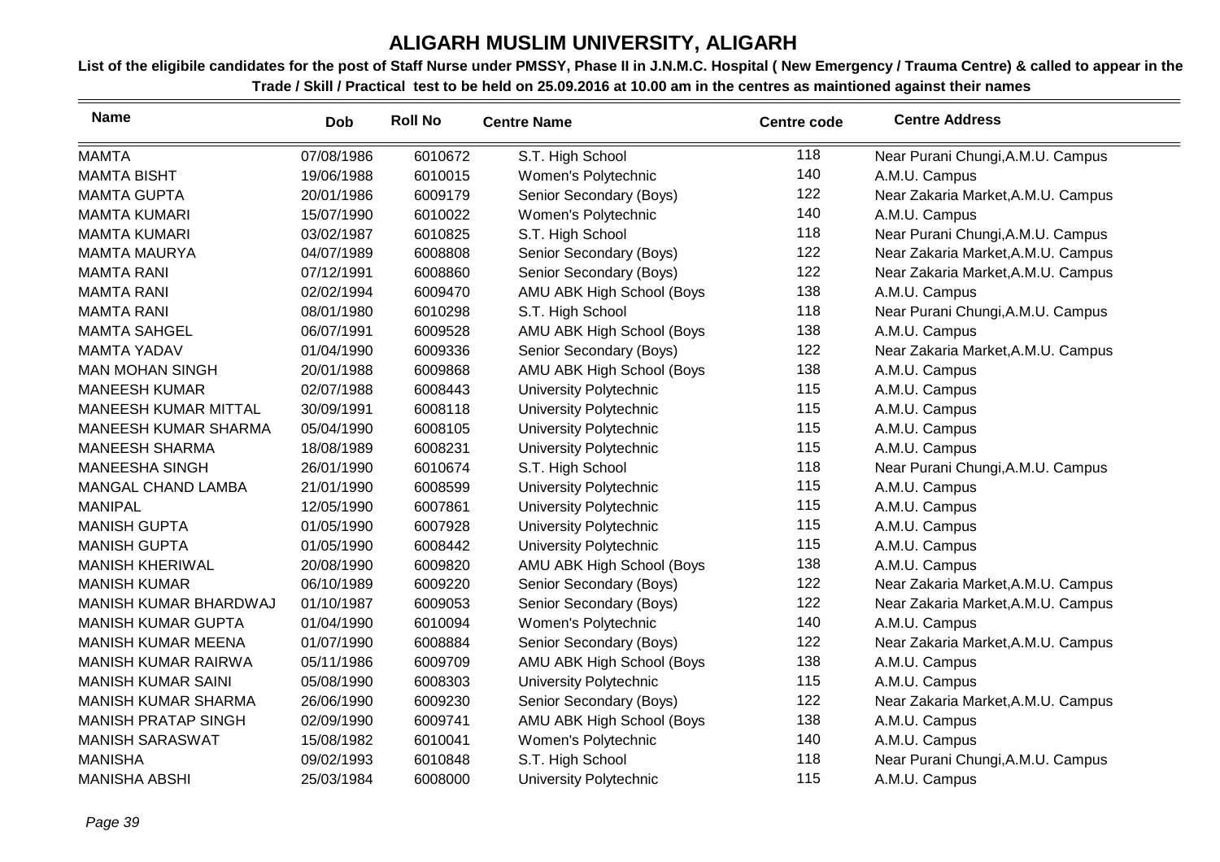# ALIGARH MUSLIM UNIVERSITY, ALIGARH

**List of the eligibile candidates for the post of Staff Nurse under PMSSY, Phase II in J.N.M.C. Hospital ( New Emergency / Trauma Centre) & called to appear in the Trade / Skill / Practical test to be held on 25.09.2016 at 10.00 am in the centres as maintioned against their names**

| Name | Dob | Roll No | Centre Name | Centre code | Centre Address |
|---|---|---|---|---|---|
| MAMTA | 07/08/1986 | 6010672 | S.T. High School | 118 | Near Purani Chungi,A.M.U. Campus |
| MAMTA BISHT | 19/06/1988 | 6010015 | Women's Polytechnic | 140 | A.M.U. Campus |
| MAMTA GUPTA | 20/01/1986 | 6009179 | Senior Secondary (Boys) | 122 | Near Zakaria Market,A.M.U. Campus |
| MAMTA KUMARI | 15/07/1990 | 6010022 | Women's Polytechnic | 140 | A.M.U. Campus |
| MAMTA KUMARI | 03/02/1987 | 6010825 | S.T. High School | 118 | Near Purani Chungi,A.M.U. Campus |
| MAMTA MAURYA | 04/07/1989 | 6008808 | Senior Secondary (Boys) | 122 | Near Zakaria Market,A.M.U. Campus |
| MAMTA RANI | 07/12/1991 | 6008860 | Senior Secondary (Boys) | 122 | Near Zakaria Market,A.M.U. Campus |
| MAMTA RANI | 02/02/1994 | 6009470 | AMU ABK High School (Boys | 138 | A.M.U. Campus |
| MAMTA RANI | 08/01/1980 | 6010298 | S.T. High School | 118 | Near Purani Chungi,A.M.U. Campus |
| MAMTA SAHGEL | 06/07/1991 | 6009528 | AMU ABK High School (Boys | 138 | A.M.U. Campus |
| MAMTA YADAV | 01/04/1990 | 6009336 | Senior Secondary (Boys) | 122 | Near Zakaria Market,A.M.U. Campus |
| MAN MOHAN SINGH | 20/01/1988 | 6009868 | AMU ABK High School (Boys | 138 | A.M.U. Campus |
| MANEESH KUMAR | 02/07/1988 | 6008443 | University Polytechnic | 115 | A.M.U. Campus |
| MANEESH KUMAR MITTAL | 30/09/1991 | 6008118 | University Polytechnic | 115 | A.M.U. Campus |
| MANEESH KUMAR SHARMA | 05/04/1990 | 6008105 | University Polytechnic | 115 | A.M.U. Campus |
| MANEESH SHARMA | 18/08/1989 | 6008231 | University Polytechnic | 115 | A.M.U. Campus |
| MANEESHA SINGH | 26/01/1990 | 6010674 | S.T. High School | 118 | Near Purani Chungi,A.M.U. Campus |
| MANGAL CHAND LAMBA | 21/01/1990 | 6008599 | University Polytechnic | 115 | A.M.U. Campus |
| MANIPAL | 12/05/1990 | 6007861 | University Polytechnic | 115 | A.M.U. Campus |
| MANISH GUPTA | 01/05/1990 | 6007928 | University Polytechnic | 115 | A.M.U. Campus |
| MANISH GUPTA | 01/05/1990 | 6008442 | University Polytechnic | 115 | A.M.U. Campus |
| MANISH KHERIWAL | 20/08/1990 | 6009820 | AMU ABK High School (Boys | 138 | A.M.U. Campus |
| MANISH KUMAR | 06/10/1989 | 6009220 | Senior Secondary (Boys) | 122 | Near Zakaria Market,A.M.U. Campus |
| MANISH KUMAR BHARDWAJ | 01/10/1987 | 6009053 | Senior Secondary (Boys) | 122 | Near Zakaria Market,A.M.U. Campus |
| MANISH KUMAR GUPTA | 01/04/1990 | 6010094 | Women's Polytechnic | 140 | A.M.U. Campus |
| MANISH KUMAR MEENA | 01/07/1990 | 6008884 | Senior Secondary (Boys) | 122 | Near Zakaria Market,A.M.U. Campus |
| MANISH KUMAR RAIRWA | 05/11/1986 | 6009709 | AMU ABK High School (Boys | 138 | A.M.U. Campus |
| MANISH KUMAR SAINI | 05/08/1990 | 6008303 | University Polytechnic | 115 | A.M.U. Campus |
| MANISH KUMAR SHARMA | 26/06/1990 | 6009230 | Senior Secondary (Boys) | 122 | Near Zakaria Market,A.M.U. Campus |
| MANISH PRATAP SINGH | 02/09/1990 | 6009741 | AMU ABK High School (Boys | 138 | A.M.U. Campus |
| MANISH SARASWAT | 15/08/1982 | 6010041 | Women's Polytechnic | 140 | A.M.U. Campus |
| MANISHA | 09/02/1993 | 6010848 | S.T. High School | 118 | Near Purani Chungi,A.M.U. Campus |
| MANISHA ABSHI | 25/03/1984 | 6008000 | University Polytechnic | 115 | A.M.U. Campus |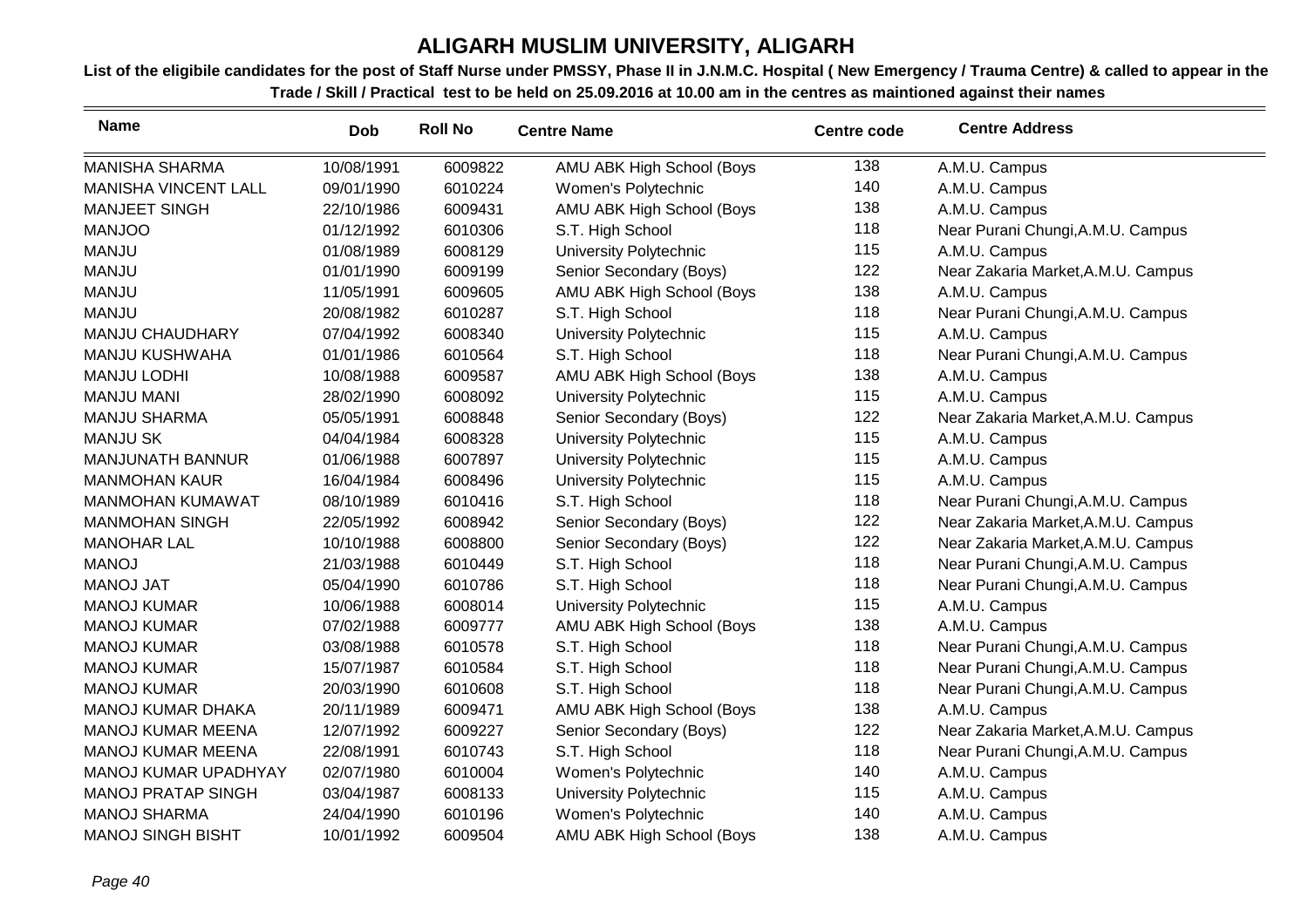# ALIGARH MUSLIM UNIVERSITY, ALIGARH

**List of the eligibile candidates for the post of Staff Nurse under PMSSY, Phase II in J.N.M.C. Hospital ( New Emergency / Trauma Centre) & called to appear in the Trade / Skill / Practical test to be held on 25.09.2016 at 10.00 am in the centres as maintioned against their names**

| Name | Dob | Roll No | Centre Name | Centre code | Centre Address |
|---|---|---|---|---|---|
| MANISHA SHARMA | 10/08/1991 | 6009822 | AMU ABK High School (Boys | 138 | A.M.U. Campus |
| MANISHA VINCENT LALL | 09/01/1990 | 6010224 | Women's Polytechnic | 140 | A.M.U. Campus |
| MANJEET SINGH | 22/10/1986 | 6009431 | AMU ABK High School (Boys | 138 | A.M.U. Campus |
| MANJOO | 01/12/1992 | 6010306 | S.T. High School | 118 | Near Purani Chungi,A.M.U. Campus |
| MANJU | 01/08/1989 | 6008129 | University Polytechnic | 115 | A.M.U. Campus |
| MANJU | 01/01/1990 | 6009199 | Senior Secondary (Boys) | 122 | Near Zakaria Market,A.M.U. Campus |
| MANJU | 11/05/1991 | 6009605 | AMU ABK High School (Boys | 138 | A.M.U. Campus |
| MANJU | 20/08/1982 | 6010287 | S.T. High School | 118 | Near Purani Chungi,A.M.U. Campus |
| MANJU CHAUDHARY | 07/04/1992 | 6008340 | University Polytechnic | 115 | A.M.U. Campus |
| MANJU KUSHWAHA | 01/01/1986 | 6010564 | S.T. High School | 118 | Near Purani Chungi,A.M.U. Campus |
| MANJU LODHI | 10/08/1988 | 6009587 | AMU ABK High School (Boys | 138 | A.M.U. Campus |
| MANJU MANI | 28/02/1990 | 6008092 | University Polytechnic | 115 | A.M.U. Campus |
| MANJU SHARMA | 05/05/1991 | 6008848 | Senior Secondary (Boys) | 122 | Near Zakaria Market,A.M.U. Campus |
| MANJU SK | 04/04/1984 | 6008328 | University Polytechnic | 115 | A.M.U. Campus |
| MANJUNATH BANNUR | 01/06/1988 | 6007897 | University Polytechnic | 115 | A.M.U. Campus |
| MANMOHAN KAUR | 16/04/1984 | 6008496 | University Polytechnic | 115 | A.M.U. Campus |
| MANMOHAN KUMAWAT | 08/10/1989 | 6010416 | S.T. High School | 118 | Near Purani Chungi,A.M.U. Campus |
| MANMOHAN SINGH | 22/05/1992 | 6008942 | Senior Secondary (Boys) | 122 | Near Zakaria Market,A.M.U. Campus |
| MANOHAR LAL | 10/10/1988 | 6008800 | Senior Secondary (Boys) | 122 | Near Zakaria Market,A.M.U. Campus |
| MANOJ | 21/03/1988 | 6010449 | S.T. High School | 118 | Near Purani Chungi,A.M.U. Campus |
| MANOJ JAT | 05/04/1990 | 6010786 | S.T. High School | 118 | Near Purani Chungi,A.M.U. Campus |
| MANOJ KUMAR | 10/06/1988 | 6008014 | University Polytechnic | 115 | A.M.U. Campus |
| MANOJ KUMAR | 07/02/1988 | 6009777 | AMU ABK High School (Boys | 138 | A.M.U. Campus |
| MANOJ KUMAR | 03/08/1988 | 6010578 | S.T. High School | 118 | Near Purani Chungi,A.M.U. Campus |
| MANOJ KUMAR | 15/07/1987 | 6010584 | S.T. High School | 118 | Near Purani Chungi,A.M.U. Campus |
| MANOJ KUMAR | 20/03/1990 | 6010608 | S.T. High School | 118 | Near Purani Chungi,A.M.U. Campus |
| MANOJ KUMAR DHAKA | 20/11/1989 | 6009471 | AMU ABK High School (Boys | 138 | A.M.U. Campus |
| MANOJ KUMAR MEENA | 12/07/1992 | 6009227 | Senior Secondary (Boys) | 122 | Near Zakaria Market,A.M.U. Campus |
| MANOJ KUMAR MEENA | 22/08/1991 | 6010743 | S.T. High School | 118 | Near Purani Chungi,A.M.U. Campus |
| MANOJ KUMAR UPADHYAY | 02/07/1980 | 6010004 | Women's Polytechnic | 140 | A.M.U. Campus |
| MANOJ PRATAP SINGH | 03/04/1987 | 6008133 | University Polytechnic | 115 | A.M.U. Campus |
| MANOJ SHARMA | 24/04/1990 | 6010196 | Women's Polytechnic | 140 | A.M.U. Campus |
| MANOJ SINGH BISHT | 10/01/1992 | 6009504 | AMU ABK High School (Boys | 138 | A.M.U. Campus |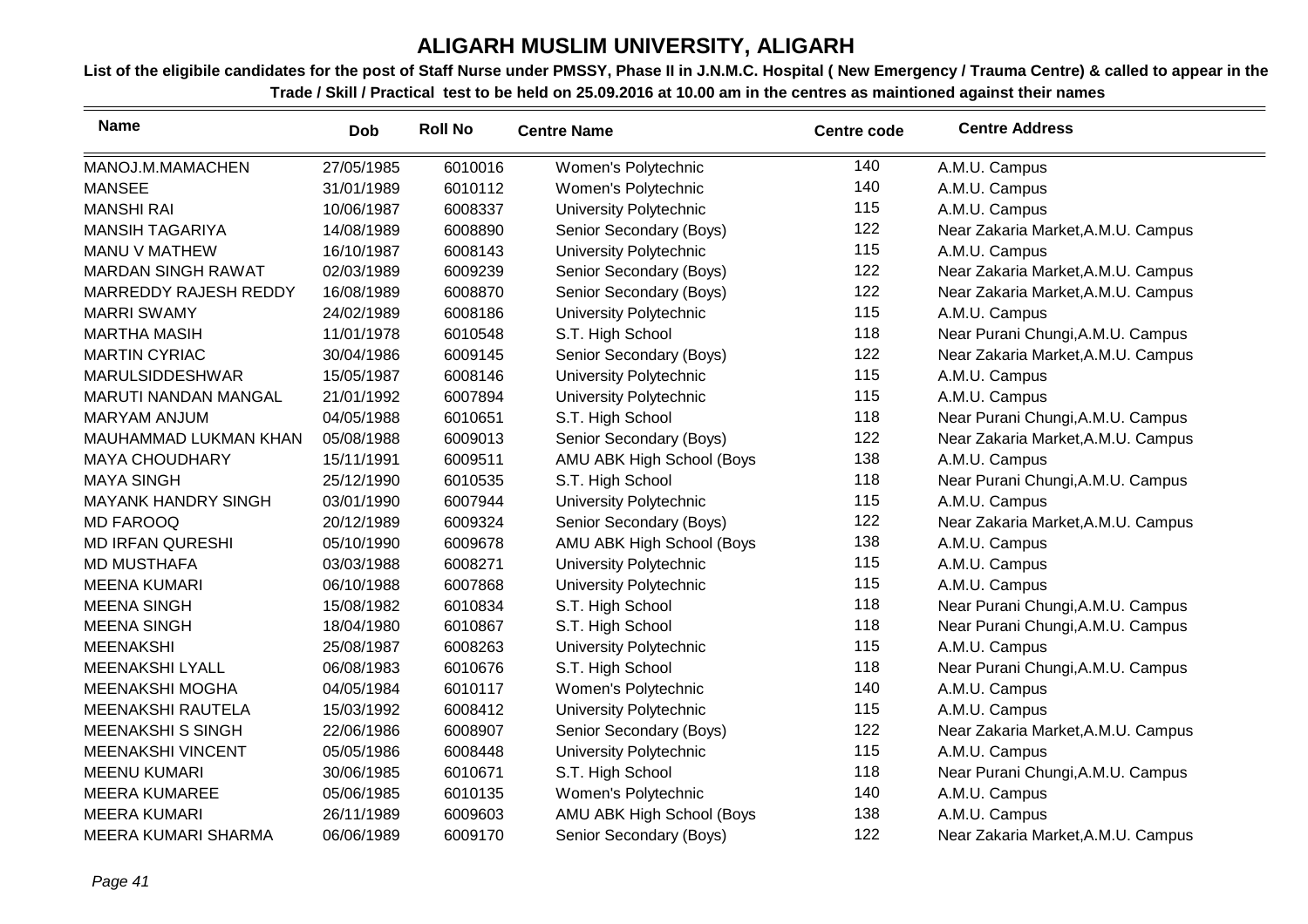# ALIGARH MUSLIM UNIVERSITY, ALIGARH

**List of the eligibile candidates for the post of Staff Nurse under PMSSY, Phase II in J.N.M.C. Hospital ( New Emergency / Trauma Centre) & called to appear in the Trade / Skill / Practical test to be held on 25.09.2016 at 10.00 am in the centres as maintioned against their names**

| Name | Dob | Roll No | Centre Name | Centre code | Centre Address |
|---|---|---|---|---|---|
| MANOJ.M.MAMACHEN | 27/05/1985 | 6010016 | Women's Polytechnic | 140 | A.M.U. Campus |
| MANSEE | 31/01/1989 | 6010112 | Women's Polytechnic | 140 | A.M.U. Campus |
| MANSHI RAI | 10/06/1987 | 6008337 | University Polytechnic | 115 | A.M.U. Campus |
| MANSIH TAGARIYA | 14/08/1989 | 6008890 | Senior Secondary (Boys) | 122 | Near Zakaria Market,A.M.U. Campus |
| MANU V MATHEW | 16/10/1987 | 6008143 | University Polytechnic | 115 | A.M.U. Campus |
| MARDAN SINGH RAWAT | 02/03/1989 | 6009239 | Senior Secondary (Boys) | 122 | Near Zakaria Market,A.M.U. Campus |
| MARREDDY RAJESH REDDY | 16/08/1989 | 6008870 | Senior Secondary (Boys) | 122 | Near Zakaria Market,A.M.U. Campus |
| MARRI SWAMY | 24/02/1989 | 6008186 | University Polytechnic | 115 | A.M.U. Campus |
| MARTHA MASIH | 11/01/1978 | 6010548 | S.T. High School | 118 | Near Purani Chungi,A.M.U. Campus |
| MARTIN CYRIAC | 30/04/1986 | 6009145 | Senior Secondary (Boys) | 122 | Near Zakaria Market,A.M.U. Campus |
| MARULSIDDESHWAR | 15/05/1987 | 6008146 | University Polytechnic | 115 | A.M.U. Campus |
| MARUTI NANDAN MANGAL | 21/01/1992 | 6007894 | University Polytechnic | 115 | A.M.U. Campus |
| MARYAM ANJUM | 04/05/1988 | 6010651 | S.T. High School | 118 | Near Purani Chungi,A.M.U. Campus |
| MAUHAMMAD LUKMAN KHAN | 05/08/1988 | 6009013 | Senior Secondary (Boys) | 122 | Near Zakaria Market,A.M.U. Campus |
| MAYA CHOUDHARY | 15/11/1991 | 6009511 | AMU ABK High School (Boys | 138 | A.M.U. Campus |
| MAYA SINGH | 25/12/1990 | 6010535 | S.T. High School | 118 | Near Purani Chungi,A.M.U. Campus |
| MAYANK HANDRY SINGH | 03/01/1990 | 6007944 | University Polytechnic | 115 | A.M.U. Campus |
| MD FAROOQ | 20/12/1989 | 6009324 | Senior Secondary (Boys) | 122 | Near Zakaria Market,A.M.U. Campus |
| MD IRFAN QURESHI | 05/10/1990 | 6009678 | AMU ABK High School (Boys | 138 | A.M.U. Campus |
| MD MUSTHAFA | 03/03/1988 | 6008271 | University Polytechnic | 115 | A.M.U. Campus |
| MEENA KUMARI | 06/10/1988 | 6007868 | University Polytechnic | 115 | A.M.U. Campus |
| MEENA SINGH | 15/08/1982 | 6010834 | S.T. High School | 118 | Near Purani Chungi,A.M.U. Campus |
| MEENA SINGH | 18/04/1980 | 6010867 | S.T. High School | 118 | Near Purani Chungi,A.M.U. Campus |
| MEENAKSHI | 25/08/1987 | 6008263 | University Polytechnic | 115 | A.M.U. Campus |
| MEENAKSHI LYALL | 06/08/1983 | 6010676 | S.T. High School | 118 | Near Purani Chungi,A.M.U. Campus |
| MEENAKSHI MOGHA | 04/05/1984 | 6010117 | Women's Polytechnic | 140 | A.M.U. Campus |
| MEENAKSHI RAUTELA | 15/03/1992 | 6008412 | University Polytechnic | 115 | A.M.U. Campus |
| MEENAKSHI S SINGH | 22/06/1986 | 6008907 | Senior Secondary (Boys) | 122 | Near Zakaria Market,A.M.U. Campus |
| MEENAKSHI VINCENT | 05/05/1986 | 6008448 | University Polytechnic | 115 | A.M.U. Campus |
| MEENU KUMARI | 30/06/1985 | 6010671 | S.T. High School | 118 | Near Purani Chungi,A.M.U. Campus |
| MEERA KUMAREE | 05/06/1985 | 6010135 | Women's Polytechnic | 140 | A.M.U. Campus |
| MEERA KUMARI | 26/11/1989 | 6009603 | AMU ABK High School (Boys | 138 | A.M.U. Campus |
| MEERA KUMARI SHARMA | 06/06/1989 | 6009170 | Senior Secondary (Boys) | 122 | Near Zakaria Market,A.M.U. Campus |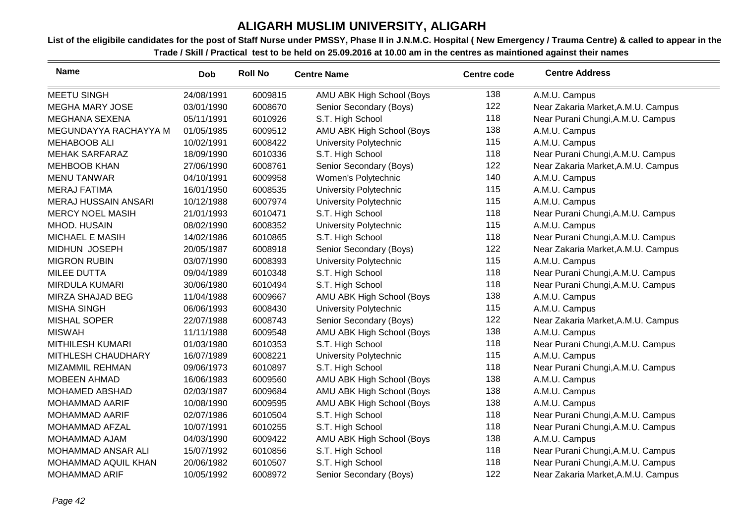# ALIGARH MUSLIM UNIVERSITY, ALIGARH

**List of the eligibile candidates for the post of Staff Nurse under PMSSY, Phase II in J.N.M.C. Hospital ( New Emergency / Trauma Centre) & called to appear in the Trade / Skill / Practical test to be held on 25.09.2016 at 10.00 am in the centres as maintioned against their names**

| Name | Dob | Roll No | Centre Name | Centre code | Centre Address |
|---|---|---|---|---|---|
| MEETU SINGH | 24/08/1991 | 6009815 | AMU ABK High School (Boys | 138 | A.M.U. Campus |
| MEGHA MARY JOSE | 03/01/1990 | 6008670 | Senior Secondary (Boys) | 122 | Near Zakaria Market,A.M.U. Campus |
| MEGHANA SEXENA | 05/11/1991 | 6010926 | S.T. High School | 118 | Near Purani Chungi,A.M.U. Campus |
| MEGUNDAYYA RACHAYYA M | 01/05/1985 | 6009512 | AMU ABK High School (Boys | 138 | A.M.U. Campus |
| MEHABOOB ALI | 10/02/1991 | 6008422 | University Polytechnic | 115 | A.M.U. Campus |
| MEHAK SARFARAZ | 18/09/1990 | 6010336 | S.T. High School | 118 | Near Purani Chungi,A.M.U. Campus |
| MEHBOOB KHAN | 27/06/1990 | 6008761 | Senior Secondary (Boys) | 122 | Near Zakaria Market,A.M.U. Campus |
| MENU TANWAR | 04/10/1991 | 6009958 | Women's Polytechnic | 140 | A.M.U. Campus |
| MERAJ FATIMA | 16/01/1950 | 6008535 | University Polytechnic | 115 | A.M.U. Campus |
| MERAJ HUSSAIN ANSARI | 10/12/1988 | 6007974 | University Polytechnic | 115 | A.M.U. Campus |
| MERCY NOEL MASIH | 21/01/1993 | 6010471 | S.T. High School | 118 | Near Purani Chungi,A.M.U. Campus |
| MHOD. HUSAIN | 08/02/1990 | 6008352 | University Polytechnic | 115 | A.M.U. Campus |
| MICHAEL E MASIH | 14/02/1986 | 6010865 | S.T. High School | 118 | Near Purani Chungi,A.M.U. Campus |
| MIDHUN JOSEPH | 20/05/1987 | 6008918 | Senior Secondary (Boys) | 122 | Near Zakaria Market,A.M.U. Campus |
| MIGRON RUBIN | 03/07/1990 | 6008393 | University Polytechnic | 115 | A.M.U. Campus |
| MILEE DUTTA | 09/04/1989 | 6010348 | S.T. High School | 118 | Near Purani Chungi,A.M.U. Campus |
| MIRDULA KUMARI | 30/06/1980 | 6010494 | S.T. High School | 118 | Near Purani Chungi,A.M.U. Campus |
| MIRZA SHAJAD BEG | 11/04/1988 | 6009667 | AMU ABK High School (Boys | 138 | A.M.U. Campus |
| MISHA SINGH | 06/06/1993 | 6008430 | University Polytechnic | 115 | A.M.U. Campus |
| MISHAL SOPER | 22/07/1988 | 6008743 | Senior Secondary (Boys) | 122 | Near Zakaria Market,A.M.U. Campus |
| MISWAH | 11/11/1988 | 6009548 | AMU ABK High School (Boys | 138 | A.M.U. Campus |
| MITHILESH KUMARI | 01/03/1980 | 6010353 | S.T. High School | 118 | Near Purani Chungi,A.M.U. Campus |
| MITHLESH CHAUDHARY | 16/07/1989 | 6008221 | University Polytechnic | 115 | A.M.U. Campus |
| MIZAMMIL REHMAN | 09/06/1973 | 6010897 | S.T. High School | 118 | Near Purani Chungi,A.M.U. Campus |
| MOBEEN AHMAD | 16/06/1983 | 6009560 | AMU ABK High School (Boys | 138 | A.M.U. Campus |
| MOHAMED ABSHAD | 02/03/1987 | 6009684 | AMU ABK High School (Boys | 138 | A.M.U. Campus |
| MOHAMMAD AARIF | 10/08/1990 | 6009595 | AMU ABK High School (Boys | 138 | A.M.U. Campus |
| MOHAMMAD AARIF | 02/07/1986 | 6010504 | S.T. High School | 118 | Near Purani Chungi,A.M.U. Campus |
| MOHAMMAD AFZAL | 10/07/1991 | 6010255 | S.T. High School | 118 | Near Purani Chungi,A.M.U. Campus |
| MOHAMMAD AJAM | 04/03/1990 | 6009422 | AMU ABK High School (Boys | 138 | A.M.U. Campus |
| MOHAMMAD ANSAR ALI | 15/07/1992 | 6010856 | S.T. High School | 118 | Near Purani Chungi,A.M.U. Campus |
| MOHAMMAD AQUIL KHAN | 20/06/1982 | 6010507 | S.T. High School | 118 | Near Purani Chungi,A.M.U. Campus |
| MOHAMMAD ARIF | 10/05/1992 | 6008972 | Senior Secondary (Boys) | 122 | Near Zakaria Market,A.M.U. Campus |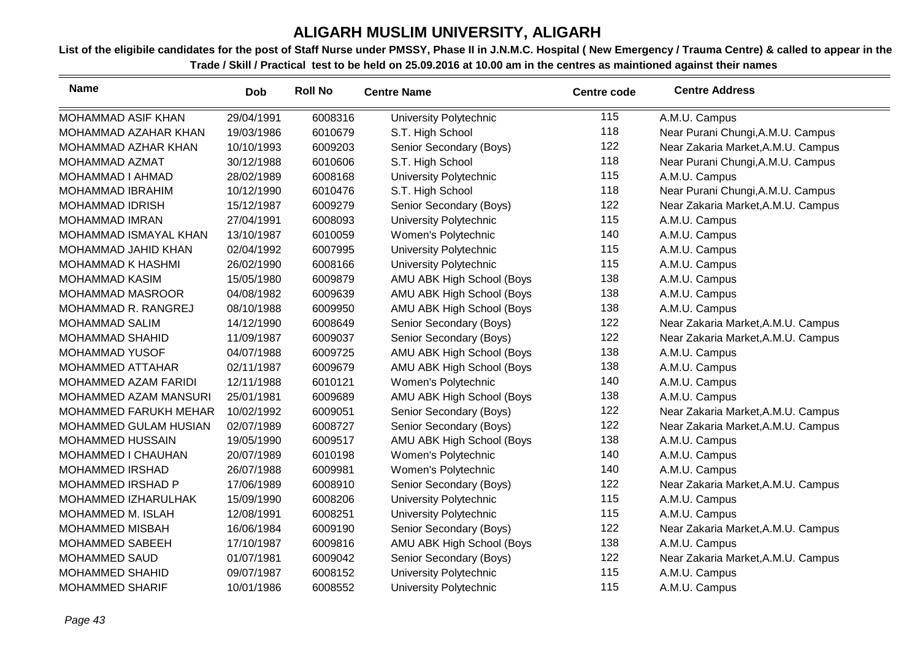# ALIGARH MUSLIM UNIVERSITY, ALIGARH

**List of the eligibile candidates for the post of Staff Nurse under PMSSY, Phase II in J.N.M.C. Hospital ( New Emergency / Trauma Centre) & called to appear in the Trade / Skill / Practical test to be held on 25.09.2016 at 10.00 am in the centres as maintioned against their names**

| Name | Dob | Roll No | Centre Name | Centre code | Centre Address |
|---|---|---|---|---|---|
| MOHAMMAD ASIF KHAN | 29/04/1991 | 6008316 | University Polytechnic | 115 | A.M.U. Campus |
| MOHAMMAD AZAHAR KHAN | 19/03/1986 | 6010679 | S.T. High School | 118 | Near Purani Chungi,A.M.U. Campus |
| MOHAMMAD AZHAR KHAN | 10/10/1993 | 6009203 | Senior Secondary (Boys) | 122 | Near Zakaria Market,A.M.U. Campus |
| MOHAMMAD AZMAT | 30/12/1988 | 6010606 | S.T. High School | 118 | Near Purani Chungi,A.M.U. Campus |
| MOHAMMAD I AHMAD | 28/02/1989 | 6008168 | University Polytechnic | 115 | A.M.U. Campus |
| MOHAMMAD IBRAHIM | 10/12/1990 | 6010476 | S.T. High School | 118 | Near Purani Chungi,A.M.U. Campus |
| MOHAMMAD IDRISH | 15/12/1987 | 6009279 | Senior Secondary (Boys) | 122 | Near Zakaria Market,A.M.U. Campus |
| MOHAMMAD IMRAN | 27/04/1991 | 6008093 | University Polytechnic | 115 | A.M.U. Campus |
| MOHAMMAD ISMAYAL KHAN | 13/10/1987 | 6010059 | Women's Polytechnic | 140 | A.M.U. Campus |
| MOHAMMAD JAHID KHAN | 02/04/1992 | 6007995 | University Polytechnic | 115 | A.M.U. Campus |
| MOHAMMAD K HASHMI | 26/02/1990 | 6008166 | University Polytechnic | 115 | A.M.U. Campus |
| MOHAMMAD KASIM | 15/05/1980 | 6009879 | AMU ABK High School (Boys | 138 | A.M.U. Campus |
| MOHAMMAD MASROOR | 04/08/1982 | 6009639 | AMU ABK High School (Boys | 138 | A.M.U. Campus |
| MOHAMMAD R. RANGREJ | 08/10/1988 | 6009950 | AMU ABK High School (Boys | 138 | A.M.U. Campus |
| MOHAMMAD SALIM | 14/12/1990 | 6008649 | Senior Secondary (Boys) | 122 | Near Zakaria Market,A.M.U. Campus |
| MOHAMMAD SHAHID | 11/09/1987 | 6009037 | Senior Secondary (Boys) | 122 | Near Zakaria Market,A.M.U. Campus |
| MOHAMMAD YUSOF | 04/07/1988 | 6009725 | AMU ABK High School (Boys | 138 | A.M.U. Campus |
| MOHAMMED ATTAHAR | 02/11/1987 | 6009679 | AMU ABK High School (Boys | 138 | A.M.U. Campus |
| MOHAMMED AZAM FARIDI | 12/11/1988 | 6010121 | Women's Polytechnic | 140 | A.M.U. Campus |
| MOHAMMED AZAM MANSURI | 25/01/1981 | 6009689 | AMU ABK High School (Boys | 138 | A.M.U. Campus |
| MOHAMMED FARUKH MEHAR | 10/02/1992 | 6009051 | Senior Secondary (Boys) | 122 | Near Zakaria Market,A.M.U. Campus |
| MOHAMMED GULAM HUSIAN | 02/07/1989 | 6008727 | Senior Secondary (Boys) | 122 | Near Zakaria Market,A.M.U. Campus |
| MOHAMMED HUSSAIN | 19/05/1990 | 6009517 | AMU ABK High School (Boys | 138 | A.M.U. Campus |
| MOHAMMED I CHAUHAN | 20/07/1989 | 6010198 | Women's Polytechnic | 140 | A.M.U. Campus |
| MOHAMMED IRSHAD | 26/07/1988 | 6009981 | Women's Polytechnic | 140 | A.M.U. Campus |
| MOHAMMED IRSHAD P | 17/06/1989 | 6008910 | Senior Secondary (Boys) | 122 | Near Zakaria Market,A.M.U. Campus |
| MOHAMMED IZHARULHAK | 15/09/1990 | 6008206 | University Polytechnic | 115 | A.M.U. Campus |
| MOHAMMED M. ISLAH | 12/08/1991 | 6008251 | University Polytechnic | 115 | A.M.U. Campus |
| MOHAMMED MISBAH | 16/06/1984 | 6009190 | Senior Secondary (Boys) | 122 | Near Zakaria Market,A.M.U. Campus |
| MOHAMMED SABEEH | 17/10/1987 | 6009816 | AMU ABK High School (Boys | 138 | A.M.U. Campus |
| MOHAMMED SAUD | 01/07/1981 | 6009042 | Senior Secondary (Boys) | 122 | Near Zakaria Market,A.M.U. Campus |
| MOHAMMED SHAHID | 09/07/1987 | 6008152 | University Polytechnic | 115 | A.M.U. Campus |
| MOHAMMED SHARIF | 10/01/1986 | 6008552 | University Polytechnic | 115 | A.M.U. Campus |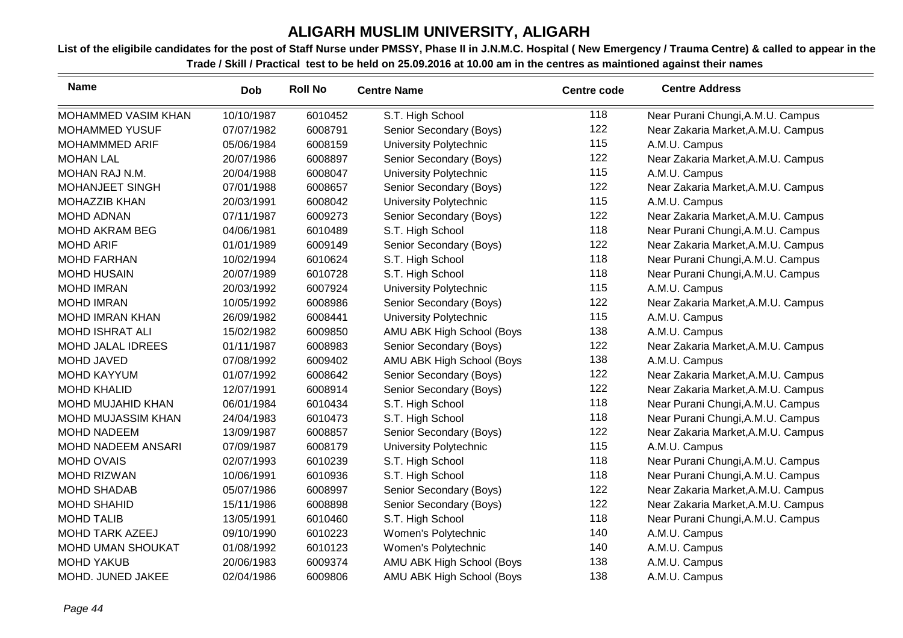# ALIGARH MUSLIM UNIVERSITY, ALIGARH

**List of the eligibile candidates for the post of Staff Nurse under PMSSY, Phase II in J.N.M.C. Hospital ( New Emergency / Trauma Centre) & called to appear in the Trade / Skill / Practical test to be held on 25.09.2016 at 10.00 am in the centres as maintioned against their names**

| Name | Dob | Roll No | Centre Name | Centre code | Centre Address |
|---|---|---|---|---|---|
| MOHAMMED VASIM KHAN | 10/10/1987 | 6010452 | S.T. High School | 118 | Near Purani Chungi,A.M.U. Campus |
| MOHAMMED YUSUF | 07/07/1982 | 6008791 | Senior Secondary (Boys) | 122 | Near Zakaria Market,A.M.U. Campus |
| MOHAMMMED ARIF | 05/06/1984 | 6008159 | University Polytechnic | 115 | A.M.U. Campus |
| MOHAN LAL | 20/07/1986 | 6008897 | Senior Secondary (Boys) | 122 | Near Zakaria Market,A.M.U. Campus |
| MOHAN RAJ N.M. | 20/04/1988 | 6008047 | University Polytechnic | 115 | A.M.U. Campus |
| MOHANJEET SINGH | 07/01/1988 | 6008657 | Senior Secondary (Boys) | 122 | Near Zakaria Market,A.M.U. Campus |
| MOHAZZIB KHAN | 20/03/1991 | 6008042 | University Polytechnic | 115 | A.M.U. Campus |
| MOHD ADNAN | 07/11/1987 | 6009273 | Senior Secondary (Boys) | 122 | Near Zakaria Market,A.M.U. Campus |
| MOHD AKRAM BEG | 04/06/1981 | 6010489 | S.T. High School | 118 | Near Purani Chungi,A.M.U. Campus |
| MOHD ARIF | 01/01/1989 | 6009149 | Senior Secondary (Boys) | 122 | Near Zakaria Market,A.M.U. Campus |
| MOHD FARHAN | 10/02/1994 | 6010624 | S.T. High School | 118 | Near Purani Chungi,A.M.U. Campus |
| MOHD HUSAIN | 20/07/1989 | 6010728 | S.T. High School | 118 | Near Purani Chungi,A.M.U. Campus |
| MOHD IMRAN | 20/03/1992 | 6007924 | University Polytechnic | 115 | A.M.U. Campus |
| MOHD IMRAN | 10/05/1992 | 6008986 | Senior Secondary (Boys) | 122 | Near Zakaria Market,A.M.U. Campus |
| MOHD IMRAN KHAN | 26/09/1982 | 6008441 | University Polytechnic | 115 | A.M.U. Campus |
| MOHD ISHRAT ALI | 15/02/1982 | 6009850 | AMU ABK High School (Boys | 138 | A.M.U. Campus |
| MOHD JALAL IDREES | 01/11/1987 | 6008983 | Senior Secondary (Boys) | 122 | Near Zakaria Market,A.M.U. Campus |
| MOHD JAVED | 07/08/1992 | 6009402 | AMU ABK High School (Boys | 138 | A.M.U. Campus |
| MOHD KAYYUM | 01/07/1992 | 6008642 | Senior Secondary (Boys) | 122 | Near Zakaria Market,A.M.U. Campus |
| MOHD KHALID | 12/07/1991 | 6008914 | Senior Secondary (Boys) | 122 | Near Zakaria Market,A.M.U. Campus |
| MOHD MUJAHID KHAN | 06/01/1984 | 6010434 | S.T. High School | 118 | Near Purani Chungi,A.M.U. Campus |
| MOHD MUJASSIM KHAN | 24/04/1983 | 6010473 | S.T. High School | 118 | Near Purani Chungi,A.M.U. Campus |
| MOHD NADEEM | 13/09/1987 | 6008857 | Senior Secondary (Boys) | 122 | Near Zakaria Market,A.M.U. Campus |
| MOHD NADEEM ANSARI | 07/09/1987 | 6008179 | University Polytechnic | 115 | A.M.U. Campus |
| MOHD OVAIS | 02/07/1993 | 6010239 | S.T. High School | 118 | Near Purani Chungi,A.M.U. Campus |
| MOHD RIZWAN | 10/06/1991 | 6010936 | S.T. High School | 118 | Near Purani Chungi,A.M.U. Campus |
| MOHD SHADAB | 05/07/1986 | 6008997 | Senior Secondary (Boys) | 122 | Near Zakaria Market,A.M.U. Campus |
| MOHD SHAHID | 15/11/1986 | 6008898 | Senior Secondary (Boys) | 122 | Near Zakaria Market,A.M.U. Campus |
| MOHD TALIB | 13/05/1991 | 6010460 | S.T. High School | 118 | Near Purani Chungi,A.M.U. Campus |
| MOHD TARK AZEEJ | 09/10/1990 | 6010223 | Women's Polytechnic | 140 | A.M.U. Campus |
| MOHD UMAN SHOUKAT | 01/08/1992 | 6010123 | Women's Polytechnic | 140 | A.M.U. Campus |
| MOHD YAKUB | 20/06/1983 | 6009374 | AMU ABK High School (Boys | 138 | A.M.U. Campus |
| MOHD. JUNED JAKEE | 02/04/1986 | 6009806 | AMU ABK High School (Boys | 138 | A.M.U. Campus |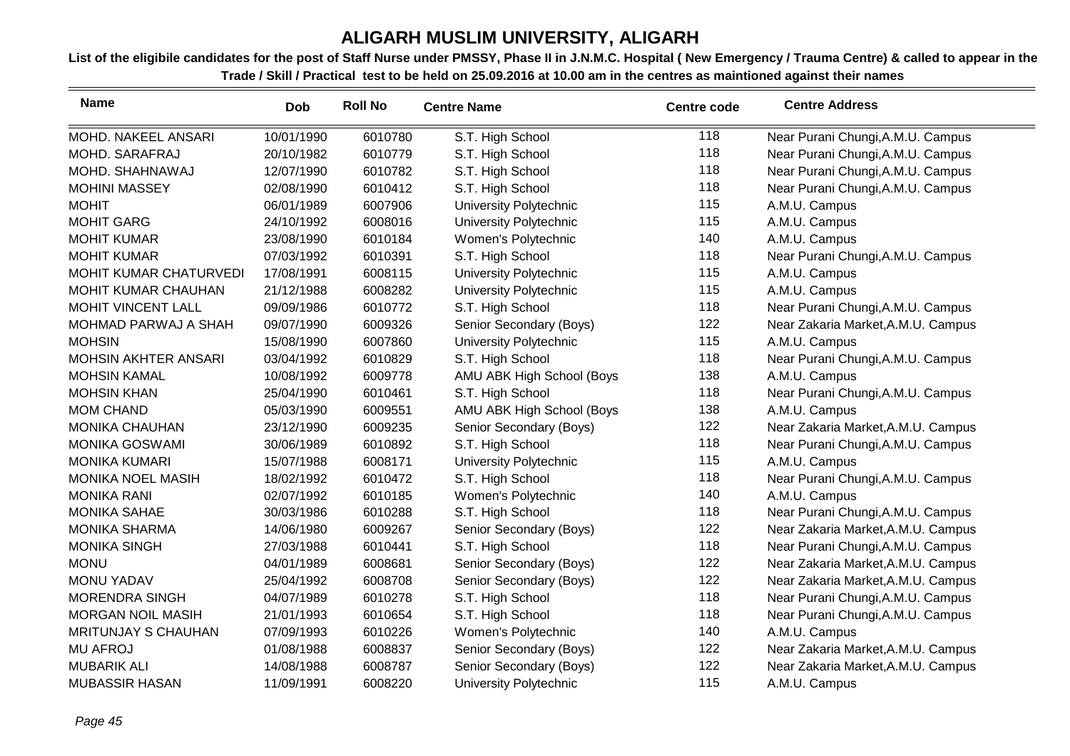# ALIGARH MUSLIM UNIVERSITY, ALIGARH

**List of the eligibile candidates for the post of Staff Nurse under PMSSY, Phase II in J.N.M.C. Hospital ( New Emergency / Trauma Centre) & called to appear in the Trade / Skill / Practical test to be held on 25.09.2016 at 10.00 am in the centres as maintioned against their names**

| Name | Dob | Roll No | Centre Name | Centre code | Centre Address |
|---|---|---|---|---|---|
| MOHD. NAKEEL ANSARI | 10/01/1990 | 6010780 | S.T. High School | 118 | Near Purani Chungi,A.M.U. Campus |
| MOHD. SARAFRAJ | 20/10/1982 | 6010779 | S.T. High School | 118 | Near Purani Chungi,A.M.U. Campus |
| MOHD. SHAHNAWAJ | 12/07/1990 | 6010782 | S.T. High School | 118 | Near Purani Chungi,A.M.U. Campus |
| MOHINI MASSEY | 02/08/1990 | 6010412 | S.T. High School | 118 | Near Purani Chungi,A.M.U. Campus |
| MOHIT | 06/01/1989 | 6007906 | University Polytechnic | 115 | A.M.U. Campus |
| MOHIT GARG | 24/10/1992 | 6008016 | University Polytechnic | 115 | A.M.U. Campus |
| MOHIT KUMAR | 23/08/1990 | 6010184 | Women's Polytechnic | 140 | A.M.U. Campus |
| MOHIT KUMAR | 07/03/1992 | 6010391 | S.T. High School | 118 | Near Purani Chungi,A.M.U. Campus |
| MOHIT KUMAR CHATURVEDI | 17/08/1991 | 6008115 | University Polytechnic | 115 | A.M.U. Campus |
| MOHIT KUMAR CHAUHAN | 21/12/1988 | 6008282 | University Polytechnic | 115 | A.M.U. Campus |
| MOHIT VINCENT LALL | 09/09/1986 | 6010772 | S.T. High School | 118 | Near Purani Chungi,A.M.U. Campus |
| MOHMAD PARWAJ A SHAH | 09/07/1990 | 6009326 | Senior Secondary (Boys) | 122 | Near Zakaria Market,A.M.U. Campus |
| MOHSIN | 15/08/1990 | 6007860 | University Polytechnic | 115 | A.M.U. Campus |
| MOHSIN AKHTER ANSARI | 03/04/1992 | 6010829 | S.T. High School | 118 | Near Purani Chungi,A.M.U. Campus |
| MOHSIN KAMAL | 10/08/1992 | 6009778 | AMU ABK High School (Boys | 138 | A.M.U. Campus |
| MOHSIN KHAN | 25/04/1990 | 6010461 | S.T. High School | 118 | Near Purani Chungi,A.M.U. Campus |
| MOM CHAND | 05/03/1990 | 6009551 | AMU ABK High School (Boys | 138 | A.M.U. Campus |
| MONIKA CHAUHAN | 23/12/1990 | 6009235 | Senior Secondary (Boys) | 122 | Near Zakaria Market,A.M.U. Campus |
| MONIKA GOSWAMI | 30/06/1989 | 6010892 | S.T. High School | 118 | Near Purani Chungi,A.M.U. Campus |
| MONIKA KUMARI | 15/07/1988 | 6008171 | University Polytechnic | 115 | A.M.U. Campus |
| MONIKA NOEL MASIH | 18/02/1992 | 6010472 | S.T. High School | 118 | Near Purani Chungi,A.M.U. Campus |
| MONIKA RANI | 02/07/1992 | 6010185 | Women's Polytechnic | 140 | A.M.U. Campus |
| MONIKA SAHAE | 30/03/1986 | 6010288 | S.T. High School | 118 | Near Purani Chungi,A.M.U. Campus |
| MONIKA SHARMA | 14/06/1980 | 6009267 | Senior Secondary (Boys) | 122 | Near Zakaria Market,A.M.U. Campus |
| MONIKA SINGH | 27/03/1988 | 6010441 | S.T. High School | 118 | Near Purani Chungi,A.M.U. Campus |
| MONU | 04/01/1989 | 6008681 | Senior Secondary (Boys) | 122 | Near Zakaria Market,A.M.U. Campus |
| MONU YADAV | 25/04/1992 | 6008708 | Senior Secondary (Boys) | 122 | Near Zakaria Market,A.M.U. Campus |
| MORENDRA SINGH | 04/07/1989 | 6010278 | S.T. High School | 118 | Near Purani Chungi,A.M.U. Campus |
| MORGAN NOIL MASIH | 21/01/1993 | 6010654 | S.T. High School | 118 | Near Purani Chungi,A.M.U. Campus |
| MRITUNJAY S CHAUHAN | 07/09/1993 | 6010226 | Women's Polytechnic | 140 | A.M.U. Campus |
| MU AFROJ | 01/08/1988 | 6008837 | Senior Secondary (Boys) | 122 | Near Zakaria Market,A.M.U. Campus |
| MUBARIK ALI | 14/08/1988 | 6008787 | Senior Secondary (Boys) | 122 | Near Zakaria Market,A.M.U. Campus |
| MUBASSIR HASAN | 11/09/1991 | 6008220 | University Polytechnic | 115 | A.M.U. Campus |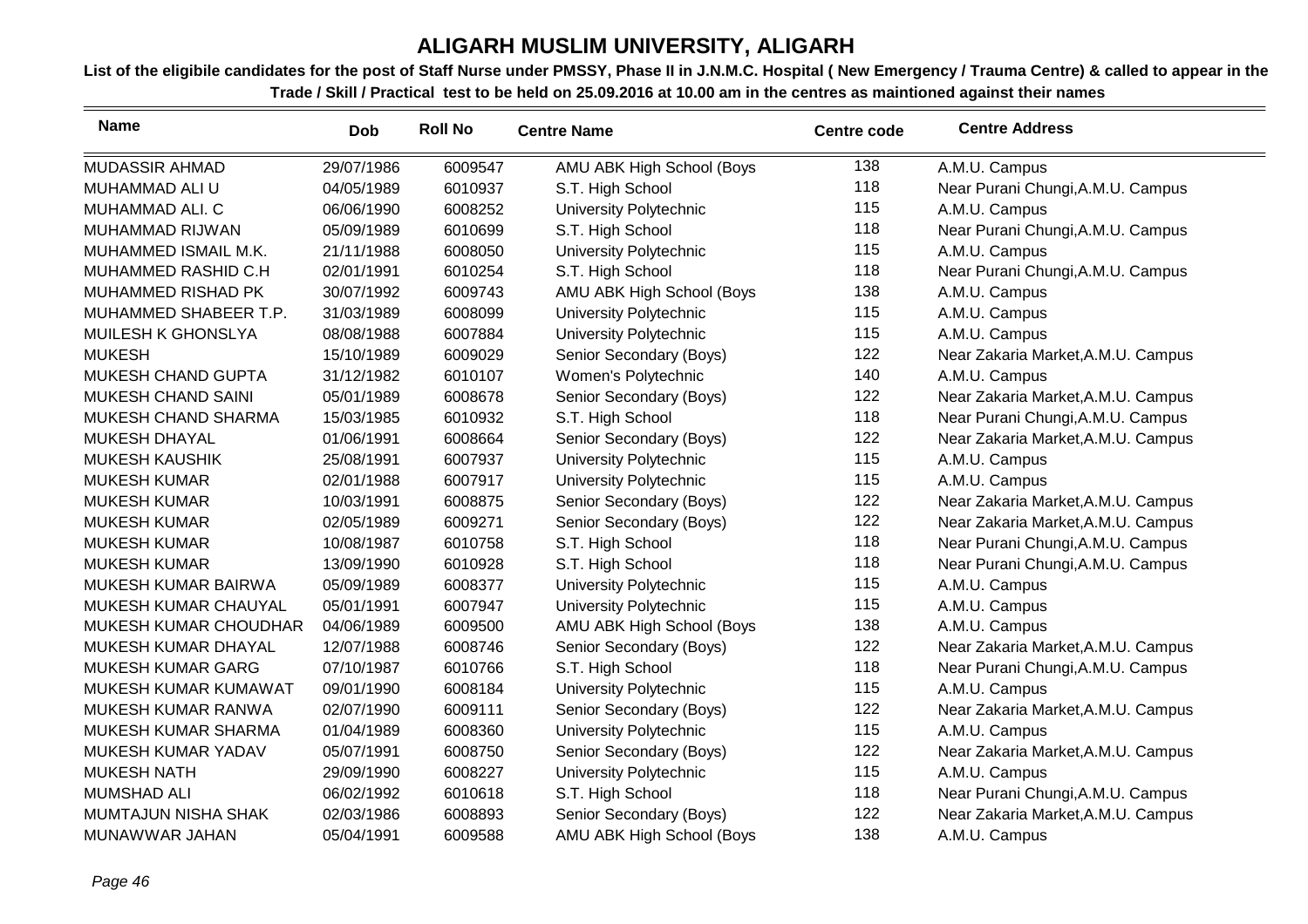# ALIGARH MUSLIM UNIVERSITY, ALIGARH

**List of the eligibile candidates for the post of Staff Nurse under PMSSY, Phase II in J.N.M.C. Hospital ( New Emergency / Trauma Centre) & called to appear in the Trade / Skill / Practical test to be held on 25.09.2016 at 10.00 am in the centres as maintioned against their names**

| Name | Dob | Roll No | Centre Name | Centre code | Centre Address |
|---|---|---|---|---|---|
| MUDASSIR AHMAD | 29/07/1986 | 6009547 | AMU ABK High School (Boys | 138 | A.M.U. Campus |
| MUHAMMAD ALI U | 04/05/1989 | 6010937 | S.T. High School | 118 | Near Purani Chungi,A.M.U. Campus |
| MUHAMMAD ALI. C | 06/06/1990 | 6008252 | University Polytechnic | 115 | A.M.U. Campus |
| MUHAMMAD RIJWAN | 05/09/1989 | 6010699 | S.T. High School | 118 | Near Purani Chungi,A.M.U. Campus |
| MUHAMMED ISMAIL M.K. | 21/11/1988 | 6008050 | University Polytechnic | 115 | A.M.U. Campus |
| MUHAMMED RASHID C.H | 02/01/1991 | 6010254 | S.T. High School | 118 | Near Purani Chungi,A.M.U. Campus |
| MUHAMMED RISHAD PK | 30/07/1992 | 6009743 | AMU ABK High School (Boys | 138 | A.M.U. Campus |
| MUHAMMED SHABEER T.P. | 31/03/1989 | 6008099 | University Polytechnic | 115 | A.M.U. Campus |
| MUILESH K GHONSLYA | 08/08/1988 | 6007884 | University Polytechnic | 115 | A.M.U. Campus |
| MUKESH | 15/10/1989 | 6009029 | Senior Secondary (Boys) | 122 | Near Zakaria Market,A.M.U. Campus |
| MUKESH CHAND GUPTA | 31/12/1982 | 6010107 | Women's Polytechnic | 140 | A.M.U. Campus |
| MUKESH CHAND SAINI | 05/01/1989 | 6008678 | Senior Secondary (Boys) | 122 | Near Zakaria Market,A.M.U. Campus |
| MUKESH CHAND SHARMA | 15/03/1985 | 6010932 | S.T. High School | 118 | Near Purani Chungi,A.M.U. Campus |
| MUKESH DHAYAL | 01/06/1991 | 6008664 | Senior Secondary (Boys) | 122 | Near Zakaria Market,A.M.U. Campus |
| MUKESH KAUSHIK | 25/08/1991 | 6007937 | University Polytechnic | 115 | A.M.U. Campus |
| MUKESH KUMAR | 02/01/1988 | 6007917 | University Polytechnic | 115 | A.M.U. Campus |
| MUKESH KUMAR | 10/03/1991 | 6008875 | Senior Secondary (Boys) | 122 | Near Zakaria Market,A.M.U. Campus |
| MUKESH KUMAR | 02/05/1989 | 6009271 | Senior Secondary (Boys) | 122 | Near Zakaria Market,A.M.U. Campus |
| MUKESH KUMAR | 10/08/1987 | 6010758 | S.T. High School | 118 | Near Purani Chungi,A.M.U. Campus |
| MUKESH KUMAR | 13/09/1990 | 6010928 | S.T. High School | 118 | Near Purani Chungi,A.M.U. Campus |
| MUKESH KUMAR BAIRWA | 05/09/1989 | 6008377 | University Polytechnic | 115 | A.M.U. Campus |
| MUKESH KUMAR CHAUYAL | 05/01/1991 | 6007947 | University Polytechnic | 115 | A.M.U. Campus |
| MUKESH KUMAR CHOUDHAR | 04/06/1989 | 6009500 | AMU ABK High School (Boys | 138 | A.M.U. Campus |
| MUKESH KUMAR DHAYAL | 12/07/1988 | 6008746 | Senior Secondary (Boys) | 122 | Near Zakaria Market,A.M.U. Campus |
| MUKESH KUMAR GARG | 07/10/1987 | 6010766 | S.T. High School | 118 | Near Purani Chungi,A.M.U. Campus |
| MUKESH KUMAR KUMAWAT | 09/01/1990 | 6008184 | University Polytechnic | 115 | A.M.U. Campus |
| MUKESH KUMAR RANWA | 02/07/1990 | 6009111 | Senior Secondary (Boys) | 122 | Near Zakaria Market,A.M.U. Campus |
| MUKESH KUMAR SHARMA | 01/04/1989 | 6008360 | University Polytechnic | 115 | A.M.U. Campus |
| MUKESH KUMAR YADAV | 05/07/1991 | 6008750 | Senior Secondary (Boys) | 122 | Near Zakaria Market,A.M.U. Campus |
| MUKESH NATH | 29/09/1990 | 6008227 | University Polytechnic | 115 | A.M.U. Campus |
| MUMSHAD ALI | 06/02/1992 | 6010618 | S.T. High School | 118 | Near Purani Chungi,A.M.U. Campus |
| MUMTAJUN NISHA SHAK | 02/03/1986 | 6008893 | Senior Secondary (Boys) | 122 | Near Zakaria Market,A.M.U. Campus |
| MUNAWWAR JAHAN | 05/04/1991 | 6009588 | AMU ABK High School (Boys | 138 | A.M.U. Campus |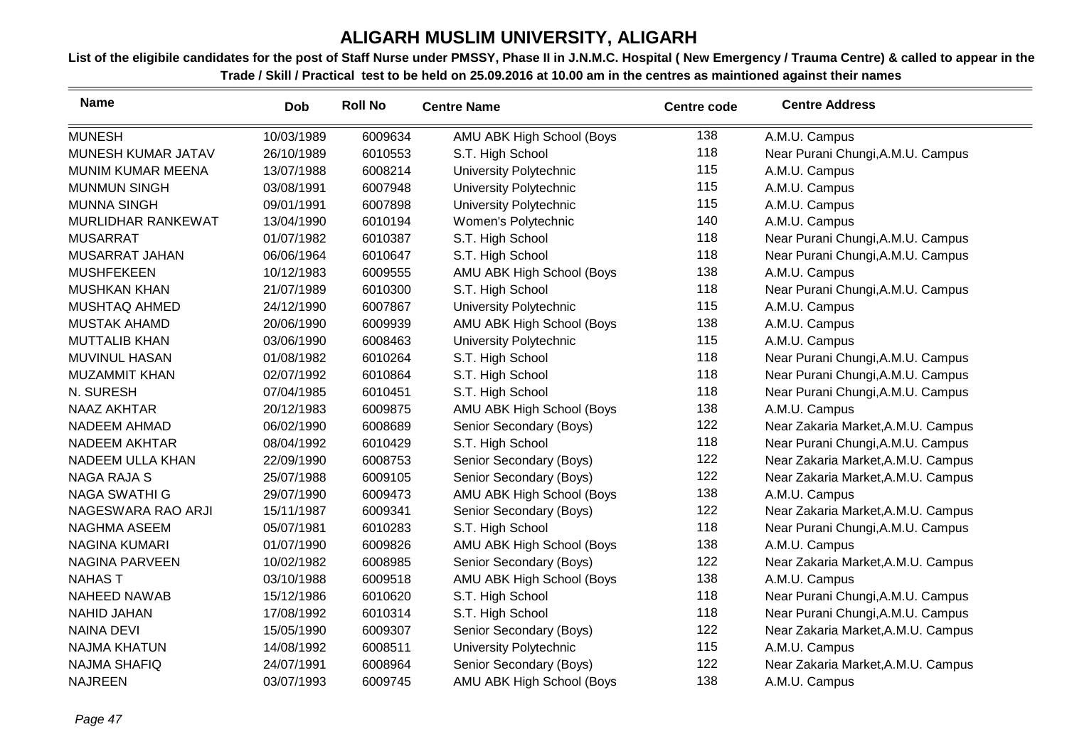# ALIGARH MUSLIM UNIVERSITY, ALIGARH

**List of the eligibile candidates for the post of Staff Nurse under PMSSY, Phase II in J.N.M.C. Hospital ( New Emergency / Trauma Centre) & called to appear in the Trade / Skill / Practical test to be held on 25.09.2016 at 10.00 am in the centres as maintioned against their names**

| Name | Dob | Roll No | Centre Name | Centre code | Centre Address |
|---|---|---|---|---|---|
| MUNESH | 10/03/1989 | 6009634 | AMU ABK High School (Boys | 138 | A.M.U. Campus |
| MUNESH KUMAR JATAV | 26/10/1989 | 6010553 | S.T. High School | 118 | Near Purani Chungi,A.M.U. Campus |
| MUNIM KUMAR MEENA | 13/07/1988 | 6008214 | University Polytechnic | 115 | A.M.U. Campus |
| MUNMUN SINGH | 03/08/1991 | 6007948 | University Polytechnic | 115 | A.M.U. Campus |
| MUNNA SINGH | 09/01/1991 | 6007898 | University Polytechnic | 115 | A.M.U. Campus |
| MURLIDHAR RANKEWAT | 13/04/1990 | 6010194 | Women's Polytechnic | 140 | A.M.U. Campus |
| MUSARRAT | 01/07/1982 | 6010387 | S.T. High School | 118 | Near Purani Chungi,A.M.U. Campus |
| MUSARRAT JAHAN | 06/06/1964 | 6010647 | S.T. High School | 118 | Near Purani Chungi,A.M.U. Campus |
| MUSHFEKEEN | 10/12/1983 | 6009555 | AMU ABK High School (Boys | 138 | A.M.U. Campus |
| MUSHKAN KHAN | 21/07/1989 | 6010300 | S.T. High School | 118 | Near Purani Chungi,A.M.U. Campus |
| MUSHTAQ AHMED | 24/12/1990 | 6007867 | University Polytechnic | 115 | A.M.U. Campus |
| MUSTAK AHAMD | 20/06/1990 | 6009939 | AMU ABK High School (Boys | 138 | A.M.U. Campus |
| MUTTALIB KHAN | 03/06/1990 | 6008463 | University Polytechnic | 115 | A.M.U. Campus |
| MUVINUL HASAN | 01/08/1982 | 6010264 | S.T. High School | 118 | Near Purani Chungi,A.M.U. Campus |
| MUZAMMIT KHAN | 02/07/1992 | 6010864 | S.T. High School | 118 | Near Purani Chungi,A.M.U. Campus |
| N. SURESH | 07/04/1985 | 6010451 | S.T. High School | 118 | Near Purani Chungi,A.M.U. Campus |
| NAAZ AKHTAR | 20/12/1983 | 6009875 | AMU ABK High School (Boys | 138 | A.M.U. Campus |
| NADEEM AHMAD | 06/02/1990 | 6008689 | Senior Secondary (Boys) | 122 | Near Zakaria Market,A.M.U. Campus |
| NADEEM AKHTAR | 08/04/1992 | 6010429 | S.T. High School | 118 | Near Purani Chungi,A.M.U. Campus |
| NADEEM ULLA KHAN | 22/09/1990 | 6008753 | Senior Secondary (Boys) | 122 | Near Zakaria Market,A.M.U. Campus |
| NAGA RAJA S | 25/07/1988 | 6009105 | Senior Secondary (Boys) | 122 | Near Zakaria Market,A.M.U. Campus |
| NAGA SWATHI G | 29/07/1990 | 6009473 | AMU ABK High School (Boys | 138 | A.M.U. Campus |
| NAGESWARA RAO ARJI | 15/11/1987 | 6009341 | Senior Secondary (Boys) | 122 | Near Zakaria Market,A.M.U. Campus |
| NAGHMA ASEEM | 05/07/1981 | 6010283 | S.T. High School | 118 | Near Purani Chungi,A.M.U. Campus |
| NAGINA KUMARI | 01/07/1990 | 6009826 | AMU ABK High School (Boys | 138 | A.M.U. Campus |
| NAGINA PARVEEN | 10/02/1982 | 6008985 | Senior Secondary (Boys) | 122 | Near Zakaria Market,A.M.U. Campus |
| NAHAS T | 03/10/1988 | 6009518 | AMU ABK High School (Boys | 138 | A.M.U. Campus |
| NAHEED NAWAB | 15/12/1986 | 6010620 | S.T. High School | 118 | Near Purani Chungi,A.M.U. Campus |
| NAHID JAHAN | 17/08/1992 | 6010314 | S.T. High School | 118 | Near Purani Chungi,A.M.U. Campus |
| NAINA DEVI | 15/05/1990 | 6009307 | Senior Secondary (Boys) | 122 | Near Zakaria Market,A.M.U. Campus |
| NAJMA KHATUN | 14/08/1992 | 6008511 | University Polytechnic | 115 | A.M.U. Campus |
| NAJMA SHAFIQ | 24/07/1991 | 6008964 | Senior Secondary (Boys) | 122 | Near Zakaria Market,A.M.U. Campus |
| NAJREEN | 03/07/1993 | 6009745 | AMU ABK High School (Boys | 138 | A.M.U. Campus |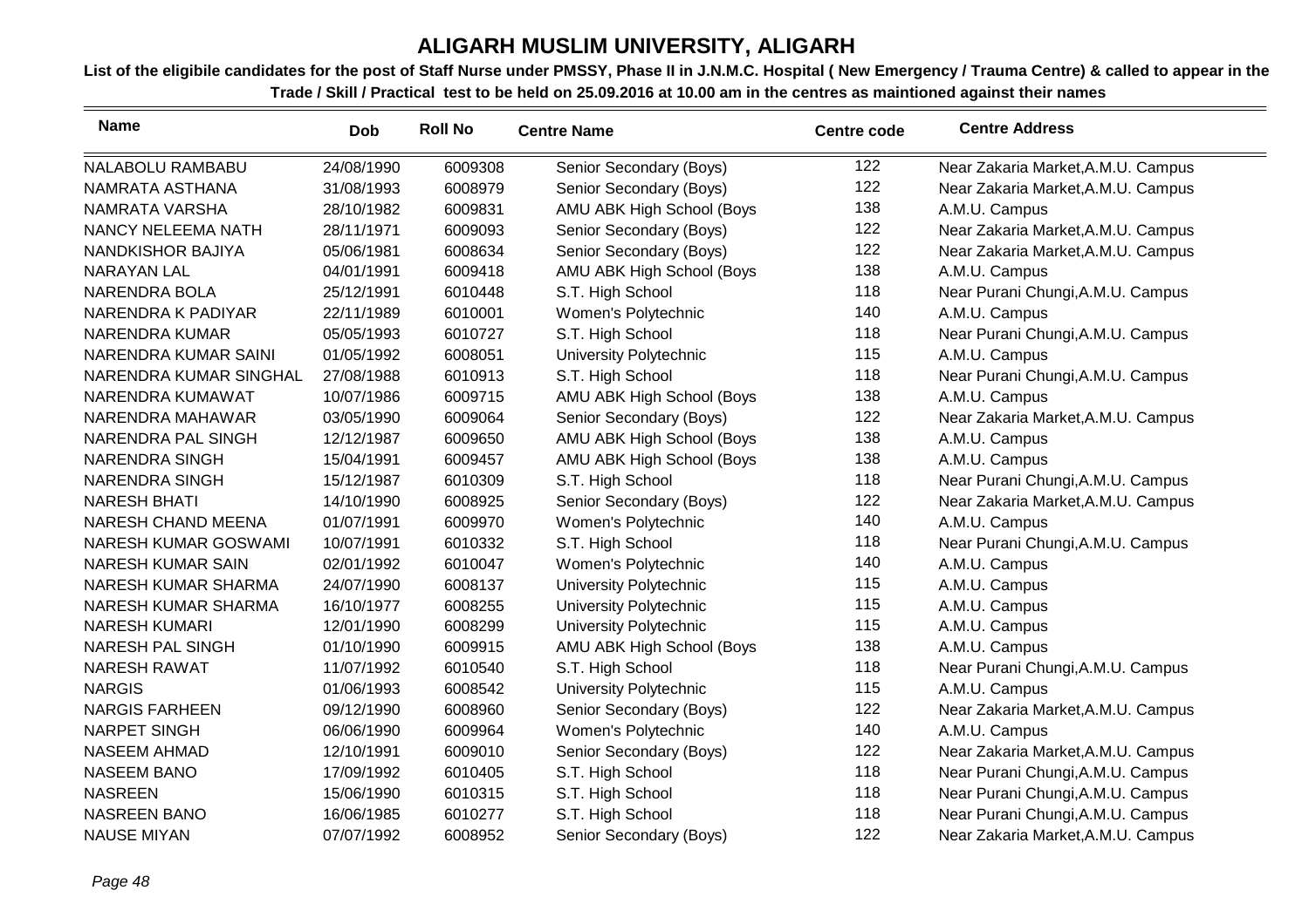# ALIGARH MUSLIM UNIVERSITY, ALIGARH

**List of the eligibile candidates for the post of Staff Nurse under PMSSY, Phase II in J.N.M.C. Hospital ( New Emergency / Trauma Centre) & called to appear in the Trade / Skill / Practical test to be held on 25.09.2016 at 10.00 am in the centres as maintioned against their names**

| Name | Dob | Roll No | Centre Name | Centre code | Centre Address |
|---|---|---|---|---|---|
| NALABOLU RAMBABU | 24/08/1990 | 6009308 | Senior Secondary (Boys) | 122 | Near Zakaria Market,A.M.U. Campus |
| NAMRATA ASTHANA | 31/08/1993 | 6008979 | Senior Secondary (Boys) | 122 | Near Zakaria Market,A.M.U. Campus |
| NAMRATA VARSHA | 28/10/1982 | 6009831 | AMU ABK High School (Boys | 138 | A.M.U. Campus |
| NANCY NELEEMA NATH | 28/11/1971 | 6009093 | Senior Secondary (Boys) | 122 | Near Zakaria Market,A.M.U. Campus |
| NANDKISHOR BAJIYA | 05/06/1981 | 6008634 | Senior Secondary (Boys) | 122 | Near Zakaria Market,A.M.U. Campus |
| NARAYAN LAL | 04/01/1991 | 6009418 | AMU ABK High School (Boys | 138 | A.M.U. Campus |
| NARENDRA BOLA | 25/12/1991 | 6010448 | S.T. High School | 118 | Near Purani Chungi,A.M.U. Campus |
| NARENDRA K PADIYAR | 22/11/1989 | 6010001 | Women's Polytechnic | 140 | A.M.U. Campus |
| NARENDRA KUMAR | 05/05/1993 | 6010727 | S.T. High School | 118 | Near Purani Chungi,A.M.U. Campus |
| NARENDRA KUMAR SAINI | 01/05/1992 | 6008051 | University Polytechnic | 115 | A.M.U. Campus |
| NARENDRA KUMAR SINGHAL | 27/08/1988 | 6010913 | S.T. High School | 118 | Near Purani Chungi,A.M.U. Campus |
| NARENDRA KUMAWAT | 10/07/1986 | 6009715 | AMU ABK High School (Boys | 138 | A.M.U. Campus |
| NARENDRA MAHAWAR | 03/05/1990 | 6009064 | Senior Secondary (Boys) | 122 | Near Zakaria Market,A.M.U. Campus |
| NARENDRA PAL SINGH | 12/12/1987 | 6009650 | AMU ABK High School (Boys | 138 | A.M.U. Campus |
| NARENDRA SINGH | 15/04/1991 | 6009457 | AMU ABK High School (Boys | 138 | A.M.U. Campus |
| NARENDRA SINGH | 15/12/1987 | 6010309 | S.T. High School | 118 | Near Purani Chungi,A.M.U. Campus |
| NARESH BHATI | 14/10/1990 | 6008925 | Senior Secondary (Boys) | 122 | Near Zakaria Market,A.M.U. Campus |
| NARESH CHAND MEENA | 01/07/1991 | 6009970 | Women's Polytechnic | 140 | A.M.U. Campus |
| NARESH KUMAR GOSWAMI | 10/07/1991 | 6010332 | S.T. High School | 118 | Near Purani Chungi,A.M.U. Campus |
| NARESH KUMAR SAIN | 02/01/1992 | 6010047 | Women's Polytechnic | 140 | A.M.U. Campus |
| NARESH KUMAR SHARMA | 24/07/1990 | 6008137 | University Polytechnic | 115 | A.M.U. Campus |
| NARESH KUMAR SHARMA | 16/10/1977 | 6008255 | University Polytechnic | 115 | A.M.U. Campus |
| NARESH KUMARI | 12/01/1990 | 6008299 | University Polytechnic | 115 | A.M.U. Campus |
| NARESH PAL SINGH | 01/10/1990 | 6009915 | AMU ABK High School (Boys | 138 | A.M.U. Campus |
| NARESH RAWAT | 11/07/1992 | 6010540 | S.T. High School | 118 | Near Purani Chungi,A.M.U. Campus |
| NARGIS | 01/06/1993 | 6008542 | University Polytechnic | 115 | A.M.U. Campus |
| NARGIS FARHEEN | 09/12/1990 | 6008960 | Senior Secondary (Boys) | 122 | Near Zakaria Market,A.M.U. Campus |
| NARPET SINGH | 06/06/1990 | 6009964 | Women's Polytechnic | 140 | A.M.U. Campus |
| NASEEM AHMAD | 12/10/1991 | 6009010 | Senior Secondary (Boys) | 122 | Near Zakaria Market,A.M.U. Campus |
| NASEEM BANO | 17/09/1992 | 6010405 | S.T. High School | 118 | Near Purani Chungi,A.M.U. Campus |
| NASREEN | 15/06/1990 | 6010315 | S.T. High School | 118 | Near Purani Chungi,A.M.U. Campus |
| NASREEN BANO | 16/06/1985 | 6010277 | S.T. High School | 118 | Near Purani Chungi,A.M.U. Campus |
| NAUSE MIYAN | 07/07/1992 | 6008952 | Senior Secondary (Boys) | 122 | Near Zakaria Market,A.M.U. Campus |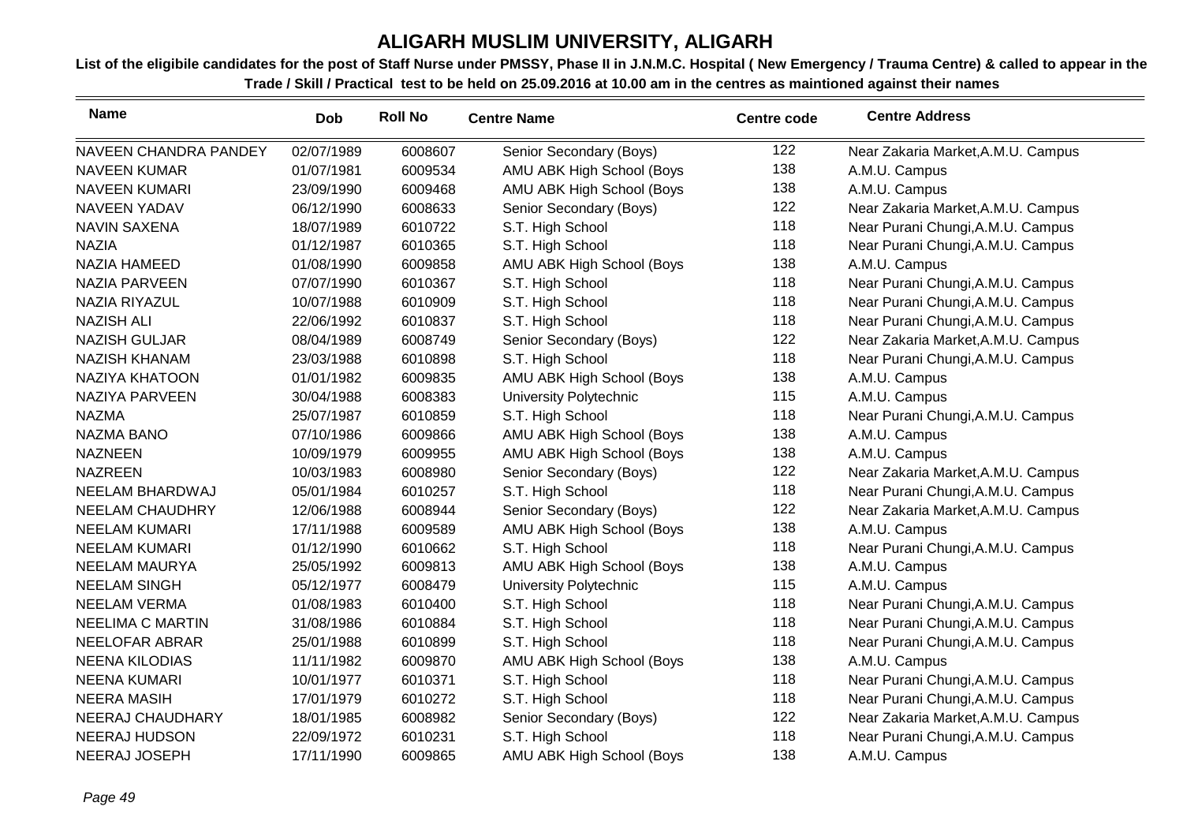# ALIGARH MUSLIM UNIVERSITY, ALIGARH

**List of the eligibile candidates for the post of Staff Nurse under PMSSY, Phase II in J.N.M.C. Hospital ( New Emergency / Trauma Centre) & called to appear in the Trade / Skill / Practical test to be held on 25.09.2016 at 10.00 am in the centres as maintioned against their names**

| Name | Dob | Roll No | Centre Name | Centre code | Centre Address |
|---|---|---|---|---|---|
| NAVEEN CHANDRA PANDEY | 02/07/1989 | 6008607 | Senior Secondary (Boys) | 122 | Near Zakaria Market,A.M.U. Campus |
| NAVEEN KUMAR | 01/07/1981 | 6009534 | AMU ABK High School (Boys | 138 | A.M.U. Campus |
| NAVEEN KUMARI | 23/09/1990 | 6009468 | AMU ABK High School (Boys | 138 | A.M.U. Campus |
| NAVEEN YADAV | 06/12/1990 | 6008633 | Senior Secondary (Boys) | 122 | Near Zakaria Market,A.M.U. Campus |
| NAVIN SAXENA | 18/07/1989 | 6010722 | S.T. High School | 118 | Near Purani Chungi,A.M.U. Campus |
| NAZIA | 01/12/1987 | 6010365 | S.T. High School | 118 | Near Purani Chungi,A.M.U. Campus |
| NAZIA HAMEED | 01/08/1990 | 6009858 | AMU ABK High School (Boys | 138 | A.M.U. Campus |
| NAZIA PARVEEN | 07/07/1990 | 6010367 | S.T. High School | 118 | Near Purani Chungi,A.M.U. Campus |
| NAZIA RIYAZUL | 10/07/1988 | 6010909 | S.T. High School | 118 | Near Purani Chungi,A.M.U. Campus |
| NAZISH ALI | 22/06/1992 | 6010837 | S.T. High School | 118 | Near Purani Chungi,A.M.U. Campus |
| NAZISH GULJAR | 08/04/1989 | 6008749 | Senior Secondary (Boys) | 122 | Near Zakaria Market,A.M.U. Campus |
| NAZISH KHANAM | 23/03/1988 | 6010898 | S.T. High School | 118 | Near Purani Chungi,A.M.U. Campus |
| NAZIYA KHATOON | 01/01/1982 | 6009835 | AMU ABK High School (Boys | 138 | A.M.U. Campus |
| NAZIYA PARVEEN | 30/04/1988 | 6008383 | University Polytechnic | 115 | A.M.U. Campus |
| NAZMA | 25/07/1987 | 6010859 | S.T. High School | 118 | Near Purani Chungi,A.M.U. Campus |
| NAZMA BANO | 07/10/1986 | 6009866 | AMU ABK High School (Boys | 138 | A.M.U. Campus |
| NAZNEEN | 10/09/1979 | 6009955 | AMU ABK High School (Boys | 138 | A.M.U. Campus |
| NAZREEN | 10/03/1983 | 6008980 | Senior Secondary (Boys) | 122 | Near Zakaria Market,A.M.U. Campus |
| NEELAM BHARDWAJ | 05/01/1984 | 6010257 | S.T. High School | 118 | Near Purani Chungi,A.M.U. Campus |
| NEELAM CHAUDHRY | 12/06/1988 | 6008944 | Senior Secondary (Boys) | 122 | Near Zakaria Market,A.M.U. Campus |
| NEELAM KUMARI | 17/11/1988 | 6009589 | AMU ABK High School (Boys | 138 | A.M.U. Campus |
| NEELAM KUMARI | 01/12/1990 | 6010662 | S.T. High School | 118 | Near Purani Chungi,A.M.U. Campus |
| NEELAM MAURYA | 25/05/1992 | 6009813 | AMU ABK High School (Boys | 138 | A.M.U. Campus |
| NEELAM SINGH | 05/12/1977 | 6008479 | University Polytechnic | 115 | A.M.U. Campus |
| NEELAM VERMA | 01/08/1983 | 6010400 | S.T. High School | 118 | Near Purani Chungi,A.M.U. Campus |
| NEELIMA C MARTIN | 31/08/1986 | 6010884 | S.T. High School | 118 | Near Purani Chungi,A.M.U. Campus |
| NEELOFAR ABRAR | 25/01/1988 | 6010899 | S.T. High School | 118 | Near Purani Chungi,A.M.U. Campus |
| NEENA KILODIAS | 11/11/1982 | 6009870 | AMU ABK High School (Boys | 138 | A.M.U. Campus |
| NEENA KUMARI | 10/01/1977 | 6010371 | S.T. High School | 118 | Near Purani Chungi,A.M.U. Campus |
| NEERA MASIH | 17/01/1979 | 6010272 | S.T. High School | 118 | Near Purani Chungi,A.M.U. Campus |
| NEERAJ CHAUDHARY | 18/01/1985 | 6008982 | Senior Secondary (Boys) | 122 | Near Zakaria Market,A.M.U. Campus |
| NEERAJ HUDSON | 22/09/1972 | 6010231 | S.T. High School | 118 | Near Purani Chungi,A.M.U. Campus |
| NEERAJ JOSEPH | 17/11/1990 | 6009865 | AMU ABK High School (Boys | 138 | A.M.U. Campus |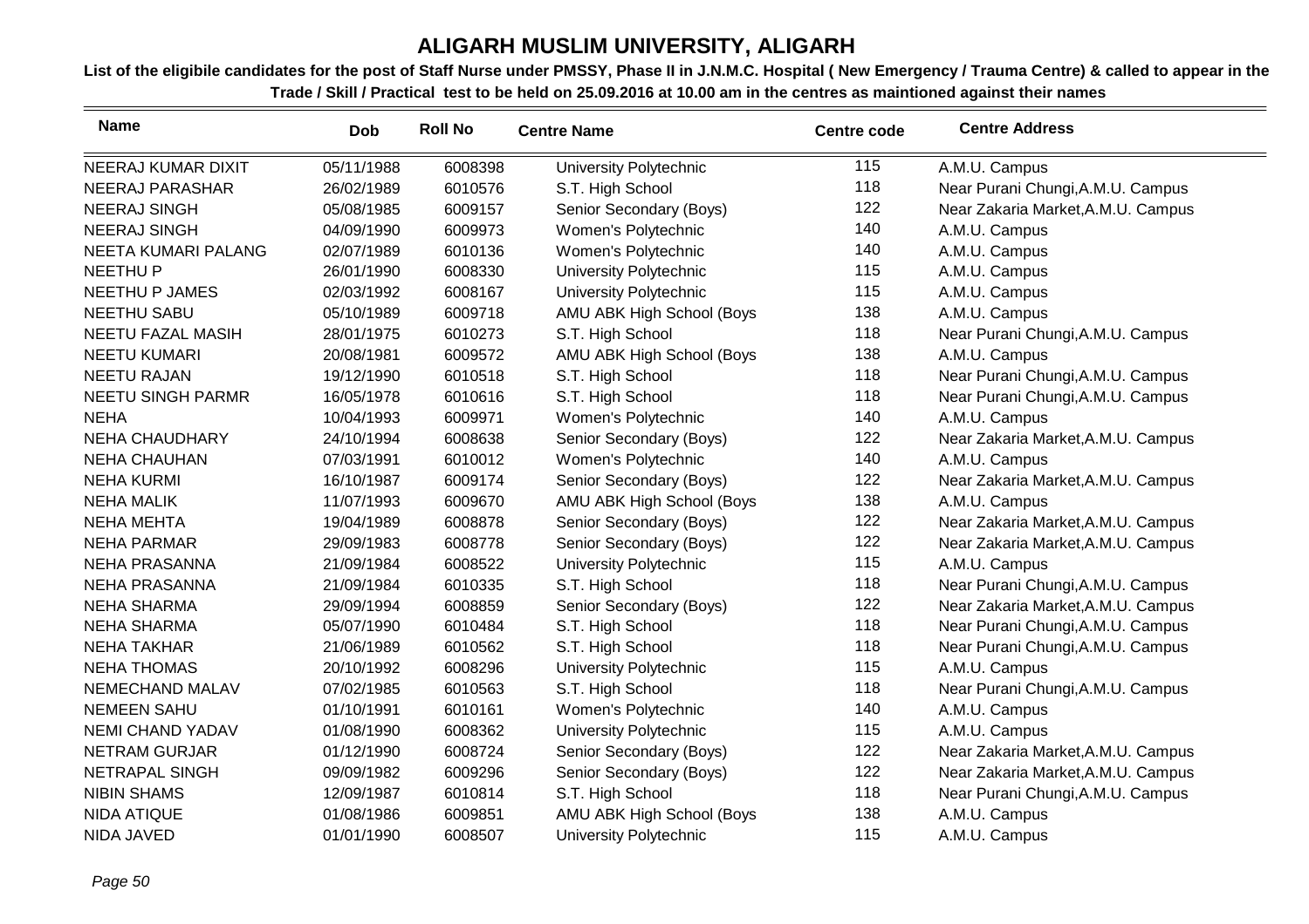# ALIGARH MUSLIM UNIVERSITY, ALIGARH

**List of the eligibile candidates for the post of Staff Nurse under PMSSY, Phase II in J.N.M.C. Hospital ( New Emergency / Trauma Centre) & called to appear in the Trade / Skill / Practical test to be held on 25.09.2016 at 10.00 am in the centres as maintioned against their names**

| Name | Dob | Roll No | Centre Name | Centre code | Centre Address |
|---|---|---|---|---|---|
| NEERAJ KUMAR DIXIT | 05/11/1988 | 6008398 | University Polytechnic | 115 | A.M.U. Campus |
| NEERAJ PARASHAR | 26/02/1989 | 6010576 | S.T. High School | 118 | Near Purani Chungi,A.M.U. Campus |
| NEERAJ SINGH | 05/08/1985 | 6009157 | Senior Secondary (Boys) | 122 | Near Zakaria Market,A.M.U. Campus |
| NEERAJ SINGH | 04/09/1990 | 6009973 | Women's Polytechnic | 140 | A.M.U. Campus |
| NEETA KUMARI PALANG | 02/07/1989 | 6010136 | Women's Polytechnic | 140 | A.M.U. Campus |
| NEETHU P | 26/01/1990 | 6008330 | University Polytechnic | 115 | A.M.U. Campus |
| NEETHU P JAMES | 02/03/1992 | 6008167 | University Polytechnic | 115 | A.M.U. Campus |
| NEETHU SABU | 05/10/1989 | 6009718 | AMU ABK High School (Boys | 138 | A.M.U. Campus |
| NEETU FAZAL MASIH | 28/01/1975 | 6010273 | S.T. High School | 118 | Near Purani Chungi,A.M.U. Campus |
| NEETU KUMARI | 20/08/1981 | 6009572 | AMU ABK High School (Boys | 138 | A.M.U. Campus |
| NEETU RAJAN | 19/12/1990 | 6010518 | S.T. High School | 118 | Near Purani Chungi,A.M.U. Campus |
| NEETU SINGH PARMR | 16/05/1978 | 6010616 | S.T. High School | 118 | Near Purani Chungi,A.M.U. Campus |
| NEHA | 10/04/1993 | 6009971 | Women's Polytechnic | 140 | A.M.U. Campus |
| NEHA CHAUDHARY | 24/10/1994 | 6008638 | Senior Secondary (Boys) | 122 | Near Zakaria Market,A.M.U. Campus |
| NEHA CHAUHAN | 07/03/1991 | 6010012 | Women's Polytechnic | 140 | A.M.U. Campus |
| NEHA KURMI | 16/10/1987 | 6009174 | Senior Secondary (Boys) | 122 | Near Zakaria Market,A.M.U. Campus |
| NEHA MALIK | 11/07/1993 | 6009670 | AMU ABK High School (Boys | 138 | A.M.U. Campus |
| NEHA MEHTA | 19/04/1989 | 6008878 | Senior Secondary (Boys) | 122 | Near Zakaria Market,A.M.U. Campus |
| NEHA PARMAR | 29/09/1983 | 6008778 | Senior Secondary (Boys) | 122 | Near Zakaria Market,A.M.U. Campus |
| NEHA PRASANNA | 21/09/1984 | 6008522 | University Polytechnic | 115 | A.M.U. Campus |
| NEHA PRASANNA | 21/09/1984 | 6010335 | S.T. High School | 118 | Near Purani Chungi,A.M.U. Campus |
| NEHA SHARMA | 29/09/1994 | 6008859 | Senior Secondary (Boys) | 122 | Near Zakaria Market,A.M.U. Campus |
| NEHA SHARMA | 05/07/1990 | 6010484 | S.T. High School | 118 | Near Purani Chungi,A.M.U. Campus |
| NEHA TAKHAR | 21/06/1989 | 6010562 | S.T. High School | 118 | Near Purani Chungi,A.M.U. Campus |
| NEHA THOMAS | 20/10/1992 | 6008296 | University Polytechnic | 115 | A.M.U. Campus |
| NEMECHAND MALAV | 07/02/1985 | 6010563 | S.T. High School | 118 | Near Purani Chungi,A.M.U. Campus |
| NEMEEN SAHU | 01/10/1991 | 6010161 | Women's Polytechnic | 140 | A.M.U. Campus |
| NEMI CHAND YADAV | 01/08/1990 | 6008362 | University Polytechnic | 115 | A.M.U. Campus |
| NETRAM GURJAR | 01/12/1990 | 6008724 | Senior Secondary (Boys) | 122 | Near Zakaria Market,A.M.U. Campus |
| NETRAPAL SINGH | 09/09/1982 | 6009296 | Senior Secondary (Boys) | 122 | Near Zakaria Market,A.M.U. Campus |
| NIBIN SHAMS | 12/09/1987 | 6010814 | S.T. High School | 118 | Near Purani Chungi,A.M.U. Campus |
| NIDA ATIQUE | 01/08/1986 | 6009851 | AMU ABK High School (Boys | 138 | A.M.U. Campus |
| NIDA JAVED | 01/01/1990 | 6008507 | University Polytechnic | 115 | A.M.U. Campus |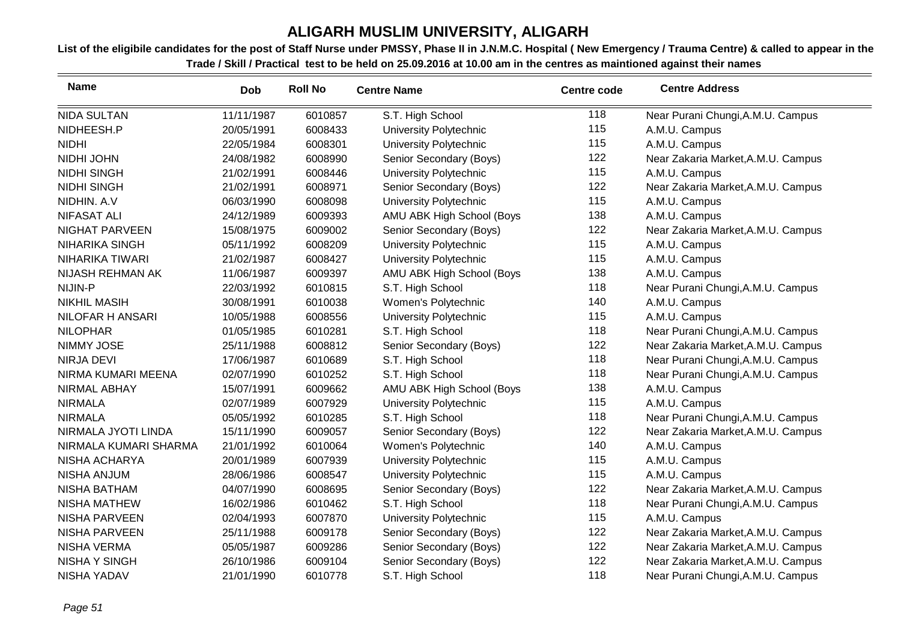# ALIGARH MUSLIM UNIVERSITY, ALIGARH

**List of the eligibile candidates for the post of Staff Nurse under PMSSY, Phase II in J.N.M.C. Hospital ( New Emergency / Trauma Centre) & called to appear in the Trade / Skill / Practical test to be held on 25.09.2016 at 10.00 am in the centres as maintioned against their names**

| Name | Dob | Roll No | Centre Name | Centre code | Centre Address |
|---|---|---|---|---|---|
| NIDA SULTAN | 11/11/1987 | 6010857 | S.T. High School | 118 | Near Purani Chungi,A.M.U. Campus |
| NIDHEESH.P | 20/05/1991 | 6008433 | University Polytechnic | 115 | A.M.U. Campus |
| NIDHI | 22/05/1984 | 6008301 | University Polytechnic | 115 | A.M.U. Campus |
| NIDHI JOHN | 24/08/1982 | 6008990 | Senior Secondary (Boys) | 122 | Near Zakaria Market,A.M.U. Campus |
| NIDHI SINGH | 21/02/1991 | 6008446 | University Polytechnic | 115 | A.M.U. Campus |
| NIDHI SINGH | 21/02/1991 | 6008971 | Senior Secondary (Boys) | 122 | Near Zakaria Market,A.M.U. Campus |
| NIDHIN. A.V | 06/03/1990 | 6008098 | University Polytechnic | 115 | A.M.U. Campus |
| NIFASAT ALI | 24/12/1989 | 6009393 | AMU ABK High School (Boys | 138 | A.M.U. Campus |
| NIGHAT PARVEEN | 15/08/1975 | 6009002 | Senior Secondary (Boys) | 122 | Near Zakaria Market,A.M.U. Campus |
| NIHARIKA SINGH | 05/11/1992 | 6008209 | University Polytechnic | 115 | A.M.U. Campus |
| NIHARIKA TIWARI | 21/02/1987 | 6008427 | University Polytechnic | 115 | A.M.U. Campus |
| NIJASH REHMAN AK | 11/06/1987 | 6009397 | AMU ABK High School (Boys | 138 | A.M.U. Campus |
| NIJIN-P | 22/03/1992 | 6010815 | S.T. High School | 118 | Near Purani Chungi,A.M.U. Campus |
| NIKHIL MASIH | 30/08/1991 | 6010038 | Women's Polytechnic | 140 | A.M.U. Campus |
| NILOFAR H ANSARI | 10/05/1988 | 6008556 | University Polytechnic | 115 | A.M.U. Campus |
| NILOPHAR | 01/05/1985 | 6010281 | S.T. High School | 118 | Near Purani Chungi,A.M.U. Campus |
| NIMMY JOSE | 25/11/1988 | 6008812 | Senior Secondary (Boys) | 122 | Near Zakaria Market,A.M.U. Campus |
| NIRJA DEVI | 17/06/1987 | 6010689 | S.T. High School | 118 | Near Purani Chungi,A.M.U. Campus |
| NIRMA KUMARI MEENA | 02/07/1990 | 6010252 | S.T. High School | 118 | Near Purani Chungi,A.M.U. Campus |
| NIRMAL ABHAY | 15/07/1991 | 6009662 | AMU ABK High School (Boys | 138 | A.M.U. Campus |
| NIRMALA | 02/07/1989 | 6007929 | University Polytechnic | 115 | A.M.U. Campus |
| NIRMALA | 05/05/1992 | 6010285 | S.T. High School | 118 | Near Purani Chungi,A.M.U. Campus |
| NIRMALA JYOTI LINDA | 15/11/1990 | 6009057 | Senior Secondary (Boys) | 122 | Near Zakaria Market,A.M.U. Campus |
| NIRMALA KUMARI SHARMA | 21/01/1992 | 6010064 | Women's Polytechnic | 140 | A.M.U. Campus |
| NISHA ACHARYA | 20/01/1989 | 6007939 | University Polytechnic | 115 | A.M.U. Campus |
| NISHA ANJUM | 28/06/1986 | 6008547 | University Polytechnic | 115 | A.M.U. Campus |
| NISHA BATHAM | 04/07/1990 | 6008695 | Senior Secondary (Boys) | 122 | Near Zakaria Market,A.M.U. Campus |
| NISHA MATHEW | 16/02/1986 | 6010462 | S.T. High School | 118 | Near Purani Chungi,A.M.U. Campus |
| NISHA PARVEEN | 02/04/1993 | 6007870 | University Polytechnic | 115 | A.M.U. Campus |
| NISHA PARVEEN | 25/11/1988 | 6009178 | Senior Secondary (Boys) | 122 | Near Zakaria Market,A.M.U. Campus |
| NISHA VERMA | 05/05/1987 | 6009286 | Senior Secondary (Boys) | 122 | Near Zakaria Market,A.M.U. Campus |
| NISHA Y SINGH | 26/10/1986 | 6009104 | Senior Secondary (Boys) | 122 | Near Zakaria Market,A.M.U. Campus |
| NISHA YADAV | 21/01/1990 | 6010778 | S.T. High School | 118 | Near Purani Chungi,A.M.U. Campus |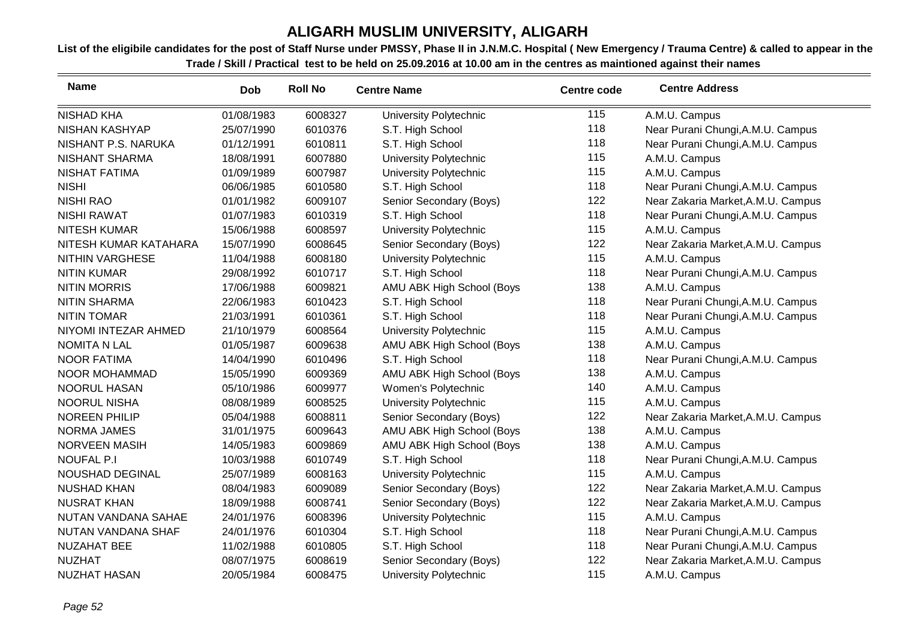# ALIGARH MUSLIM UNIVERSITY, ALIGARH

**List of the eligibile candidates for the post of Staff Nurse under PMSSY, Phase II in J.N.M.C. Hospital ( New Emergency / Trauma Centre) & called to appear in the Trade / Skill / Practical test to be held on 25.09.2016 at 10.00 am in the centres as maintioned against their names**

| Name | Dob | Roll No | Centre Name | Centre code | Centre Address |
|---|---|---|---|---|---|
| NISHAD KHA | 01/08/1983 | 6008327 | University Polytechnic | 115 | A.M.U. Campus |
| NISHAN KASHYAP | 25/07/1990 | 6010376 | S.T. High School | 118 | Near Purani Chungi,A.M.U. Campus |
| NISHANT P.S. NARUKA | 01/12/1991 | 6010811 | S.T. High School | 118 | Near Purani Chungi,A.M.U. Campus |
| NISHANT SHARMA | 18/08/1991 | 6007880 | University Polytechnic | 115 | A.M.U. Campus |
| NISHAT FATIMA | 01/09/1989 | 6007987 | University Polytechnic | 115 | A.M.U. Campus |
| NISHI | 06/06/1985 | 6010580 | S.T. High School | 118 | Near Purani Chungi,A.M.U. Campus |
| NISHI RAO | 01/01/1982 | 6009107 | Senior Secondary (Boys) | 122 | Near Zakaria Market,A.M.U. Campus |
| NISHI RAWAT | 01/07/1983 | 6010319 | S.T. High School | 118 | Near Purani Chungi,A.M.U. Campus |
| NITESH KUMAR | 15/06/1988 | 6008597 | University Polytechnic | 115 | A.M.U. Campus |
| NITESH KUMAR KATAHARA | 15/07/1990 | 6008645 | Senior Secondary (Boys) | 122 | Near Zakaria Market,A.M.U. Campus |
| NITHIN VARGHESE | 11/04/1988 | 6008180 | University Polytechnic | 115 | A.M.U. Campus |
| NITIN KUMAR | 29/08/1992 | 6010717 | S.T. High School | 118 | Near Purani Chungi,A.M.U. Campus |
| NITIN MORRIS | 17/06/1988 | 6009821 | AMU ABK High School (Boys | 138 | A.M.U. Campus |
| NITIN SHARMA | 22/06/1983 | 6010423 | S.T. High School | 118 | Near Purani Chungi,A.M.U. Campus |
| NITIN TOMAR | 21/03/1991 | 6010361 | S.T. High School | 118 | Near Purani Chungi,A.M.U. Campus |
| NIYOMI INTEZAR AHMED | 21/10/1979 | 6008564 | University Polytechnic | 115 | A.M.U. Campus |
| NOMITA N LAL | 01/05/1987 | 6009638 | AMU ABK High School (Boys | 138 | A.M.U. Campus |
| NOOR FATIMA | 14/04/1990 | 6010496 | S.T. High School | 118 | Near Purani Chungi,A.M.U. Campus |
| NOOR MOHAMMAD | 15/05/1990 | 6009369 | AMU ABK High School (Boys | 138 | A.M.U. Campus |
| NOORUL HASAN | 05/10/1986 | 6009977 | Women's Polytechnic | 140 | A.M.U. Campus |
| NOORUL NISHA | 08/08/1989 | 6008525 | University Polytechnic | 115 | A.M.U. Campus |
| NOREEN PHILIP | 05/04/1988 | 6008811 | Senior Secondary (Boys) | 122 | Near Zakaria Market,A.M.U. Campus |
| NORMA JAMES | 31/01/1975 | 6009643 | AMU ABK High School (Boys | 138 | A.M.U. Campus |
| NORVEEN MASIH | 14/05/1983 | 6009869 | AMU ABK High School (Boys | 138 | A.M.U. Campus |
| NOUFAL P.I | 10/03/1988 | 6010749 | S.T. High School | 118 | Near Purani Chungi,A.M.U. Campus |
| NOUSHAD DEGINAL | 25/07/1989 | 6008163 | University Polytechnic | 115 | A.M.U. Campus |
| NUSHAD KHAN | 08/04/1983 | 6009089 | Senior Secondary (Boys) | 122 | Near Zakaria Market,A.M.U. Campus |
| NUSRAT KHAN | 18/09/1988 | 6008741 | Senior Secondary (Boys) | 122 | Near Zakaria Market,A.M.U. Campus |
| NUTAN VANDANA SAHAE | 24/01/1976 | 6008396 | University Polytechnic | 115 | A.M.U. Campus |
| NUTAN VANDANA SHAF | 24/01/1976 | 6010304 | S.T. High School | 118 | Near Purani Chungi,A.M.U. Campus |
| NUZAHAT BEE | 11/02/1988 | 6010805 | S.T. High School | 118 | Near Purani Chungi,A.M.U. Campus |
| NUZHAT | 08/07/1975 | 6008619 | Senior Secondary (Boys) | 122 | Near Zakaria Market,A.M.U. Campus |
| NUZHAT HASAN | 20/05/1984 | 6008475 | University Polytechnic | 115 | A.M.U. Campus |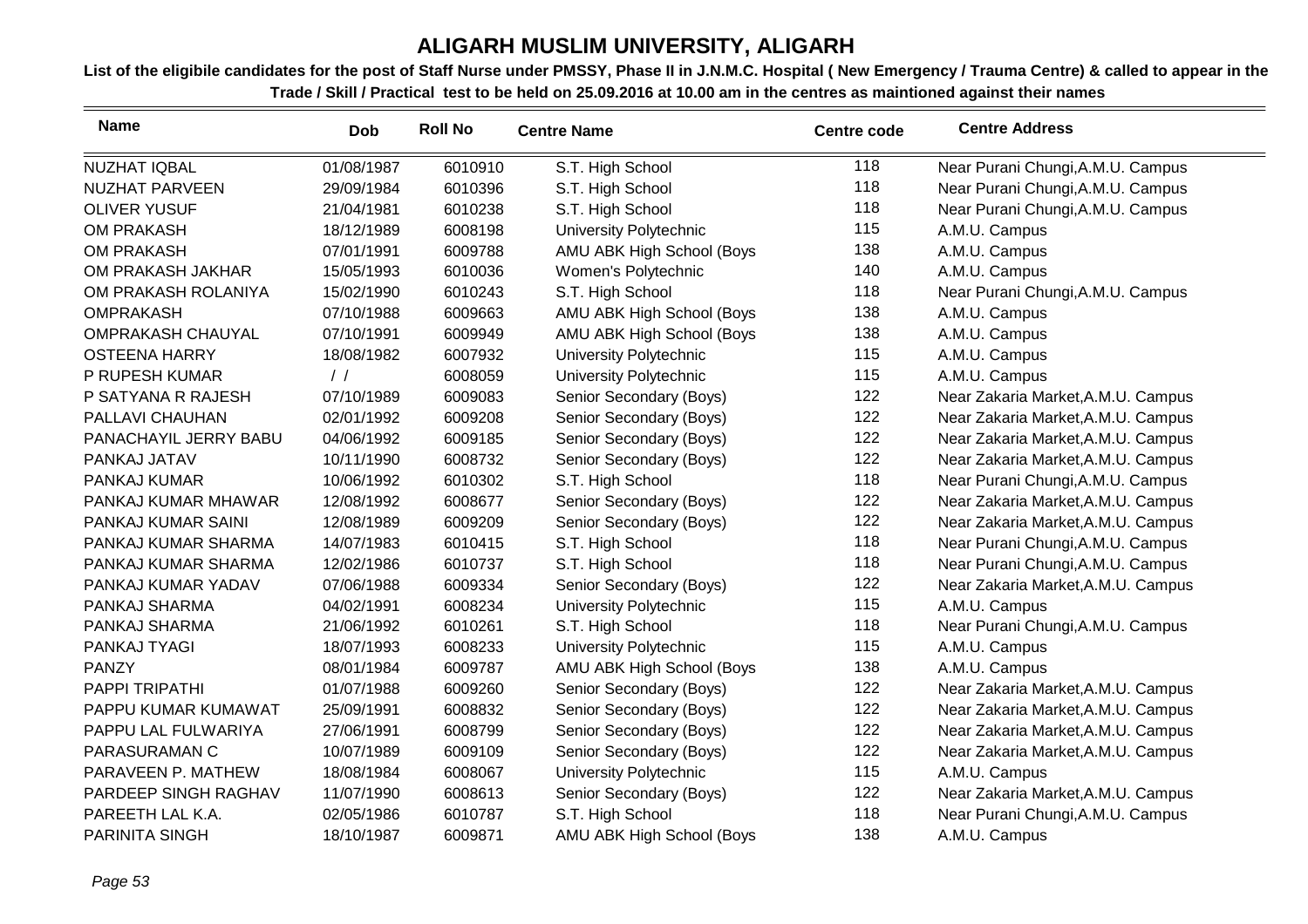# ALIGARH MUSLIM UNIVERSITY, ALIGARH

**List of the eligibile candidates for the post of Staff Nurse under PMSSY, Phase II in J.N.M.C. Hospital ( New Emergency / Trauma Centre) & called to appear in the Trade / Skill / Practical test to be held on 25.09.2016 at 10.00 am in the centres as maintioned against their names**

| Name | Dob | Roll No | Centre Name | Centre code | Centre Address |
|---|---|---|---|---|---|
| NUZHAT IQBAL | 01/08/1987 | 6010910 | S.T. High School | 118 | Near Purani Chungi,A.M.U. Campus |
| NUZHAT PARVEEN | 29/09/1984 | 6010396 | S.T. High School | 118 | Near Purani Chungi,A.M.U. Campus |
| OLIVER YUSUF | 21/04/1981 | 6010238 | S.T. High School | 118 | Near Purani Chungi,A.M.U. Campus |
| OM PRAKASH | 18/12/1989 | 6008198 | University Polytechnic | 115 | A.M.U. Campus |
| OM PRAKASH | 07/01/1991 | 6009788 | AMU ABK High School (Boys | 138 | A.M.U. Campus |
| OM PRAKASH JAKHAR | 15/05/1993 | 6010036 | Women's Polytechnic | 140 | A.M.U. Campus |
| OM PRAKASH ROLANIYA | 15/02/1990 | 6010243 | S.T. High School | 118 | Near Purani Chungi,A.M.U. Campus |
| OMPRAKASH | 07/10/1988 | 6009663 | AMU ABK High School (Boys | 138 | A.M.U. Campus |
| OMPRAKASH CHAUYAL | 07/10/1991 | 6009949 | AMU ABK High School (Boys | 138 | A.M.U. Campus |
| OSTEENA HARRY | 18/08/1982 | 6007932 | University Polytechnic | 115 | A.M.U. Campus |
| P RUPESH KUMAR | / / | 6008059 | University Polytechnic | 115 | A.M.U. Campus |
| P SATYANA R RAJESH | 07/10/1989 | 6009083 | Senior Secondary (Boys) | 122 | Near Zakaria Market,A.M.U. Campus |
| PALLAVI CHAUHAN | 02/01/1992 | 6009208 | Senior Secondary (Boys) | 122 | Near Zakaria Market,A.M.U. Campus |
| PANACHAYIL JERRY BABU | 04/06/1992 | 6009185 | Senior Secondary (Boys) | 122 | Near Zakaria Market,A.M.U. Campus |
| PANKAJ JATAV | 10/11/1990 | 6008732 | Senior Secondary (Boys) | 122 | Near Zakaria Market,A.M.U. Campus |
| PANKAJ KUMAR | 10/06/1992 | 6010302 | S.T. High School | 118 | Near Purani Chungi,A.M.U. Campus |
| PANKAJ KUMAR MHAWAR | 12/08/1992 | 6008677 | Senior Secondary (Boys) | 122 | Near Zakaria Market,A.M.U. Campus |
| PANKAJ KUMAR SAINI | 12/08/1989 | 6009209 | Senior Secondary (Boys) | 122 | Near Zakaria Market,A.M.U. Campus |
| PANKAJ KUMAR SHARMA | 14/07/1983 | 6010415 | S.T. High School | 118 | Near Purani Chungi,A.M.U. Campus |
| PANKAJ KUMAR SHARMA | 12/02/1986 | 6010737 | S.T. High School | 118 | Near Purani Chungi,A.M.U. Campus |
| PANKAJ KUMAR YADAV | 07/06/1988 | 6009334 | Senior Secondary (Boys) | 122 | Near Zakaria Market,A.M.U. Campus |
| PANKAJ SHARMA | 04/02/1991 | 6008234 | University Polytechnic | 115 | A.M.U. Campus |
| PANKAJ SHARMA | 21/06/1992 | 6010261 | S.T. High School | 118 | Near Purani Chungi,A.M.U. Campus |
| PANKAJ TYAGI | 18/07/1993 | 6008233 | University Polytechnic | 115 | A.M.U. Campus |
| PANZY | 08/01/1984 | 6009787 | AMU ABK High School (Boys | 138 | A.M.U. Campus |
| PAPPI TRIPATHI | 01/07/1988 | 6009260 | Senior Secondary (Boys) | 122 | Near Zakaria Market,A.M.U. Campus |
| PAPPU KUMAR KUMAWAT | 25/09/1991 | 6008832 | Senior Secondary (Boys) | 122 | Near Zakaria Market,A.M.U. Campus |
| PAPPU LAL FULWARIYA | 27/06/1991 | 6008799 | Senior Secondary (Boys) | 122 | Near Zakaria Market,A.M.U. Campus |
| PARASURAMAN C | 10/07/1989 | 6009109 | Senior Secondary (Boys) | 122 | Near Zakaria Market,A.M.U. Campus |
| PARAVEEN P. MATHEW | 18/08/1984 | 6008067 | University Polytechnic | 115 | A.M.U. Campus |
| PARDEEP SINGH RAGHAV | 11/07/1990 | 6008613 | Senior Secondary (Boys) | 122 | Near Zakaria Market,A.M.U. Campus |
| PAREETH LAL K.A. | 02/05/1986 | 6010787 | S.T. High School | 118 | Near Purani Chungi,A.M.U. Campus |
| PARINITA SINGH | 18/10/1987 | 6009871 | AMU ABK High School (Boys | 138 | A.M.U. Campus |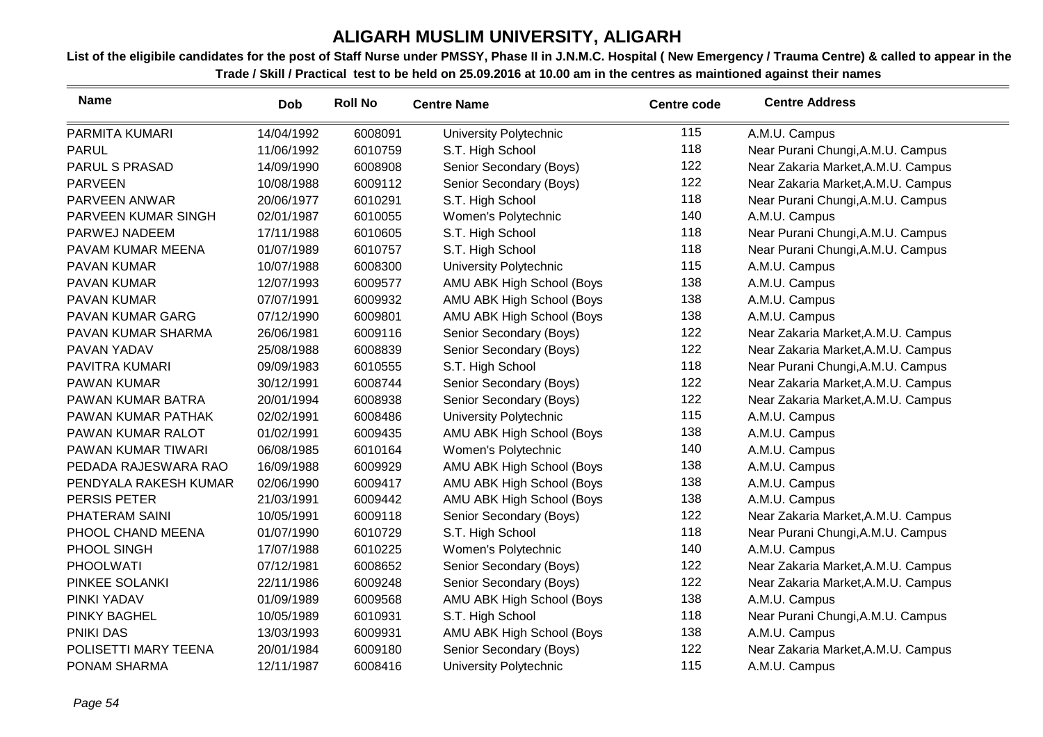# ALIGARH MUSLIM UNIVERSITY, ALIGARH

**List of the eligibile candidates for the post of Staff Nurse under PMSSY, Phase II in J.N.M.C. Hospital ( New Emergency / Trauma Centre) & called to appear in the Trade / Skill / Practical test to be held on 25.09.2016 at 10.00 am in the centres as maintioned against their names**

| Name | Dob | Roll No | Centre Name | Centre code | Centre Address |
|---|---|---|---|---|---|
| PARMITA KUMARI | 14/04/1992 | 6008091 | University Polytechnic | 115 | A.M.U. Campus |
| PARUL | 11/06/1992 | 6010759 | S.T. High School | 118 | Near Purani Chungi,A.M.U. Campus |
| PARUL S PRASAD | 14/09/1990 | 6008908 | Senior Secondary (Boys) | 122 | Near Zakaria Market,A.M.U. Campus |
| PARVEEN | 10/08/1988 | 6009112 | Senior Secondary (Boys) | 122 | Near Zakaria Market,A.M.U. Campus |
| PARVEEN ANWAR | 20/06/1977 | 6010291 | S.T. High School | 118 | Near Purani Chungi,A.M.U. Campus |
| PARVEEN KUMAR SINGH | 02/01/1987 | 6010055 | Women's Polytechnic | 140 | A.M.U. Campus |
| PARWEJ NADEEM | 17/11/1988 | 6010605 | S.T. High School | 118 | Near Purani Chungi,A.M.U. Campus |
| PAVAM KUMAR MEENA | 01/07/1989 | 6010757 | S.T. High School | 118 | Near Purani Chungi,A.M.U. Campus |
| PAVAN KUMAR | 10/07/1988 | 6008300 | University Polytechnic | 115 | A.M.U. Campus |
| PAVAN KUMAR | 12/07/1993 | 6009577 | AMU ABK High School (Boys | 138 | A.M.U. Campus |
| PAVAN KUMAR | 07/07/1991 | 6009932 | AMU ABK High School (Boys | 138 | A.M.U. Campus |
| PAVAN KUMAR GARG | 07/12/1990 | 6009801 | AMU ABK High School (Boys | 138 | A.M.U. Campus |
| PAVAN KUMAR SHARMA | 26/06/1981 | 6009116 | Senior Secondary (Boys) | 122 | Near Zakaria Market,A.M.U. Campus |
| PAVAN YADAV | 25/08/1988 | 6008839 | Senior Secondary (Boys) | 122 | Near Zakaria Market,A.M.U. Campus |
| PAVITRA KUMARI | 09/09/1983 | 6010555 | S.T. High School | 118 | Near Purani Chungi,A.M.U. Campus |
| PAWAN KUMAR | 30/12/1991 | 6008744 | Senior Secondary (Boys) | 122 | Near Zakaria Market,A.M.U. Campus |
| PAWAN KUMAR BATRA | 20/01/1994 | 6008938 | Senior Secondary (Boys) | 122 | Near Zakaria Market,A.M.U. Campus |
| PAWAN KUMAR PATHAK | 02/02/1991 | 6008486 | University Polytechnic | 115 | A.M.U. Campus |
| PAWAN KUMAR RALOT | 01/02/1991 | 6009435 | AMU ABK High School (Boys | 138 | A.M.U. Campus |
| PAWAN KUMAR TIWARI | 06/08/1985 | 6010164 | Women's Polytechnic | 140 | A.M.U. Campus |
| PEDADA RAJESWARA RAO | 16/09/1988 | 6009929 | AMU ABK High School (Boys | 138 | A.M.U. Campus |
| PENDYALA RAKESH KUMAR | 02/06/1990 | 6009417 | AMU ABK High School (Boys | 138 | A.M.U. Campus |
| PERSIS PETER | 21/03/1991 | 6009442 | AMU ABK High School (Boys | 138 | A.M.U. Campus |
| PHATERAM SAINI | 10/05/1991 | 6009118 | Senior Secondary (Boys) | 122 | Near Zakaria Market,A.M.U. Campus |
| PHOOL CHAND MEENA | 01/07/1990 | 6010729 | S.T. High School | 118 | Near Purani Chungi,A.M.U. Campus |
| PHOOL SINGH | 17/07/1988 | 6010225 | Women's Polytechnic | 140 | A.M.U. Campus |
| PHOOLWATI | 07/12/1981 | 6008652 | Senior Secondary (Boys) | 122 | Near Zakaria Market,A.M.U. Campus |
| PINKEE SOLANKI | 22/11/1986 | 6009248 | Senior Secondary (Boys) | 122 | Near Zakaria Market,A.M.U. Campus |
| PINKI YADAV | 01/09/1989 | 6009568 | AMU ABK High School (Boys | 138 | A.M.U. Campus |
| PINKY BAGHEL | 10/05/1989 | 6010931 | S.T. High School | 118 | Near Purani Chungi,A.M.U. Campus |
| PNIKI DAS | 13/03/1993 | 6009931 | AMU ABK High School (Boys | 138 | A.M.U. Campus |
| POLISETTI MARY TEENA | 20/01/1984 | 6009180 | Senior Secondary (Boys) | 122 | Near Zakaria Market,A.M.U. Campus |
| PONAM SHARMA | 12/11/1987 | 6008416 | University Polytechnic | 115 | A.M.U. Campus |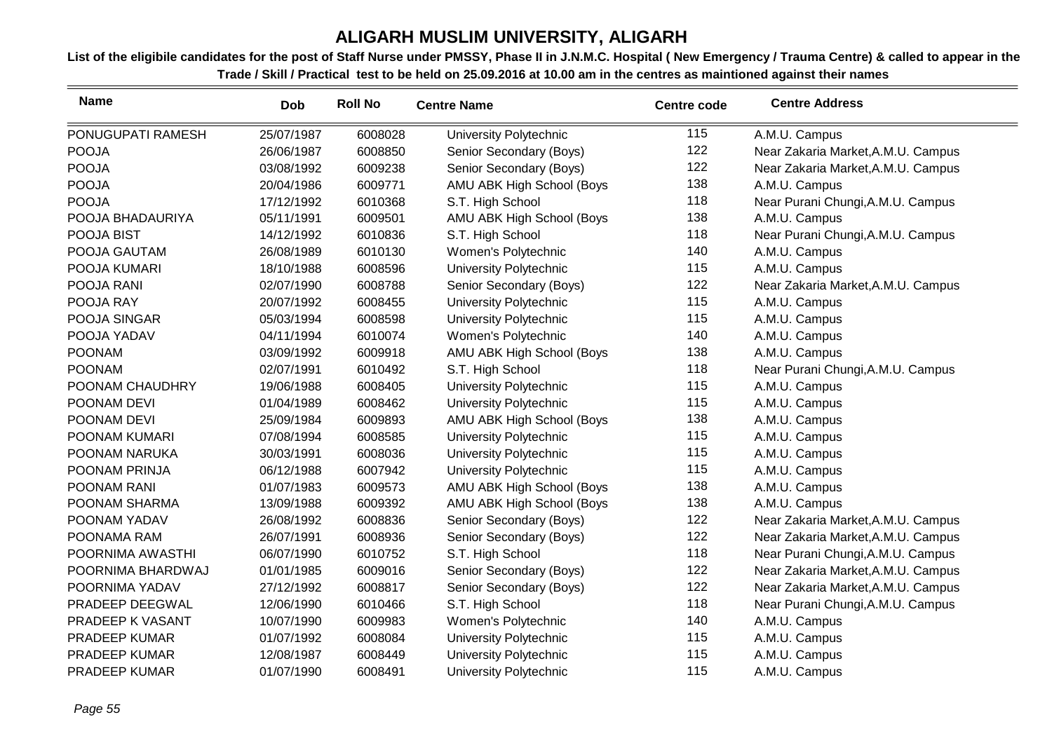# ALIGARH MUSLIM UNIVERSITY, ALIGARH

**List of the eligibile candidates for the post of Staff Nurse under PMSSY, Phase II in J.N.M.C. Hospital ( New Emergency / Trauma Centre) & called to appear in the Trade / Skill / Practical test to be held on 25.09.2016 at 10.00 am in the centres as maintioned against their names**

| Name | Dob | Roll No | Centre Name | Centre code | Centre Address |
|---|---|---|---|---|---|
| PONUGUPATI RAMESH | 25/07/1987 | 6008028 | University Polytechnic | 115 | A.M.U. Campus |
| POOJA | 26/06/1987 | 6008850 | Senior Secondary (Boys) | 122 | Near Zakaria Market,A.M.U. Campus |
| POOJA | 03/08/1992 | 6009238 | Senior Secondary (Boys) | 122 | Near Zakaria Market,A.M.U. Campus |
| POOJA | 20/04/1986 | 6009771 | AMU ABK High School (Boys | 138 | A.M.U. Campus |
| POOJA | 17/12/1992 | 6010368 | S.T. High School | 118 | Near Purani Chungi,A.M.U. Campus |
| POOJA BHADAURIYA | 05/11/1991 | 6009501 | AMU ABK High School (Boys | 138 | A.M.U. Campus |
| POOJA BIST | 14/12/1992 | 6010836 | S.T. High School | 118 | Near Purani Chungi,A.M.U. Campus |
| POOJA GAUTAM | 26/08/1989 | 6010130 | Women's Polytechnic | 140 | A.M.U. Campus |
| POOJA KUMARI | 18/10/1988 | 6008596 | University Polytechnic | 115 | A.M.U. Campus |
| POOJA RANI | 02/07/1990 | 6008788 | Senior Secondary (Boys) | 122 | Near Zakaria Market,A.M.U. Campus |
| POOJA RAY | 20/07/1992 | 6008455 | University Polytechnic | 115 | A.M.U. Campus |
| POOJA SINGAR | 05/03/1994 | 6008598 | University Polytechnic | 115 | A.M.U. Campus |
| POOJA YADAV | 04/11/1994 | 6010074 | Women's Polytechnic | 140 | A.M.U. Campus |
| POONAM | 03/09/1992 | 6009918 | AMU ABK High School (Boys | 138 | A.M.U. Campus |
| POONAM | 02/07/1991 | 6010492 | S.T. High School | 118 | Near Purani Chungi,A.M.U. Campus |
| POONAM CHAUDHRY | 19/06/1988 | 6008405 | University Polytechnic | 115 | A.M.U. Campus |
| POONAM DEVI | 01/04/1989 | 6008462 | University Polytechnic | 115 | A.M.U. Campus |
| POONAM DEVI | 25/09/1984 | 6009893 | AMU ABK High School (Boys | 138 | A.M.U. Campus |
| POONAM KUMARI | 07/08/1994 | 6008585 | University Polytechnic | 115 | A.M.U. Campus |
| POONAM NARUKA | 30/03/1991 | 6008036 | University Polytechnic | 115 | A.M.U. Campus |
| POONAM PRINJA | 06/12/1988 | 6007942 | University Polytechnic | 115 | A.M.U. Campus |
| POONAM RANI | 01/07/1983 | 6009573 | AMU ABK High School (Boys | 138 | A.M.U. Campus |
| POONAM SHARMA | 13/09/1988 | 6009392 | AMU ABK High School (Boys | 138 | A.M.U. Campus |
| POONAM YADAV | 26/08/1992 | 6008836 | Senior Secondary (Boys) | 122 | Near Zakaria Market,A.M.U. Campus |
| POONAMA RAM | 26/07/1991 | 6008936 | Senior Secondary (Boys) | 122 | Near Zakaria Market,A.M.U. Campus |
| POORNIMA AWASTHI | 06/07/1990 | 6010752 | S.T. High School | 118 | Near Purani Chungi,A.M.U. Campus |
| POORNIMA BHARDWAJ | 01/01/1985 | 6009016 | Senior Secondary (Boys) | 122 | Near Zakaria Market,A.M.U. Campus |
| POORNIMA YADAV | 27/12/1992 | 6008817 | Senior Secondary (Boys) | 122 | Near Zakaria Market,A.M.U. Campus |
| PRADEEP DEEGWAL | 12/06/1990 | 6010466 | S.T. High School | 118 | Near Purani Chungi,A.M.U. Campus |
| PRADEEP K VASANT | 10/07/1990 | 6009983 | Women's Polytechnic | 140 | A.M.U. Campus |
| PRADEEP KUMAR | 01/07/1992 | 6008084 | University Polytechnic | 115 | A.M.U. Campus |
| PRADEEP KUMAR | 12/08/1987 | 6008449 | University Polytechnic | 115 | A.M.U. Campus |
| PRADEEP KUMAR | 01/07/1990 | 6008491 | University Polytechnic | 115 | A.M.U. Campus |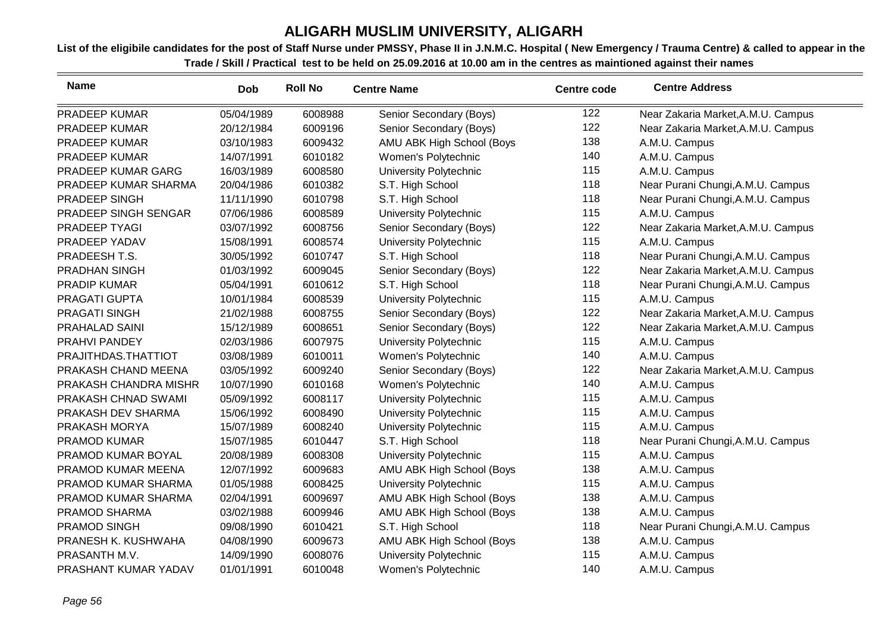# ALIGARH MUSLIM UNIVERSITY, ALIGARH

**List of the eligibile candidates for the post of Staff Nurse under PMSSY, Phase II in J.N.M.C. Hospital ( New Emergency / Trauma Centre) & called to appear in the Trade / Skill / Practical test to be held on 25.09.2016 at 10.00 am in the centres as maintioned against their names**

| Name | Dob | Roll No | Centre Name | Centre code | Centre Address |
|---|---|---|---|---|---|
| PRADEEP KUMAR | 05/04/1989 | 6008988 | Senior Secondary (Boys) | 122 | Near Zakaria Market,A.M.U. Campus |
| PRADEEP KUMAR | 20/12/1984 | 6009196 | Senior Secondary (Boys) | 122 | Near Zakaria Market,A.M.U. Campus |
| PRADEEP KUMAR | 03/10/1983 | 6009432 | AMU ABK High School (Boys | 138 | A.M.U. Campus |
| PRADEEP KUMAR | 14/07/1991 | 6010182 | Women's Polytechnic | 140 | A.M.U. Campus |
| PRADEEP KUMAR GARG | 16/03/1989 | 6008580 | University Polytechnic | 115 | A.M.U. Campus |
| PRADEEP KUMAR SHARMA | 20/04/1986 | 6010382 | S.T. High School | 118 | Near Purani Chungi,A.M.U. Campus |
| PRADEEP SINGH | 11/11/1990 | 6010798 | S.T. High School | 118 | Near Purani Chungi,A.M.U. Campus |
| PRADEEP SINGH SENGAR | 07/06/1986 | 6008589 | University Polytechnic | 115 | A.M.U. Campus |
| PRADEEP TYAGI | 03/07/1992 | 6008756 | Senior Secondary (Boys) | 122 | Near Zakaria Market,A.M.U. Campus |
| PRADEEP YADAV | 15/08/1991 | 6008574 | University Polytechnic | 115 | A.M.U. Campus |
| PRADEESH T.S. | 30/05/1992 | 6010747 | S.T. High School | 118 | Near Purani Chungi,A.M.U. Campus |
| PRADHAN SINGH | 01/03/1992 | 6009045 | Senior Secondary (Boys) | 122 | Near Zakaria Market,A.M.U. Campus |
| PRADIP KUMAR | 05/04/1991 | 6010612 | S.T. High School | 118 | Near Purani Chungi,A.M.U. Campus |
| PRAGATI GUPTA | 10/01/1984 | 6008539 | University Polytechnic | 115 | A.M.U. Campus |
| PRAGATI SINGH | 21/02/1988 | 6008755 | Senior Secondary (Boys) | 122 | Near Zakaria Market,A.M.U. Campus |
| PRAHALAD SAINI | 15/12/1989 | 6008651 | Senior Secondary (Boys) | 122 | Near Zakaria Market,A.M.U. Campus |
| PRAHVI PANDEY | 02/03/1986 | 6007975 | University Polytechnic | 115 | A.M.U. Campus |
| PRAJITHDAS.THATTIOT | 03/08/1989 | 6010011 | Women's Polytechnic | 140 | A.M.U. Campus |
| PRAKASH CHAND MEENA | 03/05/1992 | 6009240 | Senior Secondary (Boys) | 122 | Near Zakaria Market,A.M.U. Campus |
| PRAKASH CHANDRA MISHR | 10/07/1990 | 6010168 | Women's Polytechnic | 140 | A.M.U. Campus |
| PRAKASH CHNAD SWAMI | 05/09/1992 | 6008117 | University Polytechnic | 115 | A.M.U. Campus |
| PRAKASH DEV SHARMA | 15/06/1992 | 6008490 | University Polytechnic | 115 | A.M.U. Campus |
| PRAKASH MORYA | 15/07/1989 | 6008240 | University Polytechnic | 115 | A.M.U. Campus |
| PRAMOD KUMAR | 15/07/1985 | 6010447 | S.T. High School | 118 | Near Purani Chungi,A.M.U. Campus |
| PRAMOD KUMAR BOYAL | 20/08/1989 | 6008308 | University Polytechnic | 115 | A.M.U. Campus |
| PRAMOD KUMAR MEENA | 12/07/1992 | 6009683 | AMU ABK High School (Boys | 138 | A.M.U. Campus |
| PRAMOD KUMAR SHARMA | 01/05/1988 | 6008425 | University Polytechnic | 115 | A.M.U. Campus |
| PRAMOD KUMAR SHARMA | 02/04/1991 | 6009697 | AMU ABK High School (Boys | 138 | A.M.U. Campus |
| PRAMOD SHARMA | 03/02/1988 | 6009946 | AMU ABK High School (Boys | 138 | A.M.U. Campus |
| PRAMOD SINGH | 09/08/1990 | 6010421 | S.T. High School | 118 | Near Purani Chungi,A.M.U. Campus |
| PRANESH K. KUSHWAHA | 04/08/1990 | 6009673 | AMU ABK High School (Boys | 138 | A.M.U. Campus |
| PRASANTH M.V. | 14/09/1990 | 6008076 | University Polytechnic | 115 | A.M.U. Campus |
| PRASHANT KUMAR YADAV | 01/01/1991 | 6010048 | Women's Polytechnic | 140 | A.M.U. Campus |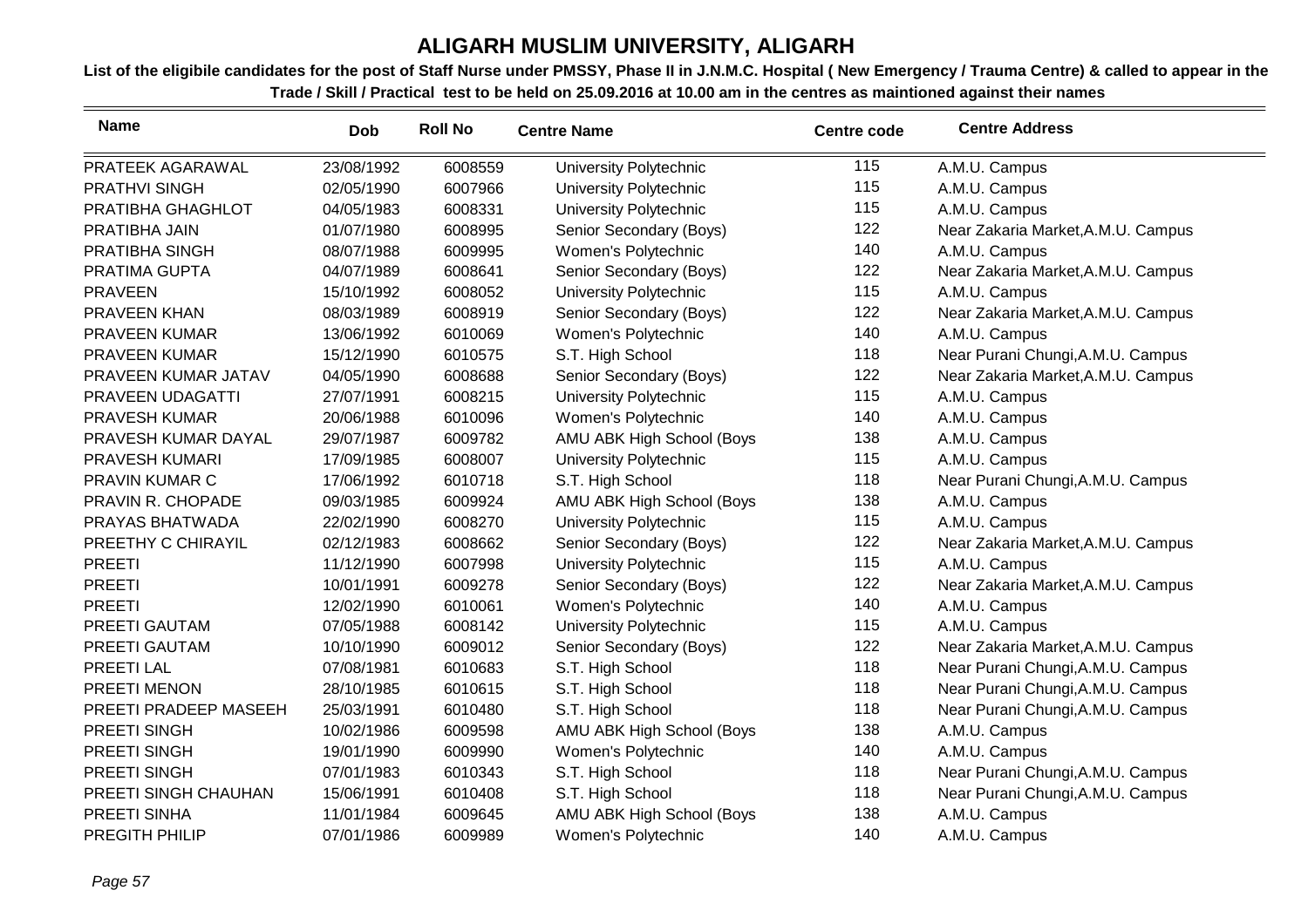# ALIGARH MUSLIM UNIVERSITY, ALIGARH

**List of the eligibile candidates for the post of Staff Nurse under PMSSY, Phase II in J.N.M.C. Hospital ( New Emergency / Trauma Centre) & called to appear in the Trade / Skill / Practical test to be held on 25.09.2016 at 10.00 am in the centres as maintioned against their names**

| Name | Dob | Roll No | Centre Name | Centre code | Centre Address |
|---|---|---|---|---|---|
| PRATEEK AGARAWAL | 23/08/1992 | 6008559 | University Polytechnic | 115 | A.M.U. Campus |
| PRATHVI SINGH | 02/05/1990 | 6007966 | University Polytechnic | 115 | A.M.U. Campus |
| PRATIBHA GHAGHLOT | 04/05/1983 | 6008331 | University Polytechnic | 115 | A.M.U. Campus |
| PRATIBHA JAIN | 01/07/1980 | 6008995 | Senior Secondary (Boys) | 122 | Near Zakaria Market,A.M.U. Campus |
| PRATIBHA SINGH | 08/07/1988 | 6009995 | Women's Polytechnic | 140 | A.M.U. Campus |
| PRATIMA GUPTA | 04/07/1989 | 6008641 | Senior Secondary (Boys) | 122 | Near Zakaria Market,A.M.U. Campus |
| PRAVEEN | 15/10/1992 | 6008052 | University Polytechnic | 115 | A.M.U. Campus |
| PRAVEEN KHAN | 08/03/1989 | 6008919 | Senior Secondary (Boys) | 122 | Near Zakaria Market,A.M.U. Campus |
| PRAVEEN KUMAR | 13/06/1992 | 6010069 | Women's Polytechnic | 140 | A.M.U. Campus |
| PRAVEEN KUMAR | 15/12/1990 | 6010575 | S.T. High School | 118 | Near Purani Chungi,A.M.U. Campus |
| PRAVEEN KUMAR JATAV | 04/05/1990 | 6008688 | Senior Secondary (Boys) | 122 | Near Zakaria Market,A.M.U. Campus |
| PRAVEEN UDAGATTI | 27/07/1991 | 6008215 | University Polytechnic | 115 | A.M.U. Campus |
| PRAVESH KUMAR | 20/06/1988 | 6010096 | Women's Polytechnic | 140 | A.M.U. Campus |
| PRAVESH KUMAR DAYAL | 29/07/1987 | 6009782 | AMU ABK High School (Boys | 138 | A.M.U. Campus |
| PRAVESH KUMARI | 17/09/1985 | 6008007 | University Polytechnic | 115 | A.M.U. Campus |
| PRAVIN KUMAR C | 17/06/1992 | 6010718 | S.T. High School | 118 | Near Purani Chungi,A.M.U. Campus |
| PRAVIN R. CHOPADE | 09/03/1985 | 6009924 | AMU ABK High School (Boys | 138 | A.M.U. Campus |
| PRAYAS BHATWADA | 22/02/1990 | 6008270 | University Polytechnic | 115 | A.M.U. Campus |
| PREETHY C CHIRAYIL | 02/12/1983 | 6008662 | Senior Secondary (Boys) | 122 | Near Zakaria Market,A.M.U. Campus |
| PREETI | 11/12/1990 | 6007998 | University Polytechnic | 115 | A.M.U. Campus |
| PREETI | 10/01/1991 | 6009278 | Senior Secondary (Boys) | 122 | Near Zakaria Market,A.M.U. Campus |
| PREETI | 12/02/1990 | 6010061 | Women's Polytechnic | 140 | A.M.U. Campus |
| PREETI GAUTAM | 07/05/1988 | 6008142 | University Polytechnic | 115 | A.M.U. Campus |
| PREETI GAUTAM | 10/10/1990 | 6009012 | Senior Secondary (Boys) | 122 | Near Zakaria Market,A.M.U. Campus |
| PREETI LAL | 07/08/1981 | 6010683 | S.T. High School | 118 | Near Purani Chungi,A.M.U. Campus |
| PREETI MENON | 28/10/1985 | 6010615 | S.T. High School | 118 | Near Purani Chungi,A.M.U. Campus |
| PREETI PRADEEP MASEEH | 25/03/1991 | 6010480 | S.T. High School | 118 | Near Purani Chungi,A.M.U. Campus |
| PREETI SINGH | 10/02/1986 | 6009598 | AMU ABK High School (Boys | 138 | A.M.U. Campus |
| PREETI SINGH | 19/01/1990 | 6009990 | Women's Polytechnic | 140 | A.M.U. Campus |
| PREETI SINGH | 07/01/1983 | 6010343 | S.T. High School | 118 | Near Purani Chungi,A.M.U. Campus |
| PREETI SINGH CHAUHAN | 15/06/1991 | 6010408 | S.T. High School | 118 | Near Purani Chungi,A.M.U. Campus |
| PREETI SINHA | 11/01/1984 | 6009645 | AMU ABK High School (Boys | 138 | A.M.U. Campus |
| PREGITH PHILIP | 07/01/1986 | 6009989 | Women's Polytechnic | 140 | A.M.U. Campus |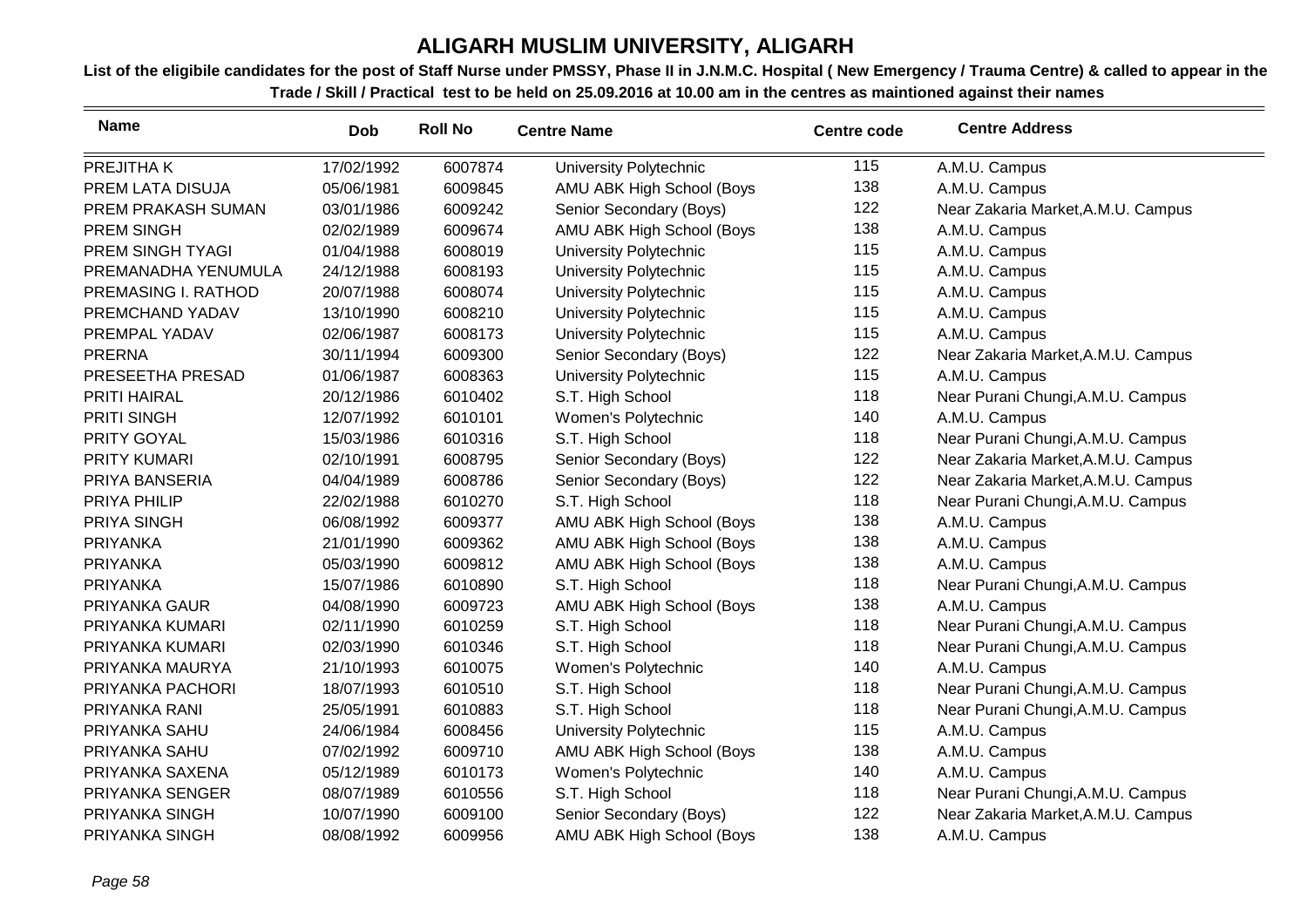# ALIGARH MUSLIM UNIVERSITY, ALIGARH

**List of the eligibile candidates for the post of Staff Nurse under PMSSY, Phase II in J.N.M.C. Hospital ( New Emergency / Trauma Centre) & called to appear in the Trade / Skill / Practical test to be held on 25.09.2016 at 10.00 am in the centres as maintioned against their names**

| Name | Dob | Roll No | Centre Name | Centre code | Centre Address |
|---|---|---|---|---|---|
| PREJITHA K | 17/02/1992 | 6007874 | University Polytechnic | 115 | A.M.U. Campus |
| PREM LATA DISUJA | 05/06/1981 | 6009845 | AMU ABK High School (Boys | 138 | A.M.U. Campus |
| PREM PRAKASH SUMAN | 03/01/1986 | 6009242 | Senior Secondary (Boys) | 122 | Near Zakaria Market,A.M.U. Campus |
| PREM SINGH | 02/02/1989 | 6009674 | AMU ABK High School (Boys | 138 | A.M.U. Campus |
| PREM SINGH TYAGI | 01/04/1988 | 6008019 | University Polytechnic | 115 | A.M.U. Campus |
| PREMANADHA YENUMULA | 24/12/1988 | 6008193 | University Polytechnic | 115 | A.M.U. Campus |
| PREMASING I. RATHOD | 20/07/1988 | 6008074 | University Polytechnic | 115 | A.M.U. Campus |
| PREMCHAND YADAV | 13/10/1990 | 6008210 | University Polytechnic | 115 | A.M.U. Campus |
| PREMPAL YADAV | 02/06/1987 | 6008173 | University Polytechnic | 115 | A.M.U. Campus |
| PRERNA | 30/11/1994 | 6009300 | Senior Secondary (Boys) | 122 | Near Zakaria Market,A.M.U. Campus |
| PRESEETHA PRESAD | 01/06/1987 | 6008363 | University Polytechnic | 115 | A.M.U. Campus |
| PRITI HAIRAL | 20/12/1986 | 6010402 | S.T. High School | 118 | Near Purani Chungi,A.M.U. Campus |
| PRITI SINGH | 12/07/1992 | 6010101 | Women's Polytechnic | 140 | A.M.U. Campus |
| PRITY GOYAL | 15/03/1986 | 6010316 | S.T. High School | 118 | Near Purani Chungi,A.M.U. Campus |
| PRITY KUMARI | 02/10/1991 | 6008795 | Senior Secondary (Boys) | 122 | Near Zakaria Market,A.M.U. Campus |
| PRIYA BANSERIA | 04/04/1989 | 6008786 | Senior Secondary (Boys) | 122 | Near Zakaria Market,A.M.U. Campus |
| PRIYA PHILIP | 22/02/1988 | 6010270 | S.T. High School | 118 | Near Purani Chungi,A.M.U. Campus |
| PRIYA SINGH | 06/08/1992 | 6009377 | AMU ABK High School (Boys | 138 | A.M.U. Campus |
| PRIYANKA | 21/01/1990 | 6009362 | AMU ABK High School (Boys | 138 | A.M.U. Campus |
| PRIYANKA | 05/03/1990 | 6009812 | AMU ABK High School (Boys | 138 | A.M.U. Campus |
| PRIYANKA | 15/07/1986 | 6010890 | S.T. High School | 118 | Near Purani Chungi,A.M.U. Campus |
| PRIYANKA GAUR | 04/08/1990 | 6009723 | AMU ABK High School (Boys | 138 | A.M.U. Campus |
| PRIYANKA KUMARI | 02/11/1990 | 6010259 | S.T. High School | 118 | Near Purani Chungi,A.M.U. Campus |
| PRIYANKA KUMARI | 02/03/1990 | 6010346 | S.T. High School | 118 | Near Purani Chungi,A.M.U. Campus |
| PRIYANKA MAURYA | 21/10/1993 | 6010075 | Women's Polytechnic | 140 | A.M.U. Campus |
| PRIYANKA PACHORI | 18/07/1993 | 6010510 | S.T. High School | 118 | Near Purani Chungi,A.M.U. Campus |
| PRIYANKA RANI | 25/05/1991 | 6010883 | S.T. High School | 118 | Near Purani Chungi,A.M.U. Campus |
| PRIYANKA SAHU | 24/06/1984 | 6008456 | University Polytechnic | 115 | A.M.U. Campus |
| PRIYANKA SAHU | 07/02/1992 | 6009710 | AMU ABK High School (Boys | 138 | A.M.U. Campus |
| PRIYANKA SAXENA | 05/12/1989 | 6010173 | Women's Polytechnic | 140 | A.M.U. Campus |
| PRIYANKA SENGER | 08/07/1989 | 6010556 | S.T. High School | 118 | Near Purani Chungi,A.M.U. Campus |
| PRIYANKA SINGH | 10/07/1990 | 6009100 | Senior Secondary (Boys) | 122 | Near Zakaria Market,A.M.U. Campus |
| PRIYANKA SINGH | 08/08/1992 | 6009956 | AMU ABK High School (Boys | 138 | A.M.U. Campus |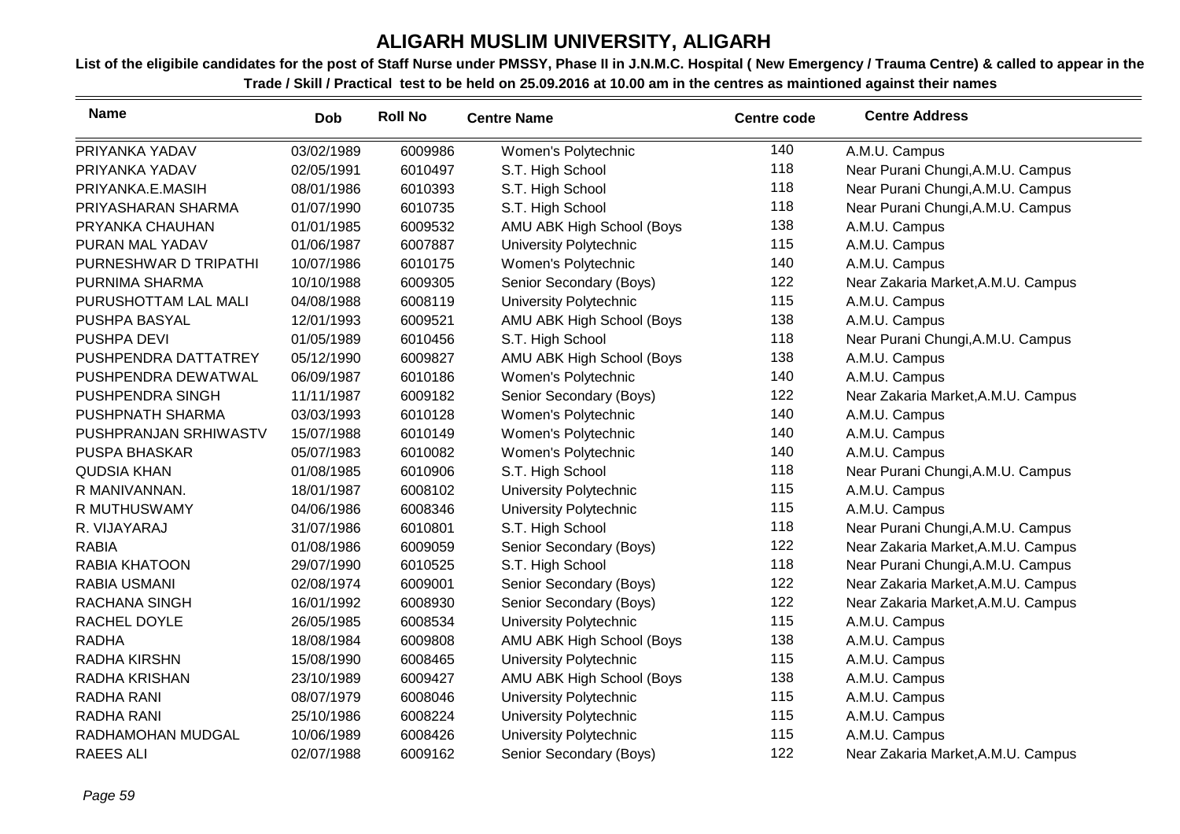# ALIGARH MUSLIM UNIVERSITY, ALIGARH

**List of the eligibile candidates for the post of Staff Nurse under PMSSY, Phase II in J.N.M.C. Hospital ( New Emergency / Trauma Centre) & called to appear in the Trade / Skill / Practical test to be held on 25.09.2016 at 10.00 am in the centres as maintioned against their names**

| Name | Dob | Roll No | Centre Name | Centre code | Centre Address |
|---|---|---|---|---|---|
| PRIYANKA YADAV | 03/02/1989 | 6009986 | Women's Polytechnic | 140 | A.M.U. Campus |
| PRIYANKA YADAV | 02/05/1991 | 6010497 | S.T. High School | 118 | Near Purani Chungi,A.M.U. Campus |
| PRIYANKA.E.MASIH | 08/01/1986 | 6010393 | S.T. High School | 118 | Near Purani Chungi,A.M.U. Campus |
| PRIYASHARAN SHARMA | 01/07/1990 | 6010735 | S.T. High School | 118 | Near Purani Chungi,A.M.U. Campus |
| PRYANKA CHAUHAN | 01/01/1985 | 6009532 | AMU ABK High School (Boys | 138 | A.M.U. Campus |
| PURAN MAL YADAV | 01/06/1987 | 6007887 | University Polytechnic | 115 | A.M.U. Campus |
| PURNESHWAR D TRIPATHI | 10/07/1986 | 6010175 | Women's Polytechnic | 140 | A.M.U. Campus |
| PURNIMA SHARMA | 10/10/1988 | 6009305 | Senior Secondary (Boys) | 122 | Near Zakaria Market,A.M.U. Campus |
| PURUSHOTTAM LAL MALI | 04/08/1988 | 6008119 | University Polytechnic | 115 | A.M.U. Campus |
| PUSHPA BASYAL | 12/01/1993 | 6009521 | AMU ABK High School (Boys | 138 | A.M.U. Campus |
| PUSHPA DEVI | 01/05/1989 | 6010456 | S.T. High School | 118 | Near Purani Chungi,A.M.U. Campus |
| PUSHPENDRA DATTATREY | 05/12/1990 | 6009827 | AMU ABK High School (Boys | 138 | A.M.U. Campus |
| PUSHPENDRA DEWATWAL | 06/09/1987 | 6010186 | Women's Polytechnic | 140 | A.M.U. Campus |
| PUSHPENDRA SINGH | 11/11/1987 | 6009182 | Senior Secondary (Boys) | 122 | Near Zakaria Market,A.M.U. Campus |
| PUSHPNATH SHARMA | 03/03/1993 | 6010128 | Women's Polytechnic | 140 | A.M.U. Campus |
| PUSHPRANJAN SRHIWASTV | 15/07/1988 | 6010149 | Women's Polytechnic | 140 | A.M.U. Campus |
| PUSPA BHASKAR | 05/07/1983 | 6010082 | Women's Polytechnic | 140 | A.M.U. Campus |
| QUDSIA KHAN | 01/08/1985 | 6010906 | S.T. High School | 118 | Near Purani Chungi,A.M.U. Campus |
| R MANIVANNAN. | 18/01/1987 | 6008102 | University Polytechnic | 115 | A.M.U. Campus |
| R MUTHUSWAMY | 04/06/1986 | 6008346 | University Polytechnic | 115 | A.M.U. Campus |
| R. VIJAYARAJ | 31/07/1986 | 6010801 | S.T. High School | 118 | Near Purani Chungi,A.M.U. Campus |
| RABIA | 01/08/1986 | 6009059 | Senior Secondary (Boys) | 122 | Near Zakaria Market,A.M.U. Campus |
| RABIA KHATOON | 29/07/1990 | 6010525 | S.T. High School | 118 | Near Purani Chungi,A.M.U. Campus |
| RABIA USMANI | 02/08/1974 | 6009001 | Senior Secondary (Boys) | 122 | Near Zakaria Market,A.M.U. Campus |
| RACHANA SINGH | 16/01/1992 | 6008930 | Senior Secondary (Boys) | 122 | Near Zakaria Market,A.M.U. Campus |
| RACHEL DOYLE | 26/05/1985 | 6008534 | University Polytechnic | 115 | A.M.U. Campus |
| RADHA | 18/08/1984 | 6009808 | AMU ABK High School (Boys | 138 | A.M.U. Campus |
| RADHA KIRSHN | 15/08/1990 | 6008465 | University Polytechnic | 115 | A.M.U. Campus |
| RADHA KRISHAN | 23/10/1989 | 6009427 | AMU ABK High School (Boys | 138 | A.M.U. Campus |
| RADHA RANI | 08/07/1979 | 6008046 | University Polytechnic | 115 | A.M.U. Campus |
| RADHA RANI | 25/10/1986 | 6008224 | University Polytechnic | 115 | A.M.U. Campus |
| RADHAMOHAN MUDGAL | 10/06/1989 | 6008426 | University Polytechnic | 115 | A.M.U. Campus |
| RAEES ALI | 02/07/1988 | 6009162 | Senior Secondary (Boys) | 122 | Near Zakaria Market,A.M.U. Campus |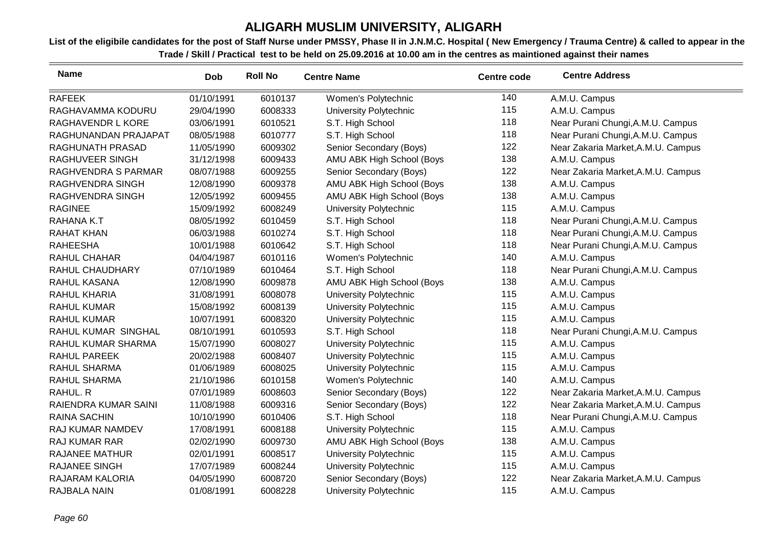# ALIGARH MUSLIM UNIVERSITY, ALIGARH

**List of the eligibile candidates for the post of Staff Nurse under PMSSY, Phase II in J.N.M.C. Hospital ( New Emergency / Trauma Centre) & called to appear in the Trade / Skill / Practical test to be held on 25.09.2016 at 10.00 am in the centres as maintioned against their names**

| Name | Dob | Roll No | Centre Name | Centre code | Centre Address |
|---|---|---|---|---|---|
| RAFEEK | 01/10/1991 | 6010137 | Women's Polytechnic | 140 | A.M.U. Campus |
| RAGHAVAMMA KODURU | 29/04/1990 | 6008333 | University Polytechnic | 115 | A.M.U. Campus |
| RAGHAVENDR L KORE | 03/06/1991 | 6010521 | S.T. High School | 118 | Near Purani Chungi,A.M.U. Campus |
| RAGHUNANDAN PRAJAPAT | 08/05/1988 | 6010777 | S.T. High School | 118 | Near Purani Chungi,A.M.U. Campus |
| RAGHUNATH PRASAD | 11/05/1990 | 6009302 | Senior Secondary (Boys) | 122 | Near Zakaria Market,A.M.U. Campus |
| RAGHUVEER SINGH | 31/12/1998 | 6009433 | AMU ABK High School (Boys | 138 | A.M.U. Campus |
| RAGHVENDRA S PARMAR | 08/07/1988 | 6009255 | Senior Secondary (Boys) | 122 | Near Zakaria Market,A.M.U. Campus |
| RAGHVENDRA SINGH | 12/08/1990 | 6009378 | AMU ABK High School (Boys | 138 | A.M.U. Campus |
| RAGHVENDRA SINGH | 12/05/1992 | 6009455 | AMU ABK High School (Boys | 138 | A.M.U. Campus |
| RAGINEE | 15/09/1992 | 6008249 | University Polytechnic | 115 | A.M.U. Campus |
| RAHANA K.T | 08/05/1992 | 6010459 | S.T. High School | 118 | Near Purani Chungi,A.M.U. Campus |
| RAHAT KHAN | 06/03/1988 | 6010274 | S.T. High School | 118 | Near Purani Chungi,A.M.U. Campus |
| RAHEESHA | 10/01/1988 | 6010642 | S.T. High School | 118 | Near Purani Chungi,A.M.U. Campus |
| RAHUL CHAHAR | 04/04/1987 | 6010116 | Women's Polytechnic | 140 | A.M.U. Campus |
| RAHUL CHAUDHARY | 07/10/1989 | 6010464 | S.T. High School | 118 | Near Purani Chungi,A.M.U. Campus |
| RAHUL KASANA | 12/08/1990 | 6009878 | AMU ABK High School (Boys | 138 | A.M.U. Campus |
| RAHUL KHARIA | 31/08/1991 | 6008078 | University Polytechnic | 115 | A.M.U. Campus |
| RAHUL KUMAR | 15/08/1992 | 6008139 | University Polytechnic | 115 | A.M.U. Campus |
| RAHUL KUMAR | 10/07/1991 | 6008320 | University Polytechnic | 115 | A.M.U. Campus |
| RAHUL KUMAR SINGHAL | 08/10/1991 | 6010593 | S.T. High School | 118 | Near Purani Chungi,A.M.U. Campus |
| RAHUL KUMAR SHARMA | 15/07/1990 | 6008027 | University Polytechnic | 115 | A.M.U. Campus |
| RAHUL PAREEK | 20/02/1988 | 6008407 | University Polytechnic | 115 | A.M.U. Campus |
| RAHUL SHARMA | 01/06/1989 | 6008025 | University Polytechnic | 115 | A.M.U. Campus |
| RAHUL SHARMA | 21/10/1986 | 6010158 | Women's Polytechnic | 140 | A.M.U. Campus |
| RAHUL. R | 07/01/1989 | 6008603 | Senior Secondary (Boys) | 122 | Near Zakaria Market,A.M.U. Campus |
| RAIENDRA KUMAR SAINI | 11/08/1988 | 6009316 | Senior Secondary (Boys) | 122 | Near Zakaria Market,A.M.U. Campus |
| RAINA SACHIN | 10/10/1990 | 6010406 | S.T. High School | 118 | Near Purani Chungi,A.M.U. Campus |
| RAJ KUMAR NAMDEV | 17/08/1991 | 6008188 | University Polytechnic | 115 | A.M.U. Campus |
| RAJ KUMAR RAR | 02/02/1990 | 6009730 | AMU ABK High School (Boys | 138 | A.M.U. Campus |
| RAJANEE MATHUR | 02/01/1991 | 6008517 | University Polytechnic | 115 | A.M.U. Campus |
| RAJANEE SINGH | 17/07/1989 | 6008244 | University Polytechnic | 115 | A.M.U. Campus |
| RAJARAM KALORIA | 04/05/1990 | 6008720 | Senior Secondary (Boys) | 122 | Near Zakaria Market,A.M.U. Campus |
| RAJBALA NAIN | 01/08/1991 | 6008228 | University Polytechnic | 115 | A.M.U. Campus |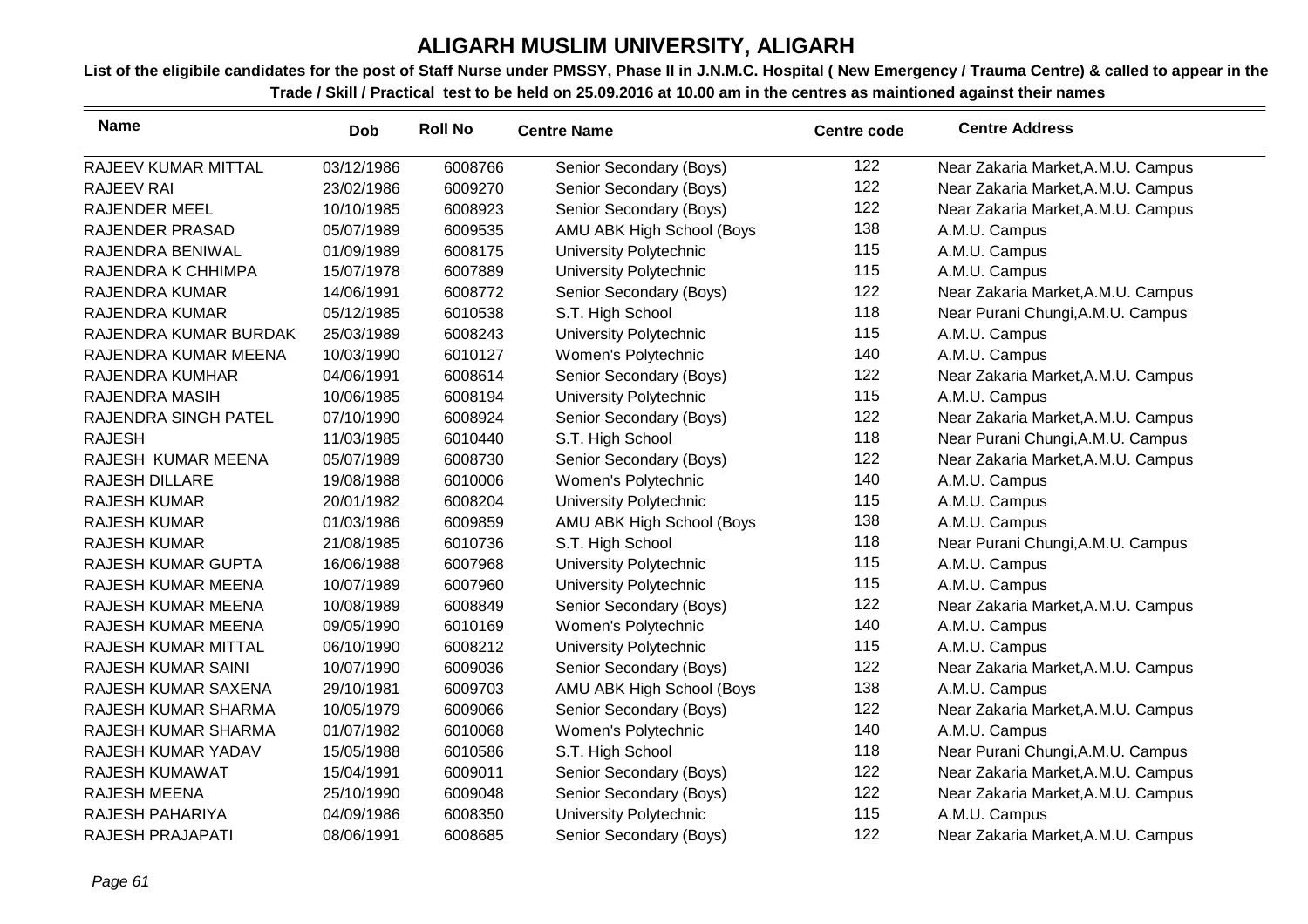# ALIGARH MUSLIM UNIVERSITY, ALIGARH

**List of the eligibile candidates for the post of Staff Nurse under PMSSY, Phase II in J.N.M.C. Hospital ( New Emergency / Trauma Centre) & called to appear in the Trade / Skill / Practical test to be held on 25.09.2016 at 10.00 am in the centres as maintioned against their names**

| Name | Dob | Roll No | Centre Name | Centre code | Centre Address |
|---|---|---|---|---|---|
| RAJEEV KUMAR MITTAL | 03/12/1986 | 6008766 | Senior Secondary (Boys) | 122 | Near Zakaria Market,A.M.U. Campus |
| RAJEEV RAI | 23/02/1986 | 6009270 | Senior Secondary (Boys) | 122 | Near Zakaria Market,A.M.U. Campus |
| RAJENDER MEEL | 10/10/1985 | 6008923 | Senior Secondary (Boys) | 122 | Near Zakaria Market,A.M.U. Campus |
| RAJENDER PRASAD | 05/07/1989 | 6009535 | AMU ABK High School (Boys | 138 | A.M.U. Campus |
| RAJENDRA BENIWAL | 01/09/1989 | 6008175 | University Polytechnic | 115 | A.M.U. Campus |
| RAJENDRA K CHHIMPA | 15/07/1978 | 6007889 | University Polytechnic | 115 | A.M.U. Campus |
| RAJENDRA KUMAR | 14/06/1991 | 6008772 | Senior Secondary (Boys) | 122 | Near Zakaria Market,A.M.U. Campus |
| RAJENDRA KUMAR | 05/12/1985 | 6010538 | S.T. High School | 118 | Near Purani Chungi,A.M.U. Campus |
| RAJENDRA KUMAR BURDAK | 25/03/1989 | 6008243 | University Polytechnic | 115 | A.M.U. Campus |
| RAJENDRA KUMAR MEENA | 10/03/1990 | 6010127 | Women's Polytechnic | 140 | A.M.U. Campus |
| RAJENDRA KUMHAR | 04/06/1991 | 6008614 | Senior Secondary (Boys) | 122 | Near Zakaria Market,A.M.U. Campus |
| RAJENDRA MASIH | 10/06/1985 | 6008194 | University Polytechnic | 115 | A.M.U. Campus |
| RAJENDRA SINGH PATEL | 07/10/1990 | 6008924 | Senior Secondary (Boys) | 122 | Near Zakaria Market,A.M.U. Campus |
| RAJESH | 11/03/1985 | 6010440 | S.T. High School | 118 | Near Purani Chungi,A.M.U. Campus |
| RAJESH KUMAR MEENA | 05/07/1989 | 6008730 | Senior Secondary (Boys) | 122 | Near Zakaria Market,A.M.U. Campus |
| RAJESH DILLARE | 19/08/1988 | 6010006 | Women's Polytechnic | 140 | A.M.U. Campus |
| RAJESH KUMAR | 20/01/1982 | 6008204 | University Polytechnic | 115 | A.M.U. Campus |
| RAJESH KUMAR | 01/03/1986 | 6009859 | AMU ABK High School (Boys | 138 | A.M.U. Campus |
| RAJESH KUMAR | 21/08/1985 | 6010736 | S.T. High School | 118 | Near Purani Chungi,A.M.U. Campus |
| RAJESH KUMAR GUPTA | 16/06/1988 | 6007968 | University Polytechnic | 115 | A.M.U. Campus |
| RAJESH KUMAR MEENA | 10/07/1989 | 6007960 | University Polytechnic | 115 | A.M.U. Campus |
| RAJESH KUMAR MEENA | 10/08/1989 | 6008849 | Senior Secondary (Boys) | 122 | Near Zakaria Market,A.M.U. Campus |
| RAJESH KUMAR MEENA | 09/05/1990 | 6010169 | Women's Polytechnic | 140 | A.M.U. Campus |
| RAJESH KUMAR MITTAL | 06/10/1990 | 6008212 | University Polytechnic | 115 | A.M.U. Campus |
| RAJESH KUMAR SAINI | 10/07/1990 | 6009036 | Senior Secondary (Boys) | 122 | Near Zakaria Market,A.M.U. Campus |
| RAJESH KUMAR SAXENA | 29/10/1981 | 6009703 | AMU ABK High School (Boys | 138 | A.M.U. Campus |
| RAJESH KUMAR SHARMA | 10/05/1979 | 6009066 | Senior Secondary (Boys) | 122 | Near Zakaria Market,A.M.U. Campus |
| RAJESH KUMAR SHARMA | 01/07/1982 | 6010068 | Women's Polytechnic | 140 | A.M.U. Campus |
| RAJESH KUMAR YADAV | 15/05/1988 | 6010586 | S.T. High School | 118 | Near Purani Chungi,A.M.U. Campus |
| RAJESH KUMAWAT | 15/04/1991 | 6009011 | Senior Secondary (Boys) | 122 | Near Zakaria Market,A.M.U. Campus |
| RAJESH MEENA | 25/10/1990 | 6009048 | Senior Secondary (Boys) | 122 | Near Zakaria Market,A.M.U. Campus |
| RAJESH PAHARIYA | 04/09/1986 | 6008350 | University Polytechnic | 115 | A.M.U. Campus |
| RAJESH PRAJAPATI | 08/06/1991 | 6008685 | Senior Secondary (Boys) | 122 | Near Zakaria Market,A.M.U. Campus |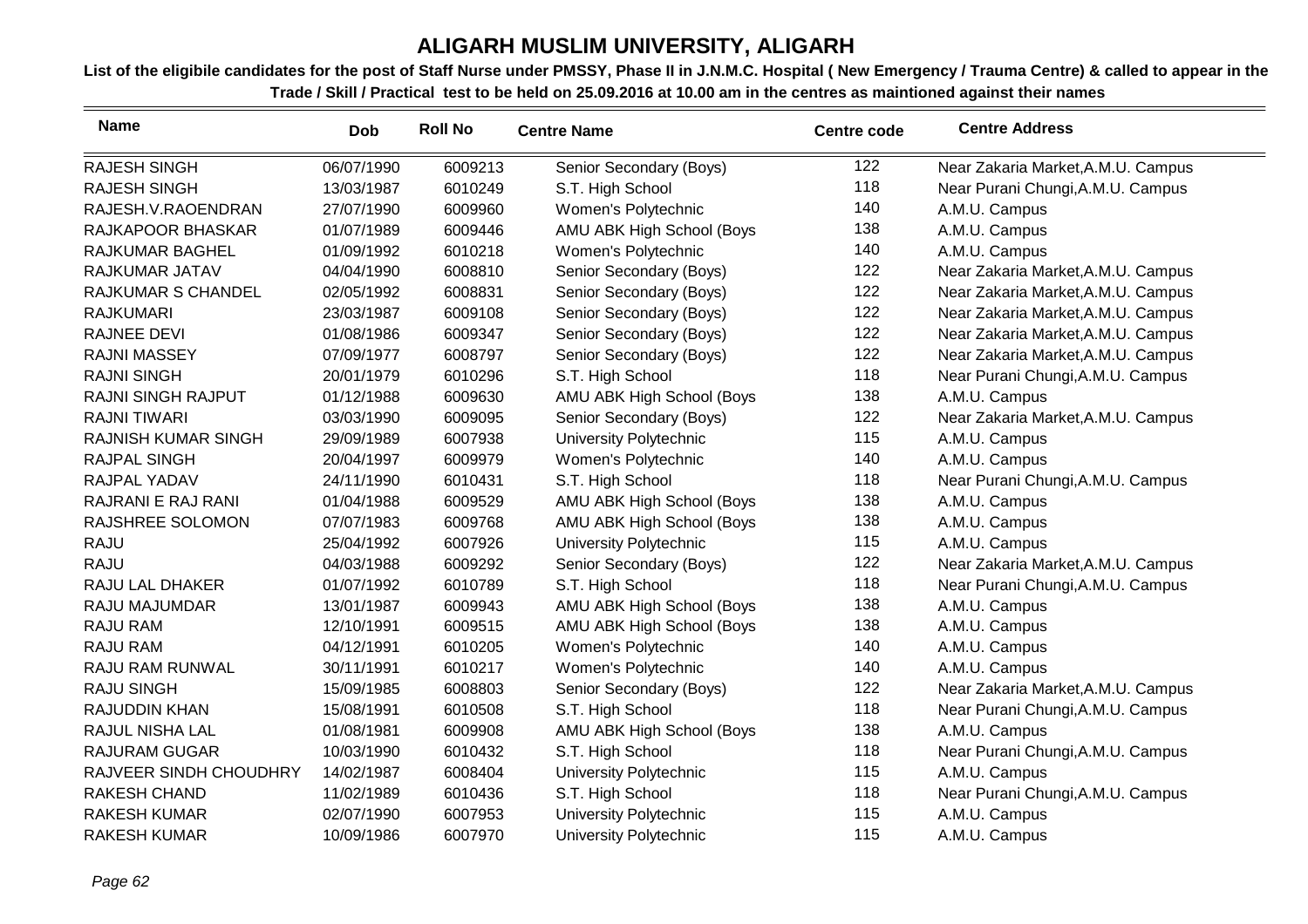# ALIGARH MUSLIM UNIVERSITY, ALIGARH

**List of the eligibile candidates for the post of Staff Nurse under PMSSY, Phase II in J.N.M.C. Hospital ( New Emergency / Trauma Centre) & called to appear in the Trade / Skill / Practical test to be held on 25.09.2016 at 10.00 am in the centres as maintioned against their names**

| Name | Dob | Roll No | Centre Name | Centre code | Centre Address |
|---|---|---|---|---|---|
| RAJESH SINGH | 06/07/1990 | 6009213 | Senior Secondary (Boys) | 122 | Near Zakaria Market,A.M.U. Campus |
| RAJESH SINGH | 13/03/1987 | 6010249 | S.T. High School | 118 | Near Purani Chungi,A.M.U. Campus |
| RAJESH.V.RAOENDRAN | 27/07/1990 | 6009960 | Women's Polytechnic | 140 | A.M.U. Campus |
| RAJKAPOOR BHASKAR | 01/07/1989 | 6009446 | AMU ABK High School (Boys | 138 | A.M.U. Campus |
| RAJKUMAR BAGHEL | 01/09/1992 | 6010218 | Women's Polytechnic | 140 | A.M.U. Campus |
| RAJKUMAR JATAV | 04/04/1990 | 6008810 | Senior Secondary (Boys) | 122 | Near Zakaria Market,A.M.U. Campus |
| RAJKUMAR S CHANDEL | 02/05/1992 | 6008831 | Senior Secondary (Boys) | 122 | Near Zakaria Market,A.M.U. Campus |
| RAJKUMARI | 23/03/1987 | 6009108 | Senior Secondary (Boys) | 122 | Near Zakaria Market,A.M.U. Campus |
| RAJNEE DEVI | 01/08/1986 | 6009347 | Senior Secondary (Boys) | 122 | Near Zakaria Market,A.M.U. Campus |
| RAJNI MASSEY | 07/09/1977 | 6008797 | Senior Secondary (Boys) | 122 | Near Zakaria Market,A.M.U. Campus |
| RAJNI SINGH | 20/01/1979 | 6010296 | S.T. High School | 118 | Near Purani Chungi,A.M.U. Campus |
| RAJNI SINGH RAJPUT | 01/12/1988 | 6009630 | AMU ABK High School (Boys | 138 | A.M.U. Campus |
| RAJNI TIWARI | 03/03/1990 | 6009095 | Senior Secondary (Boys) | 122 | Near Zakaria Market,A.M.U. Campus |
| RAJNISH KUMAR SINGH | 29/09/1989 | 6007938 | University Polytechnic | 115 | A.M.U. Campus |
| RAJPAL SINGH | 20/04/1997 | 6009979 | Women's Polytechnic | 140 | A.M.U. Campus |
| RAJPAL YADAV | 24/11/1990 | 6010431 | S.T. High School | 118 | Near Purani Chungi,A.M.U. Campus |
| RAJRANI E RAJ RANI | 01/04/1988 | 6009529 | AMU ABK High School (Boys | 138 | A.M.U. Campus |
| RAJSHREE SOLOMON | 07/07/1983 | 6009768 | AMU ABK High School (Boys | 138 | A.M.U. Campus |
| RAJU | 25/04/1992 | 6007926 | University Polytechnic | 115 | A.M.U. Campus |
| RAJU | 04/03/1988 | 6009292 | Senior Secondary (Boys) | 122 | Near Zakaria Market,A.M.U. Campus |
| RAJU LAL DHAKER | 01/07/1992 | 6010789 | S.T. High School | 118 | Near Purani Chungi,A.M.U. Campus |
| RAJU MAJUMDAR | 13/01/1987 | 6009943 | AMU ABK High School (Boys | 138 | A.M.U. Campus |
| RAJU RAM | 12/10/1991 | 6009515 | AMU ABK High School (Boys | 138 | A.M.U. Campus |
| RAJU RAM | 04/12/1991 | 6010205 | Women's Polytechnic | 140 | A.M.U. Campus |
| RAJU RAM RUNWAL | 30/11/1991 | 6010217 | Women's Polytechnic | 140 | A.M.U. Campus |
| RAJU SINGH | 15/09/1985 | 6008803 | Senior Secondary (Boys) | 122 | Near Zakaria Market,A.M.U. Campus |
| RAJUDDIN KHAN | 15/08/1991 | 6010508 | S.T. High School | 118 | Near Purani Chungi,A.M.U. Campus |
| RAJUL NISHA LAL | 01/08/1981 | 6009908 | AMU ABK High School (Boys | 138 | A.M.U. Campus |
| RAJURAM GUGAR | 10/03/1990 | 6010432 | S.T. High School | 118 | Near Purani Chungi,A.M.U. Campus |
| RAJVEER SINDH CHOUDHRY | 14/02/1987 | 6008404 | University Polytechnic | 115 | A.M.U. Campus |
| RAKESH CHAND | 11/02/1989 | 6010436 | S.T. High School | 118 | Near Purani Chungi,A.M.U. Campus |
| RAKESH KUMAR | 02/07/1990 | 6007953 | University Polytechnic | 115 | A.M.U. Campus |
| RAKESH KUMAR | 10/09/1986 | 6007970 | University Polytechnic | 115 | A.M.U. Campus |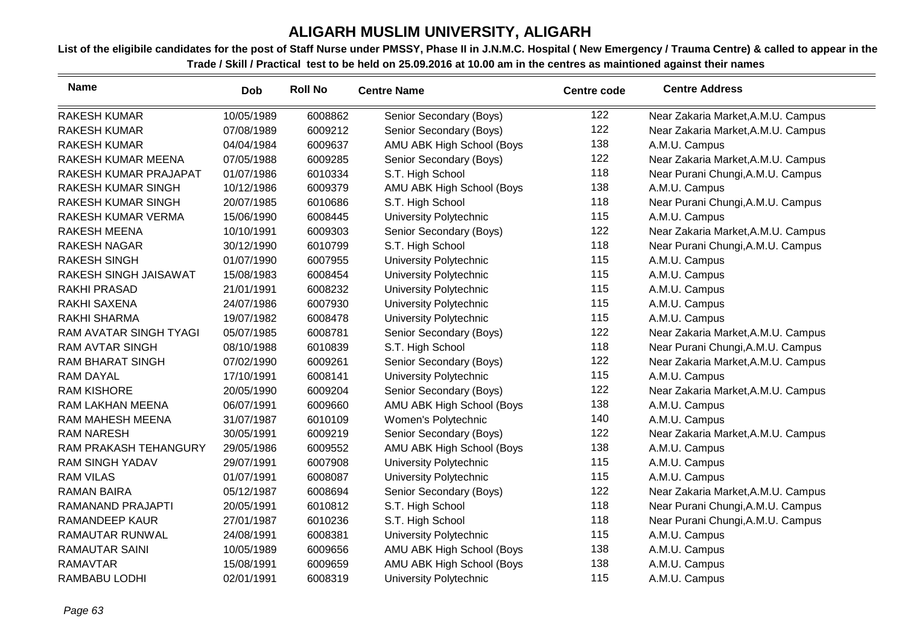# ALIGARH MUSLIM UNIVERSITY, ALIGARH

**List of the eligibile candidates for the post of Staff Nurse under PMSSY, Phase II in J.N.M.C. Hospital ( New Emergency / Trauma Centre) & called to appear in the Trade / Skill / Practical test to be held on 25.09.2016 at 10.00 am in the centres as maintioned against their names**

| Name | Dob | Roll No | Centre Name | Centre code | Centre Address |
|---|---|---|---|---|---|
| RAKESH KUMAR | 10/05/1989 | 6008862 | Senior Secondary (Boys) | 122 | Near Zakaria Market,A.M.U. Campus |
| RAKESH KUMAR | 07/08/1989 | 6009212 | Senior Secondary (Boys) | 122 | Near Zakaria Market,A.M.U. Campus |
| RAKESH KUMAR | 04/04/1984 | 6009637 | AMU ABK High School (Boys | 138 | A.M.U. Campus |
| RAKESH KUMAR MEENA | 07/05/1988 | 6009285 | Senior Secondary (Boys) | 122 | Near Zakaria Market,A.M.U. Campus |
| RAKESH KUMAR PRAJAPAT | 01/07/1986 | 6010334 | S.T. High School | 118 | Near Purani Chungi,A.M.U. Campus |
| RAKESH KUMAR SINGH | 10/12/1986 | 6009379 | AMU ABK High School (Boys | 138 | A.M.U. Campus |
| RAKESH KUMAR SINGH | 20/07/1985 | 6010686 | S.T. High School | 118 | Near Purani Chungi,A.M.U. Campus |
| RAKESH KUMAR VERMA | 15/06/1990 | 6008445 | University Polytechnic | 115 | A.M.U. Campus |
| RAKESH MEENA | 10/10/1991 | 6009303 | Senior Secondary (Boys) | 122 | Near Zakaria Market,A.M.U. Campus |
| RAKESH NAGAR | 30/12/1990 | 6010799 | S.T. High School | 118 | Near Purani Chungi,A.M.U. Campus |
| RAKESH SINGH | 01/07/1990 | 6007955 | University Polytechnic | 115 | A.M.U. Campus |
| RAKESH SINGH JAISAWAT | 15/08/1983 | 6008454 | University Polytechnic | 115 | A.M.U. Campus |
| RAKHI PRASAD | 21/01/1991 | 6008232 | University Polytechnic | 115 | A.M.U. Campus |
| RAKHI SAXENA | 24/07/1986 | 6007930 | University Polytechnic | 115 | A.M.U. Campus |
| RAKHI SHARMA | 19/07/1982 | 6008478 | University Polytechnic | 115 | A.M.U. Campus |
| RAM AVATAR SINGH TYAGI | 05/07/1985 | 6008781 | Senior Secondary (Boys) | 122 | Near Zakaria Market,A.M.U. Campus |
| RAM AVTAR SINGH | 08/10/1988 | 6010839 | S.T. High School | 118 | Near Purani Chungi,A.M.U. Campus |
| RAM BHARAT SINGH | 07/02/1990 | 6009261 | Senior Secondary (Boys) | 122 | Near Zakaria Market,A.M.U. Campus |
| RAM DAYAL | 17/10/1991 | 6008141 | University Polytechnic | 115 | A.M.U. Campus |
| RAM KISHORE | 20/05/1990 | 6009204 | Senior Secondary (Boys) | 122 | Near Zakaria Market,A.M.U. Campus |
| RAM LAKHAN MEENA | 06/07/1991 | 6009660 | AMU ABK High School (Boys | 138 | A.M.U. Campus |
| RAM MAHESH MEENA | 31/07/1987 | 6010109 | Women's Polytechnic | 140 | A.M.U. Campus |
| RAM NARESH | 30/05/1991 | 6009219 | Senior Secondary (Boys) | 122 | Near Zakaria Market,A.M.U. Campus |
| RAM PRAKASH TEHANGURY | 29/05/1986 | 6009552 | AMU ABK High School (Boys | 138 | A.M.U. Campus |
| RAM SINGH YADAV | 29/07/1991 | 6007908 | University Polytechnic | 115 | A.M.U. Campus |
| RAM VILAS | 01/07/1991 | 6008087 | University Polytechnic | 115 | A.M.U. Campus |
| RAMAN BAIRA | 05/12/1987 | 6008694 | Senior Secondary (Boys) | 122 | Near Zakaria Market,A.M.U. Campus |
| RAMANAND PRAJAPTI | 20/05/1991 | 6010812 | S.T. High School | 118 | Near Purani Chungi,A.M.U. Campus |
| RAMANDEEP KAUR | 27/01/1987 | 6010236 | S.T. High School | 118 | Near Purani Chungi,A.M.U. Campus |
| RAMAUTAR RUNWAL | 24/08/1991 | 6008381 | University Polytechnic | 115 | A.M.U. Campus |
| RAMAUTAR SAINI | 10/05/1989 | 6009656 | AMU ABK High School (Boys | 138 | A.M.U. Campus |
| RAMAVTAR | 15/08/1991 | 6009659 | AMU ABK High School (Boys | 138 | A.M.U. Campus |
| RAMBABU LODHI | 02/01/1991 | 6008319 | University Polytechnic | 115 | A.M.U. Campus |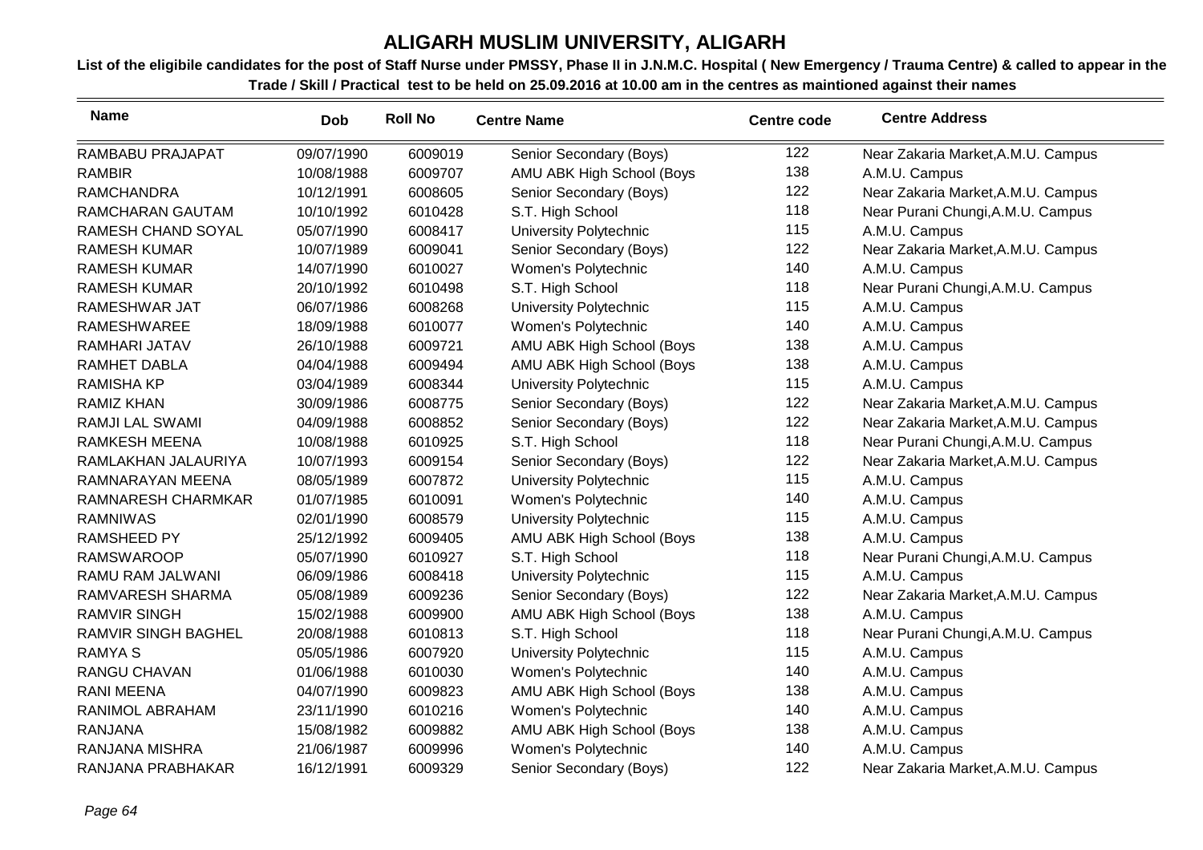# ALIGARH MUSLIM UNIVERSITY, ALIGARH

**List of the eligibile candidates for the post of Staff Nurse under PMSSY, Phase II in J.N.M.C. Hospital ( New Emergency / Trauma Centre) & called to appear in the Trade / Skill / Practical test to be held on 25.09.2016 at 10.00 am in the centres as maintioned against their names**

| Name | Dob | Roll No | Centre Name | Centre code | Centre Address |
|---|---|---|---|---|---|
| RAMBABU PRAJAPAT | 09/07/1990 | 6009019 | Senior Secondary (Boys) | 122 | Near Zakaria Market,A.M.U. Campus |
| RAMBIR | 10/08/1988 | 6009707 | AMU ABK High School (Boys | 138 | A.M.U. Campus |
| RAMCHANDRA | 10/12/1991 | 6008605 | Senior Secondary (Boys) | 122 | Near Zakaria Market,A.M.U. Campus |
| RAMCHARAN GAUTAM | 10/10/1992 | 6010428 | S.T. High School | 118 | Near Purani Chungi,A.M.U. Campus |
| RAMESH CHAND SOYAL | 05/07/1990 | 6008417 | University Polytechnic | 115 | A.M.U. Campus |
| RAMESH KUMAR | 10/07/1989 | 6009041 | Senior Secondary (Boys) | 122 | Near Zakaria Market,A.M.U. Campus |
| RAMESH KUMAR | 14/07/1990 | 6010027 | Women's Polytechnic | 140 | A.M.U. Campus |
| RAMESH KUMAR | 20/10/1992 | 6010498 | S.T. High School | 118 | Near Purani Chungi,A.M.U. Campus |
| RAMESHWAR JAT | 06/07/1986 | 6008268 | University Polytechnic | 115 | A.M.U. Campus |
| RAMESHWAREE | 18/09/1988 | 6010077 | Women's Polytechnic | 140 | A.M.U. Campus |
| RAMHARI JATAV | 26/10/1988 | 6009721 | AMU ABK High School (Boys | 138 | A.M.U. Campus |
| RAMHET DABLA | 04/04/1988 | 6009494 | AMU ABK High School (Boys | 138 | A.M.U. Campus |
| RAMISHA KP | 03/04/1989 | 6008344 | University Polytechnic | 115 | A.M.U. Campus |
| RAMIZ KHAN | 30/09/1986 | 6008775 | Senior Secondary (Boys) | 122 | Near Zakaria Market,A.M.U. Campus |
| RAMJI LAL SWAMI | 04/09/1988 | 6008852 | Senior Secondary (Boys) | 122 | Near Zakaria Market,A.M.U. Campus |
| RAMKESH MEENA | 10/08/1988 | 6010925 | S.T. High School | 118 | Near Purani Chungi,A.M.U. Campus |
| RAMLAKHAN JALAURIYA | 10/07/1993 | 6009154 | Senior Secondary (Boys) | 122 | Near Zakaria Market,A.M.U. Campus |
| RAMNARAYAN MEENA | 08/05/1989 | 6007872 | University Polytechnic | 115 | A.M.U. Campus |
| RAMNARESH CHARMKAR | 01/07/1985 | 6010091 | Women's Polytechnic | 140 | A.M.U. Campus |
| RAMNIWAS | 02/01/1990 | 6008579 | University Polytechnic | 115 | A.M.U. Campus |
| RAMSHEED PY | 25/12/1992 | 6009405 | AMU ABK High School (Boys | 138 | A.M.U. Campus |
| RAMSWAROOP | 05/07/1990 | 6010927 | S.T. High School | 118 | Near Purani Chungi,A.M.U. Campus |
| RAMU RAM JALWANI | 06/09/1986 | 6008418 | University Polytechnic | 115 | A.M.U. Campus |
| RAMVARESH SHARMA | 05/08/1989 | 6009236 | Senior Secondary (Boys) | 122 | Near Zakaria Market,A.M.U. Campus |
| RAMVIR SINGH | 15/02/1988 | 6009900 | AMU ABK High School (Boys | 138 | A.M.U. Campus |
| RAMVIR SINGH BAGHEL | 20/08/1988 | 6010813 | S.T. High School | 118 | Near Purani Chungi,A.M.U. Campus |
| RAMYA S | 05/05/1986 | 6007920 | University Polytechnic | 115 | A.M.U. Campus |
| RANGU CHAVAN | 01/06/1988 | 6010030 | Women's Polytechnic | 140 | A.M.U. Campus |
| RANI MEENA | 04/07/1990 | 6009823 | AMU ABK High School (Boys | 138 | A.M.U. Campus |
| RANIMOL ABRAHAM | 23/11/1990 | 6010216 | Women's Polytechnic | 140 | A.M.U. Campus |
| RANJANA | 15/08/1982 | 6009882 | AMU ABK High School (Boys | 138 | A.M.U. Campus |
| RANJANA MISHRA | 21/06/1987 | 6009996 | Women's Polytechnic | 140 | A.M.U. Campus |
| RANJANA PRABHAKAR | 16/12/1991 | 6009329 | Senior Secondary (Boys) | 122 | Near Zakaria Market,A.M.U. Campus |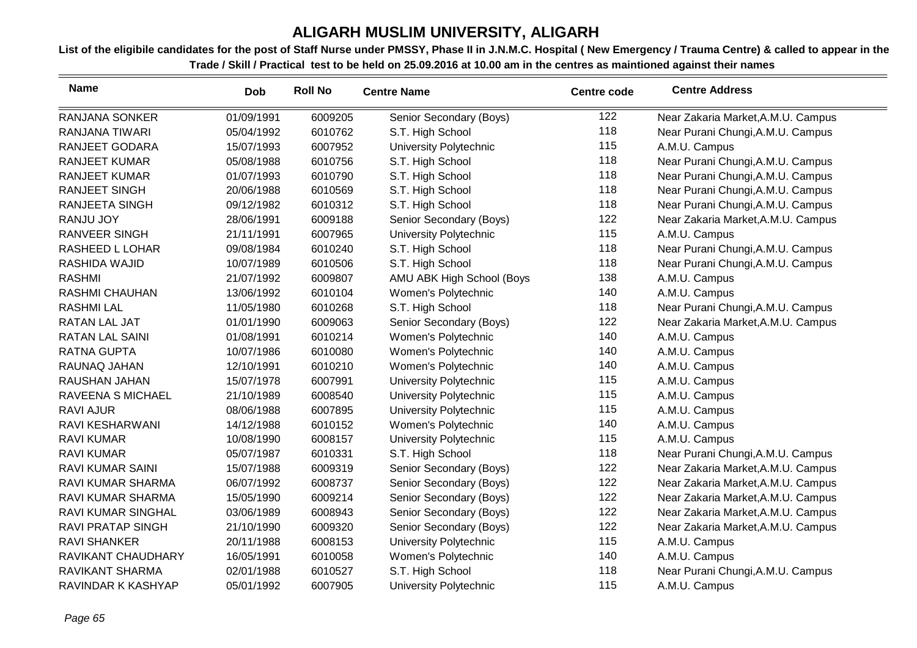# ALIGARH MUSLIM UNIVERSITY, ALIGARH

**List of the eligibile candidates for the post of Staff Nurse under PMSSY, Phase II in J.N.M.C. Hospital ( New Emergency / Trauma Centre) & called to appear in the Trade / Skill / Practical test to be held on 25.09.2016 at 10.00 am in the centres as maintioned against their names**

| Name | Dob | Roll No | Centre Name | Centre code | Centre Address |
|---|---|---|---|---|---|
| RANJANA SONKER | 01/09/1991 | 6009205 | Senior Secondary (Boys) | 122 | Near Zakaria Market,A.M.U. Campus |
| RANJANA TIWARI | 05/04/1992 | 6010762 | S.T. High School | 118 | Near Purani Chungi,A.M.U. Campus |
| RANJEET GODARA | 15/07/1993 | 6007952 | University Polytechnic | 115 | A.M.U. Campus |
| RANJEET KUMAR | 05/08/1988 | 6010756 | S.T. High School | 118 | Near Purani Chungi,A.M.U. Campus |
| RANJEET KUMAR | 01/07/1993 | 6010790 | S.T. High School | 118 | Near Purani Chungi,A.M.U. Campus |
| RANJEET SINGH | 20/06/1988 | 6010569 | S.T. High School | 118 | Near Purani Chungi,A.M.U. Campus |
| RANJEETA SINGH | 09/12/1982 | 6010312 | S.T. High School | 118 | Near Purani Chungi,A.M.U. Campus |
| RANJU JOY | 28/06/1991 | 6009188 | Senior Secondary (Boys) | 122 | Near Zakaria Market,A.M.U. Campus |
| RANVEER SINGH | 21/11/1991 | 6007965 | University Polytechnic | 115 | A.M.U. Campus |
| RASHEED L LOHAR | 09/08/1984 | 6010240 | S.T. High School | 118 | Near Purani Chungi,A.M.U. Campus |
| RASHIDA WAJID | 10/07/1989 | 6010506 | S.T. High School | 118 | Near Purani Chungi,A.M.U. Campus |
| RASHMI | 21/07/1992 | 6009807 | AMU ABK High School (Boys | 138 | A.M.U. Campus |
| RASHMI CHAUHAN | 13/06/1992 | 6010104 | Women's Polytechnic | 140 | A.M.U. Campus |
| RASHMI LAL | 11/05/1980 | 6010268 | S.T. High School | 118 | Near Purani Chungi,A.M.U. Campus |
| RATAN LAL JAT | 01/01/1990 | 6009063 | Senior Secondary (Boys) | 122 | Near Zakaria Market,A.M.U. Campus |
| RATAN LAL SAINI | 01/08/1991 | 6010214 | Women's Polytechnic | 140 | A.M.U. Campus |
| RATNA GUPTA | 10/07/1986 | 6010080 | Women's Polytechnic | 140 | A.M.U. Campus |
| RAUNAQ JAHAN | 12/10/1991 | 6010210 | Women's Polytechnic | 140 | A.M.U. Campus |
| RAUSHAN JAHAN | 15/07/1978 | 6007991 | University Polytechnic | 115 | A.M.U. Campus |
| RAVEENA S MICHAEL | 21/10/1989 | 6008540 | University Polytechnic | 115 | A.M.U. Campus |
| RAVI AJUR | 08/06/1988 | 6007895 | University Polytechnic | 115 | A.M.U. Campus |
| RAVI KESHARWANI | 14/12/1988 | 6010152 | Women's Polytechnic | 140 | A.M.U. Campus |
| RAVI KUMAR | 10/08/1990 | 6008157 | University Polytechnic | 115 | A.M.U. Campus |
| RAVI KUMAR | 05/07/1987 | 6010331 | S.T. High School | 118 | Near Purani Chungi,A.M.U. Campus |
| RAVI KUMAR SAINI | 15/07/1988 | 6009319 | Senior Secondary (Boys) | 122 | Near Zakaria Market,A.M.U. Campus |
| RAVI KUMAR SHARMA | 06/07/1992 | 6008737 | Senior Secondary (Boys) | 122 | Near Zakaria Market,A.M.U. Campus |
| RAVI KUMAR SHARMA | 15/05/1990 | 6009214 | Senior Secondary (Boys) | 122 | Near Zakaria Market,A.M.U. Campus |
| RAVI KUMAR SINGHAL | 03/06/1989 | 6008943 | Senior Secondary (Boys) | 122 | Near Zakaria Market,A.M.U. Campus |
| RAVI PRATAP SINGH | 21/10/1990 | 6009320 | Senior Secondary (Boys) | 122 | Near Zakaria Market,A.M.U. Campus |
| RAVI SHANKER | 20/11/1988 | 6008153 | University Polytechnic | 115 | A.M.U. Campus |
| RAVIKANT CHAUDHARY | 16/05/1991 | 6010058 | Women's Polytechnic | 140 | A.M.U. Campus |
| RAVIKANT SHARMA | 02/01/1988 | 6010527 | S.T. High School | 118 | Near Purani Chungi,A.M.U. Campus |
| RAVINDAR K KASHYAP | 05/01/1992 | 6007905 | University Polytechnic | 115 | A.M.U. Campus |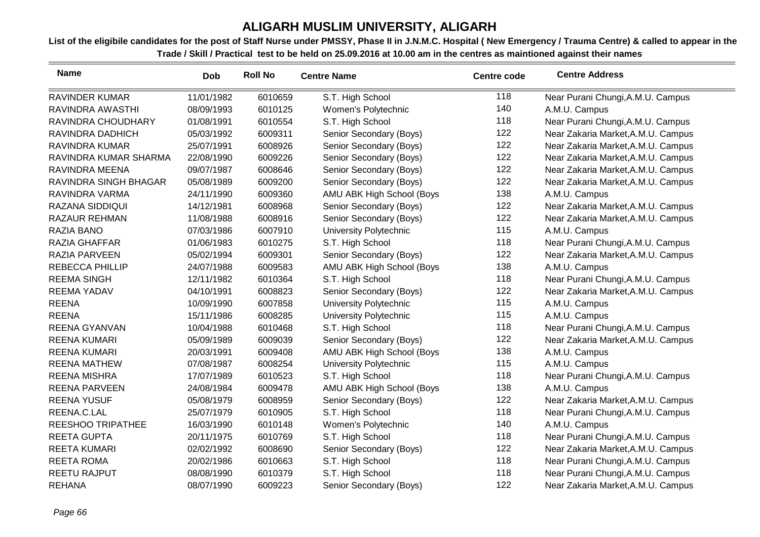# ALIGARH MUSLIM UNIVERSITY, ALIGARH

**List of the eligibile candidates for the post of Staff Nurse under PMSSY, Phase II in J.N.M.C. Hospital ( New Emergency / Trauma Centre) & called to appear in the Trade / Skill / Practical test to be held on 25.09.2016 at 10.00 am in the centres as maintioned against their names**

| Name | Dob | Roll No | Centre Name | Centre code | Centre Address |
|---|---|---|---|---|---|
| RAVINDER KUMAR | 11/01/1982 | 6010659 | S.T. High School | 118 | Near Purani Chungi,A.M.U. Campus |
| RAVINDRA AWASTHI | 08/09/1993 | 6010125 | Women's Polytechnic | 140 | A.M.U. Campus |
| RAVINDRA CHOUDHARY | 01/08/1991 | 6010554 | S.T. High School | 118 | Near Purani Chungi,A.M.U. Campus |
| RAVINDRA DADHICH | 05/03/1992 | 6009311 | Senior Secondary (Boys) | 122 | Near Zakaria Market,A.M.U. Campus |
| RAVINDRA KUMAR | 25/07/1991 | 6008926 | Senior Secondary (Boys) | 122 | Near Zakaria Market,A.M.U. Campus |
| RAVINDRA KUMAR SHARMA | 22/08/1990 | 6009226 | Senior Secondary (Boys) | 122 | Near Zakaria Market,A.M.U. Campus |
| RAVINDRA MEENA | 09/07/1987 | 6008646 | Senior Secondary (Boys) | 122 | Near Zakaria Market,A.M.U. Campus |
| RAVINDRA SINGH BHAGAR | 05/08/1989 | 6009200 | Senior Secondary (Boys) | 122 | Near Zakaria Market,A.M.U. Campus |
| RAVINDRA VARMA | 24/11/1990 | 6009360 | AMU ABK High School (Boys | 138 | A.M.U. Campus |
| RAZANA SIDDIQUI | 14/12/1981 | 6008968 | Senior Secondary (Boys) | 122 | Near Zakaria Market,A.M.U. Campus |
| RAZAUR REHMAN | 11/08/1988 | 6008916 | Senior Secondary (Boys) | 122 | Near Zakaria Market,A.M.U. Campus |
| RAZIA BANO | 07/03/1986 | 6007910 | University Polytechnic | 115 | A.M.U. Campus |
| RAZIA GHAFFAR | 01/06/1983 | 6010275 | S.T. High School | 118 | Near Purani Chungi,A.M.U. Campus |
| RAZIA PARVEEN | 05/02/1994 | 6009301 | Senior Secondary (Boys) | 122 | Near Zakaria Market,A.M.U. Campus |
| REBECCA PHILLIP | 24/07/1988 | 6009583 | AMU ABK High School (Boys | 138 | A.M.U. Campus |
| REEMA SINGH | 12/11/1982 | 6010364 | S.T. High School | 118 | Near Purani Chungi,A.M.U. Campus |
| REEMA YADAV | 04/10/1991 | 6008823 | Senior Secondary (Boys) | 122 | Near Zakaria Market,A.M.U. Campus |
| REENA | 10/09/1990 | 6007858 | University Polytechnic | 115 | A.M.U. Campus |
| REENA | 15/11/1986 | 6008285 | University Polytechnic | 115 | A.M.U. Campus |
| REENA GYANVAN | 10/04/1988 | 6010468 | S.T. High School | 118 | Near Purani Chungi,A.M.U. Campus |
| REENA KUMARI | 05/09/1989 | 6009039 | Senior Secondary (Boys) | 122 | Near Zakaria Market,A.M.U. Campus |
| REENA KUMARI | 20/03/1991 | 6009408 | AMU ABK High School (Boys | 138 | A.M.U. Campus |
| REENA MATHEW | 07/08/1987 | 6008254 | University Polytechnic | 115 | A.M.U. Campus |
| REENA MISHRA | 17/07/1989 | 6010523 | S.T. High School | 118 | Near Purani Chungi,A.M.U. Campus |
| REENA PARVEEN | 24/08/1984 | 6009478 | AMU ABK High School (Boys | 138 | A.M.U. Campus |
| REENA YUSUF | 05/08/1979 | 6008959 | Senior Secondary (Boys) | 122 | Near Zakaria Market,A.M.U. Campus |
| REENA.C.LAL | 25/07/1979 | 6010905 | S.T. High School | 118 | Near Purani Chungi,A.M.U. Campus |
| REESHOO TRIPATHEE | 16/03/1990 | 6010148 | Women's Polytechnic | 140 | A.M.U. Campus |
| REETA GUPTA | 20/11/1975 | 6010769 | S.T. High School | 118 | Near Purani Chungi,A.M.U. Campus |
| REETA KUMARI | 02/02/1992 | 6008690 | Senior Secondary (Boys) | 122 | Near Zakaria Market,A.M.U. Campus |
| REETA ROMA | 20/02/1986 | 6010663 | S.T. High School | 118 | Near Purani Chungi,A.M.U. Campus |
| REETU RAJPUT | 08/08/1990 | 6010379 | S.T. High School | 118 | Near Purani Chungi,A.M.U. Campus |
| REHANA | 08/07/1990 | 6009223 | Senior Secondary (Boys) | 122 | Near Zakaria Market,A.M.U. Campus |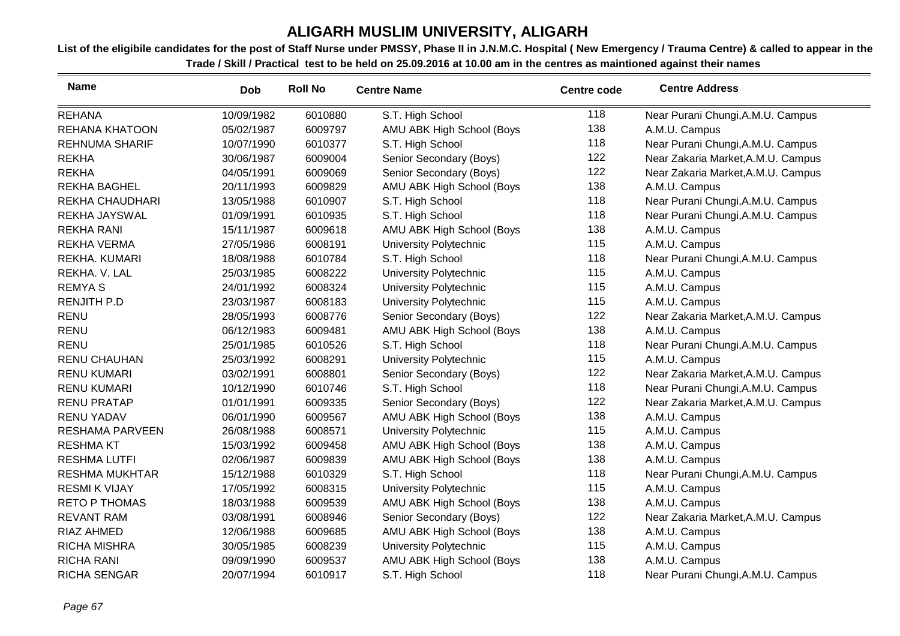# ALIGARH MUSLIM UNIVERSITY, ALIGARH

**List of the eligibile candidates for the post of Staff Nurse under PMSSY, Phase II in J.N.M.C. Hospital ( New Emergency / Trauma Centre) & called to appear in the Trade / Skill / Practical test to be held on 25.09.2016 at 10.00 am in the centres as maintioned against their names**

| Name | Dob | Roll No | Centre Name | Centre code | Centre Address |
|---|---|---|---|---|---|
| REHANA | 10/09/1982 | 6010880 | S.T. High School | 118 | Near Purani Chungi,A.M.U. Campus |
| REHANA KHATOON | 05/02/1987 | 6009797 | AMU ABK High School (Boys | 138 | A.M.U. Campus |
| REHNUMA SHARIF | 10/07/1990 | 6010377 | S.T. High School | 118 | Near Purani Chungi,A.M.U. Campus |
| REKHA | 30/06/1987 | 6009004 | Senior Secondary (Boys) | 122 | Near Zakaria Market,A.M.U. Campus |
| REKHA | 04/05/1991 | 6009069 | Senior Secondary (Boys) | 122 | Near Zakaria Market,A.M.U. Campus |
| REKHA BAGHEL | 20/11/1993 | 6009829 | AMU ABK High School (Boys | 138 | A.M.U. Campus |
| REKHA CHAUDHARI | 13/05/1988 | 6010907 | S.T. High School | 118 | Near Purani Chungi,A.M.U. Campus |
| REKHA JAYSWAL | 01/09/1991 | 6010935 | S.T. High School | 118 | Near Purani Chungi,A.M.U. Campus |
| REKHA RANI | 15/11/1987 | 6009618 | AMU ABK High School (Boys | 138 | A.M.U. Campus |
| REKHA VERMA | 27/05/1986 | 6008191 | University Polytechnic | 115 | A.M.U. Campus |
| REKHA. KUMARI | 18/08/1988 | 6010784 | S.T. High School | 118 | Near Purani Chungi,A.M.U. Campus |
| REKHA. V. LAL | 25/03/1985 | 6008222 | University Polytechnic | 115 | A.M.U. Campus |
| REMYA S | 24/01/1992 | 6008324 | University Polytechnic | 115 | A.M.U. Campus |
| RENJITH P.D | 23/03/1987 | 6008183 | University Polytechnic | 115 | A.M.U. Campus |
| RENU | 28/05/1993 | 6008776 | Senior Secondary (Boys) | 122 | Near Zakaria Market,A.M.U. Campus |
| RENU | 06/12/1983 | 6009481 | AMU ABK High School (Boys | 138 | A.M.U. Campus |
| RENU | 25/01/1985 | 6010526 | S.T. High School | 118 | Near Purani Chungi,A.M.U. Campus |
| RENU CHAUHAN | 25/03/1992 | 6008291 | University Polytechnic | 115 | A.M.U. Campus |
| RENU KUMARI | 03/02/1991 | 6008801 | Senior Secondary (Boys) | 122 | Near Zakaria Market,A.M.U. Campus |
| RENU KUMARI | 10/12/1990 | 6010746 | S.T. High School | 118 | Near Purani Chungi,A.M.U. Campus |
| RENU PRATAP | 01/01/1991 | 6009335 | Senior Secondary (Boys) | 122 | Near Zakaria Market,A.M.U. Campus |
| RENU YADAV | 06/01/1990 | 6009567 | AMU ABK High School (Boys | 138 | A.M.U. Campus |
| RESHAMA PARVEEN | 26/08/1988 | 6008571 | University Polytechnic | 115 | A.M.U. Campus |
| RESHMA KT | 15/03/1992 | 6009458 | AMU ABK High School (Boys | 138 | A.M.U. Campus |
| RESHMA LUTFI | 02/06/1987 | 6009839 | AMU ABK High School (Boys | 138 | A.M.U. Campus |
| RESHMA MUKHTAR | 15/12/1988 | 6010329 | S.T. High School | 118 | Near Purani Chungi,A.M.U. Campus |
| RESMI K VIJAY | 17/05/1992 | 6008315 | University Polytechnic | 115 | A.M.U. Campus |
| RETO P THOMAS | 18/03/1988 | 6009539 | AMU ABK High School (Boys | 138 | A.M.U. Campus |
| REVANT RAM | 03/08/1991 | 6008946 | Senior Secondary (Boys) | 122 | Near Zakaria Market,A.M.U. Campus |
| RIAZ AHMED | 12/06/1988 | 6009685 | AMU ABK High School (Boys | 138 | A.M.U. Campus |
| RICHA MISHRA | 30/05/1985 | 6008239 | University Polytechnic | 115 | A.M.U. Campus |
| RICHA RANI | 09/09/1990 | 6009537 | AMU ABK High School (Boys | 138 | A.M.U. Campus |
| RICHA SENGAR | 20/07/1994 | 6010917 | S.T. High School | 118 | Near Purani Chungi,A.M.U. Campus |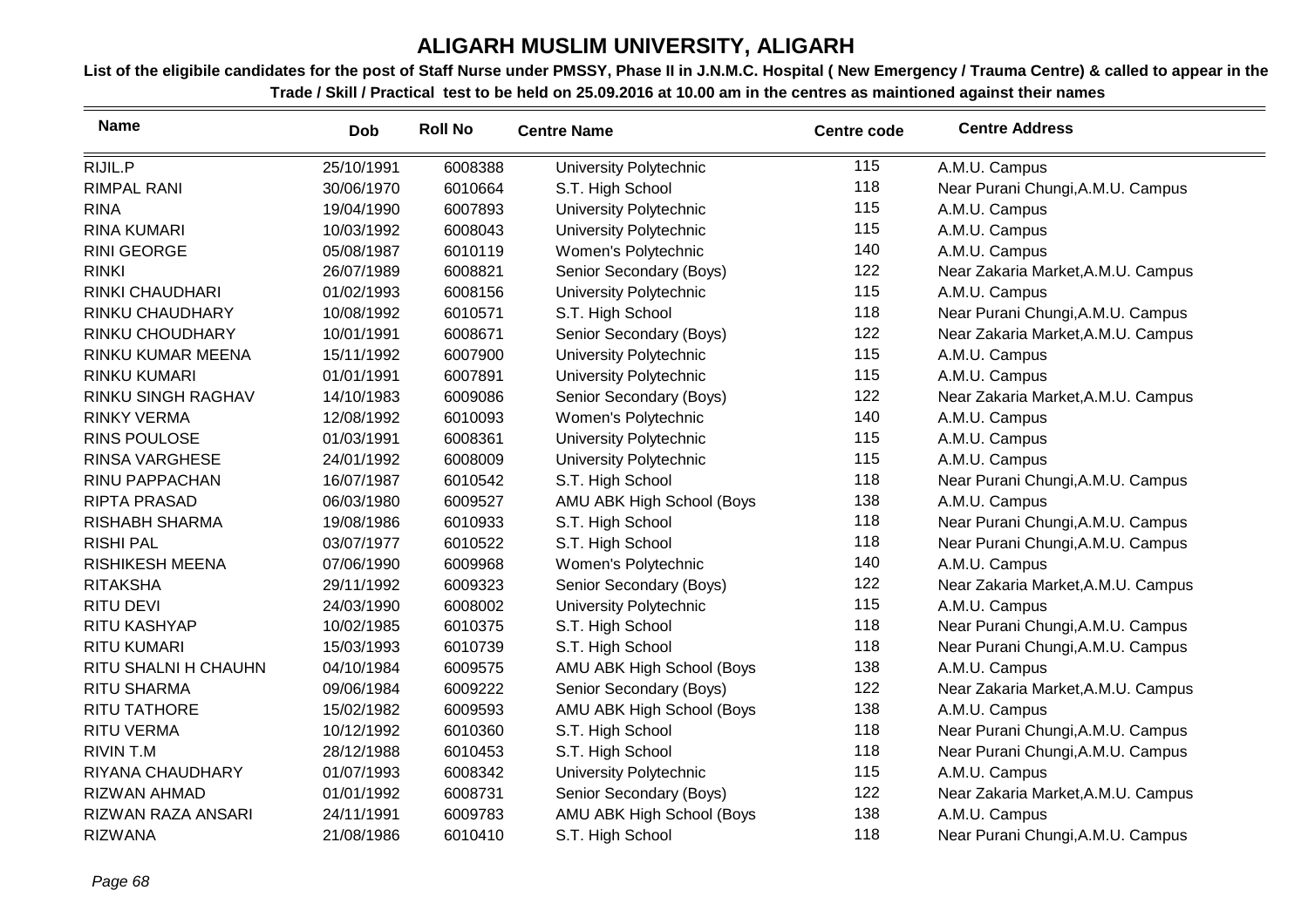# ALIGARH MUSLIM UNIVERSITY, ALIGARH

**List of the eligibile candidates for the post of Staff Nurse under PMSSY, Phase II in J.N.M.C. Hospital ( New Emergency / Trauma Centre) & called to appear in the Trade / Skill / Practical test to be held on 25.09.2016 at 10.00 am in the centres as maintioned against their names**

| Name | Dob | Roll No | Centre Name | Centre code | Centre Address |
|---|---|---|---|---|---|
| RIJIL.P | 25/10/1991 | 6008388 | University Polytechnic | 115 | A.M.U. Campus |
| RIMPAL RANI | 30/06/1970 | 6010664 | S.T. High School | 118 | Near Purani Chungi,A.M.U. Campus |
| RINA | 19/04/1990 | 6007893 | University Polytechnic | 115 | A.M.U. Campus |
| RINA KUMARI | 10/03/1992 | 6008043 | University Polytechnic | 115 | A.M.U. Campus |
| RINI GEORGE | 05/08/1987 | 6010119 | Women's Polytechnic | 140 | A.M.U. Campus |
| RINKI | 26/07/1989 | 6008821 | Senior Secondary (Boys) | 122 | Near Zakaria Market,A.M.U. Campus |
| RINKI CHAUDHARI | 01/02/1993 | 6008156 | University Polytechnic | 115 | A.M.U. Campus |
| RINKU CHAUDHARY | 10/08/1992 | 6010571 | S.T. High School | 118 | Near Purani Chungi,A.M.U. Campus |
| RINKU CHOUDHARY | 10/01/1991 | 6008671 | Senior Secondary (Boys) | 122 | Near Zakaria Market,A.M.U. Campus |
| RINKU KUMAR MEENA | 15/11/1992 | 6007900 | University Polytechnic | 115 | A.M.U. Campus |
| RINKU KUMARI | 01/01/1991 | 6007891 | University Polytechnic | 115 | A.M.U. Campus |
| RINKU SINGH RAGHAV | 14/10/1983 | 6009086 | Senior Secondary (Boys) | 122 | Near Zakaria Market,A.M.U. Campus |
| RINKY VERMA | 12/08/1992 | 6010093 | Women's Polytechnic | 140 | A.M.U. Campus |
| RINS POULOSE | 01/03/1991 | 6008361 | University Polytechnic | 115 | A.M.U. Campus |
| RINSA VARGHESE | 24/01/1992 | 6008009 | University Polytechnic | 115 | A.M.U. Campus |
| RINU PAPPACHAN | 16/07/1987 | 6010542 | S.T. High School | 118 | Near Purani Chungi,A.M.U. Campus |
| RIPTA PRASAD | 06/03/1980 | 6009527 | AMU ABK High School (Boys | 138 | A.M.U. Campus |
| RISHABH SHARMA | 19/08/1986 | 6010933 | S.T. High School | 118 | Near Purani Chungi,A.M.U. Campus |
| RISHI PAL | 03/07/1977 | 6010522 | S.T. High School | 118 | Near Purani Chungi,A.M.U. Campus |
| RISHIKESH MEENA | 07/06/1990 | 6009968 | Women's Polytechnic | 140 | A.M.U. Campus |
| RITAKSHA | 29/11/1992 | 6009323 | Senior Secondary (Boys) | 122 | Near Zakaria Market,A.M.U. Campus |
| RITU DEVI | 24/03/1990 | 6008002 | University Polytechnic | 115 | A.M.U. Campus |
| RITU KASHYAP | 10/02/1985 | 6010375 | S.T. High School | 118 | Near Purani Chungi,A.M.U. Campus |
| RITU KUMARI | 15/03/1993 | 6010739 | S.T. High School | 118 | Near Purani Chungi,A.M.U. Campus |
| RITU SHALNI H CHAUHN | 04/10/1984 | 6009575 | AMU ABK High School (Boys | 138 | A.M.U. Campus |
| RITU SHARMA | 09/06/1984 | 6009222 | Senior Secondary (Boys) | 122 | Near Zakaria Market,A.M.U. Campus |
| RITU TATHORE | 15/02/1982 | 6009593 | AMU ABK High School (Boys | 138 | A.M.U. Campus |
| RITU VERMA | 10/12/1992 | 6010360 | S.T. High School | 118 | Near Purani Chungi,A.M.U. Campus |
| RIVIN T.M | 28/12/1988 | 6010453 | S.T. High School | 118 | Near Purani Chungi,A.M.U. Campus |
| RIYANA CHAUDHARY | 01/07/1993 | 6008342 | University Polytechnic | 115 | A.M.U. Campus |
| RIZWAN AHMAD | 01/01/1992 | 6008731 | Senior Secondary (Boys) | 122 | Near Zakaria Market,A.M.U. Campus |
| RIZWAN RAZA ANSARI | 24/11/1991 | 6009783 | AMU ABK High School (Boys | 138 | A.M.U. Campus |
| RIZWANA | 21/08/1986 | 6010410 | S.T. High School | 118 | Near Purani Chungi,A.M.U. Campus |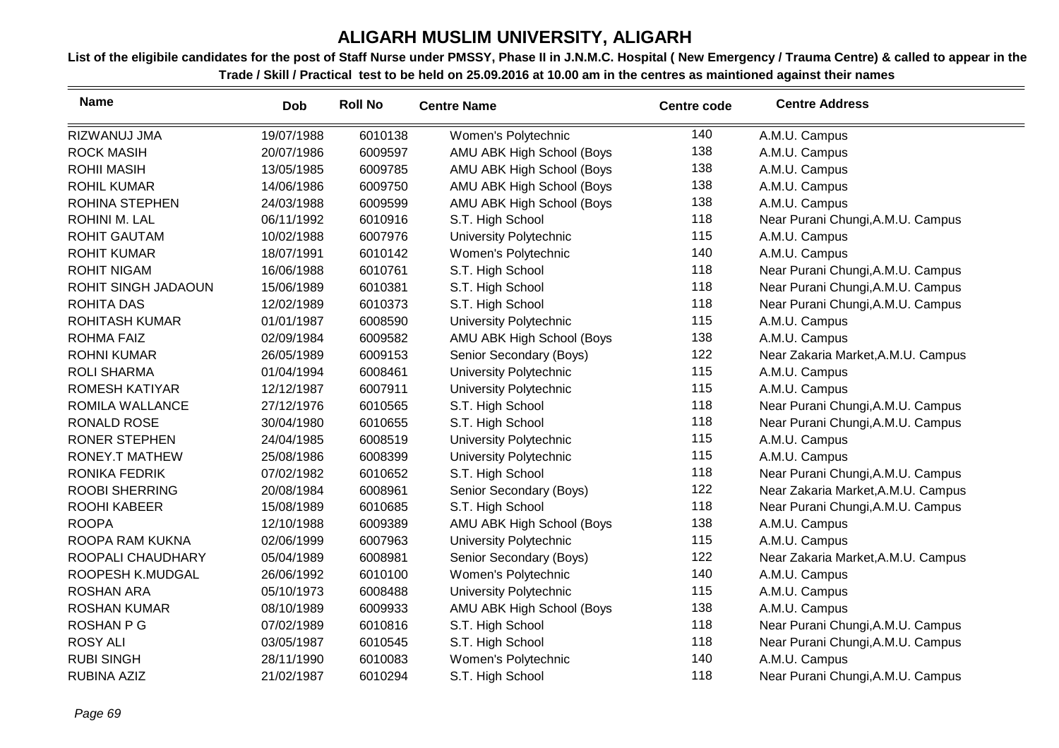# ALIGARH MUSLIM UNIVERSITY, ALIGARH

**List of the eligibile candidates for the post of Staff Nurse under PMSSY, Phase II in J.N.M.C. Hospital ( New Emergency / Trauma Centre) & called to appear in the Trade / Skill / Practical test to be held on 25.09.2016 at 10.00 am in the centres as maintioned against their names**

| Name | Dob | Roll No | Centre Name | Centre code | Centre Address |
|---|---|---|---|---|---|
| RIZWANUJ JMA | 19/07/1988 | 6010138 | Women's Polytechnic | 140 | A.M.U. Campus |
| ROCK MASIH | 20/07/1986 | 6009597 | AMU ABK High School (Boys | 138 | A.M.U. Campus |
| ROHII MASIH | 13/05/1985 | 6009785 | AMU ABK High School (Boys | 138 | A.M.U. Campus |
| ROHIL KUMAR | 14/06/1986 | 6009750 | AMU ABK High School (Boys | 138 | A.M.U. Campus |
| ROHINA STEPHEN | 24/03/1988 | 6009599 | AMU ABK High School (Boys | 138 | A.M.U. Campus |
| ROHINI M. LAL | 06/11/1992 | 6010916 | S.T. High School | 118 | Near Purani Chungi,A.M.U. Campus |
| ROHIT GAUTAM | 10/02/1988 | 6007976 | University Polytechnic | 115 | A.M.U. Campus |
| ROHIT KUMAR | 18/07/1991 | 6010142 | Women's Polytechnic | 140 | A.M.U. Campus |
| ROHIT NIGAM | 16/06/1988 | 6010761 | S.T. High School | 118 | Near Purani Chungi,A.M.U. Campus |
| ROHIT SINGH JADAOUN | 15/06/1989 | 6010381 | S.T. High School | 118 | Near Purani Chungi,A.M.U. Campus |
| ROHITA DAS | 12/02/1989 | 6010373 | S.T. High School | 118 | Near Purani Chungi,A.M.U. Campus |
| ROHITASH KUMAR | 01/01/1987 | 6008590 | University Polytechnic | 115 | A.M.U. Campus |
| ROHMA FAIZ | 02/09/1984 | 6009582 | AMU ABK High School (Boys | 138 | A.M.U. Campus |
| ROHNI KUMAR | 26/05/1989 | 6009153 | Senior Secondary (Boys) | 122 | Near Zakaria Market,A.M.U. Campus |
| ROLI SHARMA | 01/04/1994 | 6008461 | University Polytechnic | 115 | A.M.U. Campus |
| ROMESH KATIYAR | 12/12/1987 | 6007911 | University Polytechnic | 115 | A.M.U. Campus |
| ROMILA WALLANCE | 27/12/1976 | 6010565 | S.T. High School | 118 | Near Purani Chungi,A.M.U. Campus |
| RONALD ROSE | 30/04/1980 | 6010655 | S.T. High School | 118 | Near Purani Chungi,A.M.U. Campus |
| RONER STEPHEN | 24/04/1985 | 6008519 | University Polytechnic | 115 | A.M.U. Campus |
| RONEY.T MATHEW | 25/08/1986 | 6008399 | University Polytechnic | 115 | A.M.U. Campus |
| RONIKA FEDRIK | 07/02/1982 | 6010652 | S.T. High School | 118 | Near Purani Chungi,A.M.U. Campus |
| ROOBI SHERRING | 20/08/1984 | 6008961 | Senior Secondary (Boys) | 122 | Near Zakaria Market,A.M.U. Campus |
| ROOHI KABEER | 15/08/1989 | 6010685 | S.T. High School | 118 | Near Purani Chungi,A.M.U. Campus |
| ROOPA | 12/10/1988 | 6009389 | AMU ABK High School (Boys | 138 | A.M.U. Campus |
| ROOPA RAM KUKNA | 02/06/1999 | 6007963 | University Polytechnic | 115 | A.M.U. Campus |
| ROOPALI CHAUDHARY | 05/04/1989 | 6008981 | Senior Secondary (Boys) | 122 | Near Zakaria Market,A.M.U. Campus |
| ROOPESH K.MUDGAL | 26/06/1992 | 6010100 | Women's Polytechnic | 140 | A.M.U. Campus |
| ROSHAN ARA | 05/10/1973 | 6008488 | University Polytechnic | 115 | A.M.U. Campus |
| ROSHAN KUMAR | 08/10/1989 | 6009933 | AMU ABK High School (Boys | 138 | A.M.U. Campus |
| ROSHAN P G | 07/02/1989 | 6010816 | S.T. High School | 118 | Near Purani Chungi,A.M.U. Campus |
| ROSY ALI | 03/05/1987 | 6010545 | S.T. High School | 118 | Near Purani Chungi,A.M.U. Campus |
| RUBI SINGH | 28/11/1990 | 6010083 | Women's Polytechnic | 140 | A.M.U. Campus |
| RUBINA AZIZ | 21/02/1987 | 6010294 | S.T. High School | 118 | Near Purani Chungi,A.M.U. Campus |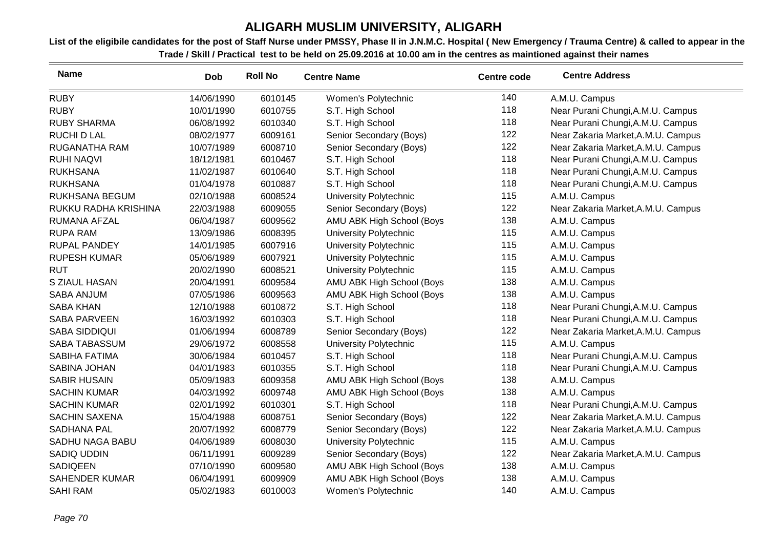# ALIGARH MUSLIM UNIVERSITY, ALIGARH

**List of the eligibile candidates for the post of Staff Nurse under PMSSY, Phase II in J.N.M.C. Hospital ( New Emergency / Trauma Centre) & called to appear in the Trade / Skill / Practical test to be held on 25.09.2016 at 10.00 am in the centres as maintioned against their names**

| Name | Dob | Roll No | Centre Name | Centre code | Centre Address |
|---|---|---|---|---|---|
| RUBY | 14/06/1990 | 6010145 | Women's Polytechnic | 140 | A.M.U. Campus |
| RUBY | 10/01/1990 | 6010755 | S.T. High School | 118 | Near Purani Chungi,A.M.U. Campus |
| RUBY SHARMA | 06/08/1992 | 6010340 | S.T. High School | 118 | Near Purani Chungi,A.M.U. Campus |
| RUCHI D LAL | 08/02/1977 | 6009161 | Senior Secondary (Boys) | 122 | Near Zakaria Market,A.M.U. Campus |
| RUGANATHA RAM | 10/07/1989 | 6008710 | Senior Secondary (Boys) | 122 | Near Zakaria Market,A.M.U. Campus |
| RUHI NAQVI | 18/12/1981 | 6010467 | S.T. High School | 118 | Near Purani Chungi,A.M.U. Campus |
| RUKHSANA | 11/02/1987 | 6010640 | S.T. High School | 118 | Near Purani Chungi,A.M.U. Campus |
| RUKHSANA | 01/04/1978 | 6010887 | S.T. High School | 118 | Near Purani Chungi,A.M.U. Campus |
| RUKHSANA BEGUM | 02/10/1988 | 6008524 | University Polytechnic | 115 | A.M.U. Campus |
| RUKKU RADHA KRISHINA | 22/03/1988 | 6009055 | Senior Secondary (Boys) | 122 | Near Zakaria Market,A.M.U. Campus |
| RUMANA AFZAL | 06/04/1987 | 6009562 | AMU ABK High School (Boys | 138 | A.M.U. Campus |
| RUPA RAM | 13/09/1986 | 6008395 | University Polytechnic | 115 | A.M.U. Campus |
| RUPAL PANDEY | 14/01/1985 | 6007916 | University Polytechnic | 115 | A.M.U. Campus |
| RUPESH KUMAR | 05/06/1989 | 6007921 | University Polytechnic | 115 | A.M.U. Campus |
| RUT | 20/02/1990 | 6008521 | University Polytechnic | 115 | A.M.U. Campus |
| S ZIAUL HASAN | 20/04/1991 | 6009584 | AMU ABK High School (Boys | 138 | A.M.U. Campus |
| SABA ANJUM | 07/05/1986 | 6009563 | AMU ABK High School (Boys | 138 | A.M.U. Campus |
| SABA KHAN | 12/10/1988 | 6010872 | S.T. High School | 118 | Near Purani Chungi,A.M.U. Campus |
| SABA PARVEEN | 16/03/1992 | 6010303 | S.T. High School | 118 | Near Purani Chungi,A.M.U. Campus |
| SABA SIDDIQUI | 01/06/1994 | 6008789 | Senior Secondary (Boys) | 122 | Near Zakaria Market,A.M.U. Campus |
| SABA TABASSUM | 29/06/1972 | 6008558 | University Polytechnic | 115 | A.M.U. Campus |
| SABIHA FATIMA | 30/06/1984 | 6010457 | S.T. High School | 118 | Near Purani Chungi,A.M.U. Campus |
| SABINA JOHAN | 04/01/1983 | 6010355 | S.T. High School | 118 | Near Purani Chungi,A.M.U. Campus |
| SABIR HUSAIN | 05/09/1983 | 6009358 | AMU ABK High School (Boys | 138 | A.M.U. Campus |
| SACHIN KUMAR | 04/03/1992 | 6009748 | AMU ABK High School (Boys | 138 | A.M.U. Campus |
| SACHIN KUMAR | 02/01/1992 | 6010301 | S.T. High School | 118 | Near Purani Chungi,A.M.U. Campus |
| SACHIN SAXENA | 15/04/1988 | 6008751 | Senior Secondary (Boys) | 122 | Near Zakaria Market,A.M.U. Campus |
| SADHANA PAL | 20/07/1992 | 6008779 | Senior Secondary (Boys) | 122 | Near Zakaria Market,A.M.U. Campus |
| SADHU NAGA BABU | 04/06/1989 | 6008030 | University Polytechnic | 115 | A.M.U. Campus |
| SADIQ UDDIN | 06/11/1991 | 6009289 | Senior Secondary (Boys) | 122 | Near Zakaria Market,A.M.U. Campus |
| SADIQEEN | 07/10/1990 | 6009580 | AMU ABK High School (Boys | 138 | A.M.U. Campus |
| SAHENDER KUMAR | 06/04/1991 | 6009909 | AMU ABK High School (Boys | 138 | A.M.U. Campus |
| SAHI RAM | 05/02/1983 | 6010003 | Women's Polytechnic | 140 | A.M.U. Campus |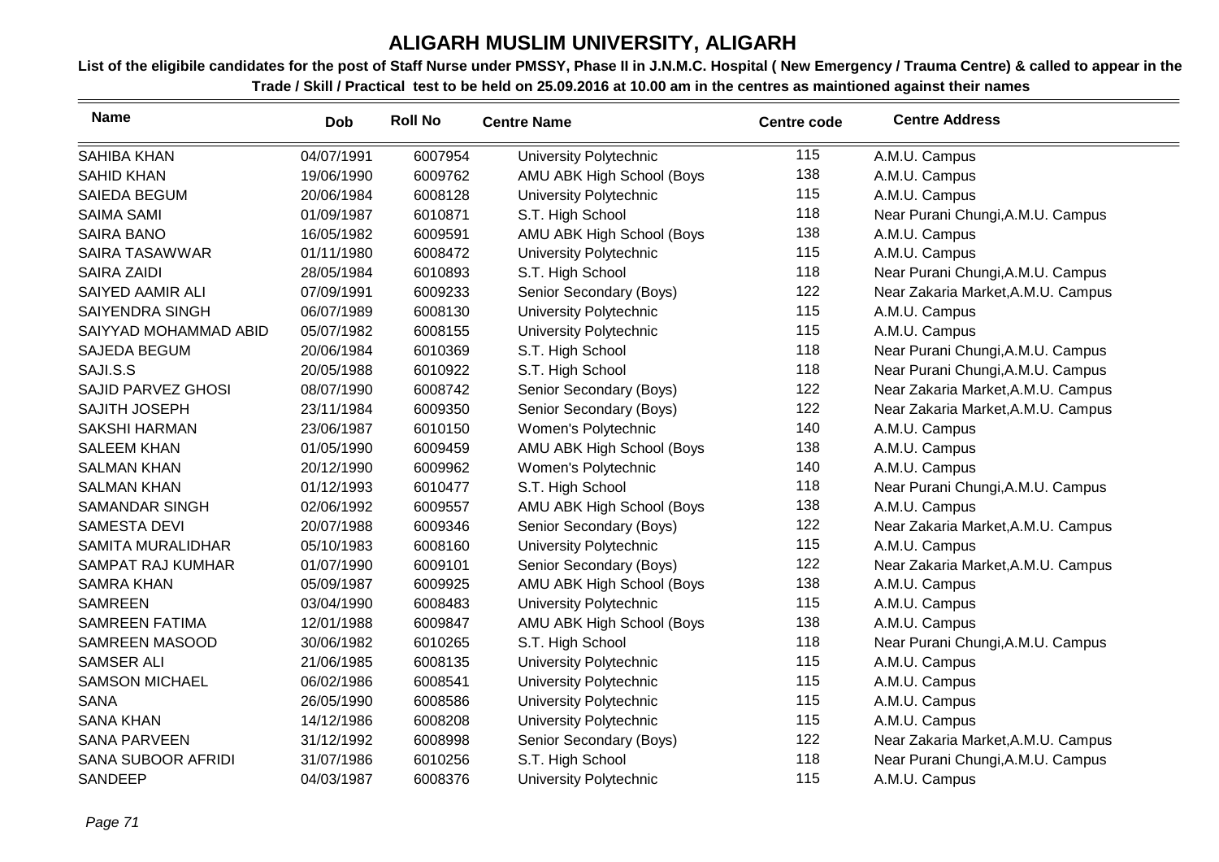# ALIGARH MUSLIM UNIVERSITY, ALIGARH

**List of the eligibile candidates for the post of Staff Nurse under PMSSY, Phase II in J.N.M.C. Hospital ( New Emergency / Trauma Centre) & called to appear in the Trade / Skill / Practical test to be held on 25.09.2016 at 10.00 am in the centres as maintioned against their names**

| Name | Dob | Roll No | Centre Name | Centre code | Centre Address |
|---|---|---|---|---|---|
| SAHIBA KHAN | 04/07/1991 | 6007954 | University Polytechnic | 115 | A.M.U. Campus |
| SAHID KHAN | 19/06/1990 | 6009762 | AMU ABK High School (Boys | 138 | A.M.U. Campus |
| SAIEDA BEGUM | 20/06/1984 | 6008128 | University Polytechnic | 115 | A.M.U. Campus |
| SAIMA SAMI | 01/09/1987 | 6010871 | S.T. High School | 118 | Near Purani Chungi,A.M.U. Campus |
| SAIRA BANO | 16/05/1982 | 6009591 | AMU ABK High School (Boys | 138 | A.M.U. Campus |
| SAIRA TASAWWAR | 01/11/1980 | 6008472 | University Polytechnic | 115 | A.M.U. Campus |
| SAIRA ZAIDI | 28/05/1984 | 6010893 | S.T. High School | 118 | Near Purani Chungi,A.M.U. Campus |
| SAIYED AAMIR ALI | 07/09/1991 | 6009233 | Senior Secondary (Boys) | 122 | Near Zakaria Market,A.M.U. Campus |
| SAIYENDRA SINGH | 06/07/1989 | 6008130 | University Polytechnic | 115 | A.M.U. Campus |
| SAIYYAD MOHAMMAD ABID | 05/07/1982 | 6008155 | University Polytechnic | 115 | A.M.U. Campus |
| SAJEDA BEGUM | 20/06/1984 | 6010369 | S.T. High School | 118 | Near Purani Chungi,A.M.U. Campus |
| SAJI.S.S | 20/05/1988 | 6010922 | S.T. High School | 118 | Near Purani Chungi,A.M.U. Campus |
| SAJID PARVEZ GHOSI | 08/07/1990 | 6008742 | Senior Secondary (Boys) | 122 | Near Zakaria Market,A.M.U. Campus |
| SAJITH JOSEPH | 23/11/1984 | 6009350 | Senior Secondary (Boys) | 122 | Near Zakaria Market,A.M.U. Campus |
| SAKSHI HARMAN | 23/06/1987 | 6010150 | Women's Polytechnic | 140 | A.M.U. Campus |
| SALEEM KHAN | 01/05/1990 | 6009459 | AMU ABK High School (Boys | 138 | A.M.U. Campus |
| SALMAN KHAN | 20/12/1990 | 6009962 | Women's Polytechnic | 140 | A.M.U. Campus |
| SALMAN KHAN | 01/12/1993 | 6010477 | S.T. High School | 118 | Near Purani Chungi,A.M.U. Campus |
| SAMANDAR SINGH | 02/06/1992 | 6009557 | AMU ABK High School (Boys | 138 | A.M.U. Campus |
| SAMESTA DEVI | 20/07/1988 | 6009346 | Senior Secondary (Boys) | 122 | Near Zakaria Market,A.M.U. Campus |
| SAMITA MURALIDHAR | 05/10/1983 | 6008160 | University Polytechnic | 115 | A.M.U. Campus |
| SAMPAT RAJ KUMHAR | 01/07/1990 | 6009101 | Senior Secondary (Boys) | 122 | Near Zakaria Market,A.M.U. Campus |
| SAMRA KHAN | 05/09/1987 | 6009925 | AMU ABK High School (Boys | 138 | A.M.U. Campus |
| SAMREEN | 03/04/1990 | 6008483 | University Polytechnic | 115 | A.M.U. Campus |
| SAMREEN FATIMA | 12/01/1988 | 6009847 | AMU ABK High School (Boys | 138 | A.M.U. Campus |
| SAMREEN MASOOD | 30/06/1982 | 6010265 | S.T. High School | 118 | Near Purani Chungi,A.M.U. Campus |
| SAMSER ALI | 21/06/1985 | 6008135 | University Polytechnic | 115 | A.M.U. Campus |
| SAMSON MICHAEL | 06/02/1986 | 6008541 | University Polytechnic | 115 | A.M.U. Campus |
| SANA | 26/05/1990 | 6008586 | University Polytechnic | 115 | A.M.U. Campus |
| SANA KHAN | 14/12/1986 | 6008208 | University Polytechnic | 115 | A.M.U. Campus |
| SANA PARVEEN | 31/12/1992 | 6008998 | Senior Secondary (Boys) | 122 | Near Zakaria Market,A.M.U. Campus |
| SANA SUBOOR AFRIDI | 31/07/1986 | 6010256 | S.T. High School | 118 | Near Purani Chungi,A.M.U. Campus |
| SANDEEP | 04/03/1987 | 6008376 | University Polytechnic | 115 | A.M.U. Campus |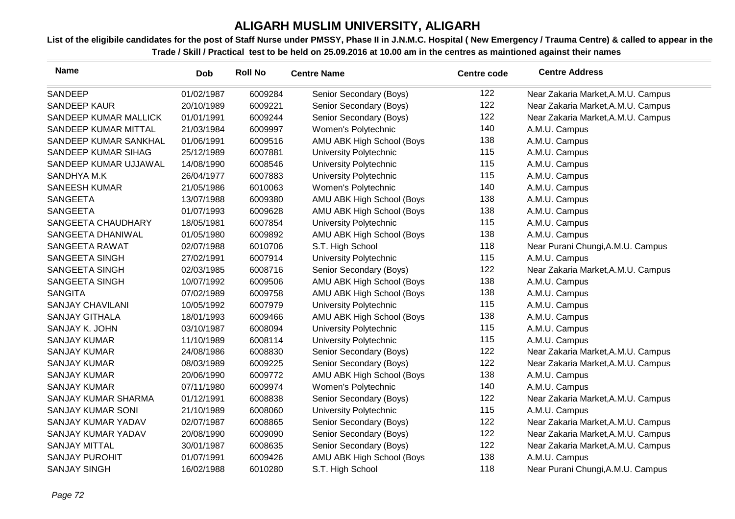# ALIGARH MUSLIM UNIVERSITY, ALIGARH

**List of the eligibile candidates for the post of Staff Nurse under PMSSY, Phase II in J.N.M.C. Hospital ( New Emergency / Trauma Centre) & called to appear in the Trade / Skill / Practical test to be held on 25.09.2016 at 10.00 am in the centres as maintioned against their names**

| Name | Dob | Roll No | Centre Name | Centre code | Centre Address |
|---|---|---|---|---|---|
| SANDEEP | 01/02/1987 | 6009284 | Senior Secondary (Boys) | 122 | Near Zakaria Market,A.M.U. Campus |
| SANDEEP KAUR | 20/10/1989 | 6009221 | Senior Secondary (Boys) | 122 | Near Zakaria Market,A.M.U. Campus |
| SANDEEP KUMAR MALLICK | 01/01/1991 | 6009244 | Senior Secondary (Boys) | 122 | Near Zakaria Market,A.M.U. Campus |
| SANDEEP KUMAR MITTAL | 21/03/1984 | 6009997 | Women's Polytechnic | 140 | A.M.U. Campus |
| SANDEEP KUMAR SANKHAL | 01/06/1991 | 6009516 | AMU ABK High School (Boys | 138 | A.M.U. Campus |
| SANDEEP KUMAR SIHAG | 25/12/1989 | 6007881 | University Polytechnic | 115 | A.M.U. Campus |
| SANDEEP KUMAR UJJAWAL | 14/08/1990 | 6008546 | University Polytechnic | 115 | A.M.U. Campus |
| SANDHYA M.K | 26/04/1977 | 6007883 | University Polytechnic | 115 | A.M.U. Campus |
| SANEESH KUMAR | 21/05/1986 | 6010063 | Women's Polytechnic | 140 | A.M.U. Campus |
| SANGEETA | 13/07/1988 | 6009380 | AMU ABK High School (Boys | 138 | A.M.U. Campus |
| SANGEETA | 01/07/1993 | 6009628 | AMU ABK High School (Boys | 138 | A.M.U. Campus |
| SANGEETA CHAUDHARY | 18/05/1981 | 6007854 | University Polytechnic | 115 | A.M.U. Campus |
| SANGEETA DHANIWAL | 01/05/1980 | 6009892 | AMU ABK High School (Boys | 138 | A.M.U. Campus |
| SANGEETA RAWAT | 02/07/1988 | 6010706 | S.T. High School | 118 | Near Purani Chungi,A.M.U. Campus |
| SANGEETA SINGH | 27/02/1991 | 6007914 | University Polytechnic | 115 | A.M.U. Campus |
| SANGEETA SINGH | 02/03/1985 | 6008716 | Senior Secondary (Boys) | 122 | Near Zakaria Market,A.M.U. Campus |
| SANGEETA SINGH | 10/07/1992 | 6009506 | AMU ABK High School (Boys | 138 | A.M.U. Campus |
| SANGITA | 07/02/1989 | 6009758 | AMU ABK High School (Boys | 138 | A.M.U. Campus |
| SANJAY CHAVILANI | 10/05/1992 | 6007979 | University Polytechnic | 115 | A.M.U. Campus |
| SANJAY GITHALA | 18/01/1993 | 6009466 | AMU ABK High School (Boys | 138 | A.M.U. Campus |
| SANJAY K. JOHN | 03/10/1987 | 6008094 | University Polytechnic | 115 | A.M.U. Campus |
| SANJAY KUMAR | 11/10/1989 | 6008114 | University Polytechnic | 115 | A.M.U. Campus |
| SANJAY KUMAR | 24/08/1986 | 6008830 | Senior Secondary (Boys) | 122 | Near Zakaria Market,A.M.U. Campus |
| SANJAY KUMAR | 08/03/1989 | 6009225 | Senior Secondary (Boys) | 122 | Near Zakaria Market,A.M.U. Campus |
| SANJAY KUMAR | 20/06/1990 | 6009772 | AMU ABK High School (Boys | 138 | A.M.U. Campus |
| SANJAY KUMAR | 07/11/1980 | 6009974 | Women's Polytechnic | 140 | A.M.U. Campus |
| SANJAY KUMAR SHARMA | 01/12/1991 | 6008838 | Senior Secondary (Boys) | 122 | Near Zakaria Market,A.M.U. Campus |
| SANJAY KUMAR SONI | 21/10/1989 | 6008060 | University Polytechnic | 115 | A.M.U. Campus |
| SANJAY KUMAR YADAV | 02/07/1987 | 6008865 | Senior Secondary (Boys) | 122 | Near Zakaria Market,A.M.U. Campus |
| SANJAY KUMAR YADAV | 20/08/1990 | 6009090 | Senior Secondary (Boys) | 122 | Near Zakaria Market,A.M.U. Campus |
| SANJAY MITTAL | 30/01/1987 | 6008635 | Senior Secondary (Boys) | 122 | Near Zakaria Market,A.M.U. Campus |
| SANJAY PUROHIT | 01/07/1991 | 6009426 | AMU ABK High School (Boys | 138 | A.M.U. Campus |
| SANJAY SINGH | 16/02/1988 | 6010280 | S.T. High School | 118 | Near Purani Chungi,A.M.U. Campus |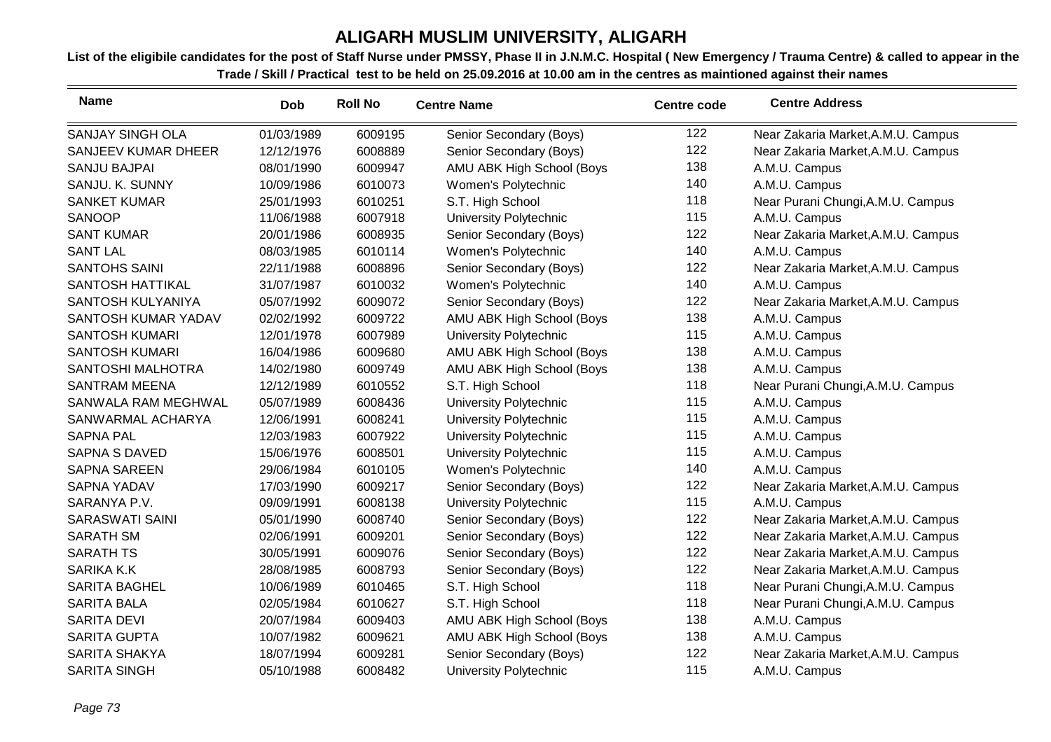# ALIGARH MUSLIM UNIVERSITY, ALIGARH

**List of the eligibile candidates for the post of Staff Nurse under PMSSY, Phase II in J.N.M.C. Hospital ( New Emergency / Trauma Centre) & called to appear in the Trade / Skill / Practical test to be held on 25.09.2016 at 10.00 am in the centres as maintioned against their names**

| Name | Dob | Roll No | Centre Name | Centre code | Centre Address |
|---|---|---|---|---|---|
| SANJAY SINGH OLA | 01/03/1989 | 6009195 | Senior Secondary (Boys) | 122 | Near Zakaria Market,A.M.U. Campus |
| SANJEEV KUMAR DHEER | 12/12/1976 | 6008889 | Senior Secondary (Boys) | 122 | Near Zakaria Market,A.M.U. Campus |
| SANJU BAJPAI | 08/01/1990 | 6009947 | AMU ABK High School (Boys | 138 | A.M.U. Campus |
| SANJU. K. SUNNY | 10/09/1986 | 6010073 | Women's Polytechnic | 140 | A.M.U. Campus |
| SANKET KUMAR | 25/01/1993 | 6010251 | S.T. High School | 118 | Near Purani Chungi,A.M.U. Campus |
| SANOOP | 11/06/1988 | 6007918 | University Polytechnic | 115 | A.M.U. Campus |
| SANT KUMAR | 20/01/1986 | 6008935 | Senior Secondary (Boys) | 122 | Near Zakaria Market,A.M.U. Campus |
| SANT LAL | 08/03/1985 | 6010114 | Women's Polytechnic | 140 | A.M.U. Campus |
| SANTOHS SAINI | 22/11/1988 | 6008896 | Senior Secondary (Boys) | 122 | Near Zakaria Market,A.M.U. Campus |
| SANTOSH HATTIKAL | 31/07/1987 | 6010032 | Women's Polytechnic | 140 | A.M.U. Campus |
| SANTOSH KULYANIYA | 05/07/1992 | 6009072 | Senior Secondary (Boys) | 122 | Near Zakaria Market,A.M.U. Campus |
| SANTOSH KUMAR YADAV | 02/02/1992 | 6009722 | AMU ABK High School (Boys | 138 | A.M.U. Campus |
| SANTOSH KUMARI | 12/01/1978 | 6007989 | University Polytechnic | 115 | A.M.U. Campus |
| SANTOSH KUMARI | 16/04/1986 | 6009680 | AMU ABK High School (Boys | 138 | A.M.U. Campus |
| SANTOSHI MALHOTRA | 14/02/1980 | 6009749 | AMU ABK High School (Boys | 138 | A.M.U. Campus |
| SANTRAM MEENA | 12/12/1989 | 6010552 | S.T. High School | 118 | Near Purani Chungi,A.M.U. Campus |
| SANWALA RAM MEGHWAL | 05/07/1989 | 6008436 | University Polytechnic | 115 | A.M.U. Campus |
| SANWARMAL ACHARYA | 12/06/1991 | 6008241 | University Polytechnic | 115 | A.M.U. Campus |
| SAPNA PAL | 12/03/1983 | 6007922 | University Polytechnic | 115 | A.M.U. Campus |
| SAPNA S DAVED | 15/06/1976 | 6008501 | University Polytechnic | 115 | A.M.U. Campus |
| SAPNA SAREEN | 29/06/1984 | 6010105 | Women's Polytechnic | 140 | A.M.U. Campus |
| SAPNA YADAV | 17/03/1990 | 6009217 | Senior Secondary (Boys) | 122 | Near Zakaria Market,A.M.U. Campus |
| SARANYA P.V. | 09/09/1991 | 6008138 | University Polytechnic | 115 | A.M.U. Campus |
| SARASWATI SAINI | 05/01/1990 | 6008740 | Senior Secondary (Boys) | 122 | Near Zakaria Market,A.M.U. Campus |
| SARATH SM | 02/06/1991 | 6009201 | Senior Secondary (Boys) | 122 | Near Zakaria Market,A.M.U. Campus |
| SARATH TS | 30/05/1991 | 6009076 | Senior Secondary (Boys) | 122 | Near Zakaria Market,A.M.U. Campus |
| SARIKA K.K | 28/08/1985 | 6008793 | Senior Secondary (Boys) | 122 | Near Zakaria Market,A.M.U. Campus |
| SARITA BAGHEL | 10/06/1989 | 6010465 | S.T. High School | 118 | Near Purani Chungi,A.M.U. Campus |
| SARITA BALA | 02/05/1984 | 6010627 | S.T. High School | 118 | Near Purani Chungi,A.M.U. Campus |
| SARITA DEVI | 20/07/1984 | 6009403 | AMU ABK High School (Boys | 138 | A.M.U. Campus |
| SARITA GUPTA | 10/07/1982 | 6009621 | AMU ABK High School (Boys | 138 | A.M.U. Campus |
| SARITA SHAKYA | 18/07/1994 | 6009281 | Senior Secondary (Boys) | 122 | Near Zakaria Market,A.M.U. Campus |
| SARITA SINGH | 05/10/1988 | 6008482 | University Polytechnic | 115 | A.M.U. Campus |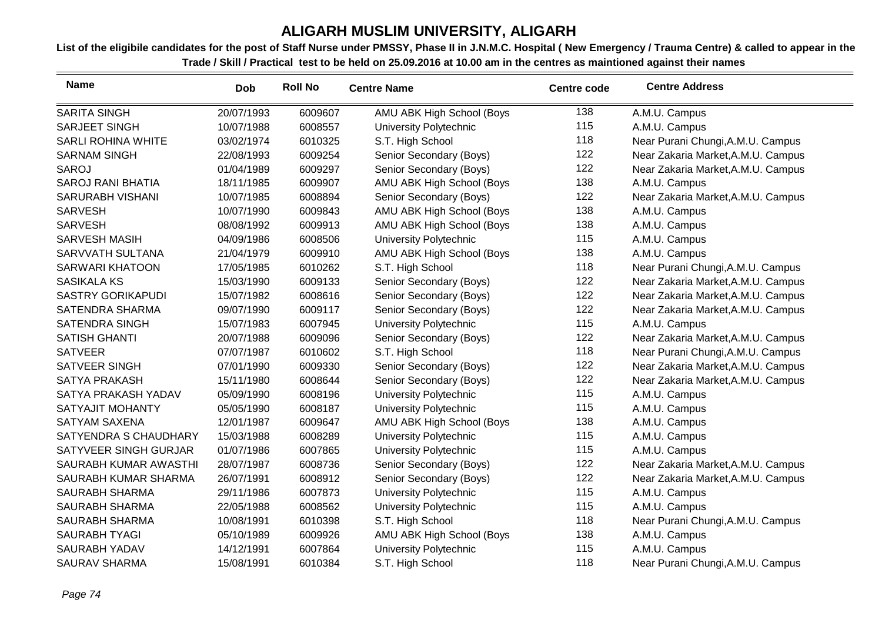# ALIGARH MUSLIM UNIVERSITY, ALIGARH

**List of the eligibile candidates for the post of Staff Nurse under PMSSY, Phase II in J.N.M.C. Hospital ( New Emergency / Trauma Centre) & called to appear in the Trade / Skill / Practical test to be held on 25.09.2016 at 10.00 am in the centres as maintioned against their names**

| Name | Dob | Roll No | Centre Name | Centre code | Centre Address |
|---|---|---|---|---|---|
| SARITA SINGH | 20/07/1993 | 6009607 | AMU ABK High School (Boys | 138 | A.M.U. Campus |
| SARJEET SINGH | 10/07/1988 | 6008557 | University Polytechnic | 115 | A.M.U. Campus |
| SARLI ROHINA WHITE | 03/02/1974 | 6010325 | S.T. High School | 118 | Near Purani Chungi,A.M.U. Campus |
| SARNAM SINGH | 22/08/1993 | 6009254 | Senior Secondary (Boys) | 122 | Near Zakaria Market,A.M.U. Campus |
| SAROJ | 01/04/1989 | 6009297 | Senior Secondary (Boys) | 122 | Near Zakaria Market,A.M.U. Campus |
| SAROJ RANI BHATIA | 18/11/1985 | 6009907 | AMU ABK High School (Boys | 138 | A.M.U. Campus |
| SARURABH VISHANI | 10/07/1985 | 6008894 | Senior Secondary (Boys) | 122 | Near Zakaria Market,A.M.U. Campus |
| SARVESH | 10/07/1990 | 6009843 | AMU ABK High School (Boys | 138 | A.M.U. Campus |
| SARVESH | 08/08/1992 | 6009913 | AMU ABK High School (Boys | 138 | A.M.U. Campus |
| SARVESH MASIH | 04/09/1986 | 6008506 | University Polytechnic | 115 | A.M.U. Campus |
| SARVVATH SULTANA | 21/04/1979 | 6009910 | AMU ABK High School (Boys | 138 | A.M.U. Campus |
| SARWARI KHATOON | 17/05/1985 | 6010262 | S.T. High School | 118 | Near Purani Chungi,A.M.U. Campus |
| SASIKALA KS | 15/03/1990 | 6009133 | Senior Secondary (Boys) | 122 | Near Zakaria Market,A.M.U. Campus |
| SASTRY GORIKAPUDI | 15/07/1982 | 6008616 | Senior Secondary (Boys) | 122 | Near Zakaria Market,A.M.U. Campus |
| SATENDRA SHARMA | 09/07/1990 | 6009117 | Senior Secondary (Boys) | 122 | Near Zakaria Market,A.M.U. Campus |
| SATENDRA SINGH | 15/07/1983 | 6007945 | University Polytechnic | 115 | A.M.U. Campus |
| SATISH GHANTI | 20/07/1988 | 6009096 | Senior Secondary (Boys) | 122 | Near Zakaria Market,A.M.U. Campus |
| SATVEER | 07/07/1987 | 6010602 | S.T. High School | 118 | Near Purani Chungi,A.M.U. Campus |
| SATVEER SINGH | 07/01/1990 | 6009330 | Senior Secondary (Boys) | 122 | Near Zakaria Market,A.M.U. Campus |
| SATYA PRAKASH | 15/11/1980 | 6008644 | Senior Secondary (Boys) | 122 | Near Zakaria Market,A.M.U. Campus |
| SATYA PRAKASH YADAV | 05/09/1990 | 6008196 | University Polytechnic | 115 | A.M.U. Campus |
| SATYAJIT MOHANTY | 05/05/1990 | 6008187 | University Polytechnic | 115 | A.M.U. Campus |
| SATYAM SAXENA | 12/01/1987 | 6009647 | AMU ABK High School (Boys | 138 | A.M.U. Campus |
| SATYENDRA S CHAUDHARY | 15/03/1988 | 6008289 | University Polytechnic | 115 | A.M.U. Campus |
| SATYVEER SINGH GURJAR | 01/07/1986 | 6007865 | University Polytechnic | 115 | A.M.U. Campus |
| SAURABH KUMAR AWASTHI | 28/07/1987 | 6008736 | Senior Secondary (Boys) | 122 | Near Zakaria Market,A.M.U. Campus |
| SAURABH KUMAR SHARMA | 26/07/1991 | 6008912 | Senior Secondary (Boys) | 122 | Near Zakaria Market,A.M.U. Campus |
| SAURABH SHARMA | 29/11/1986 | 6007873 | University Polytechnic | 115 | A.M.U. Campus |
| SAURABH SHARMA | 22/05/1988 | 6008562 | University Polytechnic | 115 | A.M.U. Campus |
| SAURABH SHARMA | 10/08/1991 | 6010398 | S.T. High School | 118 | Near Purani Chungi,A.M.U. Campus |
| SAURABH TYAGI | 05/10/1989 | 6009926 | AMU ABK High School (Boys | 138 | A.M.U. Campus |
| SAURABH YADAV | 14/12/1991 | 6007864 | University Polytechnic | 115 | A.M.U. Campus |
| SAURAV SHARMA | 15/08/1991 | 6010384 | S.T. High School | 118 | Near Purani Chungi,A.M.U. Campus |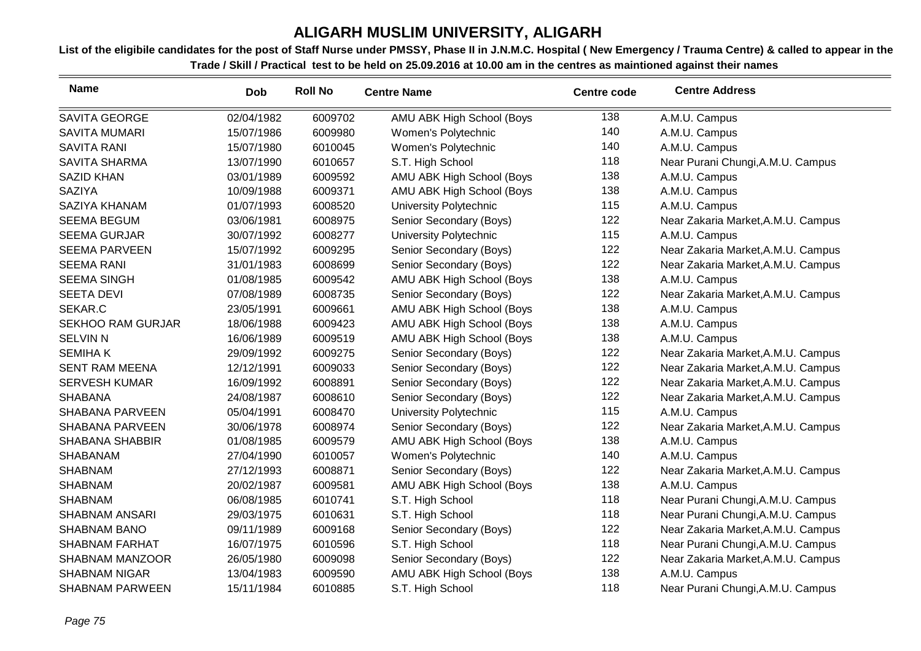# ALIGARH MUSLIM UNIVERSITY, ALIGARH

**List of the eligibile candidates for the post of Staff Nurse under PMSSY, Phase II in J.N.M.C. Hospital ( New Emergency / Trauma Centre) & called to appear in the Trade / Skill / Practical test to be held on 25.09.2016 at 10.00 am in the centres as maintioned against their names**

| Name | Dob | Roll No | Centre Name | Centre code | Centre Address |
|---|---|---|---|---|---|
| SAVITA GEORGE | 02/04/1982 | 6009702 | AMU ABK High School (Boys | 138 | A.M.U. Campus |
| SAVITA MUMARI | 15/07/1986 | 6009980 | Women's Polytechnic | 140 | A.M.U. Campus |
| SAVITA RANI | 15/07/1980 | 6010045 | Women's Polytechnic | 140 | A.M.U. Campus |
| SAVITA SHARMA | 13/07/1990 | 6010657 | S.T. High School | 118 | Near Purani Chungi,A.M.U. Campus |
| SAZID KHAN | 03/01/1989 | 6009592 | AMU ABK High School (Boys | 138 | A.M.U. Campus |
| SAZIYA | 10/09/1988 | 6009371 | AMU ABK High School (Boys | 138 | A.M.U. Campus |
| SAZIYA KHANAM | 01/07/1993 | 6008520 | University Polytechnic | 115 | A.M.U. Campus |
| SEEMA BEGUM | 03/06/1981 | 6008975 | Senior Secondary (Boys) | 122 | Near Zakaria Market,A.M.U. Campus |
| SEEMA GURJAR | 30/07/1992 | 6008277 | University Polytechnic | 115 | A.M.U. Campus |
| SEEMA PARVEEN | 15/07/1992 | 6009295 | Senior Secondary (Boys) | 122 | Near Zakaria Market,A.M.U. Campus |
| SEEMA RANI | 31/01/1983 | 6008699 | Senior Secondary (Boys) | 122 | Near Zakaria Market,A.M.U. Campus |
| SEEMA SINGH | 01/08/1985 | 6009542 | AMU ABK High School (Boys | 138 | A.M.U. Campus |
| SEETA DEVI | 07/08/1989 | 6008735 | Senior Secondary (Boys) | 122 | Near Zakaria Market,A.M.U. Campus |
| SEKAR.C | 23/05/1991 | 6009661 | AMU ABK High School (Boys | 138 | A.M.U. Campus |
| SEKHOO RAM GURJAR | 18/06/1988 | 6009423 | AMU ABK High School (Boys | 138 | A.M.U. Campus |
| SELVIN N | 16/06/1989 | 6009519 | AMU ABK High School (Boys | 138 | A.M.U. Campus |
| SEMIHA K | 29/09/1992 | 6009275 | Senior Secondary (Boys) | 122 | Near Zakaria Market,A.M.U. Campus |
| SENT RAM MEENA | 12/12/1991 | 6009033 | Senior Secondary (Boys) | 122 | Near Zakaria Market,A.M.U. Campus |
| SERVESH KUMAR | 16/09/1992 | 6008891 | Senior Secondary (Boys) | 122 | Near Zakaria Market,A.M.U. Campus |
| SHABANA | 24/08/1987 | 6008610 | Senior Secondary (Boys) | 122 | Near Zakaria Market,A.M.U. Campus |
| SHABANA PARVEEN | 05/04/1991 | 6008470 | University Polytechnic | 115 | A.M.U. Campus |
| SHABANA PARVEEN | 30/06/1978 | 6008974 | Senior Secondary (Boys) | 122 | Near Zakaria Market,A.M.U. Campus |
| SHABANA SHABBIR | 01/08/1985 | 6009579 | AMU ABK High School (Boys | 138 | A.M.U. Campus |
| SHABANAM | 27/04/1990 | 6010057 | Women's Polytechnic | 140 | A.M.U. Campus |
| SHABNAM | 27/12/1993 | 6008871 | Senior Secondary (Boys) | 122 | Near Zakaria Market,A.M.U. Campus |
| SHABNAM | 20/02/1987 | 6009581 | AMU ABK High School (Boys | 138 | A.M.U. Campus |
| SHABNAM | 06/08/1985 | 6010741 | S.T. High School | 118 | Near Purani Chungi,A.M.U. Campus |
| SHABNAM ANSARI | 29/03/1975 | 6010631 | S.T. High School | 118 | Near Purani Chungi,A.M.U. Campus |
| SHABNAM BANO | 09/11/1989 | 6009168 | Senior Secondary (Boys) | 122 | Near Zakaria Market,A.M.U. Campus |
| SHABNAM FARHAT | 16/07/1975 | 6010596 | S.T. High School | 118 | Near Purani Chungi,A.M.U. Campus |
| SHABNAM MANZOOR | 26/05/1980 | 6009098 | Senior Secondary (Boys) | 122 | Near Zakaria Market,A.M.U. Campus |
| SHABNAM NIGAR | 13/04/1983 | 6009590 | AMU ABK High School (Boys | 138 | A.M.U. Campus |
| SHABNAM PARWEEN | 15/11/1984 | 6010885 | S.T. High School | 118 | Near Purani Chungi,A.M.U. Campus |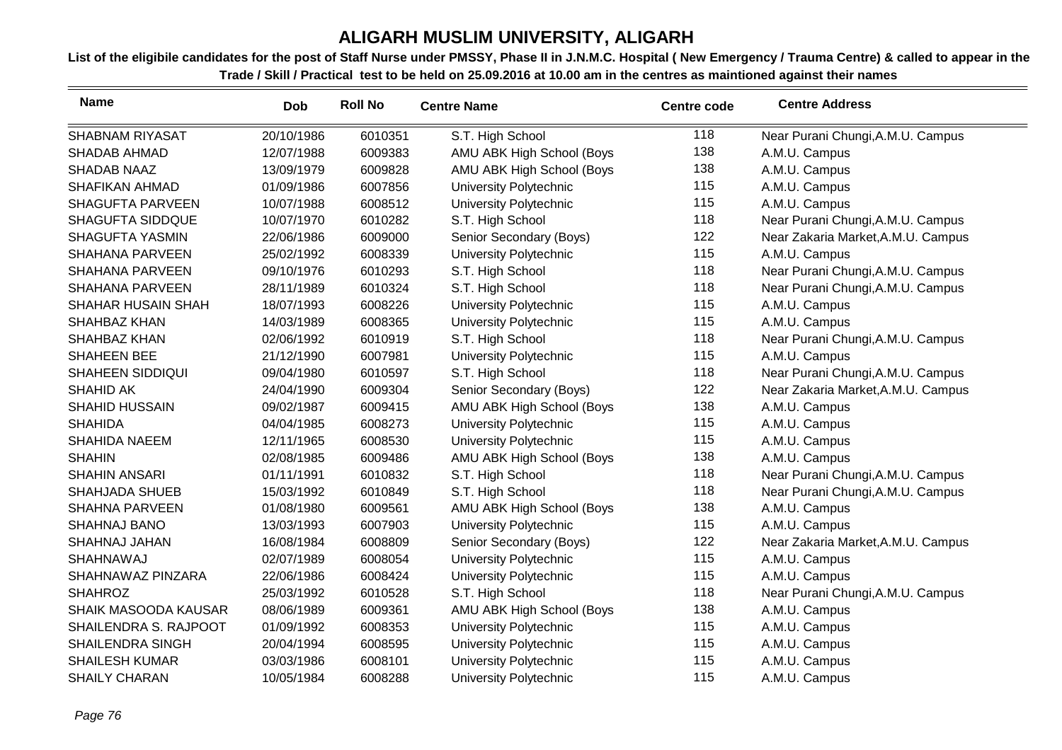# ALIGARH MUSLIM UNIVERSITY, ALIGARH

**List of the eligibile candidates for the post of Staff Nurse under PMSSY, Phase II in J.N.M.C. Hospital ( New Emergency / Trauma Centre) & called to appear in the Trade / Skill / Practical test to be held on 25.09.2016 at 10.00 am in the centres as maintioned against their names**

| Name | Dob | Roll No | Centre Name | Centre code | Centre Address |
|---|---|---|---|---|---|
| SHABNAM RIYASAT | 20/10/1986 | 6010351 | S.T. High School | 118 | Near Purani Chungi,A.M.U. Campus |
| SHADAB AHMAD | 12/07/1988 | 6009383 | AMU ABK High School (Boys | 138 | A.M.U. Campus |
| SHADAB NAAZ | 13/09/1979 | 6009828 | AMU ABK High School (Boys | 138 | A.M.U. Campus |
| SHAFIKAN AHMAD | 01/09/1986 | 6007856 | University Polytechnic | 115 | A.M.U. Campus |
| SHAGUFTA PARVEEN | 10/07/1988 | 6008512 | University Polytechnic | 115 | A.M.U. Campus |
| SHAGUFTA SIDDQUE | 10/07/1970 | 6010282 | S.T. High School | 118 | Near Purani Chungi,A.M.U. Campus |
| SHAGUFTA YASMIN | 22/06/1986 | 6009000 | Senior Secondary (Boys) | 122 | Near Zakaria Market,A.M.U. Campus |
| SHAHANA PARVEEN | 25/02/1992 | 6008339 | University Polytechnic | 115 | A.M.U. Campus |
| SHAHANA PARVEEN | 09/10/1976 | 6010293 | S.T. High School | 118 | Near Purani Chungi,A.M.U. Campus |
| SHAHANA PARVEEN | 28/11/1989 | 6010324 | S.T. High School | 118 | Near Purani Chungi,A.M.U. Campus |
| SHAHAR HUSAIN SHAH | 18/07/1993 | 6008226 | University Polytechnic | 115 | A.M.U. Campus |
| SHAHBAZ KHAN | 14/03/1989 | 6008365 | University Polytechnic | 115 | A.M.U. Campus |
| SHAHBAZ KHAN | 02/06/1992 | 6010919 | S.T. High School | 118 | Near Purani Chungi,A.M.U. Campus |
| SHAHEEN BEE | 21/12/1990 | 6007981 | University Polytechnic | 115 | A.M.U. Campus |
| SHAHEEN SIDDIQUI | 09/04/1980 | 6010597 | S.T. High School | 118 | Near Purani Chungi,A.M.U. Campus |
| SHAHID AK | 24/04/1990 | 6009304 | Senior Secondary (Boys) | 122 | Near Zakaria Market,A.M.U. Campus |
| SHAHID HUSSAIN | 09/02/1987 | 6009415 | AMU ABK High School (Boys | 138 | A.M.U. Campus |
| SHAHIDA | 04/04/1985 | 6008273 | University Polytechnic | 115 | A.M.U. Campus |
| SHAHIDA NAEEM | 12/11/1965 | 6008530 | University Polytechnic | 115 | A.M.U. Campus |
| SHAHIN | 02/08/1985 | 6009486 | AMU ABK High School (Boys | 138 | A.M.U. Campus |
| SHAHIN ANSARI | 01/11/1991 | 6010832 | S.T. High School | 118 | Near Purani Chungi,A.M.U. Campus |
| SHAHJADA SHUEB | 15/03/1992 | 6010849 | S.T. High School | 118 | Near Purani Chungi,A.M.U. Campus |
| SHAHNA PARVEEN | 01/08/1980 | 6009561 | AMU ABK High School (Boys | 138 | A.M.U. Campus |
| SHAHNAJ BANO | 13/03/1993 | 6007903 | University Polytechnic | 115 | A.M.U. Campus |
| SHAHNAJ JAHAN | 16/08/1984 | 6008809 | Senior Secondary (Boys) | 122 | Near Zakaria Market,A.M.U. Campus |
| SHAHNAWAJ | 02/07/1989 | 6008054 | University Polytechnic | 115 | A.M.U. Campus |
| SHAHNAWAZ PINZARA | 22/06/1986 | 6008424 | University Polytechnic | 115 | A.M.U. Campus |
| SHAHROZ | 25/03/1992 | 6010528 | S.T. High School | 118 | Near Purani Chungi,A.M.U. Campus |
| SHAIK MASOODA KAUSAR | 08/06/1989 | 6009361 | AMU ABK High School (Boys | 138 | A.M.U. Campus |
| SHAILENDRA S. RAJPOOT | 01/09/1992 | 6008353 | University Polytechnic | 115 | A.M.U. Campus |
| SHAILENDRA SINGH | 20/04/1994 | 6008595 | University Polytechnic | 115 | A.M.U. Campus |
| SHAILESH KUMAR | 03/03/1986 | 6008101 | University Polytechnic | 115 | A.M.U. Campus |
| SHAILY CHARAN | 10/05/1984 | 6008288 | University Polytechnic | 115 | A.M.U. Campus |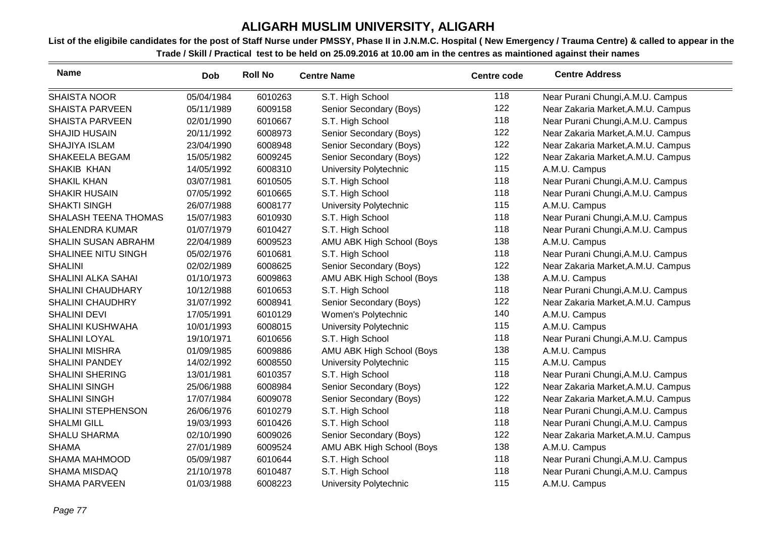# ALIGARH MUSLIM UNIVERSITY, ALIGARH

**List of the eligibile candidates for the post of Staff Nurse under PMSSY, Phase II in J.N.M.C. Hospital ( New Emergency / Trauma Centre) & called to appear in the Trade / Skill / Practical test to be held on 25.09.2016 at 10.00 am in the centres as maintioned against their names**

| Name | Dob | Roll No | Centre Name | Centre code | Centre Address |
|---|---|---|---|---|---|
| SHAISTA NOOR | 05/04/1984 | 6010263 | S.T. High School | 118 | Near Purani Chungi,A.M.U. Campus |
| SHAISTA PARVEEN | 05/11/1989 | 6009158 | Senior Secondary (Boys) | 122 | Near Zakaria Market,A.M.U. Campus |
| SHAISTA PARVEEN | 02/01/1990 | 6010667 | S.T. High School | 118 | Near Purani Chungi,A.M.U. Campus |
| SHAJID HUSAIN | 20/11/1992 | 6008973 | Senior Secondary (Boys) | 122 | Near Zakaria Market,A.M.U. Campus |
| SHAJIYA ISLAM | 23/04/1990 | 6008948 | Senior Secondary (Boys) | 122 | Near Zakaria Market,A.M.U. Campus |
| SHAKEELA BEGAM | 15/05/1982 | 6009245 | Senior Secondary (Boys) | 122 | Near Zakaria Market,A.M.U. Campus |
| SHAKIB KHAN | 14/05/1992 | 6008310 | University Polytechnic | 115 | A.M.U. Campus |
| SHAKIL KHAN | 03/07/1981 | 6010505 | S.T. High School | 118 | Near Purani Chungi,A.M.U. Campus |
| SHAKIR HUSAIN | 07/05/1992 | 6010665 | S.T. High School | 118 | Near Purani Chungi,A.M.U. Campus |
| SHAKTI SINGH | 26/07/1988 | 6008177 | University Polytechnic | 115 | A.M.U. Campus |
| SHALASH TEENA THOMAS | 15/07/1983 | 6010930 | S.T. High School | 118 | Near Purani Chungi,A.M.U. Campus |
| SHALENDRA KUMAR | 01/07/1979 | 6010427 | S.T. High School | 118 | Near Purani Chungi,A.M.U. Campus |
| SHALIN SUSAN ABRAHM | 22/04/1989 | 6009523 | AMU ABK High School (Boys | 138 | A.M.U. Campus |
| SHALINEE NITU SINGH | 05/02/1976 | 6010681 | S.T. High School | 118 | Near Purani Chungi,A.M.U. Campus |
| SHALINI | 02/02/1989 | 6008625 | Senior Secondary (Boys) | 122 | Near Zakaria Market,A.M.U. Campus |
| SHALINI ALKA SAHAI | 01/10/1973 | 6009863 | AMU ABK High School (Boys | 138 | A.M.U. Campus |
| SHALINI CHAUDHARY | 10/12/1988 | 6010653 | S.T. High School | 118 | Near Purani Chungi,A.M.U. Campus |
| SHALINI CHAUDHRY | 31/07/1992 | 6008941 | Senior Secondary (Boys) | 122 | Near Zakaria Market,A.M.U. Campus |
| SHALINI DEVI | 17/05/1991 | 6010129 | Women's Polytechnic | 140 | A.M.U. Campus |
| SHALINI KUSHWAHA | 10/01/1993 | 6008015 | University Polytechnic | 115 | A.M.U. Campus |
| SHALINI LOYAL | 19/10/1971 | 6010656 | S.T. High School | 118 | Near Purani Chungi,A.M.U. Campus |
| SHALINI MISHRA | 01/09/1985 | 6009886 | AMU ABK High School (Boys | 138 | A.M.U. Campus |
| SHALINI PANDEY | 14/02/1992 | 6008550 | University Polytechnic | 115 | A.M.U. Campus |
| SHALINI SHERING | 13/01/1981 | 6010357 | S.T. High School | 118 | Near Purani Chungi,A.M.U. Campus |
| SHALINI SINGH | 25/06/1988 | 6008984 | Senior Secondary (Boys) | 122 | Near Zakaria Market,A.M.U. Campus |
| SHALINI SINGH | 17/07/1984 | 6009078 | Senior Secondary (Boys) | 122 | Near Zakaria Market,A.M.U. Campus |
| SHALINI STEPHENSON | 26/06/1976 | 6010279 | S.T. High School | 118 | Near Purani Chungi,A.M.U. Campus |
| SHALMI GILL | 19/03/1993 | 6010426 | S.T. High School | 118 | Near Purani Chungi,A.M.U. Campus |
| SHALU SHARMA | 02/10/1990 | 6009026 | Senior Secondary (Boys) | 122 | Near Zakaria Market,A.M.U. Campus |
| SHAMA | 27/01/1989 | 6009524 | AMU ABK High School (Boys | 138 | A.M.U. Campus |
| SHAMA MAHMOOD | 05/09/1987 | 6010644 | S.T. High School | 118 | Near Purani Chungi,A.M.U. Campus |
| SHAMA MISDAQ | 21/10/1978 | 6010487 | S.T. High School | 118 | Near Purani Chungi,A.M.U. Campus |
| SHAMA PARVEEN | 01/03/1988 | 6008223 | University Polytechnic | 115 | A.M.U. Campus |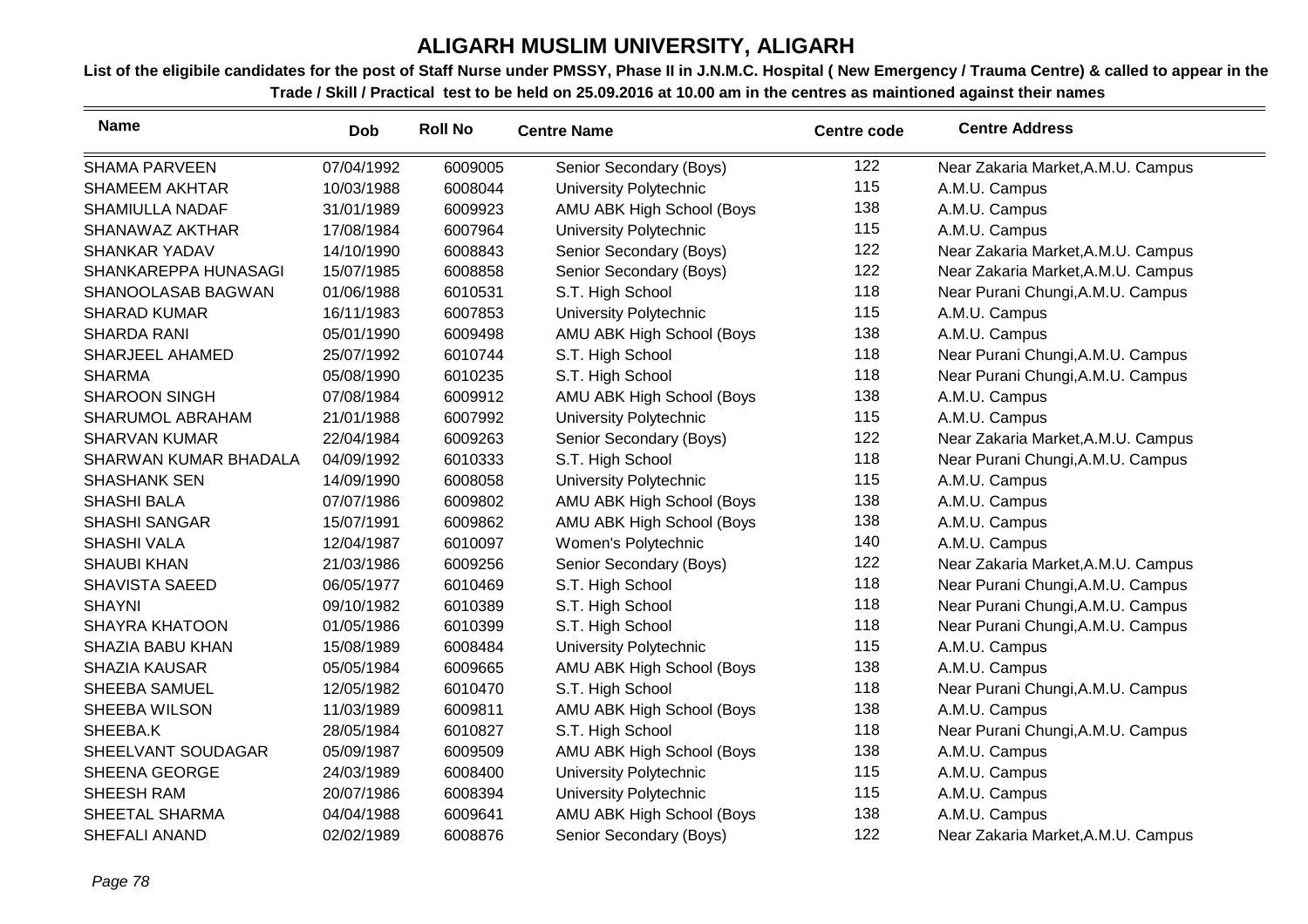# ALIGARH MUSLIM UNIVERSITY, ALIGARH

**List of the eligibile candidates for the post of Staff Nurse under PMSSY, Phase II in J.N.M.C. Hospital ( New Emergency / Trauma Centre) & called to appear in the Trade / Skill / Practical test to be held on 25.09.2016 at 10.00 am in the centres as maintioned against their names**

| Name | Dob | Roll No | Centre Name | Centre code | Centre Address |
|---|---|---|---|---|---|
| SHAMA PARVEEN | 07/04/1992 | 6009005 | Senior Secondary (Boys) | 122 | Near Zakaria Market,A.M.U. Campus |
| SHAMEEM AKHTAR | 10/03/1988 | 6008044 | University Polytechnic | 115 | A.M.U. Campus |
| SHAMIULLA NADAF | 31/01/1989 | 6009923 | AMU ABK High School (Boys | 138 | A.M.U. Campus |
| SHANAWAZ AKTHAR | 17/08/1984 | 6007964 | University Polytechnic | 115 | A.M.U. Campus |
| SHANKAR YADAV | 14/10/1990 | 6008843 | Senior Secondary (Boys) | 122 | Near Zakaria Market,A.M.U. Campus |
| SHANKAREPPA HUNASAGI | 15/07/1985 | 6008858 | Senior Secondary (Boys) | 122 | Near Zakaria Market,A.M.U. Campus |
| SHANOOLASAB BAGWAN | 01/06/1988 | 6010531 | S.T. High School | 118 | Near Purani Chungi,A.M.U. Campus |
| SHARAD KUMAR | 16/11/1983 | 6007853 | University Polytechnic | 115 | A.M.U. Campus |
| SHARDA RANI | 05/01/1990 | 6009498 | AMU ABK High School (Boys | 138 | A.M.U. Campus |
| SHARJEEL AHAMED | 25/07/1992 | 6010744 | S.T. High School | 118 | Near Purani Chungi,A.M.U. Campus |
| SHARMA | 05/08/1990 | 6010235 | S.T. High School | 118 | Near Purani Chungi,A.M.U. Campus |
| SHAROON SINGH | 07/08/1984 | 6009912 | AMU ABK High School (Boys | 138 | A.M.U. Campus |
| SHARUMOL ABRAHAM | 21/01/1988 | 6007992 | University Polytechnic | 115 | A.M.U. Campus |
| SHARVAN KUMAR | 22/04/1984 | 6009263 | Senior Secondary (Boys) | 122 | Near Zakaria Market,A.M.U. Campus |
| SHARWAN KUMAR BHADALA | 04/09/1992 | 6010333 | S.T. High School | 118 | Near Purani Chungi,A.M.U. Campus |
| SHASHANK SEN | 14/09/1990 | 6008058 | University Polytechnic | 115 | A.M.U. Campus |
| SHASHI BALA | 07/07/1986 | 6009802 | AMU ABK High School (Boys | 138 | A.M.U. Campus |
| SHASHI SANGAR | 15/07/1991 | 6009862 | AMU ABK High School (Boys | 138 | A.M.U. Campus |
| SHASHI VALA | 12/04/1987 | 6010097 | Women's Polytechnic | 140 | A.M.U. Campus |
| SHAUBI KHAN | 21/03/1986 | 6009256 | Senior Secondary (Boys) | 122 | Near Zakaria Market,A.M.U. Campus |
| SHAVISTA SAEED | 06/05/1977 | 6010469 | S.T. High School | 118 | Near Purani Chungi,A.M.U. Campus |
| SHAYNI | 09/10/1982 | 6010389 | S.T. High School | 118 | Near Purani Chungi,A.M.U. Campus |
| SHAYRA KHATOON | 01/05/1986 | 6010399 | S.T. High School | 118 | Near Purani Chungi,A.M.U. Campus |
| SHAZIA BABU KHAN | 15/08/1989 | 6008484 | University Polytechnic | 115 | A.M.U. Campus |
| SHAZIA KAUSAR | 05/05/1984 | 6009665 | AMU ABK High School (Boys | 138 | A.M.U. Campus |
| SHEEBA SAMUEL | 12/05/1982 | 6010470 | S.T. High School | 118 | Near Purani Chungi,A.M.U. Campus |
| SHEEBA WILSON | 11/03/1989 | 6009811 | AMU ABK High School (Boys | 138 | A.M.U. Campus |
| SHEEBA.K | 28/05/1984 | 6010827 | S.T. High School | 118 | Near Purani Chungi,A.M.U. Campus |
| SHEELVANT SOUDAGAR | 05/09/1987 | 6009509 | AMU ABK High School (Boys | 138 | A.M.U. Campus |
| SHEENA GEORGE | 24/03/1989 | 6008400 | University Polytechnic | 115 | A.M.U. Campus |
| SHEESH RAM | 20/07/1986 | 6008394 | University Polytechnic | 115 | A.M.U. Campus |
| SHEETAL SHARMA | 04/04/1988 | 6009641 | AMU ABK High School (Boys | 138 | A.M.U. Campus |
| SHEFALI ANAND | 02/02/1989 | 6008876 | Senior Secondary (Boys) | 122 | Near Zakaria Market,A.M.U. Campus |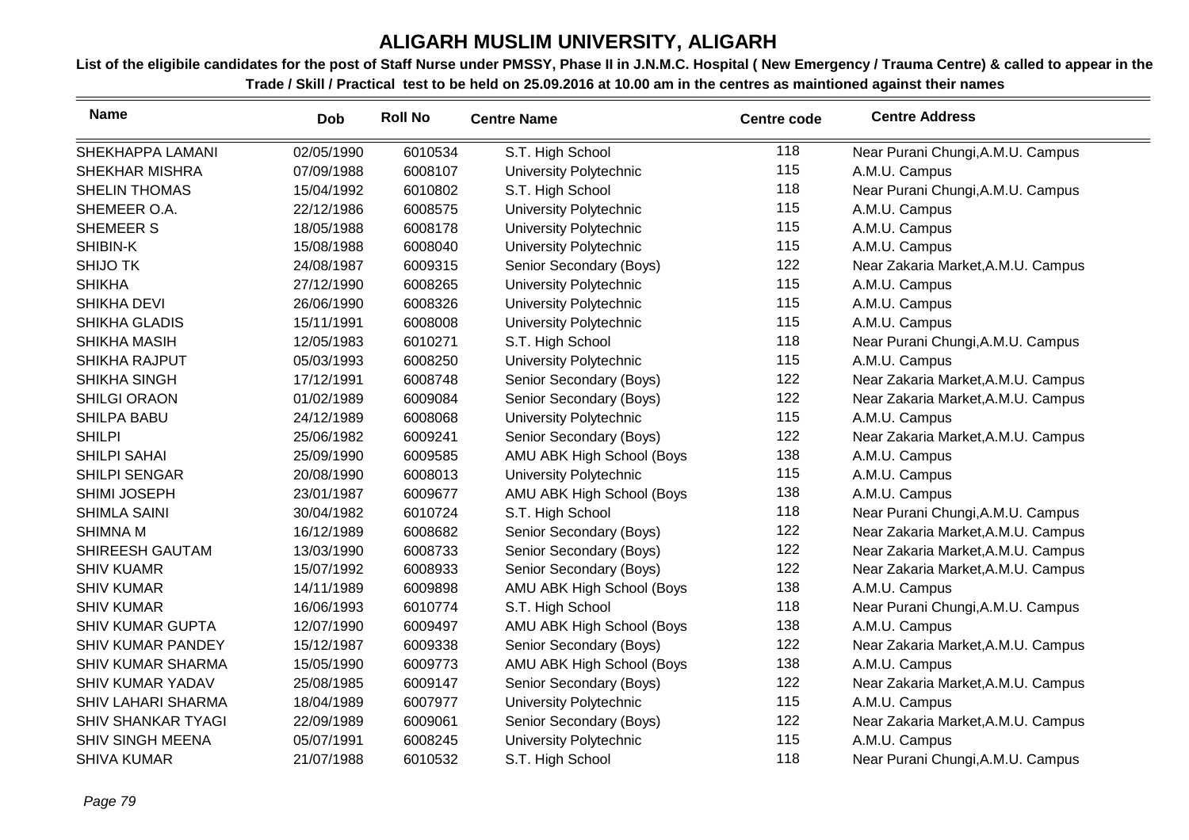# ALIGARH MUSLIM UNIVERSITY, ALIGARH

**List of the eligibile candidates for the post of Staff Nurse under PMSSY, Phase II in J.N.M.C. Hospital ( New Emergency / Trauma Centre) & called to appear in the Trade / Skill / Practical test to be held on 25.09.2016 at 10.00 am in the centres as maintioned against their names**

| Name | Dob | Roll No | Centre Name | Centre code | Centre Address |
|---|---|---|---|---|---|
| SHEKHAPPA LAMANI | 02/05/1990 | 6010534 | S.T. High School | 118 | Near Purani Chungi,A.M.U. Campus |
| SHEKHAR MISHRA | 07/09/1988 | 6008107 | University Polytechnic | 115 | A.M.U. Campus |
| SHELIN THOMAS | 15/04/1992 | 6010802 | S.T. High School | 118 | Near Purani Chungi,A.M.U. Campus |
| SHEMEER O.A. | 22/12/1986 | 6008575 | University Polytechnic | 115 | A.M.U. Campus |
| SHEMEER S | 18/05/1988 | 6008178 | University Polytechnic | 115 | A.M.U. Campus |
| SHIBIN-K | 15/08/1988 | 6008040 | University Polytechnic | 115 | A.M.U. Campus |
| SHIJO TK | 24/08/1987 | 6009315 | Senior Secondary (Boys) | 122 | Near Zakaria Market,A.M.U. Campus |
| SHIKHA | 27/12/1990 | 6008265 | University Polytechnic | 115 | A.M.U. Campus |
| SHIKHA DEVI | 26/06/1990 | 6008326 | University Polytechnic | 115 | A.M.U. Campus |
| SHIKHA GLADIS | 15/11/1991 | 6008008 | University Polytechnic | 115 | A.M.U. Campus |
| SHIKHA MASIH | 12/05/1983 | 6010271 | S.T. High School | 118 | Near Purani Chungi,A.M.U. Campus |
| SHIKHA RAJPUT | 05/03/1993 | 6008250 | University Polytechnic | 115 | A.M.U. Campus |
| SHIKHA SINGH | 17/12/1991 | 6008748 | Senior Secondary (Boys) | 122 | Near Zakaria Market,A.M.U. Campus |
| SHILGI ORAON | 01/02/1989 | 6009084 | Senior Secondary (Boys) | 122 | Near Zakaria Market,A.M.U. Campus |
| SHILPA BABU | 24/12/1989 | 6008068 | University Polytechnic | 115 | A.M.U. Campus |
| SHILPI | 25/06/1982 | 6009241 | Senior Secondary (Boys) | 122 | Near Zakaria Market,A.M.U. Campus |
| SHILPI SAHAI | 25/09/1990 | 6009585 | AMU ABK High School (Boys | 138 | A.M.U. Campus |
| SHILPI SENGAR | 20/08/1990 | 6008013 | University Polytechnic | 115 | A.M.U. Campus |
| SHIMI JOSEPH | 23/01/1987 | 6009677 | AMU ABK High School (Boys | 138 | A.M.U. Campus |
| SHIMLA SAINI | 30/04/1982 | 6010724 | S.T. High School | 118 | Near Purani Chungi,A.M.U. Campus |
| SHIMNA M | 16/12/1989 | 6008682 | Senior Secondary (Boys) | 122 | Near Zakaria Market,A.M.U. Campus |
| SHIREESH GAUTAM | 13/03/1990 | 6008733 | Senior Secondary (Boys) | 122 | Near Zakaria Market,A.M.U. Campus |
| SHIV KUAMR | 15/07/1992 | 6008933 | Senior Secondary (Boys) | 122 | Near Zakaria Market,A.M.U. Campus |
| SHIV KUMAR | 14/11/1989 | 6009898 | AMU ABK High School (Boys | 138 | A.M.U. Campus |
| SHIV KUMAR | 16/06/1993 | 6010774 | S.T. High School | 118 | Near Purani Chungi,A.M.U. Campus |
| SHIV KUMAR GUPTA | 12/07/1990 | 6009497 | AMU ABK High School (Boys | 138 | A.M.U. Campus |
| SHIV KUMAR PANDEY | 15/12/1987 | 6009338 | Senior Secondary (Boys) | 122 | Near Zakaria Market,A.M.U. Campus |
| SHIV KUMAR SHARMA | 15/05/1990 | 6009773 | AMU ABK High School (Boys | 138 | A.M.U. Campus |
| SHIV KUMAR YADAV | 25/08/1985 | 6009147 | Senior Secondary (Boys) | 122 | Near Zakaria Market,A.M.U. Campus |
| SHIV LAHARI SHARMA | 18/04/1989 | 6007977 | University Polytechnic | 115 | A.M.U. Campus |
| SHIV SHANKAR TYAGI | 22/09/1989 | 6009061 | Senior Secondary (Boys) | 122 | Near Zakaria Market,A.M.U. Campus |
| SHIV SINGH MEENA | 05/07/1991 | 6008245 | University Polytechnic | 115 | A.M.U. Campus |
| SHIVA KUMAR | 21/07/1988 | 6010532 | S.T. High School | 118 | Near Purani Chungi,A.M.U. Campus |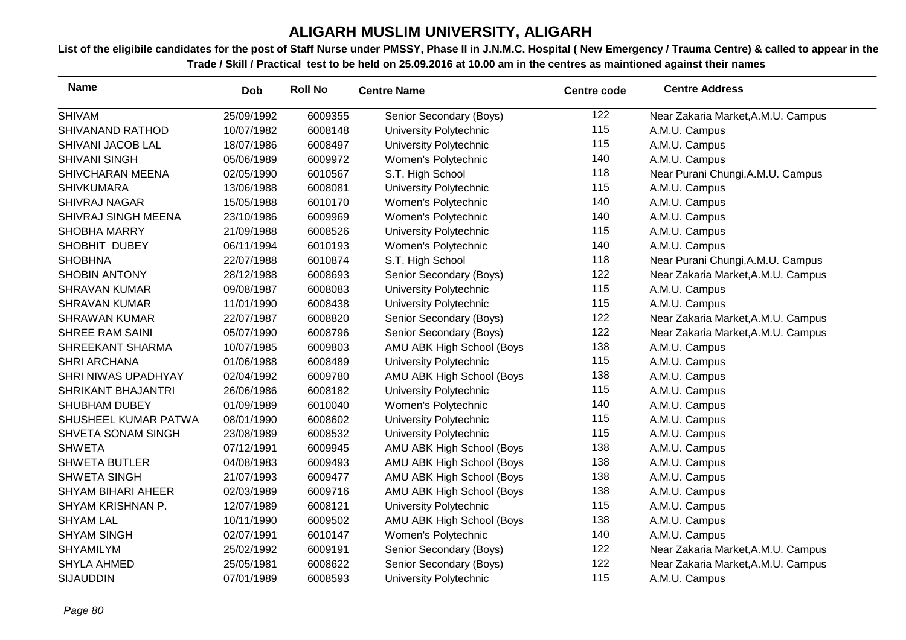# ALIGARH MUSLIM UNIVERSITY, ALIGARH

**List of the eligibile candidates for the post of Staff Nurse under PMSSY, Phase II in J.N.M.C. Hospital ( New Emergency / Trauma Centre) & called to appear in the Trade / Skill / Practical test to be held on 25.09.2016 at 10.00 am in the centres as maintioned against their names**

| Name | Dob | Roll No | Centre Name | Centre code | Centre Address |
|---|---|---|---|---|---|
| SHIVAM | 25/09/1992 | 6009355 | Senior Secondary (Boys) | 122 | Near Zakaria Market,A.M.U. Campus |
| SHIVANAND RATHOD | 10/07/1982 | 6008148 | University Polytechnic | 115 | A.M.U. Campus |
| SHIVANI JACOB LAL | 18/07/1986 | 6008497 | University Polytechnic | 115 | A.M.U. Campus |
| SHIVANI SINGH | 05/06/1989 | 6009972 | Women's Polytechnic | 140 | A.M.U. Campus |
| SHIVCHARAN MEENA | 02/05/1990 | 6010567 | S.T. High School | 118 | Near Purani Chungi,A.M.U. Campus |
| SHIVKUMARA | 13/06/1988 | 6008081 | University Polytechnic | 115 | A.M.U. Campus |
| SHIVRAJ NAGAR | 15/05/1988 | 6010170 | Women's Polytechnic | 140 | A.M.U. Campus |
| SHIVRAJ SINGH MEENA | 23/10/1986 | 6009969 | Women's Polytechnic | 140 | A.M.U. Campus |
| SHOBHA MARRY | 21/09/1988 | 6008526 | University Polytechnic | 115 | A.M.U. Campus |
| SHOBHIT DUBEY | 06/11/1994 | 6010193 | Women's Polytechnic | 140 | A.M.U. Campus |
| SHOBHNA | 22/07/1988 | 6010874 | S.T. High School | 118 | Near Purani Chungi,A.M.U. Campus |
| SHOBIN ANTONY | 28/12/1988 | 6008693 | Senior Secondary (Boys) | 122 | Near Zakaria Market,A.M.U. Campus |
| SHRAVAN KUMAR | 09/08/1987 | 6008083 | University Polytechnic | 115 | A.M.U. Campus |
| SHRAVAN KUMAR | 11/01/1990 | 6008438 | University Polytechnic | 115 | A.M.U. Campus |
| SHRAWAN KUMAR | 22/07/1987 | 6008820 | Senior Secondary (Boys) | 122 | Near Zakaria Market,A.M.U. Campus |
| SHREE RAM SAINI | 05/07/1990 | 6008796 | Senior Secondary (Boys) | 122 | Near Zakaria Market,A.M.U. Campus |
| SHREEKANT SHARMA | 10/07/1985 | 6009803 | AMU ABK High School (Boys | 138 | A.M.U. Campus |
| SHRI ARCHANA | 01/06/1988 | 6008489 | University Polytechnic | 115 | A.M.U. Campus |
| SHRI NIWAS UPADHYAY | 02/04/1992 | 6009780 | AMU ABK High School (Boys | 138 | A.M.U. Campus |
| SHRIKANT BHAJANTRI | 26/06/1986 | 6008182 | University Polytechnic | 115 | A.M.U. Campus |
| SHUBHAM DUBEY | 01/09/1989 | 6010040 | Women's Polytechnic | 140 | A.M.U. Campus |
| SHUSHEEL KUMAR PATWA | 08/01/1990 | 6008602 | University Polytechnic | 115 | A.M.U. Campus |
| SHVETA SONAM SINGH | 23/08/1989 | 6008532 | University Polytechnic | 115 | A.M.U. Campus |
| SHWETA | 07/12/1991 | 6009945 | AMU ABK High School (Boys | 138 | A.M.U. Campus |
| SHWETA BUTLER | 04/08/1983 | 6009493 | AMU ABK High School (Boys | 138 | A.M.U. Campus |
| SHWETA SINGH | 21/07/1993 | 6009477 | AMU ABK High School (Boys | 138 | A.M.U. Campus |
| SHYAM BIHARI AHEER | 02/03/1989 | 6009716 | AMU ABK High School (Boys | 138 | A.M.U. Campus |
| SHYAM KRISHNAN P. | 12/07/1989 | 6008121 | University Polytechnic | 115 | A.M.U. Campus |
| SHYAM LAL | 10/11/1990 | 6009502 | AMU ABK High School (Boys | 138 | A.M.U. Campus |
| SHYAM SINGH | 02/07/1991 | 6010147 | Women's Polytechnic | 140 | A.M.U. Campus |
| SHYAMILYM | 25/02/1992 | 6009191 | Senior Secondary (Boys) | 122 | Near Zakaria Market,A.M.U. Campus |
| SHYLA AHMED | 25/05/1981 | 6008622 | Senior Secondary (Boys) | 122 | Near Zakaria Market,A.M.U. Campus |
| SIJAUDDIN | 07/01/1989 | 6008593 | University Polytechnic | 115 | A.M.U. Campus |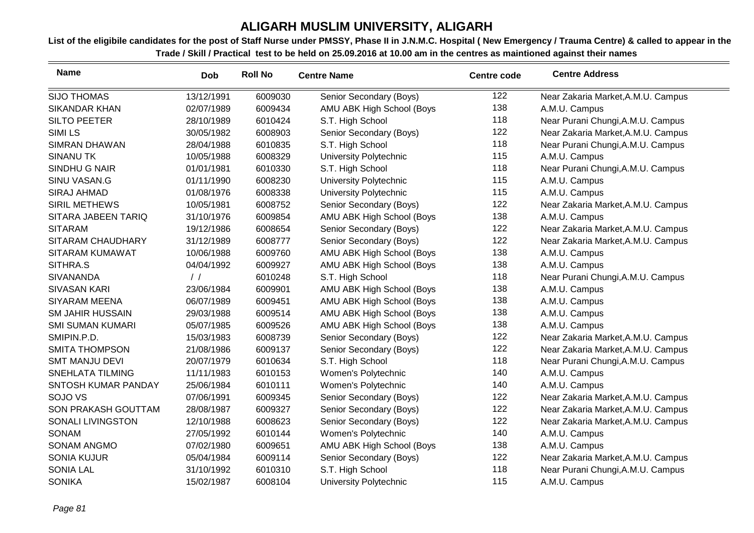# ALIGARH MUSLIM UNIVERSITY, ALIGARH

**List of the eligibile candidates for the post of Staff Nurse under PMSSY, Phase II in J.N.M.C. Hospital ( New Emergency / Trauma Centre) & called to appear in the Trade / Skill / Practical test to be held on 25.09.2016 at 10.00 am in the centres as maintioned against their names**

| Name | Dob | Roll No | Centre Name | Centre code | Centre Address |
|---|---|---|---|---|---|
| SIJO THOMAS | 13/12/1991 | 6009030 | Senior Secondary (Boys) | 122 | Near Zakaria Market,A.M.U. Campus |
| SIKANDAR KHAN | 02/07/1989 | 6009434 | AMU ABK High School (Boys | 138 | A.M.U. Campus |
| SILTO PEETER | 28/10/1989 | 6010424 | S.T. High School | 118 | Near Purani Chungi,A.M.U. Campus |
| SIMI LS | 30/05/1982 | 6008903 | Senior Secondary (Boys) | 122 | Near Zakaria Market,A.M.U. Campus |
| SIMRAN DHAWAN | 28/04/1988 | 6010835 | S.T. High School | 118 | Near Purani Chungi,A.M.U. Campus |
| SINANU TK | 10/05/1988 | 6008329 | University Polytechnic | 115 | A.M.U. Campus |
| SINDHU G NAIR | 01/01/1981 | 6010330 | S.T. High School | 118 | Near Purani Chungi,A.M.U. Campus |
| SINU VASAN.G | 01/11/1990 | 6008230 | University Polytechnic | 115 | A.M.U. Campus |
| SIRAJ AHMAD | 01/08/1976 | 6008338 | University Polytechnic | 115 | A.M.U. Campus |
| SIRIL METHEWS | 10/05/1981 | 6008752 | Senior Secondary (Boys) | 122 | Near Zakaria Market,A.M.U. Campus |
| SITARA JABEEN TARIQ | 31/10/1976 | 6009854 | AMU ABK High School (Boys | 138 | A.M.U. Campus |
| SITARAM | 19/12/1986 | 6008654 | Senior Secondary (Boys) | 122 | Near Zakaria Market,A.M.U. Campus |
| SITARAM CHAUDHARY | 31/12/1989 | 6008777 | Senior Secondary (Boys) | 122 | Near Zakaria Market,A.M.U. Campus |
| SITARAM KUMAWAT | 10/06/1988 | 6009760 | AMU ABK High School (Boys | 138 | A.M.U. Campus |
| SITHRA.S | 04/04/1992 | 6009927 | AMU ABK High School (Boys | 138 | A.M.U. Campus |
| SIVANANDA | / / | 6010248 | S.T. High School | 118 | Near Purani Chungi,A.M.U. Campus |
| SIVASAN KARI | 23/06/1984 | 6009901 | AMU ABK High School (Boys | 138 | A.M.U. Campus |
| SIYARAM MEENA | 06/07/1989 | 6009451 | AMU ABK High School (Boys | 138 | A.M.U. Campus |
| SM JAHIR HUSSAIN | 29/03/1988 | 6009514 | AMU ABK High School (Boys | 138 | A.M.U. Campus |
| SMI SUMAN KUMARI | 05/07/1985 | 6009526 | AMU ABK High School (Boys | 138 | A.M.U. Campus |
| SMIPIN.P.D. | 15/03/1983 | 6008739 | Senior Secondary (Boys) | 122 | Near Zakaria Market,A.M.U. Campus |
| SMITA THOMPSON | 21/08/1986 | 6009137 | Senior Secondary (Boys) | 122 | Near Zakaria Market,A.M.U. Campus |
| SMT MANJU DEVI | 20/07/1979 | 6010634 | S.T. High School | 118 | Near Purani Chungi,A.M.U. Campus |
| SNEHLATA TILMING | 11/11/1983 | 6010153 | Women's Polytechnic | 140 | A.M.U. Campus |
| SNTOSH KUMAR PANDAY | 25/06/1984 | 6010111 | Women's Polytechnic | 140 | A.M.U. Campus |
| SOJO VS | 07/06/1991 | 6009345 | Senior Secondary (Boys) | 122 | Near Zakaria Market,A.M.U. Campus |
| SON PRAKASH GOUTTAM | 28/08/1987 | 6009327 | Senior Secondary (Boys) | 122 | Near Zakaria Market,A.M.U. Campus |
| SONALI LIVINGSTON | 12/10/1988 | 6008623 | Senior Secondary (Boys) | 122 | Near Zakaria Market,A.M.U. Campus |
| SONAM | 27/05/1992 | 6010144 | Women's Polytechnic | 140 | A.M.U. Campus |
| SONAM ANGMO | 07/02/1980 | 6009651 | AMU ABK High School (Boys | 138 | A.M.U. Campus |
| SONIA KUJUR | 05/04/1984 | 6009114 | Senior Secondary (Boys) | 122 | Near Zakaria Market,A.M.U. Campus |
| SONIA LAL | 31/10/1992 | 6010310 | S.T. High School | 118 | Near Purani Chungi,A.M.U. Campus |
| SONIKA | 15/02/1987 | 6008104 | University Polytechnic | 115 | A.M.U. Campus |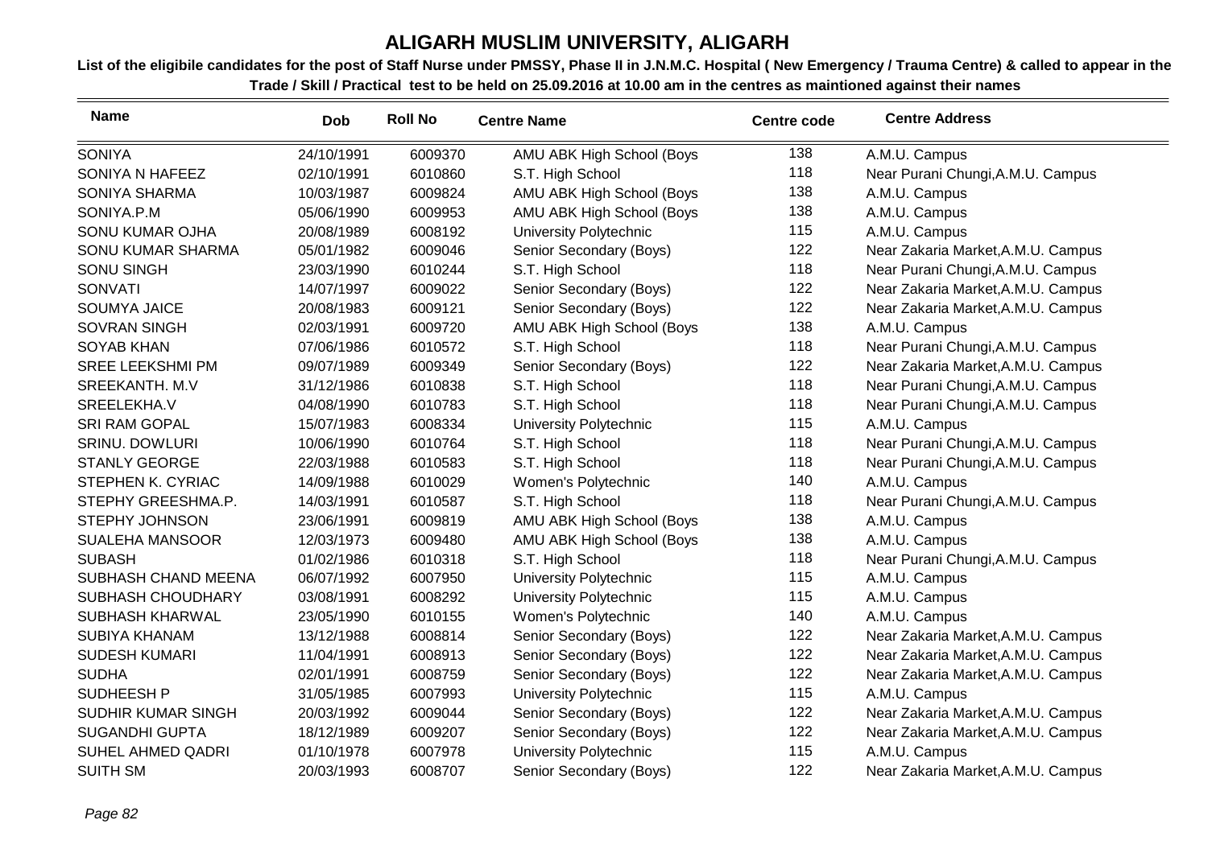# ALIGARH MUSLIM UNIVERSITY, ALIGARH

**List of the eligibile candidates for the post of Staff Nurse under PMSSY, Phase II in J.N.M.C. Hospital ( New Emergency / Trauma Centre) & called to appear in the Trade / Skill / Practical test to be held on 25.09.2016 at 10.00 am in the centres as maintioned against their names**

| Name | Dob | Roll No | Centre Name | Centre code | Centre Address |
|---|---|---|---|---|---|
| SONIYA | 24/10/1991 | 6009370 | AMU ABK High School (Boys | 138 | A.M.U. Campus |
| SONIYA N HAFEEZ | 02/10/1991 | 6010860 | S.T. High School | 118 | Near Purani Chungi,A.M.U. Campus |
| SONIYA SHARMA | 10/03/1987 | 6009824 | AMU ABK High School (Boys | 138 | A.M.U. Campus |
| SONIYA.P.M | 05/06/1990 | 6009953 | AMU ABK High School (Boys | 138 | A.M.U. Campus |
| SONU KUMAR OJHA | 20/08/1989 | 6008192 | University Polytechnic | 115 | A.M.U. Campus |
| SONU KUMAR SHARMA | 05/01/1982 | 6009046 | Senior Secondary (Boys) | 122 | Near Zakaria Market,A.M.U. Campus |
| SONU SINGH | 23/03/1990 | 6010244 | S.T. High School | 118 | Near Purani Chungi,A.M.U. Campus |
| SONVATI | 14/07/1997 | 6009022 | Senior Secondary (Boys) | 122 | Near Zakaria Market,A.M.U. Campus |
| SOUMYA JAICE | 20/08/1983 | 6009121 | Senior Secondary (Boys) | 122 | Near Zakaria Market,A.M.U. Campus |
| SOVRAN SINGH | 02/03/1991 | 6009720 | AMU ABK High School (Boys | 138 | A.M.U. Campus |
| SOYAB KHAN | 07/06/1986 | 6010572 | S.T. High School | 118 | Near Purani Chungi,A.M.U. Campus |
| SREE LEEKSHMI PM | 09/07/1989 | 6009349 | Senior Secondary (Boys) | 122 | Near Zakaria Market,A.M.U. Campus |
| SREEKANTH. M.V | 31/12/1986 | 6010838 | S.T. High School | 118 | Near Purani Chungi,A.M.U. Campus |
| SREELEKHA.V | 04/08/1990 | 6010783 | S.T. High School | 118 | Near Purani Chungi,A.M.U. Campus |
| SRI RAM GOPAL | 15/07/1983 | 6008334 | University Polytechnic | 115 | A.M.U. Campus |
| SRINU. DOWLURI | 10/06/1990 | 6010764 | S.T. High School | 118 | Near Purani Chungi,A.M.U. Campus |
| STANLY GEORGE | 22/03/1988 | 6010583 | S.T. High School | 118 | Near Purani Chungi,A.M.U. Campus |
| STEPHEN K. CYRIAC | 14/09/1988 | 6010029 | Women's Polytechnic | 140 | A.M.U. Campus |
| STEPHY GREESHMA.P. | 14/03/1991 | 6010587 | S.T. High School | 118 | Near Purani Chungi,A.M.U. Campus |
| STEPHY JOHNSON | 23/06/1991 | 6009819 | AMU ABK High School (Boys | 138 | A.M.U. Campus |
| SUALEHA MANSOOR | 12/03/1973 | 6009480 | AMU ABK High School (Boys | 138 | A.M.U. Campus |
| SUBASH | 01/02/1986 | 6010318 | S.T. High School | 118 | Near Purani Chungi,A.M.U. Campus |
| SUBHASH CHAND MEENA | 06/07/1992 | 6007950 | University Polytechnic | 115 | A.M.U. Campus |
| SUBHASH CHOUDHARY | 03/08/1991 | 6008292 | University Polytechnic | 115 | A.M.U. Campus |
| SUBHASH KHARWAL | 23/05/1990 | 6010155 | Women's Polytechnic | 140 | A.M.U. Campus |
| SUBIYA KHANAM | 13/12/1988 | 6008814 | Senior Secondary (Boys) | 122 | Near Zakaria Market,A.M.U. Campus |
| SUDESH KUMARI | 11/04/1991 | 6008913 | Senior Secondary (Boys) | 122 | Near Zakaria Market,A.M.U. Campus |
| SUDHA | 02/01/1991 | 6008759 | Senior Secondary (Boys) | 122 | Near Zakaria Market,A.M.U. Campus |
| SUDHEESH P | 31/05/1985 | 6007993 | University Polytechnic | 115 | A.M.U. Campus |
| SUDHIR KUMAR SINGH | 20/03/1992 | 6009044 | Senior Secondary (Boys) | 122 | Near Zakaria Market,A.M.U. Campus |
| SUGANDHI GUPTA | 18/12/1989 | 6009207 | Senior Secondary (Boys) | 122 | Near Zakaria Market,A.M.U. Campus |
| SUHEL AHMED QADRI | 01/10/1978 | 6007978 | University Polytechnic | 115 | A.M.U. Campus |
| SUITH SM | 20/03/1993 | 6008707 | Senior Secondary (Boys) | 122 | Near Zakaria Market,A.M.U. Campus |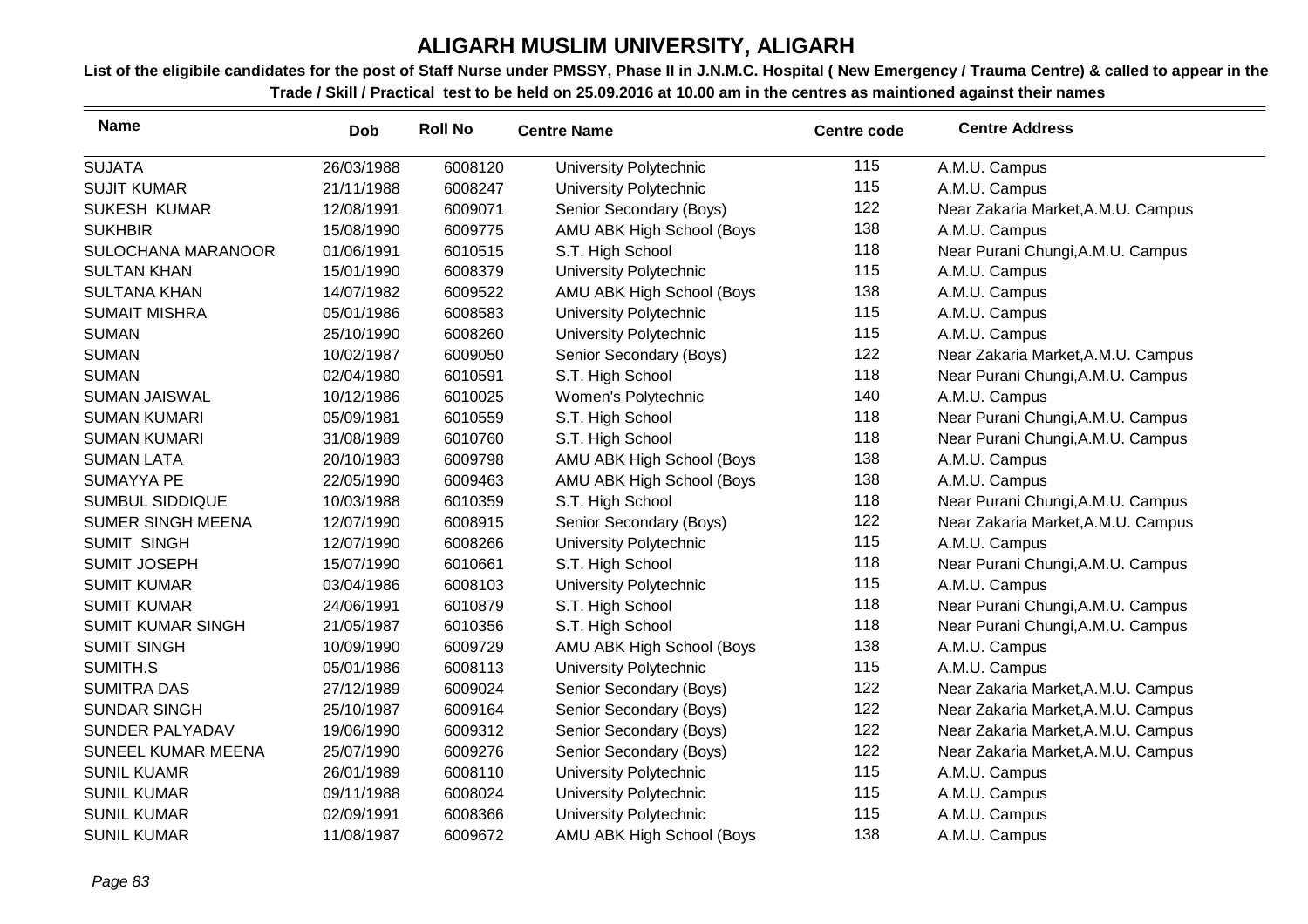# ALIGARH MUSLIM UNIVERSITY, ALIGARH

**List of the eligibile candidates for the post of Staff Nurse under PMSSY, Phase II in J.N.M.C. Hospital ( New Emergency / Trauma Centre) & called to appear in the Trade / Skill / Practical test to be held on 25.09.2016 at 10.00 am in the centres as maintioned against their names**

| Name | Dob | Roll No | Centre Name | Centre code | Centre Address |
|---|---|---|---|---|---|
| SUJATA | 26/03/1988 | 6008120 | University Polytechnic | 115 | A.M.U. Campus |
| SUJIT KUMAR | 21/11/1988 | 6008247 | University Polytechnic | 115 | A.M.U. Campus |
| SUKESH KUMAR | 12/08/1991 | 6009071 | Senior Secondary (Boys) | 122 | Near Zakaria Market,A.M.U. Campus |
| SUKHBIR | 15/08/1990 | 6009775 | AMU ABK High School (Boys | 138 | A.M.U. Campus |
| SULOCHANA MARANOOR | 01/06/1991 | 6010515 | S.T. High School | 118 | Near Purani Chungi,A.M.U. Campus |
| SULTAN KHAN | 15/01/1990 | 6008379 | University Polytechnic | 115 | A.M.U. Campus |
| SULTANA KHAN | 14/07/1982 | 6009522 | AMU ABK High School (Boys | 138 | A.M.U. Campus |
| SUMAIT MISHRA | 05/01/1986 | 6008583 | University Polytechnic | 115 | A.M.U. Campus |
| SUMAN | 25/10/1990 | 6008260 | University Polytechnic | 115 | A.M.U. Campus |
| SUMAN | 10/02/1987 | 6009050 | Senior Secondary (Boys) | 122 | Near Zakaria Market,A.M.U. Campus |
| SUMAN | 02/04/1980 | 6010591 | S.T. High School | 118 | Near Purani Chungi,A.M.U. Campus |
| SUMAN JAISWAL | 10/12/1986 | 6010025 | Women's Polytechnic | 140 | A.M.U. Campus |
| SUMAN KUMARI | 05/09/1981 | 6010559 | S.T. High School | 118 | Near Purani Chungi,A.M.U. Campus |
| SUMAN KUMARI | 31/08/1989 | 6010760 | S.T. High School | 118 | Near Purani Chungi,A.M.U. Campus |
| SUMAN LATA | 20/10/1983 | 6009798 | AMU ABK High School (Boys | 138 | A.M.U. Campus |
| SUMAYYA PE | 22/05/1990 | 6009463 | AMU ABK High School (Boys | 138 | A.M.U. Campus |
| SUMBUL SIDDIQUE | 10/03/1988 | 6010359 | S.T. High School | 118 | Near Purani Chungi,A.M.U. Campus |
| SUMER SINGH MEENA | 12/07/1990 | 6008915 | Senior Secondary (Boys) | 122 | Near Zakaria Market,A.M.U. Campus |
| SUMIT SINGH | 12/07/1990 | 6008266 | University Polytechnic | 115 | A.M.U. Campus |
| SUMIT JOSEPH | 15/07/1990 | 6010661 | S.T. High School | 118 | Near Purani Chungi,A.M.U. Campus |
| SUMIT KUMAR | 03/04/1986 | 6008103 | University Polytechnic | 115 | A.M.U. Campus |
| SUMIT KUMAR | 24/06/1991 | 6010879 | S.T. High School | 118 | Near Purani Chungi,A.M.U. Campus |
| SUMIT KUMAR SINGH | 21/05/1987 | 6010356 | S.T. High School | 118 | Near Purani Chungi,A.M.U. Campus |
| SUMIT SINGH | 10/09/1990 | 6009729 | AMU ABK High School (Boys | 138 | A.M.U. Campus |
| SUMITH.S | 05/01/1986 | 6008113 | University Polytechnic | 115 | A.M.U. Campus |
| SUMITRA DAS | 27/12/1989 | 6009024 | Senior Secondary (Boys) | 122 | Near Zakaria Market,A.M.U. Campus |
| SUNDAR SINGH | 25/10/1987 | 6009164 | Senior Secondary (Boys) | 122 | Near Zakaria Market,A.M.U. Campus |
| SUNDER PALYADAV | 19/06/1990 | 6009312 | Senior Secondary (Boys) | 122 | Near Zakaria Market,A.M.U. Campus |
| SUNEEL KUMAR MEENA | 25/07/1990 | 6009276 | Senior Secondary (Boys) | 122 | Near Zakaria Market,A.M.U. Campus |
| SUNIL KUAMR | 26/01/1989 | 6008110 | University Polytechnic | 115 | A.M.U. Campus |
| SUNIL KUMAR | 09/11/1988 | 6008024 | University Polytechnic | 115 | A.M.U. Campus |
| SUNIL KUMAR | 02/09/1991 | 6008366 | University Polytechnic | 115 | A.M.U. Campus |
| SUNIL KUMAR | 11/08/1987 | 6009672 | AMU ABK High School (Boys | 138 | A.M.U. Campus |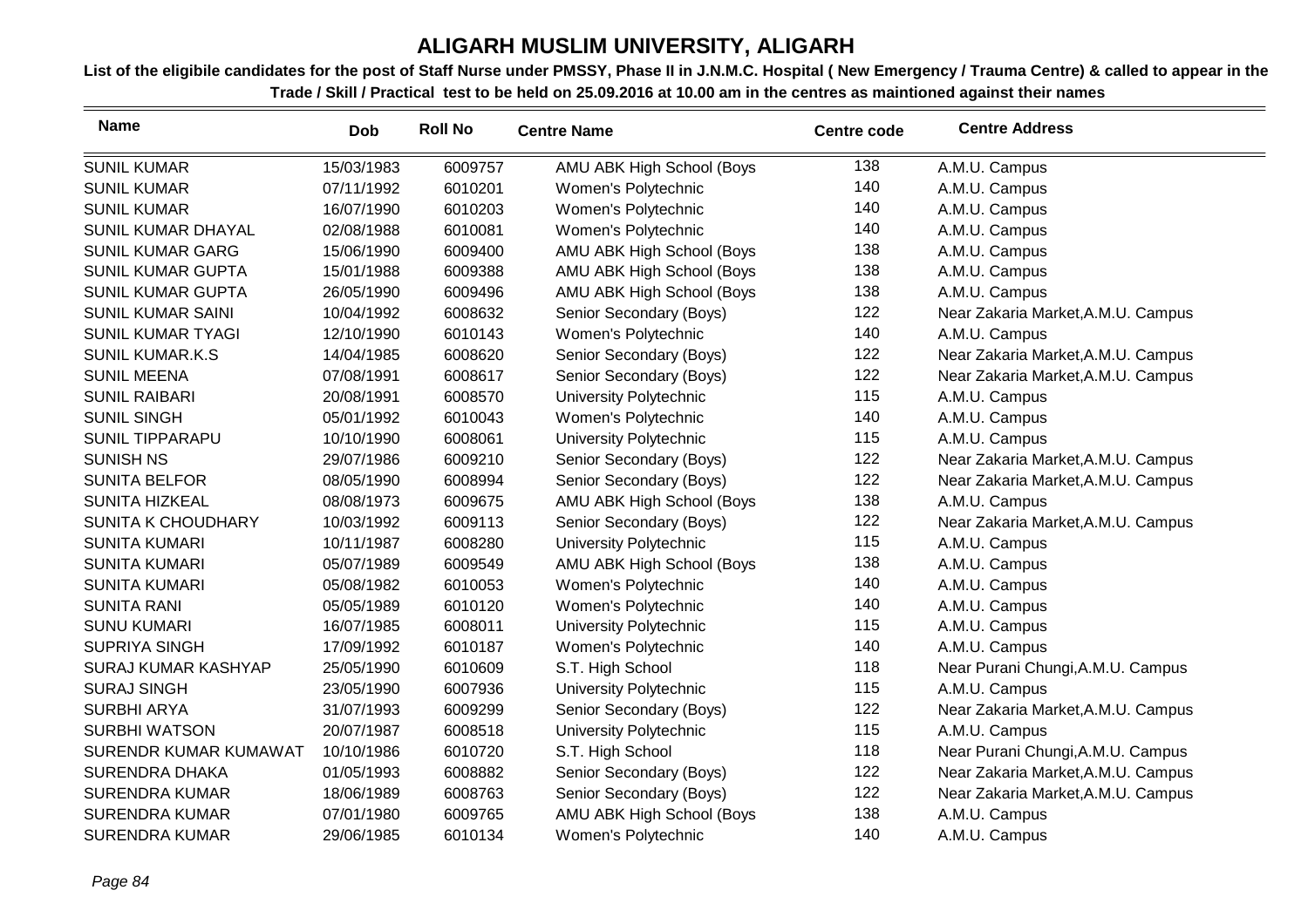# ALIGARH MUSLIM UNIVERSITY, ALIGARH

**List of the eligibile candidates for the post of Staff Nurse under PMSSY, Phase II in J.N.M.C. Hospital ( New Emergency / Trauma Centre) & called to appear in the Trade / Skill / Practical test to be held on 25.09.2016 at 10.00 am in the centres as maintioned against their names**

| Name | Dob | Roll No | Centre Name | Centre code | Centre Address |
|---|---|---|---|---|---|
| SUNIL KUMAR | 15/03/1983 | 6009757 | AMU ABK High School (Boys | 138 | A.M.U. Campus |
| SUNIL KUMAR | 07/11/1992 | 6010201 | Women's Polytechnic | 140 | A.M.U. Campus |
| SUNIL KUMAR | 16/07/1990 | 6010203 | Women's Polytechnic | 140 | A.M.U. Campus |
| SUNIL KUMAR DHAYAL | 02/08/1988 | 6010081 | Women's Polytechnic | 140 | A.M.U. Campus |
| SUNIL KUMAR GARG | 15/06/1990 | 6009400 | AMU ABK High School (Boys | 138 | A.M.U. Campus |
| SUNIL KUMAR GUPTA | 15/01/1988 | 6009388 | AMU ABK High School (Boys | 138 | A.M.U. Campus |
| SUNIL KUMAR GUPTA | 26/05/1990 | 6009496 | AMU ABK High School (Boys | 138 | A.M.U. Campus |
| SUNIL KUMAR SAINI | 10/04/1992 | 6008632 | Senior Secondary (Boys) | 122 | Near Zakaria Market,A.M.U. Campus |
| SUNIL KUMAR TYAGI | 12/10/1990 | 6010143 | Women's Polytechnic | 140 | A.M.U. Campus |
| SUNIL KUMAR.K.S | 14/04/1985 | 6008620 | Senior Secondary (Boys) | 122 | Near Zakaria Market,A.M.U. Campus |
| SUNIL MEENA | 07/08/1991 | 6008617 | Senior Secondary (Boys) | 122 | Near Zakaria Market,A.M.U. Campus |
| SUNIL RAIBARI | 20/08/1991 | 6008570 | University Polytechnic | 115 | A.M.U. Campus |
| SUNIL SINGH | 05/01/1992 | 6010043 | Women's Polytechnic | 140 | A.M.U. Campus |
| SUNIL TIPPARAPU | 10/10/1990 | 6008061 | University Polytechnic | 115 | A.M.U. Campus |
| SUNISH NS | 29/07/1986 | 6009210 | Senior Secondary (Boys) | 122 | Near Zakaria Market,A.M.U. Campus |
| SUNITA BELFOR | 08/05/1990 | 6008994 | Senior Secondary (Boys) | 122 | Near Zakaria Market,A.M.U. Campus |
| SUNITA HIZKEAL | 08/08/1973 | 6009675 | AMU ABK High School (Boys | 138 | A.M.U. Campus |
| SUNITA K CHOUDHARY | 10/03/1992 | 6009113 | Senior Secondary (Boys) | 122 | Near Zakaria Market,A.M.U. Campus |
| SUNITA KUMARI | 10/11/1987 | 6008280 | University Polytechnic | 115 | A.M.U. Campus |
| SUNITA KUMARI | 05/07/1989 | 6009549 | AMU ABK High School (Boys | 138 | A.M.U. Campus |
| SUNITA KUMARI | 05/08/1982 | 6010053 | Women's Polytechnic | 140 | A.M.U. Campus |
| SUNITA RANI | 05/05/1989 | 6010120 | Women's Polytechnic | 140 | A.M.U. Campus |
| SUNU KUMARI | 16/07/1985 | 6008011 | University Polytechnic | 115 | A.M.U. Campus |
| SUPRIYA SINGH | 17/09/1992 | 6010187 | Women's Polytechnic | 140 | A.M.U. Campus |
| SURAJ KUMAR KASHYAP | 25/05/1990 | 6010609 | S.T. High School | 118 | Near Purani Chungi,A.M.U. Campus |
| SURAJ SINGH | 23/05/1990 | 6007936 | University Polytechnic | 115 | A.M.U. Campus |
| SURBHI ARYA | 31/07/1993 | 6009299 | Senior Secondary (Boys) | 122 | Near Zakaria Market,A.M.U. Campus |
| SURBHI WATSON | 20/07/1987 | 6008518 | University Polytechnic | 115 | A.M.U. Campus |
| SURENDR KUMAR KUMAWAT | 10/10/1986 | 6010720 | S.T. High School | 118 | Near Purani Chungi,A.M.U. Campus |
| SURENDRA DHAKA | 01/05/1993 | 6008882 | Senior Secondary (Boys) | 122 | Near Zakaria Market,A.M.U. Campus |
| SURENDRA KUMAR | 18/06/1989 | 6008763 | Senior Secondary (Boys) | 122 | Near Zakaria Market,A.M.U. Campus |
| SURENDRA KUMAR | 07/01/1980 | 6009765 | AMU ABK High School (Boys | 138 | A.M.U. Campus |
| SURENDRA KUMAR | 29/06/1985 | 6010134 | Women's Polytechnic | 140 | A.M.U. Campus |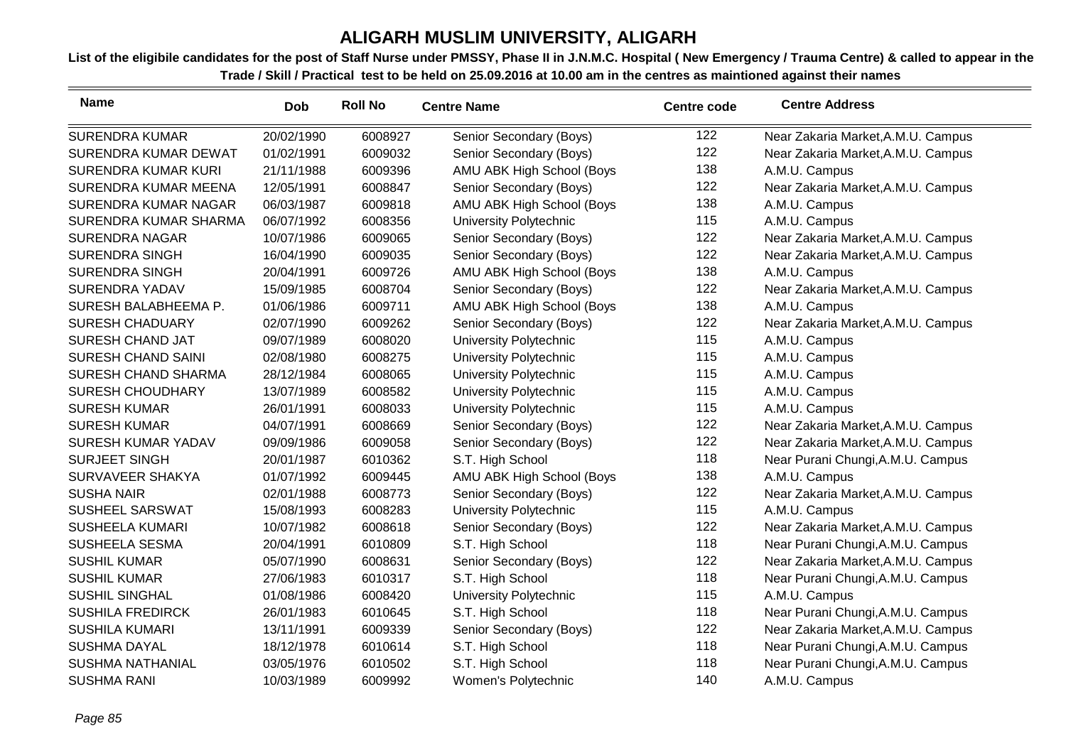# ALIGARH MUSLIM UNIVERSITY, ALIGARH

**List of the eligibile candidates for the post of Staff Nurse under PMSSY, Phase II in J.N.M.C. Hospital ( New Emergency / Trauma Centre) & called to appear in the Trade / Skill / Practical test to be held on 25.09.2016 at 10.00 am in the centres as maintioned against their names**

| Name | Dob | Roll No | Centre Name | Centre code | Centre Address |
|---|---|---|---|---|---|
| SURENDRA KUMAR | 20/02/1990 | 6008927 | Senior Secondary (Boys) | 122 | Near Zakaria Market,A.M.U. Campus |
| SURENDRA KUMAR DEWAT | 01/02/1991 | 6009032 | Senior Secondary (Boys) | 122 | Near Zakaria Market,A.M.U. Campus |
| SURENDRA KUMAR KURI | 21/11/1988 | 6009396 | AMU ABK High School (Boys | 138 | A.M.U. Campus |
| SURENDRA KUMAR MEENA | 12/05/1991 | 6008847 | Senior Secondary (Boys) | 122 | Near Zakaria Market,A.M.U. Campus |
| SURENDRA KUMAR NAGAR | 06/03/1987 | 6009818 | AMU ABK High School (Boys | 138 | A.M.U. Campus |
| SURENDRA KUMAR SHARMA | 06/07/1992 | 6008356 | University Polytechnic | 115 | A.M.U. Campus |
| SURENDRA NAGAR | 10/07/1986 | 6009065 | Senior Secondary (Boys) | 122 | Near Zakaria Market,A.M.U. Campus |
| SURENDRA SINGH | 16/04/1990 | 6009035 | Senior Secondary (Boys) | 122 | Near Zakaria Market,A.M.U. Campus |
| SURENDRA SINGH | 20/04/1991 | 6009726 | AMU ABK High School (Boys | 138 | A.M.U. Campus |
| SURENDRA YADAV | 15/09/1985 | 6008704 | Senior Secondary (Boys) | 122 | Near Zakaria Market,A.M.U. Campus |
| SURESH BALABHEEMA P. | 01/06/1986 | 6009711 | AMU ABK High School (Boys | 138 | A.M.U. Campus |
| SURESH CHADUARY | 02/07/1990 | 6009262 | Senior Secondary (Boys) | 122 | Near Zakaria Market,A.M.U. Campus |
| SURESH CHAND JAT | 09/07/1989 | 6008020 | University Polytechnic | 115 | A.M.U. Campus |
| SURESH CHAND SAINI | 02/08/1980 | 6008275 | University Polytechnic | 115 | A.M.U. Campus |
| SURESH CHAND SHARMA | 28/12/1984 | 6008065 | University Polytechnic | 115 | A.M.U. Campus |
| SURESH CHOUDHARY | 13/07/1989 | 6008582 | University Polytechnic | 115 | A.M.U. Campus |
| SURESH KUMAR | 26/01/1991 | 6008033 | University Polytechnic | 115 | A.M.U. Campus |
| SURESH KUMAR | 04/07/1991 | 6008669 | Senior Secondary (Boys) | 122 | Near Zakaria Market,A.M.U. Campus |
| SURESH KUMAR YADAV | 09/09/1986 | 6009058 | Senior Secondary (Boys) | 122 | Near Zakaria Market,A.M.U. Campus |
| SURJEET SINGH | 20/01/1987 | 6010362 | S.T. High School | 118 | Near Purani Chungi,A.M.U. Campus |
| SURVAVEER SHAKYA | 01/07/1992 | 6009445 | AMU ABK High School (Boys | 138 | A.M.U. Campus |
| SUSHA NAIR | 02/01/1988 | 6008773 | Senior Secondary (Boys) | 122 | Near Zakaria Market,A.M.U. Campus |
| SUSHEEL SARSWAT | 15/08/1993 | 6008283 | University Polytechnic | 115 | A.M.U. Campus |
| SUSHEELA KUMARI | 10/07/1982 | 6008618 | Senior Secondary (Boys) | 122 | Near Zakaria Market,A.M.U. Campus |
| SUSHEELA SESMA | 20/04/1991 | 6010809 | S.T. High School | 118 | Near Purani Chungi,A.M.U. Campus |
| SUSHIL KUMAR | 05/07/1990 | 6008631 | Senior Secondary (Boys) | 122 | Near Zakaria Market,A.M.U. Campus |
| SUSHIL KUMAR | 27/06/1983 | 6010317 | S.T. High School | 118 | Near Purani Chungi,A.M.U. Campus |
| SUSHIL SINGHAL | 01/08/1986 | 6008420 | University Polytechnic | 115 | A.M.U. Campus |
| SUSHILA FREDIRCK | 26/01/1983 | 6010645 | S.T. High School | 118 | Near Purani Chungi,A.M.U. Campus |
| SUSHILA KUMARI | 13/11/1991 | 6009339 | Senior Secondary (Boys) | 122 | Near Zakaria Market,A.M.U. Campus |
| SUSHMA DAYAL | 18/12/1978 | 6010614 | S.T. High School | 118 | Near Purani Chungi,A.M.U. Campus |
| SUSHMA NATHANIAL | 03/05/1976 | 6010502 | S.T. High School | 118 | Near Purani Chungi,A.M.U. Campus |
| SUSHMA RANI | 10/03/1989 | 6009992 | Women's Polytechnic | 140 | A.M.U. Campus |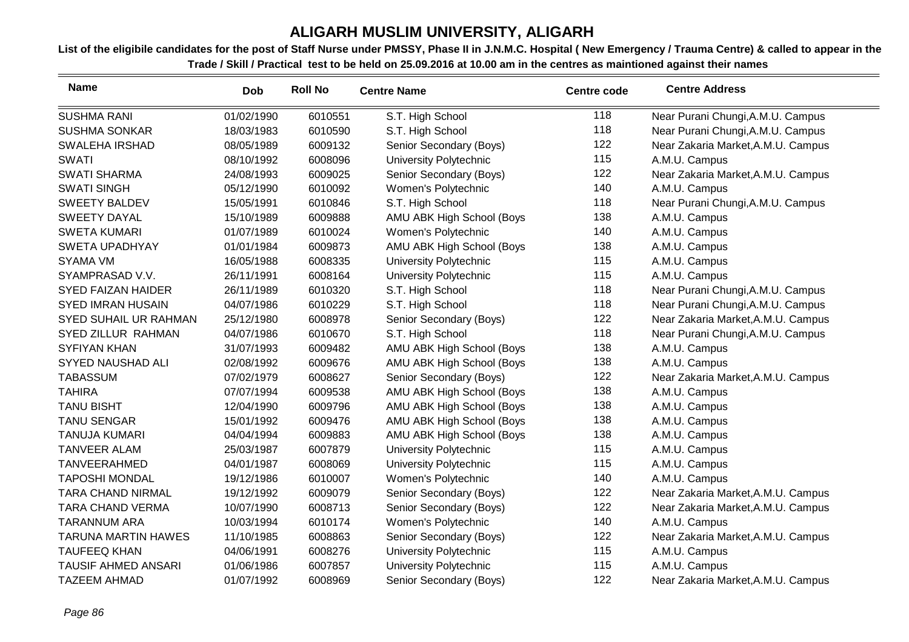# ALIGARH MUSLIM UNIVERSITY, ALIGARH

**List of the eligibile candidates for the post of Staff Nurse under PMSSY, Phase II in J.N.M.C. Hospital ( New Emergency / Trauma Centre) & called to appear in the Trade / Skill / Practical test to be held on 25.09.2016 at 10.00 am in the centres as maintioned against their names**

| Name | Dob | Roll No | Centre Name | Centre code | Centre Address |
|---|---|---|---|---|---|
| SUSHMA RANI | 01/02/1990 | 6010551 | S.T. High School | 118 | Near Purani Chungi,A.M.U. Campus |
| SUSHMA SONKAR | 18/03/1983 | 6010590 | S.T. High School | 118 | Near Purani Chungi,A.M.U. Campus |
| SWALEHA IRSHAD | 08/05/1989 | 6009132 | Senior Secondary (Boys) | 122 | Near Zakaria Market,A.M.U. Campus |
| SWATI | 08/10/1992 | 6008096 | University Polytechnic | 115 | A.M.U. Campus |
| SWATI SHARMA | 24/08/1993 | 6009025 | Senior Secondary (Boys) | 122 | Near Zakaria Market,A.M.U. Campus |
| SWATI SINGH | 05/12/1990 | 6010092 | Women's Polytechnic | 140 | A.M.U. Campus |
| SWEETY BALDEV | 15/05/1991 | 6010846 | S.T. High School | 118 | Near Purani Chungi,A.M.U. Campus |
| SWEETY DAYAL | 15/10/1989 | 6009888 | AMU ABK High School (Boys | 138 | A.M.U. Campus |
| SWETA KUMARI | 01/07/1989 | 6010024 | Women's Polytechnic | 140 | A.M.U. Campus |
| SWETA UPADHYAY | 01/01/1984 | 6009873 | AMU ABK High School (Boys | 138 | A.M.U. Campus |
| SYAMA VM | 16/05/1988 | 6008335 | University Polytechnic | 115 | A.M.U. Campus |
| SYAMPRASAD V.V. | 26/11/1991 | 6008164 | University Polytechnic | 115 | A.M.U. Campus |
| SYED FAIZAN HAIDER | 26/11/1989 | 6010320 | S.T. High School | 118 | Near Purani Chungi,A.M.U. Campus |
| SYED IMRAN HUSAIN | 04/07/1986 | 6010229 | S.T. High School | 118 | Near Purani Chungi,A.M.U. Campus |
| SYED SUHAIL UR RAHMAN | 25/12/1980 | 6008978 | Senior Secondary (Boys) | 122 | Near Zakaria Market,A.M.U. Campus |
| SYED ZILLUR RAHMAN | 04/07/1986 | 6010670 | S.T. High School | 118 | Near Purani Chungi,A.M.U. Campus |
| SYFIYAN KHAN | 31/07/1993 | 6009482 | AMU ABK High School (Boys | 138 | A.M.U. Campus |
| SYYED NAUSHAD ALI | 02/08/1992 | 6009676 | AMU ABK High School (Boys | 138 | A.M.U. Campus |
| TABASSUM | 07/02/1979 | 6008627 | Senior Secondary (Boys) | 122 | Near Zakaria Market,A.M.U. Campus |
| TAHIRA | 07/07/1994 | 6009538 | AMU ABK High School (Boys | 138 | A.M.U. Campus |
| TANU BISHT | 12/04/1990 | 6009796 | AMU ABK High School (Boys | 138 | A.M.U. Campus |
| TANU SENGAR | 15/01/1992 | 6009476 | AMU ABK High School (Boys | 138 | A.M.U. Campus |
| TANUJA KUMARI | 04/04/1994 | 6009883 | AMU ABK High School (Boys | 138 | A.M.U. Campus |
| TANVEER ALAM | 25/03/1987 | 6007879 | University Polytechnic | 115 | A.M.U. Campus |
| TANVEERAHMED | 04/01/1987 | 6008069 | University Polytechnic | 115 | A.M.U. Campus |
| TAPOSHI MONDAL | 19/12/1986 | 6010007 | Women's Polytechnic | 140 | A.M.U. Campus |
| TARA CHAND NIRMAL | 19/12/1992 | 6009079 | Senior Secondary (Boys) | 122 | Near Zakaria Market,A.M.U. Campus |
| TARA CHAND VERMA | 10/07/1990 | 6008713 | Senior Secondary (Boys) | 122 | Near Zakaria Market,A.M.U. Campus |
| TARANNUM ARA | 10/03/1994 | 6010174 | Women's Polytechnic | 140 | A.M.U. Campus |
| TARUNA MARTIN HAWES | 11/10/1985 | 6008863 | Senior Secondary (Boys) | 122 | Near Zakaria Market,A.M.U. Campus |
| TAUFEEQ KHAN | 04/06/1991 | 6008276 | University Polytechnic | 115 | A.M.U. Campus |
| TAUSIF AHMED ANSARI | 01/06/1986 | 6007857 | University Polytechnic | 115 | A.M.U. Campus |
| TAZEEM AHMAD | 01/07/1992 | 6008969 | Senior Secondary (Boys) | 122 | Near Zakaria Market,A.M.U. Campus |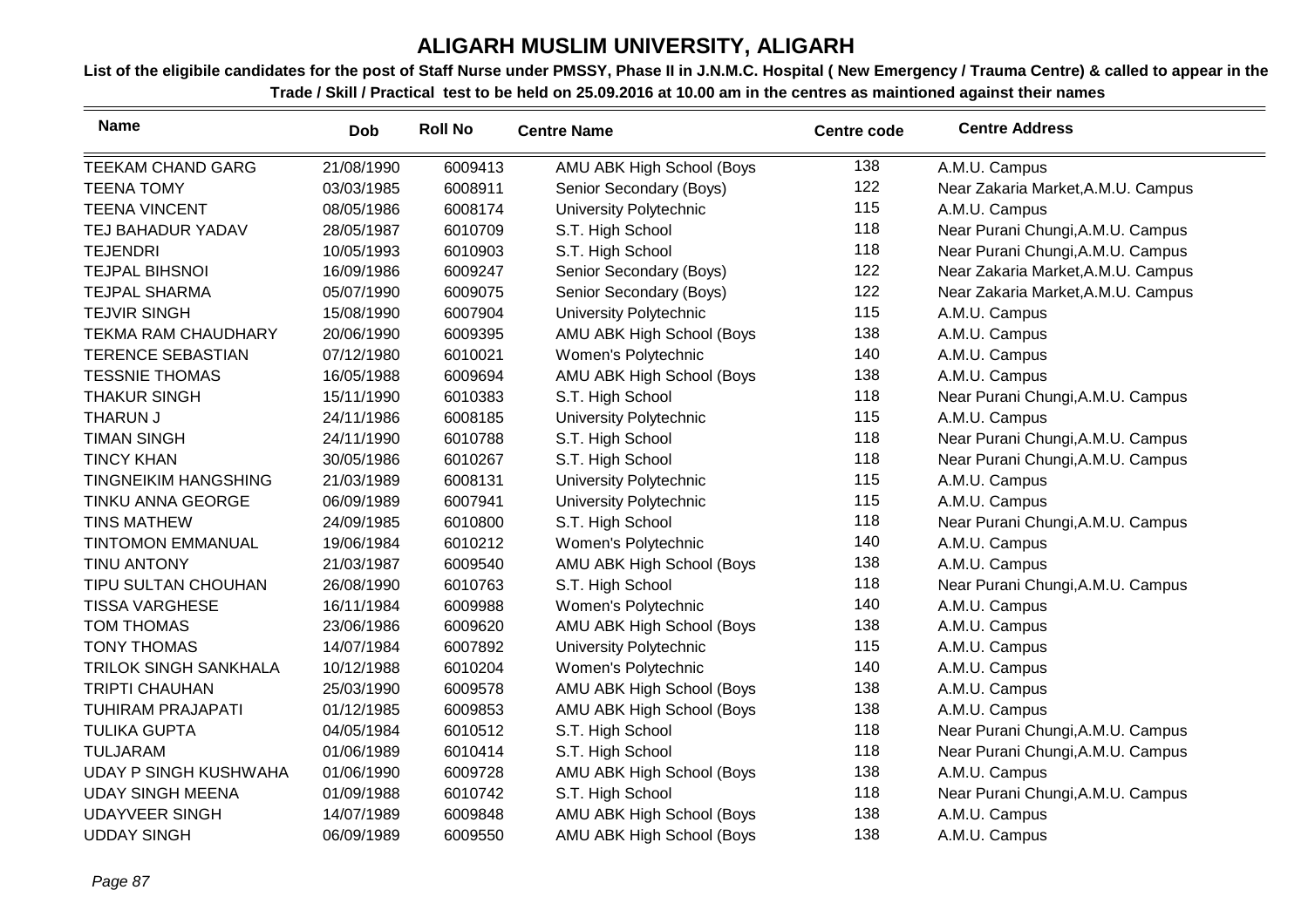# ALIGARH MUSLIM UNIVERSITY, ALIGARH

**List of the eligibile candidates for the post of Staff Nurse under PMSSY, Phase II in J.N.M.C. Hospital ( New Emergency / Trauma Centre) & called to appear in the Trade / Skill / Practical test to be held on 25.09.2016 at 10.00 am in the centres as maintioned against their names**

| Name | Dob | Roll No | Centre Name | Centre code | Centre Address |
|---|---|---|---|---|---|
| TEEKAM CHAND GARG | 21/08/1990 | 6009413 | AMU ABK High School (Boys | 138 | A.M.U. Campus |
| TEENA TOMY | 03/03/1985 | 6008911 | Senior Secondary (Boys) | 122 | Near Zakaria Market,A.M.U. Campus |
| TEENA VINCENT | 08/05/1986 | 6008174 | University Polytechnic | 115 | A.M.U. Campus |
| TEJ BAHADUR YADAV | 28/05/1987 | 6010709 | S.T. High School | 118 | Near Purani Chungi,A.M.U. Campus |
| TEJENDRI | 10/05/1993 | 6010903 | S.T. High School | 118 | Near Purani Chungi,A.M.U. Campus |
| TEJPAL BIHSNOI | 16/09/1986 | 6009247 | Senior Secondary (Boys) | 122 | Near Zakaria Market,A.M.U. Campus |
| TEJPAL SHARMA | 05/07/1990 | 6009075 | Senior Secondary (Boys) | 122 | Near Zakaria Market,A.M.U. Campus |
| TEJVIR SINGH | 15/08/1990 | 6007904 | University Polytechnic | 115 | A.M.U. Campus |
| TEKMA RAM CHAUDHARY | 20/06/1990 | 6009395 | AMU ABK High School (Boys | 138 | A.M.U. Campus |
| TERENCE SEBASTIAN | 07/12/1980 | 6010021 | Women's Polytechnic | 140 | A.M.U. Campus |
| TESSNIE THOMAS | 16/05/1988 | 6009694 | AMU ABK High School (Boys | 138 | A.M.U. Campus |
| THAKUR SINGH | 15/11/1990 | 6010383 | S.T. High School | 118 | Near Purani Chungi,A.M.U. Campus |
| THARUN J | 24/11/1986 | 6008185 | University Polytechnic | 115 | A.M.U. Campus |
| TIMAN SINGH | 24/11/1990 | 6010788 | S.T. High School | 118 | Near Purani Chungi,A.M.U. Campus |
| TINCY KHAN | 30/05/1986 | 6010267 | S.T. High School | 118 | Near Purani Chungi,A.M.U. Campus |
| TINGNEIKIM HANGSHING | 21/03/1989 | 6008131 | University Polytechnic | 115 | A.M.U. Campus |
| TINKU ANNA GEORGE | 06/09/1989 | 6007941 | University Polytechnic | 115 | A.M.U. Campus |
| TINS MATHEW | 24/09/1985 | 6010800 | S.T. High School | 118 | Near Purani Chungi,A.M.U. Campus |
| TINTOMON EMMANUAL | 19/06/1984 | 6010212 | Women's Polytechnic | 140 | A.M.U. Campus |
| TINU ANTONY | 21/03/1987 | 6009540 | AMU ABK High School (Boys | 138 | A.M.U. Campus |
| TIPU SULTAN CHOUHAN | 26/08/1990 | 6010763 | S.T. High School | 118 | Near Purani Chungi,A.M.U. Campus |
| TISSA VARGHESE | 16/11/1984 | 6009988 | Women's Polytechnic | 140 | A.M.U. Campus |
| TOM THOMAS | 23/06/1986 | 6009620 | AMU ABK High School (Boys | 138 | A.M.U. Campus |
| TONY THOMAS | 14/07/1984 | 6007892 | University Polytechnic | 115 | A.M.U. Campus |
| TRILOK SINGH SANKHALA | 10/12/1988 | 6010204 | Women's Polytechnic | 140 | A.M.U. Campus |
| TRIPTI CHAUHAN | 25/03/1990 | 6009578 | AMU ABK High School (Boys | 138 | A.M.U. Campus |
| TUHIRAM PRAJAPATI | 01/12/1985 | 6009853 | AMU ABK High School (Boys | 138 | A.M.U. Campus |
| TULIKA GUPTA | 04/05/1984 | 6010512 | S.T. High School | 118 | Near Purani Chungi,A.M.U. Campus |
| TULJARAM | 01/06/1989 | 6010414 | S.T. High School | 118 | Near Purani Chungi,A.M.U. Campus |
| UDAY P SINGH KUSHWAHA | 01/06/1990 | 6009728 | AMU ABK High School (Boys | 138 | A.M.U. Campus |
| UDAY SINGH MEENA | 01/09/1988 | 6010742 | S.T. High School | 118 | Near Purani Chungi,A.M.U. Campus |
| UDAYVEER SINGH | 14/07/1989 | 6009848 | AMU ABK High School (Boys | 138 | A.M.U. Campus |
| UDDAY SINGH | 06/09/1989 | 6009550 | AMU ABK High School (Boys | 138 | A.M.U. Campus |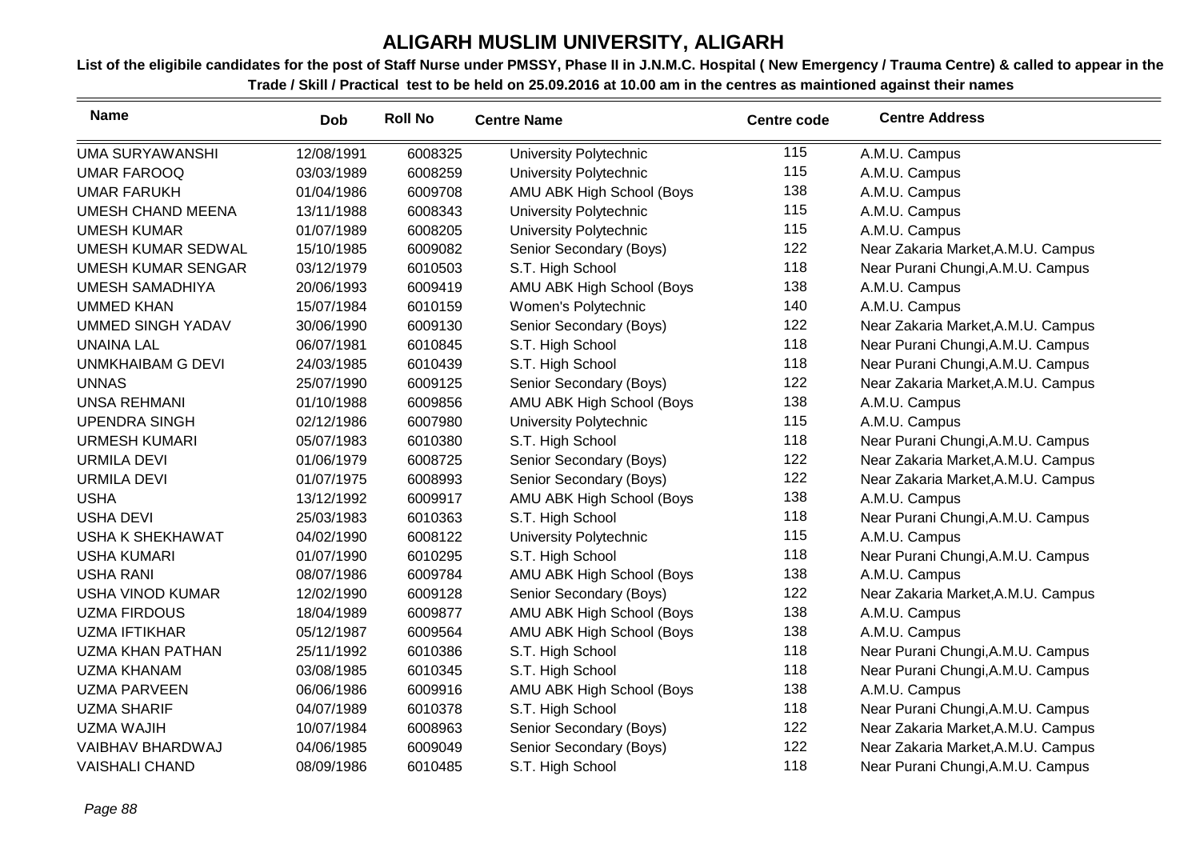# ALIGARH MUSLIM UNIVERSITY, ALIGARH

**List of the eligibile candidates for the post of Staff Nurse under PMSSY, Phase II in J.N.M.C. Hospital ( New Emergency / Trauma Centre) & called to appear in the Trade / Skill / Practical test to be held on 25.09.2016 at 10.00 am in the centres as maintioned against their names**

| Name | Dob | Roll No | Centre Name | Centre code | Centre Address |
|---|---|---|---|---|---|
| UMA SURYAWANSHI | 12/08/1991 | 6008325 | University Polytechnic | 115 | A.M.U. Campus |
| UMAR FAROOQ | 03/03/1989 | 6008259 | University Polytechnic | 115 | A.M.U. Campus |
| UMAR FARUKH | 01/04/1986 | 6009708 | AMU ABK High School (Boys | 138 | A.M.U. Campus |
| UMESH CHAND MEENA | 13/11/1988 | 6008343 | University Polytechnic | 115 | A.M.U. Campus |
| UMESH KUMAR | 01/07/1989 | 6008205 | University Polytechnic | 115 | A.M.U. Campus |
| UMESH KUMAR SEDWAL | 15/10/1985 | 6009082 | Senior Secondary (Boys) | 122 | Near Zakaria Market,A.M.U. Campus |
| UMESH KUMAR SENGAR | 03/12/1979 | 6010503 | S.T. High School | 118 | Near Purani Chungi,A.M.U. Campus |
| UMESH SAMADHIYA | 20/06/1993 | 6009419 | AMU ABK High School (Boys | 138 | A.M.U. Campus |
| UMMED KHAN | 15/07/1984 | 6010159 | Women's Polytechnic | 140 | A.M.U. Campus |
| UMMED SINGH YADAV | 30/06/1990 | 6009130 | Senior Secondary (Boys) | 122 | Near Zakaria Market,A.M.U. Campus |
| UNAINA LAL | 06/07/1981 | 6010845 | S.T. High School | 118 | Near Purani Chungi,A.M.U. Campus |
| UNMKHAIBAM G DEVI | 24/03/1985 | 6010439 | S.T. High School | 118 | Near Purani Chungi,A.M.U. Campus |
| UNNAS | 25/07/1990 | 6009125 | Senior Secondary (Boys) | 122 | Near Zakaria Market,A.M.U. Campus |
| UNSA REHMANI | 01/10/1988 | 6009856 | AMU ABK High School (Boys | 138 | A.M.U. Campus |
| UPENDRA SINGH | 02/12/1986 | 6007980 | University Polytechnic | 115 | A.M.U. Campus |
| URMESH KUMARI | 05/07/1983 | 6010380 | S.T. High School | 118 | Near Purani Chungi,A.M.U. Campus |
| URMILA DEVI | 01/06/1979 | 6008725 | Senior Secondary (Boys) | 122 | Near Zakaria Market,A.M.U. Campus |
| URMILA DEVI | 01/07/1975 | 6008993 | Senior Secondary (Boys) | 122 | Near Zakaria Market,A.M.U. Campus |
| USHA | 13/12/1992 | 6009917 | AMU ABK High School (Boys | 138 | A.M.U. Campus |
| USHA DEVI | 25/03/1983 | 6010363 | S.T. High School | 118 | Near Purani Chungi,A.M.U. Campus |
| USHA K SHEKHAWAT | 04/02/1990 | 6008122 | University Polytechnic | 115 | A.M.U. Campus |
| USHA KUMARI | 01/07/1990 | 6010295 | S.T. High School | 118 | Near Purani Chungi,A.M.U. Campus |
| USHA RANI | 08/07/1986 | 6009784 | AMU ABK High School (Boys | 138 | A.M.U. Campus |
| USHA VINOD KUMAR | 12/02/1990 | 6009128 | Senior Secondary (Boys) | 122 | Near Zakaria Market,A.M.U. Campus |
| UZMA FIRDOUS | 18/04/1989 | 6009877 | AMU ABK High School (Boys | 138 | A.M.U. Campus |
| UZMA IFTIKHAR | 05/12/1987 | 6009564 | AMU ABK High School (Boys | 138 | A.M.U. Campus |
| UZMA KHAN PATHAN | 25/11/1992 | 6010386 | S.T. High School | 118 | Near Purani Chungi,A.M.U. Campus |
| UZMA KHANAM | 03/08/1985 | 6010345 | S.T. High School | 118 | Near Purani Chungi,A.M.U. Campus |
| UZMA PARVEEN | 06/06/1986 | 6009916 | AMU ABK High School (Boys | 138 | A.M.U. Campus |
| UZMA SHARIF | 04/07/1989 | 6010378 | S.T. High School | 118 | Near Purani Chungi,A.M.U. Campus |
| UZMA WAJIH | 10/07/1984 | 6008963 | Senior Secondary (Boys) | 122 | Near Zakaria Market,A.M.U. Campus |
| VAIBHAV BHARDWAJ | 04/06/1985 | 6009049 | Senior Secondary (Boys) | 122 | Near Zakaria Market,A.M.U. Campus |
| VAISHALI CHAND | 08/09/1986 | 6010485 | S.T. High School | 118 | Near Purani Chungi,A.M.U. Campus |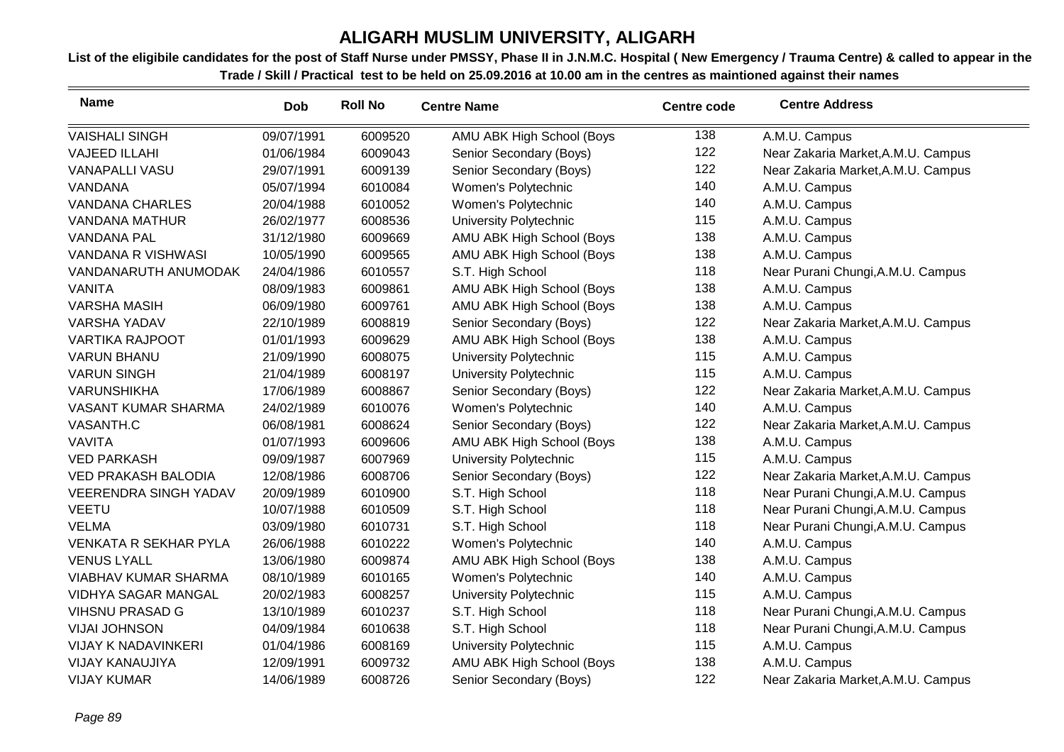# ALIGARH MUSLIM UNIVERSITY, ALIGARH

**List of the eligibile candidates for the post of Staff Nurse under PMSSY, Phase II in J.N.M.C. Hospital ( New Emergency / Trauma Centre) & called to appear in the Trade / Skill / Practical test to be held on 25.09.2016 at 10.00 am in the centres as maintioned against their names**

| Name | Dob | Roll No | Centre Name | Centre code | Centre Address |
|---|---|---|---|---|---|
| VAISHALI SINGH | 09/07/1991 | 6009520 | AMU ABK High School (Boys | 138 | A.M.U. Campus |
| VAJEED ILLAHI | 01/06/1984 | 6009043 | Senior Secondary (Boys) | 122 | Near Zakaria Market,A.M.U. Campus |
| VANAPALLI VASU | 29/07/1991 | 6009139 | Senior Secondary (Boys) | 122 | Near Zakaria Market,A.M.U. Campus |
| VANDANA | 05/07/1994 | 6010084 | Women's Polytechnic | 140 | A.M.U. Campus |
| VANDANA CHARLES | 20/04/1988 | 6010052 | Women's Polytechnic | 140 | A.M.U. Campus |
| VANDANA MATHUR | 26/02/1977 | 6008536 | University Polytechnic | 115 | A.M.U. Campus |
| VANDANA PAL | 31/12/1980 | 6009669 | AMU ABK High School (Boys | 138 | A.M.U. Campus |
| VANDANA R VISHWASI | 10/05/1990 | 6009565 | AMU ABK High School (Boys | 138 | A.M.U. Campus |
| VANDANARUTH ANUMODAK | 24/04/1986 | 6010557 | S.T. High School | 118 | Near Purani Chungi,A.M.U. Campus |
| VANITA | 08/09/1983 | 6009861 | AMU ABK High School (Boys | 138 | A.M.U. Campus |
| VARSHA MASIH | 06/09/1980 | 6009761 | AMU ABK High School (Boys | 138 | A.M.U. Campus |
| VARSHA YADAV | 22/10/1989 | 6008819 | Senior Secondary (Boys) | 122 | Near Zakaria Market,A.M.U. Campus |
| VARTIKA RAJPOOT | 01/01/1993 | 6009629 | AMU ABK High School (Boys | 138 | A.M.U. Campus |
| VARUN BHANU | 21/09/1990 | 6008075 | University Polytechnic | 115 | A.M.U. Campus |
| VARUN SINGH | 21/04/1989 | 6008197 | University Polytechnic | 115 | A.M.U. Campus |
| VARUNSHIKHA | 17/06/1989 | 6008867 | Senior Secondary (Boys) | 122 | Near Zakaria Market,A.M.U. Campus |
| VASANT KUMAR SHARMA | 24/02/1989 | 6010076 | Women's Polytechnic | 140 | A.M.U. Campus |
| VASANTH.C | 06/08/1981 | 6008624 | Senior Secondary (Boys) | 122 | Near Zakaria Market,A.M.U. Campus |
| VAVITA | 01/07/1993 | 6009606 | AMU ABK High School (Boys | 138 | A.M.U. Campus |
| VED PARKASH | 09/09/1987 | 6007969 | University Polytechnic | 115 | A.M.U. Campus |
| VED PRAKASH BALODIA | 12/08/1986 | 6008706 | Senior Secondary (Boys) | 122 | Near Zakaria Market,A.M.U. Campus |
| VEERENDRA SINGH YADAV | 20/09/1989 | 6010900 | S.T. High School | 118 | Near Purani Chungi,A.M.U. Campus |
| VEETU | 10/07/1988 | 6010509 | S.T. High School | 118 | Near Purani Chungi,A.M.U. Campus |
| VELMA | 03/09/1980 | 6010731 | S.T. High School | 118 | Near Purani Chungi,A.M.U. Campus |
| VENKATA R SEKHAR PYLA | 26/06/1988 | 6010222 | Women's Polytechnic | 140 | A.M.U. Campus |
| VENUS LYALL | 13/06/1980 | 6009874 | AMU ABK High School (Boys | 138 | A.M.U. Campus |
| VIABHAV KUMAR SHARMA | 08/10/1989 | 6010165 | Women's Polytechnic | 140 | A.M.U. Campus |
| VIDHYA SAGAR MANGAL | 20/02/1983 | 6008257 | University Polytechnic | 115 | A.M.U. Campus |
| VIHSNU PRASAD G | 13/10/1989 | 6010237 | S.T. High School | 118 | Near Purani Chungi,A.M.U. Campus |
| VIJAI JOHNSON | 04/09/1984 | 6010638 | S.T. High School | 118 | Near Purani Chungi,A.M.U. Campus |
| VIJAY K NADAVINKERI | 01/04/1986 | 6008169 | University Polytechnic | 115 | A.M.U. Campus |
| VIJAY KANAUJIYA | 12/09/1991 | 6009732 | AMU ABK High School (Boys | 138 | A.M.U. Campus |
| VIJAY KUMAR | 14/06/1989 | 6008726 | Senior Secondary (Boys) | 122 | Near Zakaria Market,A.M.U. Campus |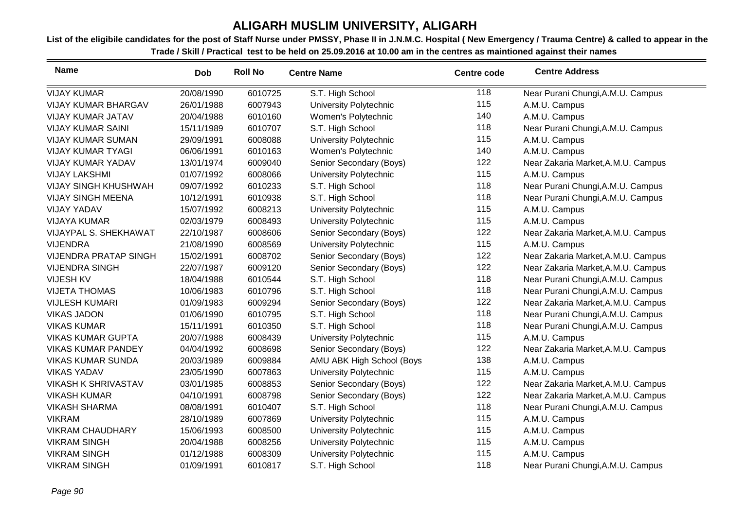# ALIGARH MUSLIM UNIVERSITY, ALIGARH

**List of the eligibile candidates for the post of Staff Nurse under PMSSY, Phase II in J.N.M.C. Hospital ( New Emergency / Trauma Centre) & called to appear in the Trade / Skill / Practical test to be held on 25.09.2016 at 10.00 am in the centres as maintioned against their names**

| Name | Dob | Roll No | Centre Name | Centre code | Centre Address |
|---|---|---|---|---|---|
| VIJAY KUMAR | 20/08/1990 | 6010725 | S.T. High School | 118 | Near Purani Chungi,A.M.U. Campus |
| VIJAY KUMAR BHARGAV | 26/01/1988 | 6007943 | University Polytechnic | 115 | A.M.U. Campus |
| VIJAY KUMAR JATAV | 20/04/1988 | 6010160 | Women's Polytechnic | 140 | A.M.U. Campus |
| VIJAY KUMAR SAINI | 15/11/1989 | 6010707 | S.T. High School | 118 | Near Purani Chungi,A.M.U. Campus |
| VIJAY KUMAR SUMAN | 29/09/1991 | 6008088 | University Polytechnic | 115 | A.M.U. Campus |
| VIJAY KUMAR TYAGI | 06/06/1991 | 6010163 | Women's Polytechnic | 140 | A.M.U. Campus |
| VIJAY KUMAR YADAV | 13/01/1974 | 6009040 | Senior Secondary (Boys) | 122 | Near Zakaria Market,A.M.U. Campus |
| VIJAY LAKSHMI | 01/07/1992 | 6008066 | University Polytechnic | 115 | A.M.U. Campus |
| VIJAY SINGH KHUSHWAH | 09/07/1992 | 6010233 | S.T. High School | 118 | Near Purani Chungi,A.M.U. Campus |
| VIJAY SINGH MEENA | 10/12/1991 | 6010938 | S.T. High School | 118 | Near Purani Chungi,A.M.U. Campus |
| VIJAY YADAV | 15/07/1992 | 6008213 | University Polytechnic | 115 | A.M.U. Campus |
| VIJAYA KUMAR | 02/03/1979 | 6008493 | University Polytechnic | 115 | A.M.U. Campus |
| VIJAYPAL S. SHEKHAWAT | 22/10/1987 | 6008606 | Senior Secondary (Boys) | 122 | Near Zakaria Market,A.M.U. Campus |
| VIJENDRA | 21/08/1990 | 6008569 | University Polytechnic | 115 | A.M.U. Campus |
| VIJENDRA PRATAP SINGH | 15/02/1991 | 6008702 | Senior Secondary (Boys) | 122 | Near Zakaria Market,A.M.U. Campus |
| VIJENDRA SINGH | 22/07/1987 | 6009120 | Senior Secondary (Boys) | 122 | Near Zakaria Market,A.M.U. Campus |
| VIJESH KV | 18/04/1988 | 6010544 | S.T. High School | 118 | Near Purani Chungi,A.M.U. Campus |
| VIJETA THOMAS | 10/06/1983 | 6010796 | S.T. High School | 118 | Near Purani Chungi,A.M.U. Campus |
| VIJLESH KUMARI | 01/09/1983 | 6009294 | Senior Secondary (Boys) | 122 | Near Zakaria Market,A.M.U. Campus |
| VIKAS JADON | 01/06/1990 | 6010795 | S.T. High School | 118 | Near Purani Chungi,A.M.U. Campus |
| VIKAS KUMAR | 15/11/1991 | 6010350 | S.T. High School | 118 | Near Purani Chungi,A.M.U. Campus |
| VIKAS KUMAR GUPTA | 20/07/1988 | 6008439 | University Polytechnic | 115 | A.M.U. Campus |
| VIKAS KUMAR PANDEY | 04/04/1992 | 6008698 | Senior Secondary (Boys) | 122 | Near Zakaria Market,A.M.U. Campus |
| VIKAS KUMAR SUNDA | 20/03/1989 | 6009884 | AMU ABK High School (Boys | 138 | A.M.U. Campus |
| VIKAS YADAV | 23/05/1990 | 6007863 | University Polytechnic | 115 | A.M.U. Campus |
| VIKASH K SHRIVASTAV | 03/01/1985 | 6008853 | Senior Secondary (Boys) | 122 | Near Zakaria Market,A.M.U. Campus |
| VIKASH KUMAR | 04/10/1991 | 6008798 | Senior Secondary (Boys) | 122 | Near Zakaria Market,A.M.U. Campus |
| VIKASH SHARMA | 08/08/1991 | 6010407 | S.T. High School | 118 | Near Purani Chungi,A.M.U. Campus |
| VIKRAM | 28/10/1989 | 6007869 | University Polytechnic | 115 | A.M.U. Campus |
| VIKRAM CHAUDHARY | 15/06/1993 | 6008500 | University Polytechnic | 115 | A.M.U. Campus |
| VIKRAM SINGH | 20/04/1988 | 6008256 | University Polytechnic | 115 | A.M.U. Campus |
| VIKRAM SINGH | 01/12/1988 | 6008309 | University Polytechnic | 115 | A.M.U. Campus |
| VIKRAM SINGH | 01/09/1991 | 6010817 | S.T. High School | 118 | Near Purani Chungi,A.M.U. Campus |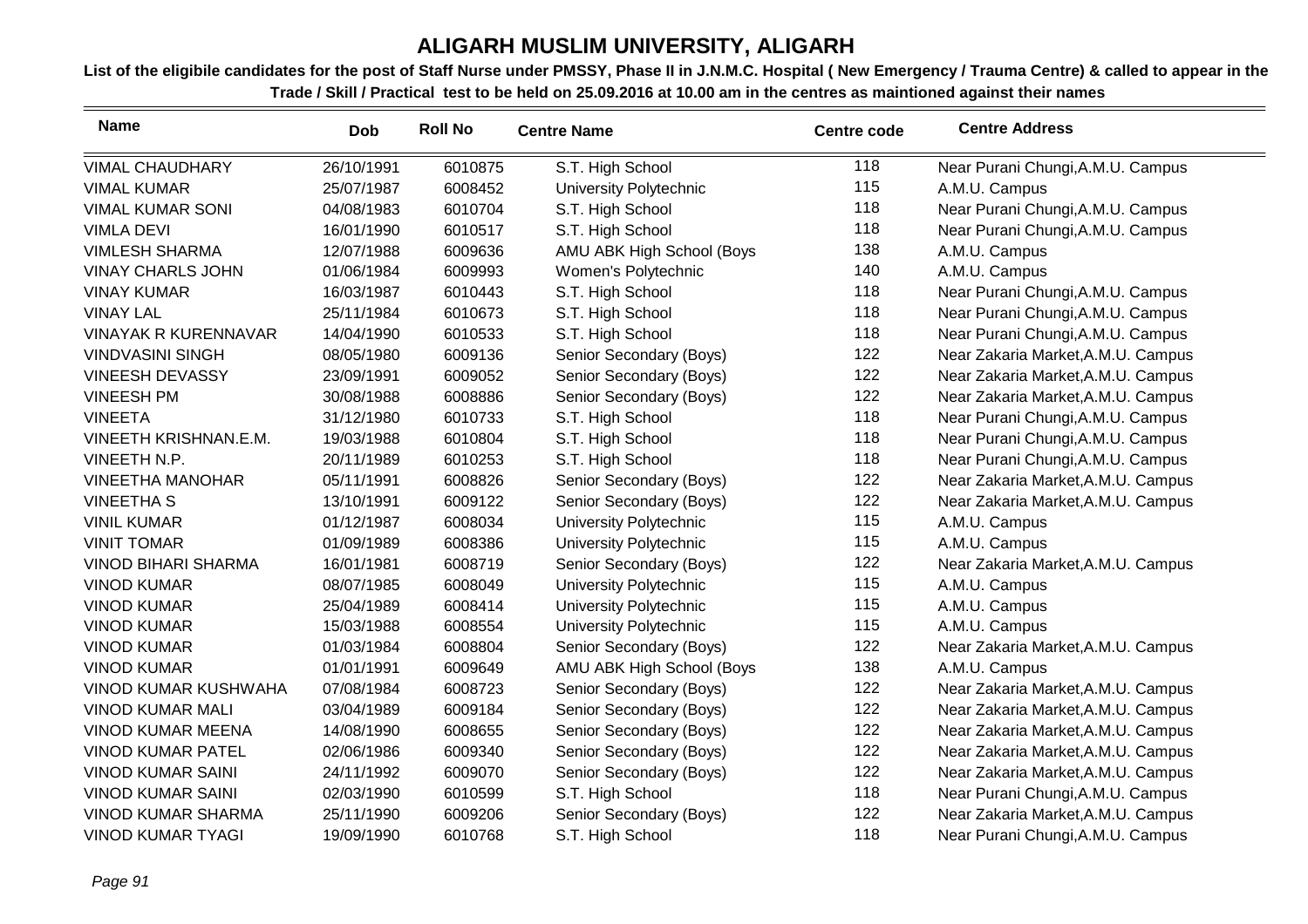# ALIGARH MUSLIM UNIVERSITY, ALIGARH

**List of the eligibile candidates for the post of Staff Nurse under PMSSY, Phase II in J.N.M.C. Hospital ( New Emergency / Trauma Centre) & called to appear in the Trade / Skill / Practical test to be held on 25.09.2016 at 10.00 am in the centres as maintioned against their names**

| Name | Dob | Roll No | Centre Name | Centre code | Centre Address |
|---|---|---|---|---|---|
| VIMAL CHAUDHARY | 26/10/1991 | 6010875 | S.T. High School | 118 | Near Purani Chungi,A.M.U. Campus |
| VIMAL KUMAR | 25/07/1987 | 6008452 | University Polytechnic | 115 | A.M.U. Campus |
| VIMAL KUMAR SONI | 04/08/1983 | 6010704 | S.T. High School | 118 | Near Purani Chungi,A.M.U. Campus |
| VIMLA DEVI | 16/01/1990 | 6010517 | S.T. High School | 118 | Near Purani Chungi,A.M.U. Campus |
| VIMLESH SHARMA | 12/07/1988 | 6009636 | AMU ABK High School (Boys | 138 | A.M.U. Campus |
| VINAY CHARLS JOHN | 01/06/1984 | 6009993 | Women's Polytechnic | 140 | A.M.U. Campus |
| VINAY KUMAR | 16/03/1987 | 6010443 | S.T. High School | 118 | Near Purani Chungi,A.M.U. Campus |
| VINAY LAL | 25/11/1984 | 6010673 | S.T. High School | 118 | Near Purani Chungi,A.M.U. Campus |
| VINAYAK R KURENNAVAR | 14/04/1990 | 6010533 | S.T. High School | 118 | Near Purani Chungi,A.M.U. Campus |
| VINDVASINI SINGH | 08/05/1980 | 6009136 | Senior Secondary (Boys) | 122 | Near Zakaria Market,A.M.U. Campus |
| VINEESH DEVASSY | 23/09/1991 | 6009052 | Senior Secondary (Boys) | 122 | Near Zakaria Market,A.M.U. Campus |
| VINEESH PM | 30/08/1988 | 6008886 | Senior Secondary (Boys) | 122 | Near Zakaria Market,A.M.U. Campus |
| VINEETA | 31/12/1980 | 6010733 | S.T. High School | 118 | Near Purani Chungi,A.M.U. Campus |
| VINEETH KRISHNAN.E.M. | 19/03/1988 | 6010804 | S.T. High School | 118 | Near Purani Chungi,A.M.U. Campus |
| VINEETH N.P. | 20/11/1989 | 6010253 | S.T. High School | 118 | Near Purani Chungi,A.M.U. Campus |
| VINEETHA MANOHAR | 05/11/1991 | 6008826 | Senior Secondary (Boys) | 122 | Near Zakaria Market,A.M.U. Campus |
| VINEETHA S | 13/10/1991 | 6009122 | Senior Secondary (Boys) | 122 | Near Zakaria Market,A.M.U. Campus |
| VINIL KUMAR | 01/12/1987 | 6008034 | University Polytechnic | 115 | A.M.U. Campus |
| VINIT TOMAR | 01/09/1989 | 6008386 | University Polytechnic | 115 | A.M.U. Campus |
| VINOD BIHARI SHARMA | 16/01/1981 | 6008719 | Senior Secondary (Boys) | 122 | Near Zakaria Market,A.M.U. Campus |
| VINOD KUMAR | 08/07/1985 | 6008049 | University Polytechnic | 115 | A.M.U. Campus |
| VINOD KUMAR | 25/04/1989 | 6008414 | University Polytechnic | 115 | A.M.U. Campus |
| VINOD KUMAR | 15/03/1988 | 6008554 | University Polytechnic | 115 | A.M.U. Campus |
| VINOD KUMAR | 01/03/1984 | 6008804 | Senior Secondary (Boys) | 122 | Near Zakaria Market,A.M.U. Campus |
| VINOD KUMAR | 01/01/1991 | 6009649 | AMU ABK High School (Boys | 138 | A.M.U. Campus |
| VINOD KUMAR KUSHWAHA | 07/08/1984 | 6008723 | Senior Secondary (Boys) | 122 | Near Zakaria Market,A.M.U. Campus |
| VINOD KUMAR MALI | 03/04/1989 | 6009184 | Senior Secondary (Boys) | 122 | Near Zakaria Market,A.M.U. Campus |
| VINOD KUMAR MEENA | 14/08/1990 | 6008655 | Senior Secondary (Boys) | 122 | Near Zakaria Market,A.M.U. Campus |
| VINOD KUMAR PATEL | 02/06/1986 | 6009340 | Senior Secondary (Boys) | 122 | Near Zakaria Market,A.M.U. Campus |
| VINOD KUMAR SAINI | 24/11/1992 | 6009070 | Senior Secondary (Boys) | 122 | Near Zakaria Market,A.M.U. Campus |
| VINOD KUMAR SAINI | 02/03/1990 | 6010599 | S.T. High School | 118 | Near Purani Chungi,A.M.U. Campus |
| VINOD KUMAR SHARMA | 25/11/1990 | 6009206 | Senior Secondary (Boys) | 122 | Near Zakaria Market,A.M.U. Campus |
| VINOD KUMAR TYAGI | 19/09/1990 | 6010768 | S.T. High School | 118 | Near Purani Chungi,A.M.U. Campus |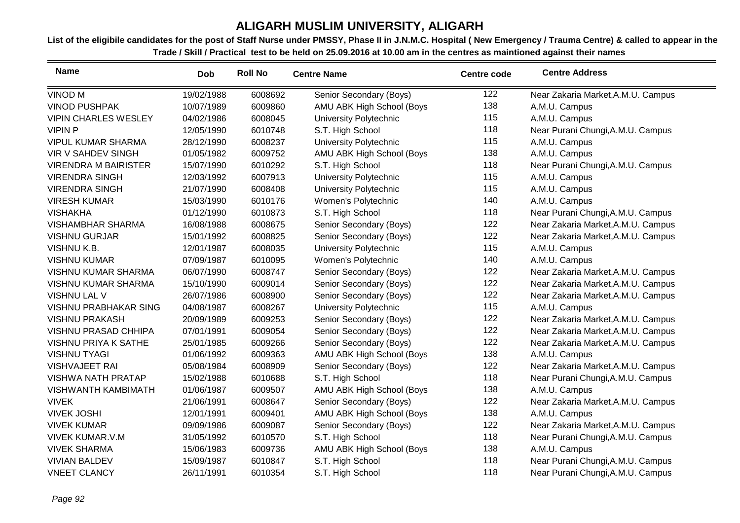# ALIGARH MUSLIM UNIVERSITY, ALIGARH

**List of the eligibile candidates for the post of Staff Nurse under PMSSY, Phase II in J.N.M.C. Hospital ( New Emergency / Trauma Centre) & called to appear in the Trade / Skill / Practical test to be held on 25.09.2016 at 10.00 am in the centres as maintioned against their names**

| Name | Dob | Roll No | Centre Name | Centre code | Centre Address |
|---|---|---|---|---|---|
| VINOD M | 19/02/1988 | 6008692 | Senior Secondary (Boys) | 122 | Near Zakaria Market,A.M.U. Campus |
| VINOD PUSHPAK | 10/07/1989 | 6009860 | AMU ABK High School (Boys | 138 | A.M.U. Campus |
| VIPIN CHARLES WESLEY | 04/02/1986 | 6008045 | University Polytechnic | 115 | A.M.U. Campus |
| VIPIN P | 12/05/1990 | 6010748 | S.T. High School | 118 | Near Purani Chungi,A.M.U. Campus |
| VIPUL KUMAR SHARMA | 28/12/1990 | 6008237 | University Polytechnic | 115 | A.M.U. Campus |
| VIR V SAHDEV SINGH | 01/05/1982 | 6009752 | AMU ABK High School (Boys | 138 | A.M.U. Campus |
| VIRENDRA M BAIRISTER | 15/07/1990 | 6010292 | S.T. High School | 118 | Near Purani Chungi,A.M.U. Campus |
| VIRENDRA SINGH | 12/03/1992 | 6007913 | University Polytechnic | 115 | A.M.U. Campus |
| VIRENDRA SINGH | 21/07/1990 | 6008408 | University Polytechnic | 115 | A.M.U. Campus |
| VIRESH KUMAR | 15/03/1990 | 6010176 | Women's Polytechnic | 140 | A.M.U. Campus |
| VISHAKHA | 01/12/1990 | 6010873 | S.T. High School | 118 | Near Purani Chungi,A.M.U. Campus |
| VISHAMBHAR SHARMA | 16/08/1988 | 6008675 | Senior Secondary (Boys) | 122 | Near Zakaria Market,A.M.U. Campus |
| VISHNU GURJAR | 15/01/1992 | 6008825 | Senior Secondary (Boys) | 122 | Near Zakaria Market,A.M.U. Campus |
| VISHNU K.B. | 12/01/1987 | 6008035 | University Polytechnic | 115 | A.M.U. Campus |
| VISHNU KUMAR | 07/09/1987 | 6010095 | Women's Polytechnic | 140 | A.M.U. Campus |
| VISHNU KUMAR SHARMA | 06/07/1990 | 6008747 | Senior Secondary (Boys) | 122 | Near Zakaria Market,A.M.U. Campus |
| VISHNU KUMAR SHARMA | 15/10/1990 | 6009014 | Senior Secondary (Boys) | 122 | Near Zakaria Market,A.M.U. Campus |
| VISHNU LAL V | 26/07/1986 | 6008900 | Senior Secondary (Boys) | 122 | Near Zakaria Market,A.M.U. Campus |
| VISHNU PRABHAKAR SING | 04/08/1987 | 6008267 | University Polytechnic | 115 | A.M.U. Campus |
| VISHNU PRAKASH | 20/09/1989 | 6009253 | Senior Secondary (Boys) | 122 | Near Zakaria Market,A.M.U. Campus |
| VISHNU PRASAD CHHIPA | 07/01/1991 | 6009054 | Senior Secondary (Boys) | 122 | Near Zakaria Market,A.M.U. Campus |
| VISHNU PRIYA K SATHE | 25/01/1985 | 6009266 | Senior Secondary (Boys) | 122 | Near Zakaria Market,A.M.U. Campus |
| VISHNU TYAGI | 01/06/1992 | 6009363 | AMU ABK High School (Boys | 138 | A.M.U. Campus |
| VISHVAJEET RAI | 05/08/1984 | 6008909 | Senior Secondary (Boys) | 122 | Near Zakaria Market,A.M.U. Campus |
| VISHWA NATH PRATAP | 15/02/1988 | 6010688 | S.T. High School | 118 | Near Purani Chungi,A.M.U. Campus |
| VISHWANTH KAMBIMATH | 01/06/1987 | 6009507 | AMU ABK High School (Boys | 138 | A.M.U. Campus |
| VIVEK | 21/06/1991 | 6008647 | Senior Secondary (Boys) | 122 | Near Zakaria Market,A.M.U. Campus |
| VIVEK JOSHI | 12/01/1991 | 6009401 | AMU ABK High School (Boys | 138 | A.M.U. Campus |
| VIVEK KUMAR | 09/09/1986 | 6009087 | Senior Secondary (Boys) | 122 | Near Zakaria Market,A.M.U. Campus |
| VIVEK KUMAR.V.M | 31/05/1992 | 6010570 | S.T. High School | 118 | Near Purani Chungi,A.M.U. Campus |
| VIVEK SHARMA | 15/06/1983 | 6009736 | AMU ABK High School (Boys | 138 | A.M.U. Campus |
| VIVIAN BALDEV | 15/09/1987 | 6010847 | S.T. High School | 118 | Near Purani Chungi,A.M.U. Campus |
| VNEET CLANCY | 26/11/1991 | 6010354 | S.T. High School | 118 | Near Purani Chungi,A.M.U. Campus |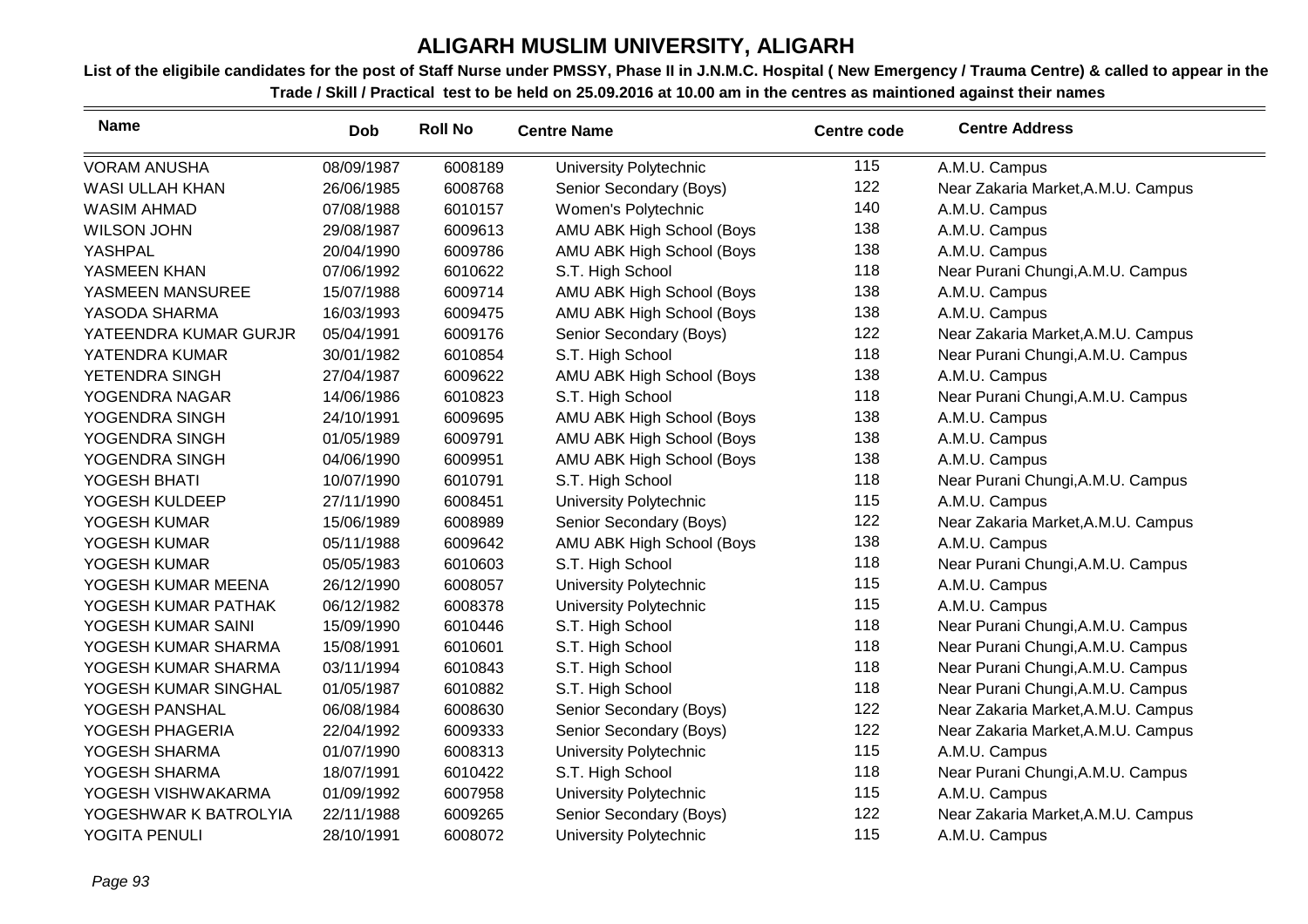# ALIGARH MUSLIM UNIVERSITY, ALIGARH

**List of the eligibile candidates for the post of Staff Nurse under PMSSY, Phase II in J.N.M.C. Hospital ( New Emergency / Trauma Centre) & called to appear in the Trade / Skill / Practical test to be held on 25.09.2016 at 10.00 am in the centres as maintioned against their names**

| Name | Dob | Roll No | Centre Name | Centre code | Centre Address |
|---|---|---|---|---|---|
| VORAM ANUSHA | 08/09/1987 | 6008189 | University Polytechnic | 115 | A.M.U. Campus |
| WASI ULLAH KHAN | 26/06/1985 | 6008768 | Senior Secondary (Boys) | 122 | Near Zakaria Market,A.M.U. Campus |
| WASIM AHMAD | 07/08/1988 | 6010157 | Women's Polytechnic | 140 | A.M.U. Campus |
| WILSON JOHN | 29/08/1987 | 6009613 | AMU ABK High School (Boys | 138 | A.M.U. Campus |
| YASHPAL | 20/04/1990 | 6009786 | AMU ABK High School (Boys | 138 | A.M.U. Campus |
| YASMEEN KHAN | 07/06/1992 | 6010622 | S.T. High School | 118 | Near Purani Chungi,A.M.U. Campus |
| YASMEEN MANSUREE | 15/07/1988 | 6009714 | AMU ABK High School (Boys | 138 | A.M.U. Campus |
| YASODA SHARMA | 16/03/1993 | 6009475 | AMU ABK High School (Boys | 138 | A.M.U. Campus |
| YATEENDRA KUMAR GURJR | 05/04/1991 | 6009176 | Senior Secondary (Boys) | 122 | Near Zakaria Market,A.M.U. Campus |
| YATENDRA KUMAR | 30/01/1982 | 6010854 | S.T. High School | 118 | Near Purani Chungi,A.M.U. Campus |
| YETENDRA SINGH | 27/04/1987 | 6009622 | AMU ABK High School (Boys | 138 | A.M.U. Campus |
| YOGENDRA NAGAR | 14/06/1986 | 6010823 | S.T. High School | 118 | Near Purani Chungi,A.M.U. Campus |
| YOGENDRA SINGH | 24/10/1991 | 6009695 | AMU ABK High School (Boys | 138 | A.M.U. Campus |
| YOGENDRA SINGH | 01/05/1989 | 6009791 | AMU ABK High School (Boys | 138 | A.M.U. Campus |
| YOGENDRA SINGH | 04/06/1990 | 6009951 | AMU ABK High School (Boys | 138 | A.M.U. Campus |
| YOGESH BHATI | 10/07/1990 | 6010791 | S.T. High School | 118 | Near Purani Chungi,A.M.U. Campus |
| YOGESH KULDEEP | 27/11/1990 | 6008451 | University Polytechnic | 115 | A.M.U. Campus |
| YOGESH KUMAR | 15/06/1989 | 6008989 | Senior Secondary (Boys) | 122 | Near Zakaria Market,A.M.U. Campus |
| YOGESH KUMAR | 05/11/1988 | 6009642 | AMU ABK High School (Boys | 138 | A.M.U. Campus |
| YOGESH KUMAR | 05/05/1983 | 6010603 | S.T. High School | 118 | Near Purani Chungi,A.M.U. Campus |
| YOGESH KUMAR MEENA | 26/12/1990 | 6008057 | University Polytechnic | 115 | A.M.U. Campus |
| YOGESH KUMAR PATHAK | 06/12/1982 | 6008378 | University Polytechnic | 115 | A.M.U. Campus |
| YOGESH KUMAR SAINI | 15/09/1990 | 6010446 | S.T. High School | 118 | Near Purani Chungi,A.M.U. Campus |
| YOGESH KUMAR SHARMA | 15/08/1991 | 6010601 | S.T. High School | 118 | Near Purani Chungi,A.M.U. Campus |
| YOGESH KUMAR SHARMA | 03/11/1994 | 6010843 | S.T. High School | 118 | Near Purani Chungi,A.M.U. Campus |
| YOGESH KUMAR SINGHAL | 01/05/1987 | 6010882 | S.T. High School | 118 | Near Purani Chungi,A.M.U. Campus |
| YOGESH PANSHAL | 06/08/1984 | 6008630 | Senior Secondary (Boys) | 122 | Near Zakaria Market,A.M.U. Campus |
| YOGESH PHAGERIA | 22/04/1992 | 6009333 | Senior Secondary (Boys) | 122 | Near Zakaria Market,A.M.U. Campus |
| YOGESH SHARMA | 01/07/1990 | 6008313 | University Polytechnic | 115 | A.M.U. Campus |
| YOGESH SHARMA | 18/07/1991 | 6010422 | S.T. High School | 118 | Near Purani Chungi,A.M.U. Campus |
| YOGESH VISHWAKARMA | 01/09/1992 | 6007958 | University Polytechnic | 115 | A.M.U. Campus |
| YOGESHWAR K BATROLYIA | 22/11/1988 | 6009265 | Senior Secondary (Boys) | 122 | Near Zakaria Market,A.M.U. Campus |
| YOGITA PENULI | 28/10/1991 | 6008072 | University Polytechnic | 115 | A.M.U. Campus |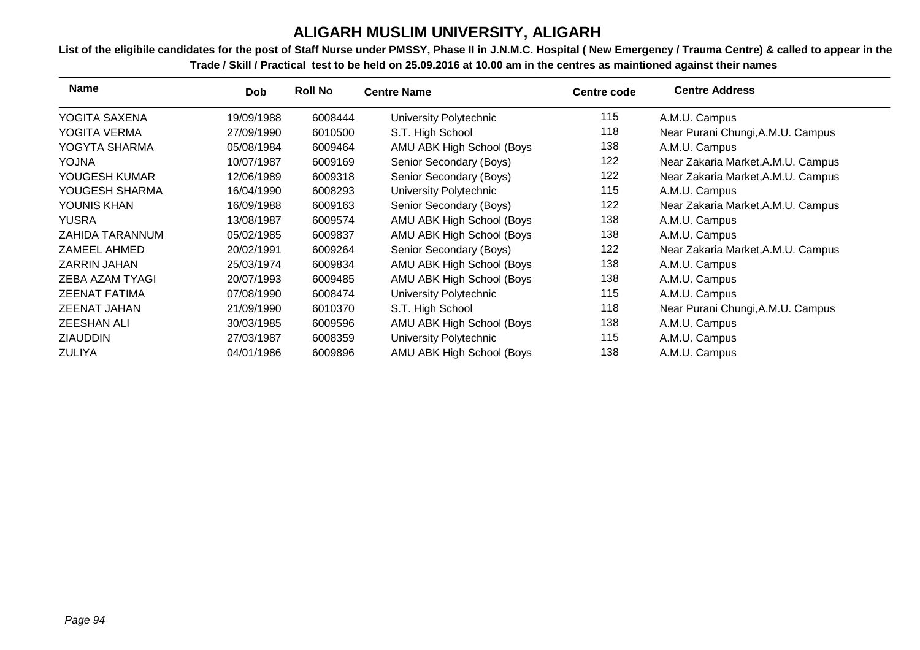# ALIGARH MUSLIM UNIVERSITY, ALIGARH

**List of the eligibile candidates for the post of Staff Nurse under PMSSY, Phase II in J.N.M.C. Hospital ( New Emergency / Trauma Centre) & called to appear in the Trade / Skill / Practical test to be held on 25.09.2016 at 10.00 am in the centres as maintioned against their names**

| Name | Dob | Roll No | Centre Name | Centre code | Centre Address |
|---|---|---|---|---|---|
| YOGITA SAXENA | 19/09/1988 | 6008444 | University Polytechnic | 115 | A.M.U. Campus |
| YOGITA VERMA | 27/09/1990 | 6010500 | S.T. High School | 118 | Near Purani Chungi,A.M.U. Campus |
| YOGYTA SHARMA | 05/08/1984 | 6009464 | AMU ABK High School (Boys | 138 | A.M.U. Campus |
| YOJNA | 10/07/1987 | 6009169 | Senior Secondary (Boys) | 122 | Near Zakaria Market,A.M.U. Campus |
| YOUGESH KUMAR | 12/06/1989 | 6009318 | Senior Secondary (Boys) | 122 | Near Zakaria Market,A.M.U. Campus |
| YOUGESH SHARMA | 16/04/1990 | 6008293 | University Polytechnic | 115 | A.M.U. Campus |
| YOUNIS KHAN | 16/09/1988 | 6009163 | Senior Secondary (Boys) | 122 | Near Zakaria Market,A.M.U. Campus |
| YUSRA | 13/08/1987 | 6009574 | AMU ABK High School (Boys | 138 | A.M.U. Campus |
| ZAHIDA TARANNUM | 05/02/1985 | 6009837 | AMU ABK High School (Boys | 138 | A.M.U. Campus |
| ZAMEEL AHMED | 20/02/1991 | 6009264 | Senior Secondary (Boys) | 122 | Near Zakaria Market,A.M.U. Campus |
| ZARRIN JAHAN | 25/03/1974 | 6009834 | AMU ABK High School (Boys | 138 | A.M.U. Campus |
| ZEBA AZAM TYAGI | 20/07/1993 | 6009485 | AMU ABK High School (Boys | 138 | A.M.U. Campus |
| ZEENAT FATIMA | 07/08/1990 | 6008474 | University Polytechnic | 115 | A.M.U. Campus |
| ZEENAT JAHAN | 21/09/1990 | 6010370 | S.T. High School | 118 | Near Purani Chungi,A.M.U. Campus |
| ZEESHAN ALI | 30/03/1985 | 6009596 | AMU ABK High School (Boys | 138 | A.M.U. Campus |
| ZIAUDDIN | 27/03/1987 | 6008359 | University Polytechnic | 115 | A.M.U. Campus |
| ZULIYA | 04/01/1986 | 6009896 | AMU ABK High School (Boys | 138 | A.M.U. Campus |